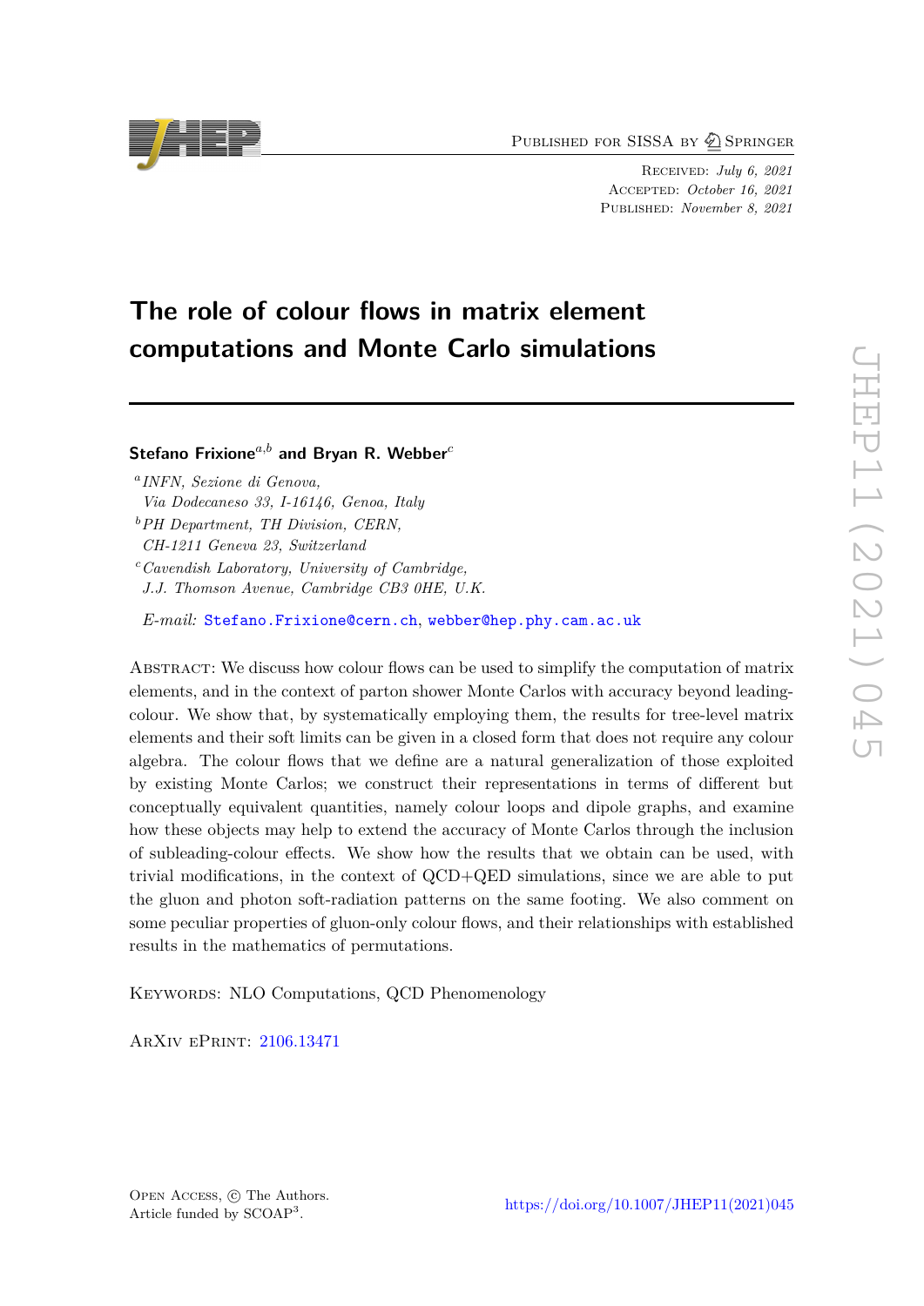Published for SISSA by Springer

Received: *July 6, 2021*
Accepted: *October 16, 2021*
Published: *November 8, 2021*

# The role of colour flows in matrix element computations and Monte Carlo simulations

**Stefano Frixione**[a,b] **and Bryan R. Webber**[c]

[a] *INFN, Sezione di Genova, Via Dodecaneso 33, I-16146, Genoa, Italy*
[b] *PH Department, TH Division, CERN, CH-1211 Geneva 23, Switzerland*
[c] *Cavendish Laboratory, University of Cambridge, J.J. Thomson Avenue, Cambridge CB3 0HE, U.K.*

*E-mail:* Stefano.Frixione@cern.ch, webber@hep.phy.cam.ac.uk

Abstract: We discuss how colour flows can be used to simplify the computation of matrix elements, and in the context of parton shower Monte Carlos with accuracy beyond leading-colour. We show that, by systematically employing them, the results for tree-level matrix elements and their soft limits can be given in a closed form that does not require any colour algebra. The colour flows that we define are a natural generalization of those exploited by existing Monte Carlos; we construct their representations in terms of different but conceptually equivalent quantities, namely colour loops and dipole graphs, and examine how these objects may help to extend the accuracy of Monte Carlos through the inclusion of subleading-colour effects. We show how the results that we obtain can be used, with trivial modifications, in the context of QCD+QED simulations, since we are able to put the gluon and photon soft-radiation patterns on the same footing. We also comment on some peculiar properties of gluon-only colour flows, and their relationships with established results in the mathematics of permutations.

Keywords: NLO Computations, QCD Phenomenology

ArXiv ePrint: 2106.13471

Open Access, © The Authors.
Article funded by SCOAP[3].

https://doi.org/10.1007/JHEP11(2021)045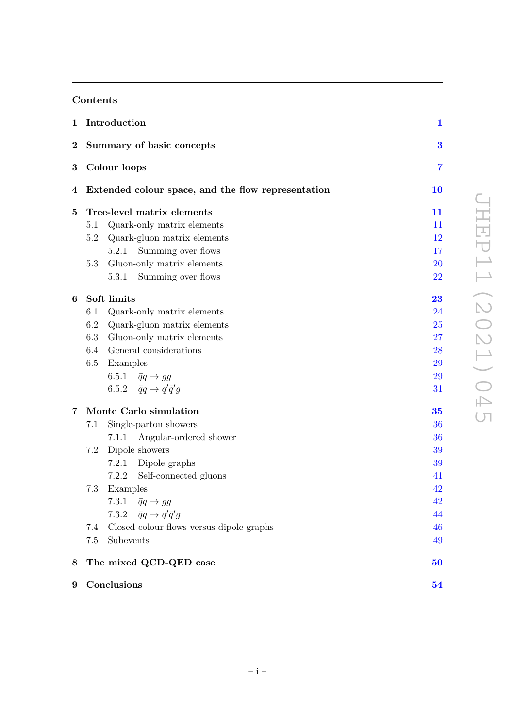## Contents

**1 Introduction** 1

**2 Summary of basic concepts** 3

**3 Colour loops** 7

**4 Extended colour space, and the flow representation** 10

**5 Tree-level matrix elements** 11
- 5.1 Quark-only matrix elements 11
- 5.2 Quark-gluon matrix elements 12
  - 5.2.1 Summing over flows 17
- 5.3 Gluon-only matrix elements 20
  - 5.3.1 Summing over flows 22

**6 Soft limits** 23
- 6.1 Quark-only matrix elements 24
- 6.2 Quark-gluon matrix elements 25
- 6.3 Gluon-only matrix elements 27
- 6.4 General considerations 28
- 6.5 Examples 29
  - 6.5.1 $\bar{q}q \to gg$ 29
  - 6.5.2 $\bar{q}q \to q'\bar{q}'g$ 31

**7 Monte Carlo simulation** 35
- 7.1 Single-parton showers 36
  - 7.1.1 Angular-ordered shower 36
- 7.2 Dipole showers 39
  - 7.2.1 Dipole graphs 39
  - 7.2.2 Self-connected gluons 41
- 7.3 Examples 42
  - 7.3.1 $\bar{q}q \to gg$ 42
  - 7.3.2 $\bar{q}q \to q'\bar{q}'g$ 44
- 7.4 Closed colour flows versus dipole graphs 46
- 7.5 Subevents 49

**8 The mixed QCD-QED case** 50

**9 Conclusions** 54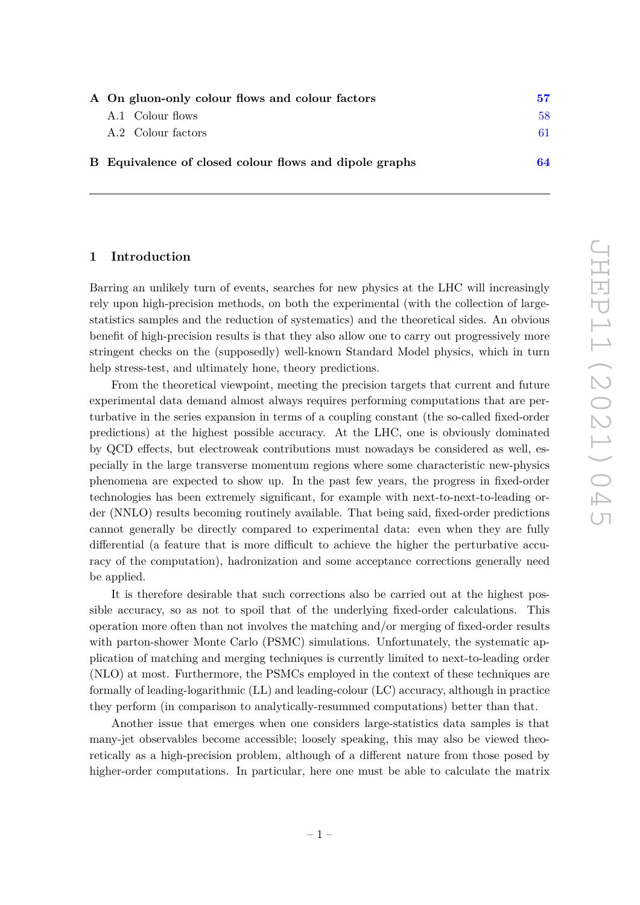| | | |
|---|---|---|
| **A** | **On gluon-only colour flows and colour factors** | **57** |
| | A.1 Colour flows | 58 |
| | A.2 Colour factors | 61 |
| **B** | **Equivalence of closed colour flows and dipole graphs** | **64** |

## 1 Introduction

Barring an unlikely turn of events, searches for new physics at the LHC will increasingly rely upon high-precision methods, on both the experimental (with the collection of large-statistics samples and the reduction of systematics) and the theoretical sides. An obvious benefit of high-precision results is that they also allow one to carry out progressively more stringent checks on the (supposedly) well-known Standard Model physics, which in turn help stress-test, and ultimately hone, theory predictions.

From the theoretical viewpoint, meeting the precision targets that current and future experimental data demand almost always requires performing computations that are perturbative in the series expansion in terms of a coupling constant (the so-called fixed-order predictions) at the highest possible accuracy. At the LHC, one is obviously dominated by QCD effects, but electroweak contributions must nowadays be considered as well, especially in the large transverse momentum regions where some characteristic new-physics phenomena are expected to show up. In the past few years, the progress in fixed-order technologies has been extremely significant, for example with next-to-next-to-leading order (NNLO) results becoming routinely available. That being said, fixed-order predictions cannot generally be directly compared to experimental data: even when they are fully differential (a feature that is more difficult to achieve the higher the perturbative accuracy of the computation), hadronization and some acceptance corrections generally need be applied.

It is therefore desirable that such corrections also be carried out at the highest possible accuracy, so as not to spoil that of the underlying fixed-order calculations. This operation more often than not involves the matching and/or merging of fixed-order results with parton-shower Monte Carlo (PSMC) simulations. Unfortunately, the systematic application of matching and merging techniques is currently limited to next-to-leading order (NLO) at most. Furthermore, the PSMCs employed in the context of these techniques are formally of leading-logarithmic (LL) and leading-colour (LC) accuracy, although in practice they perform (in comparison to analytically-resummed computations) better than that.

Another issue that emerges when one considers large-statistics data samples is that many-jet observables become accessible; loosely speaking, this may also be viewed theoretically as a high-precision problem, although of a different nature from those posed by higher-order computations. In particular, here one must be able to calculate the matrix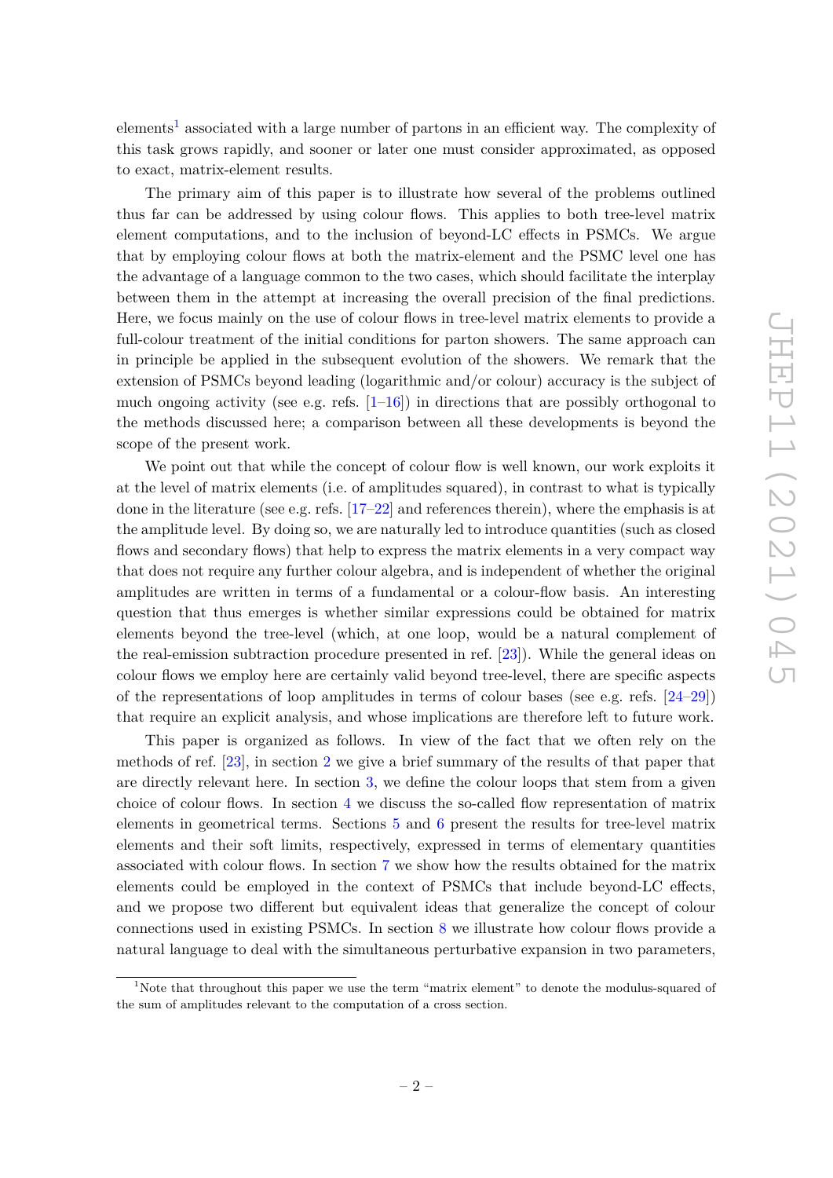elements[1] associated with a large number of partons in an efficient way. The complexity of this task grows rapidly, and sooner or later one must consider approximated, as opposed to exact, matrix-element results.

The primary aim of this paper is to illustrate how several of the problems outlined thus far can be addressed by using colour flows. This applies to both tree-level matrix element computations, and to the inclusion of beyond-LC effects in PSMCs. We argue that by employing colour flows at both the matrix-element and the PSMC level one has the advantage of a language common to the two cases, which should facilitate the interplay between them in the attempt at increasing the overall precision of the final predictions. Here, we focus mainly on the use of colour flows in tree-level matrix elements to provide a full-colour treatment of the initial conditions for parton showers. The same approach can in principle be applied in the subsequent evolution of the showers. We remark that the extension of PSMCs beyond leading (logarithmic and/or colour) accuracy is the subject of much ongoing activity (see e.g. refs. [1–16]) in directions that are possibly orthogonal to the methods discussed here; a comparison between all these developments is beyond the scope of the present work.

We point out that while the concept of colour flow is well known, our work exploits it at the level of matrix elements (i.e. of amplitudes squared), in contrast to what is typically done in the literature (see e.g. refs. [17–22] and references therein), where the emphasis is at the amplitude level. By doing so, we are naturally led to introduce quantities (such as closed flows and secondary flows) that help to express the matrix elements in a very compact way that does not require any further colour algebra, and is independent of whether the original amplitudes are written in terms of a fundamental or a colour-flow basis. An interesting question that thus emerges is whether similar expressions could be obtained for matrix elements beyond the tree-level (which, at one loop, would be a natural complement of the real-emission subtraction procedure presented in ref. [23]). While the general ideas on colour flows we employ here are certainly valid beyond tree-level, there are specific aspects of the representations of loop amplitudes in terms of colour bases (see e.g. refs. [24–29]) that require an explicit analysis, and whose implications are therefore left to future work.

This paper is organized as follows. In view of the fact that we often rely on the methods of ref. [23], in section 2 we give a brief summary of the results of that paper that are directly relevant here. In section 3, we define the colour loops that stem from a given choice of colour flows. In section 4 we discuss the so-called flow representation of matrix elements in geometrical terms. Sections 5 and 6 present the results for tree-level matrix elements and their soft limits, respectively, expressed in terms of elementary quantities associated with colour flows. In section 7 we show how the results obtained for the matrix elements could be employed in the context of PSMCs that include beyond-LC effects, and we propose two different but equivalent ideas that generalize the concept of colour connections used in existing PSMCs. In section 8 we illustrate how colour flows provide a natural language to deal with the simultaneous perturbative expansion in two parameters,

[1]Note that throughout this paper we use the term "matrix element" to denote the modulus-squared of the sum of amplitudes relevant to the computation of a cross section.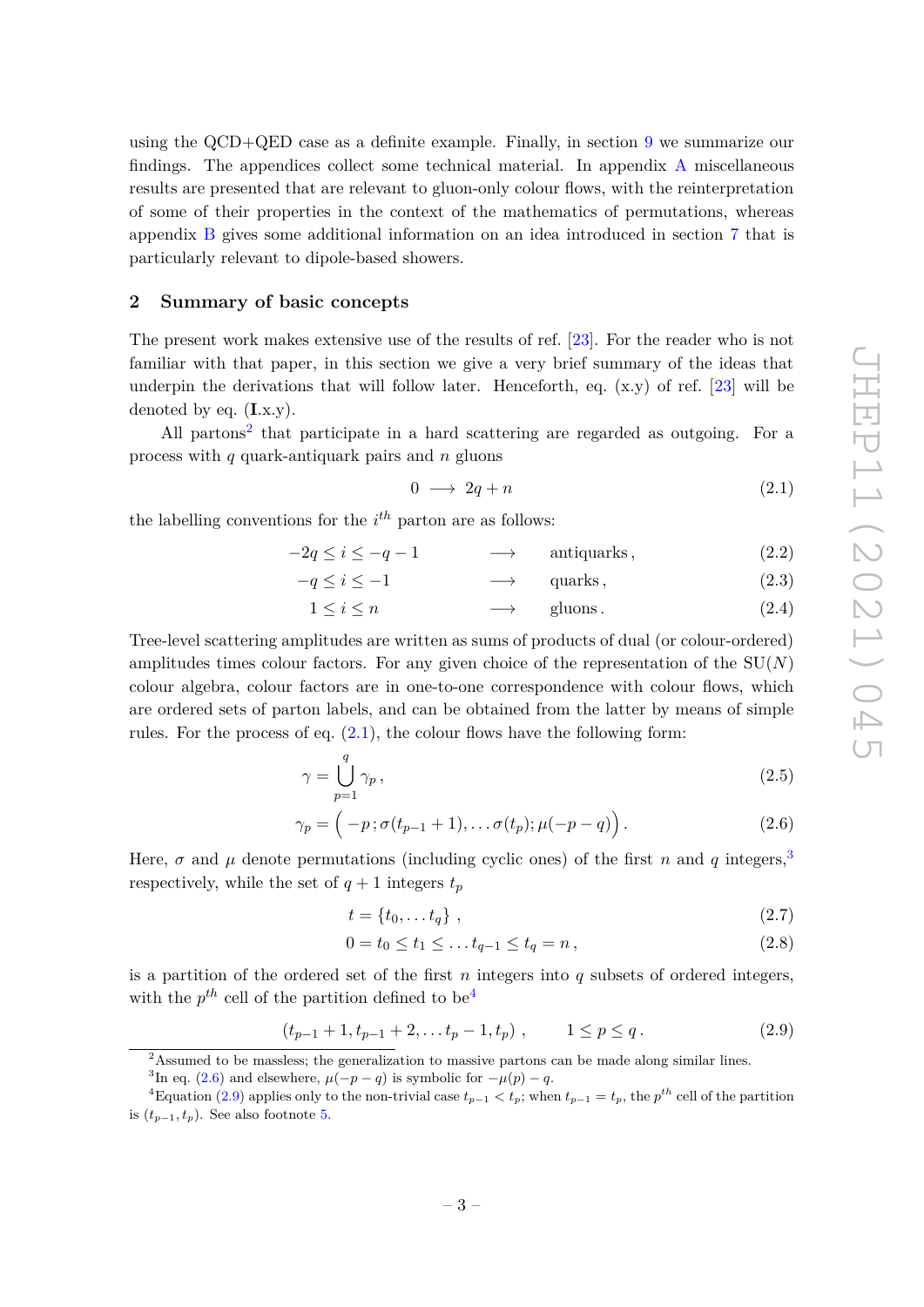using the QCD+QED case as a definite example. Finally, in section 9 we summarize our findings. The appendices collect some technical material. In appendix A miscellaneous results are presented that are relevant to gluon-only colour flows, with the reinterpretation of some of their properties in the context of the mathematics of permutations, whereas appendix B gives some additional information on an idea introduced in section 7 that is particularly relevant to dipole-based showers.

## 2 Summary of basic concepts

The present work makes extensive use of the results of ref. [23]. For the reader who is not familiar with that paper, in this section we give a very brief summary of the ideas that underpin the derivations that will follow later. Henceforth, eq. (x.y) of ref. [23] will be denoted by eq. (**I**.x.y).

All partons[2] that participate in a hard scattering are regarded as outgoing. For a process with $q$ quark-antiquark pairs and $n$ gluons

$$0 \longrightarrow 2q + n \tag{2.1}$$

the labelling conventions for the $i^{th}$ parton are as follows:

$$-2q \le i \le -q-1 \qquad \longrightarrow \qquad \text{antiquarks}\,, \tag{2.2}$$

$$-q \le i \le -1 \qquad \longrightarrow \qquad \text{quarks}\,, \tag{2.3}$$

$$1 \le i \le n \qquad \longrightarrow \qquad \text{gluons}\,. \tag{2.4}$$

Tree-level scattering amplitudes are written as sums of products of dual (or colour-ordered) amplitudes times colour factors. For any given choice of the representation of the SU($N$) colour algebra, colour factors are in one-to-one correspondence with colour flows, which are ordered sets of parton labels, and can be obtained from the latter by means of simple rules. For the process of eq. (2.1), the colour flows have the following form:

$$\gamma = \bigcup_{p=1}^{q} \gamma_p\,, \tag{2.5}$$

$$\gamma_p = \Big(-p\,; \sigma(t_{p-1}+1), \ldots \sigma(t_p); \mu(-p-q)\Big)\,. \tag{2.6}$$

Here, $\sigma$ and $\mu$ denote permutations (including cyclic ones) of the first $n$ and $q$ integers,[3] respectively, while the set of $q+1$ integers $t_p$

$$t = \{t_0, \ldots t_q\}\,, \tag{2.7}$$

$$0 = t_0 \le t_1 \le \ldots t_{q-1} \le t_q = n\,, \tag{2.8}$$

is a partition of the ordered set of the first $n$ integers into $q$ subsets of ordered integers, with the $p^{th}$ cell of the partition defined to be[4]

$$(t_{p-1}+1, t_{p-1}+2, \ldots t_p - 1, t_p)\,, \qquad 1 \le p \le q\,. \tag{2.9}$$

---

[2] Assumed to be massless; the generalization to massive partons can be made along similar lines.

[3] In eq. (2.6) and elsewhere, $\mu(-p-q)$ is symbolic for $-\mu(p)-q$.

[4] Equation (2.9) applies only to the non-trivial case $t_{p-1} < t_p$; when $t_{p-1} = t_p$, the $p^{th}$ cell of the partition is $(t_{p-1}, t_p)$. See also footnote 5.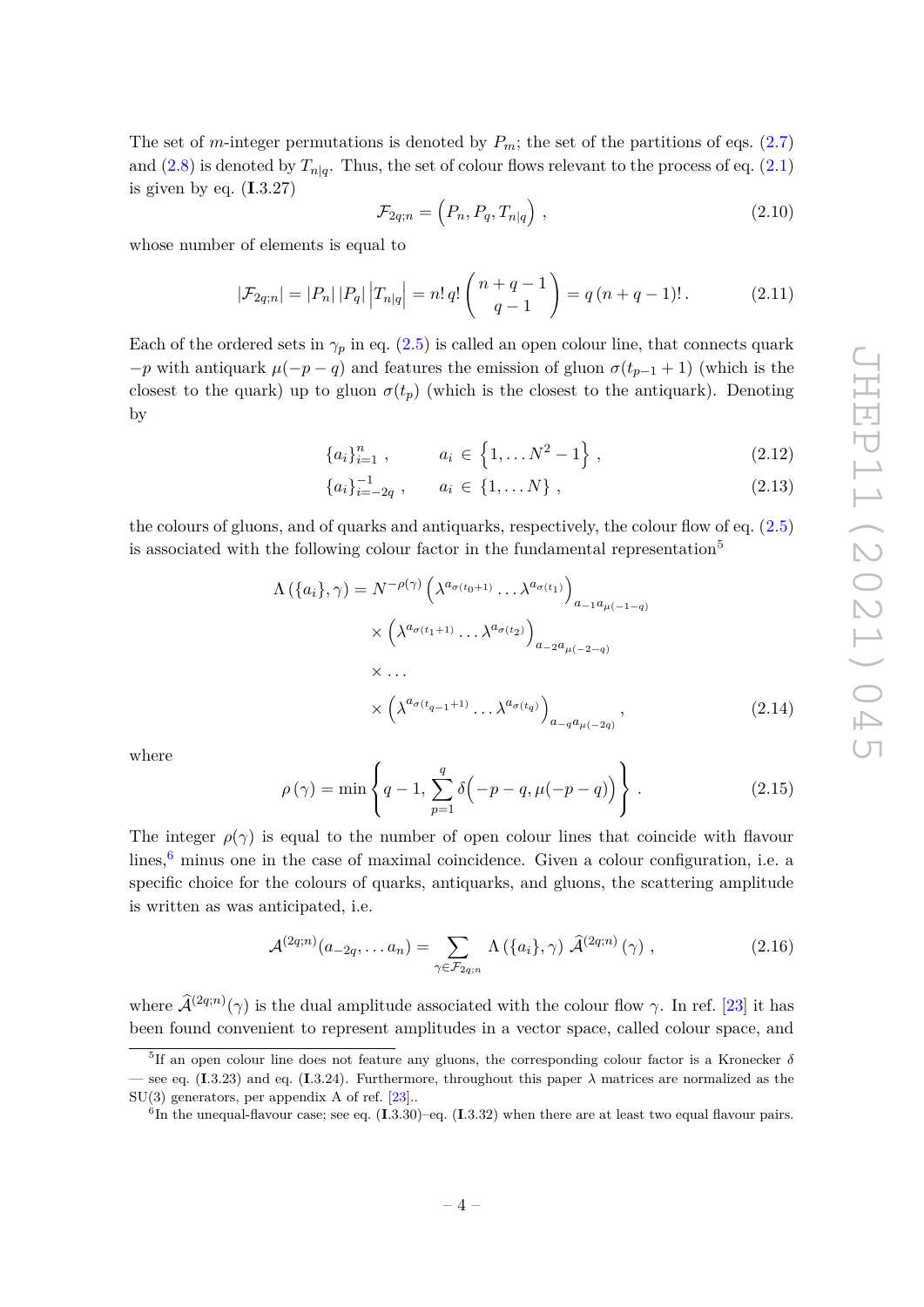The set of $m$-integer permutations is denoted by $P_m$; the set of the partitions of eqs. (2.7) and (2.8) is denoted by $T_{n|q}$. Thus, the set of colour flows relevant to the process of eq. (2.1) is given by eq. (**I**.3.27)

$$
\mathcal{F}_{2q;n} = \Big(P_n, P_q, T_{n|q}\Big) \;, \tag{2.10}
$$

whose number of elements is equal to

$$
|\mathcal{F}_{2q;n}| = |P_n|\,|P_q|\,\Big|T_{n|q}\Big| = n!\,q!\binom{n+q-1}{q-1} = q\,(n+q-1)!\,. \tag{2.11}
$$

Each of the ordered sets in $\gamma_p$ in eq. (2.5) is called an open colour line, that connects quark $-p$ with antiquark $\mu(-p-q)$ and features the emission of gluon $\sigma(t_{p-1}+1)$ (which is the closest to the quark) up to gluon $\sigma(t_p)$ (which is the closest to the antiquark). Denoting by

$$
\{a_i\}_{i=1}^n \;, \qquad a_i \in \Big\{1,\ldots N^2-1\Big\} \;, \tag{2.12}
$$

$$
\{a_i\}_{i=-2q}^{-1} \;, \qquad a_i \in \{1,\ldots N\} \;, \tag{2.13}
$$

the colours of gluons, and of quarks and antiquarks, respectively, the colour flow of eq. (2.5) is associated with the following colour factor in the fundamental representation[5]

$$
\begin{aligned}
\Lambda\left(\{a_i\},\gamma\right) = N^{-\rho(\gamma)} &\left(\lambda^{a_{\sigma(t_0+1)}}\ldots\lambda^{a_{\sigma(t_1)}}\right)_{a_{-1}a_{\mu(-1-q)}} \\
&\times\left(\lambda^{a_{\sigma(t_1+1)}}\ldots\lambda^{a_{\sigma(t_2)}}\right)_{a_{-2}a_{\mu(-2-q)}} \\
&\times\ldots \\
&\times\left(\lambda^{a_{\sigma(t_{q-1}+1)}}\ldots\lambda^{a_{\sigma(t_q)}}\right)_{a_{-q}a_{\mu(-2q)}} \,,
\end{aligned} \tag{2.14}
$$

where

$$
\rho\left(\gamma\right) = \min\left\{q-1, \sum_{p=1}^{q}\delta\Big(-p-q, \mu(-p-q)\Big)\right\}\,. \tag{2.15}
$$

The integer $\rho(\gamma)$ is equal to the number of open colour lines that coincide with flavour lines,[6] minus one in the case of maximal coincidence. Given a colour configuration, i.e. a specific choice for the colours of quarks, antiquarks, and gluons, the scattering amplitude is written as was anticipated, i.e.

$$
\mathcal{A}^{(2q;n)}(a_{-2q},\ldots a_n) = \sum_{\gamma\in\mathcal{F}_{2q;n}} \Lambda\left(\{a_i\},\gamma\right)\,\widehat{\mathcal{A}}^{(2q;n)}\left(\gamma\right)\,, \tag{2.16}
$$

where $\widehat{\mathcal{A}}^{(2q;n)}(\gamma)$ is the dual amplitude associated with the colour flow $\gamma$. In ref. [23] it has been found convenient to represent amplitudes in a vector space, called colour space, and

---

[5] If an open colour line does not feature any gluons, the corresponding colour factor is a Kronecker $\delta$ — see eq. (**I**.3.23) and eq. (**I**.3.24). Furthermore, throughout this paper $\lambda$ matrices are normalized as the SU(3) generators, per appendix A of ref. [23]..

[6] In the unequal-flavour case; see eq. (**I**.3.30)–eq. (**I**.3.32) when there are at least two equal flavour pairs.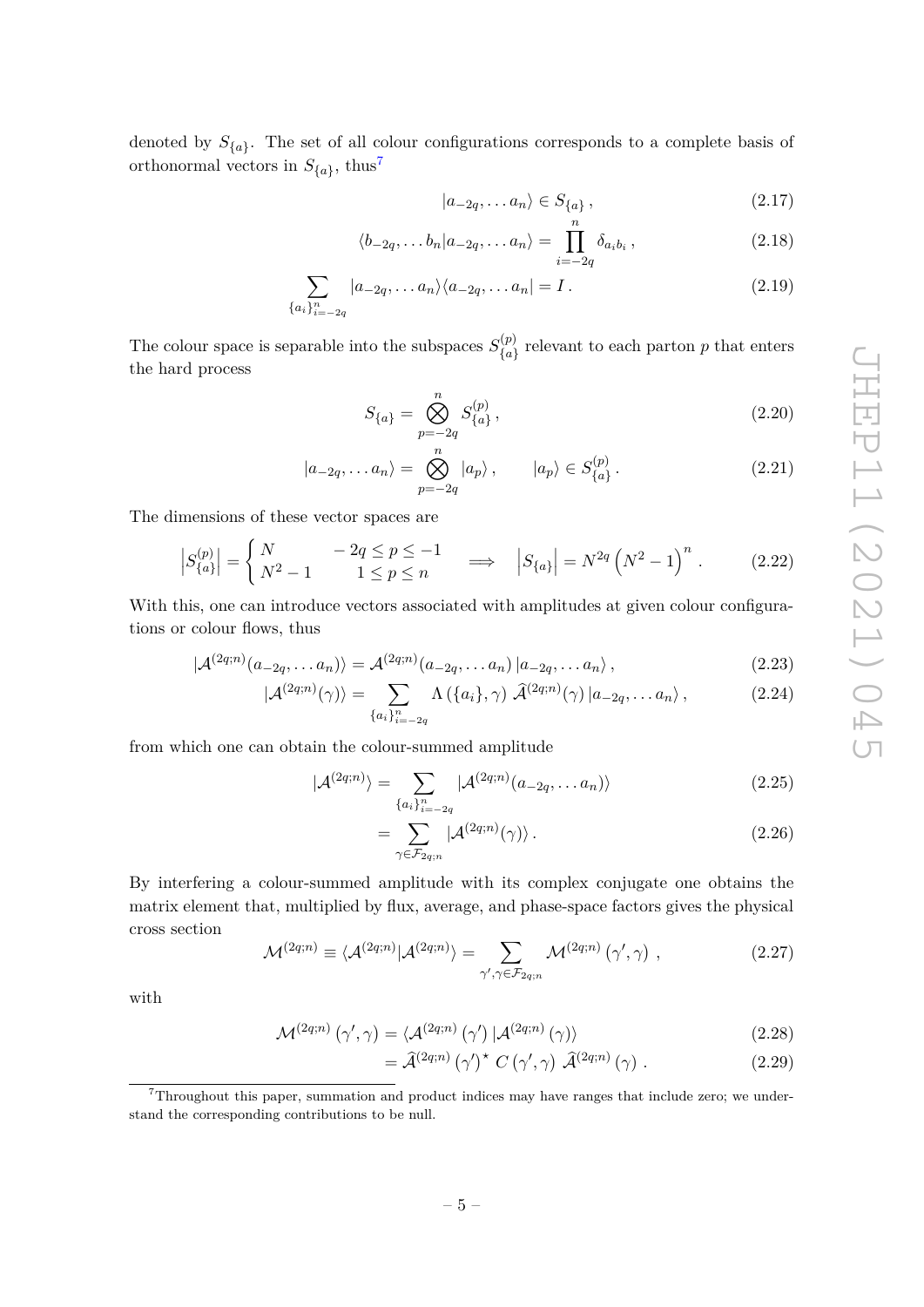denoted by $S_{\{a\}}$. The set of all colour configurations corresponds to a complete basis of orthonormal vectors in $S_{\{a\}}$, thus[7]

$$|a_{-2q}, \dots a_n\rangle \in S_{\{a\}}\,, \tag{2.17}$$

$$\langle b_{-2q}, \dots b_n | a_{-2q}, \dots a_n\rangle = \prod_{i=-2q}^{n} \delta_{a_i b_i}\,, \tag{2.18}$$

$$\sum_{\{a_i\}_{i=-2q}^n} |a_{-2q}, \dots a_n\rangle\langle a_{-2q}, \dots a_n| = I\,. \tag{2.19}$$

The colour space is separable into the subspaces $S^{(p)}_{\{a\}}$ relevant to each parton $p$ that enters the hard process

$$S_{\{a\}} = \bigotimes_{p=-2q}^{n} S^{(p)}_{\{a\}}\,, \tag{2.20}$$

$$|a_{-2q}, \dots a_n\rangle = \bigotimes_{p=-2q}^{n} |a_p\rangle\,, \qquad |a_p\rangle \in S^{(p)}_{\{a\}}\,. \tag{2.21}$$

The dimensions of these vector spaces are

$$\left|S^{(p)}_{\{a\}}\right| = \begin{cases} N & -2q \le p \le -1 \\ N^2 - 1 & 1 \le p \le n \end{cases} \quad \Longrightarrow \quad \left|S_{\{a\}}\right| = N^{2q}\left(N^2-1\right)^n\,. \tag{2.22}$$

With this, one can introduce vectors associated with amplitudes at given colour configurations or colour flows, thus

$$|\mathcal{A}^{(2q;n)}(a_{-2q}, \dots a_n)\rangle = \mathcal{A}^{(2q;n)}(a_{-2q}, \dots a_n)\,|a_{-2q}, \dots a_n\rangle\,, \tag{2.23}$$

$$|\mathcal{A}^{(2q;n)}(\gamma)\rangle = \sum_{\{a_i\}_{i=-2q}^n} \Lambda\left(\{a_i\}, \gamma\right)\,\widehat{\mathcal{A}}^{(2q;n)}(\gamma)\,|a_{-2q}, \dots a_n\rangle\,, \tag{2.24}$$

from which one can obtain the colour-summed amplitude

$$|\mathcal{A}^{(2q;n)}\rangle = \sum_{\{a_i\}_{i=-2q}^n} |\mathcal{A}^{(2q;n)}(a_{-2q}, \dots a_n)\rangle \tag{2.25}$$

$$= \sum_{\gamma \in \mathcal{F}_{2q;n}} |\mathcal{A}^{(2q;n)}(\gamma)\rangle\,. \tag{2.26}$$

By interfering a colour-summed amplitude with its complex conjugate one obtains the matrix element that, multiplied by flux, average, and phase-space factors gives the physical cross section

$$\mathcal{M}^{(2q;n)} \equiv \langle \mathcal{A}^{(2q;n)} | \mathcal{A}^{(2q;n)}\rangle = \sum_{\gamma', \gamma \in \mathcal{F}_{2q;n}} \mathcal{M}^{(2q;n)}\left(\gamma', \gamma\right)\,, \tag{2.27}$$

with

$$\mathcal{M}^{(2q;n)}\left(\gamma', \gamma\right) = \langle \mathcal{A}^{(2q;n)}\left(\gamma'\right) | \mathcal{A}^{(2q;n)}\left(\gamma\right)\rangle \tag{2.28}$$

$$= \widehat{\mathcal{A}}^{(2q;n)}\left(\gamma'\right)^\star\, C\left(\gamma', \gamma\right)\, \widehat{\mathcal{A}}^{(2q;n)}\left(\gamma\right)\,. \tag{2.29}$$

[7]Throughout this paper, summation and product indices may have ranges that include zero; we understand the corresponding contributions to be null.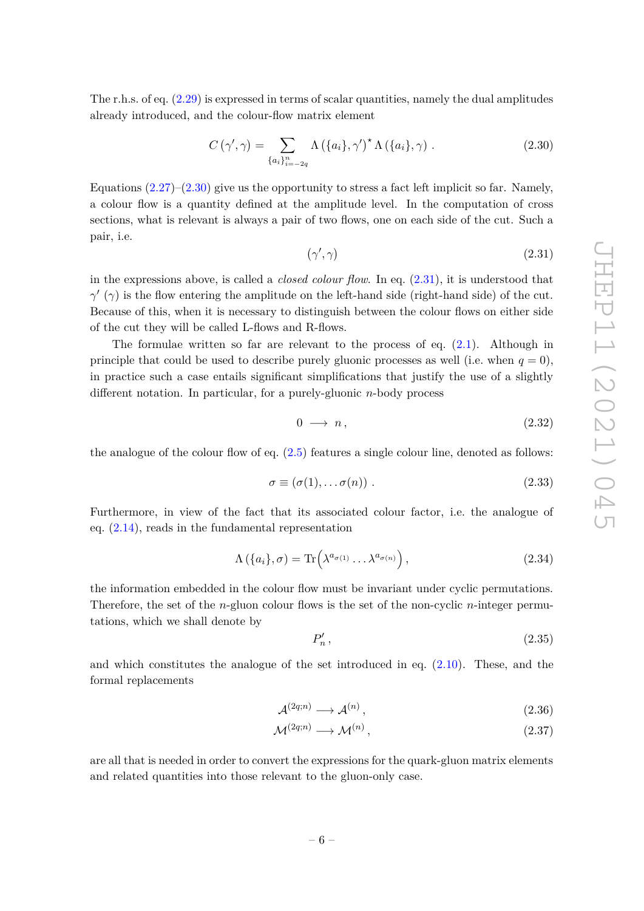The r.h.s. of eq. (2.29) is expressed in terms of scalar quantities, namely the dual amplitudes already introduced, and the colour-flow matrix element

$$C(\gamma', \gamma) = \sum_{\{a_i\}_{i=-2q}^{n}} \Lambda(\{a_i\}, \gamma')^\star \, \Lambda(\{a_i\}, \gamma) \, . \tag{2.30}$$

Equations (2.27)–(2.30) give us the opportunity to stress a fact left implicit so far. Namely, a colour flow is a quantity defined at the amplitude level. In the computation of cross sections, what is relevant is always a pair of two flows, one on each side of the cut. Such a pair, i.e.

$$(\gamma', \gamma) \tag{2.31}$$

in the expressions above, is called a *closed colour flow*. In eq. (2.31), it is understood that $\gamma'$ ($\gamma$) is the flow entering the amplitude on the left-hand side (right-hand side) of the cut. Because of this, when it is necessary to distinguish between the colour flows on either side of the cut they will be called L-flows and R-flows.

The formulae written so far are relevant to the process of eq. (2.1). Although in principle that could be used to describe purely gluonic processes as well (i.e. when $q = 0$), in practice such a case entails significant simplifications that justify the use of a slightly different notation. In particular, for a purely-gluonic $n$-body process

$$0 \longrightarrow n \, , \tag{2.32}$$

the analogue of the colour flow of eq. (2.5) features a single colour line, denoted as follows:

$$\sigma \equiv (\sigma(1), \ldots \sigma(n)) \, . \tag{2.33}$$

Furthermore, in view of the fact that its associated colour factor, i.e. the analogue of eq. (2.14), reads in the fundamental representation

$$\Lambda(\{a_i\}, \sigma) = \mathrm{Tr}\Big(\lambda^{a_{\sigma(1)}} \ldots \lambda^{a_{\sigma(n)}}\Big) \, , \tag{2.34}$$

the information embedded in the colour flow must be invariant under cyclic permutations. Therefore, the set of the $n$-gluon colour flows is the set of the non-cyclic $n$-integer permutations, which we shall denote by

$$P'_n \, , \tag{2.35}$$

and which constitutes the analogue of the set introduced in eq. (2.10). These, and the formal replacements

$$\mathcal{A}^{(2q;n)} \longrightarrow \mathcal{A}^{(n)} \, , \tag{2.36}$$

$$\mathcal{M}^{(2q;n)} \longrightarrow \mathcal{M}^{(n)} \, , \tag{2.37}$$

are all that is needed in order to convert the expressions for the quark-gluon matrix elements and related quantities into those relevant to the gluon-only case.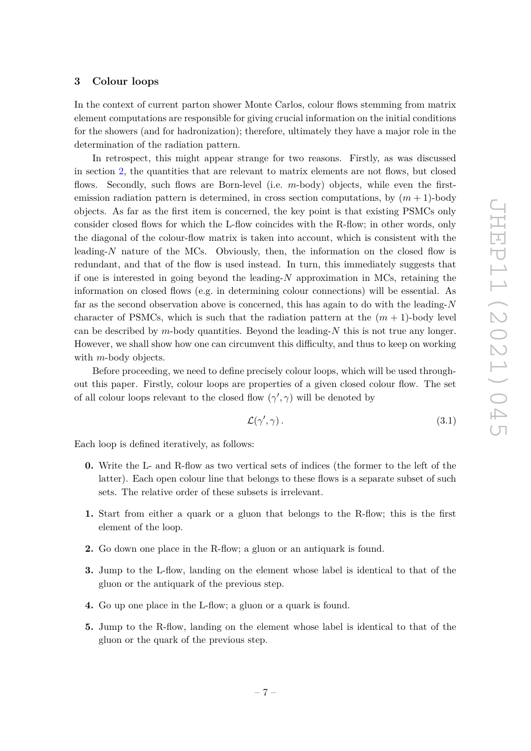## 3 Colour loops

In the context of current parton shower Monte Carlos, colour flows stemming from matrix element computations are responsible for giving crucial information on the initial conditions for the showers (and for hadronization); therefore, ultimately they have a major role in the determination of the radiation pattern.

In retrospect, this might appear strange for two reasons. Firstly, as was discussed in section 2, the quantities that are relevant to matrix elements are not flows, but closed flows. Secondly, such flows are Born-level (i.e. $m$-body) objects, while even the first-emission radiation pattern is determined, in cross section computations, by $(m+1)$-body objects. As far as the first item is concerned, the key point is that existing PSMCs only consider closed flows for which the L-flow coincides with the R-flow; in other words, only the diagonal of the colour-flow matrix is taken into account, which is consistent with the leading-$N$ nature of the MCs. Obviously, then, the information on the closed flow is redundant, and that of the flow is used instead. In turn, this immediately suggests that if one is interested in going beyond the leading-$N$ approximation in MCs, retaining the information on closed flows (e.g. in determining colour connections) will be essential. As far as the second observation above is concerned, this has again to do with the leading-$N$ character of PSMCs, which is such that the radiation pattern at the $(m+1)$-body level can be described by $m$-body quantities. Beyond the leading-$N$ this is not true any longer. However, we shall show how one can circumvent this difficulty, and thus to keep on working with $m$-body objects.

Before proceeding, we need to define precisely colour loops, which will be used throughout this paper. Firstly, colour loops are properties of a given closed colour flow. The set of all colour loops relevant to the closed flow $(\gamma', \gamma)$ will be denoted by

$$\mathcal{L}(\gamma', \gamma)\,. \tag{3.1}$$

Each loop is defined iteratively, as follows:

**0.** Write the L- and R-flow as two vertical sets of indices (the former to the left of the latter). Each open colour line that belongs to these flows is a separate subset of such sets. The relative order of these subsets is irrelevant.

**1.** Start from either a quark or a gluon that belongs to the R-flow; this is the first element of the loop.

**2.** Go down one place in the R-flow; a gluon or an antiquark is found.

**3.** Jump to the L-flow, landing on the element whose label is identical to that of the gluon or the antiquark of the previous step.

**4.** Go up one place in the L-flow; a gluon or a quark is found.

**5.** Jump to the R-flow, landing on the element whose label is identical to that of the gluon or the quark of the previous step.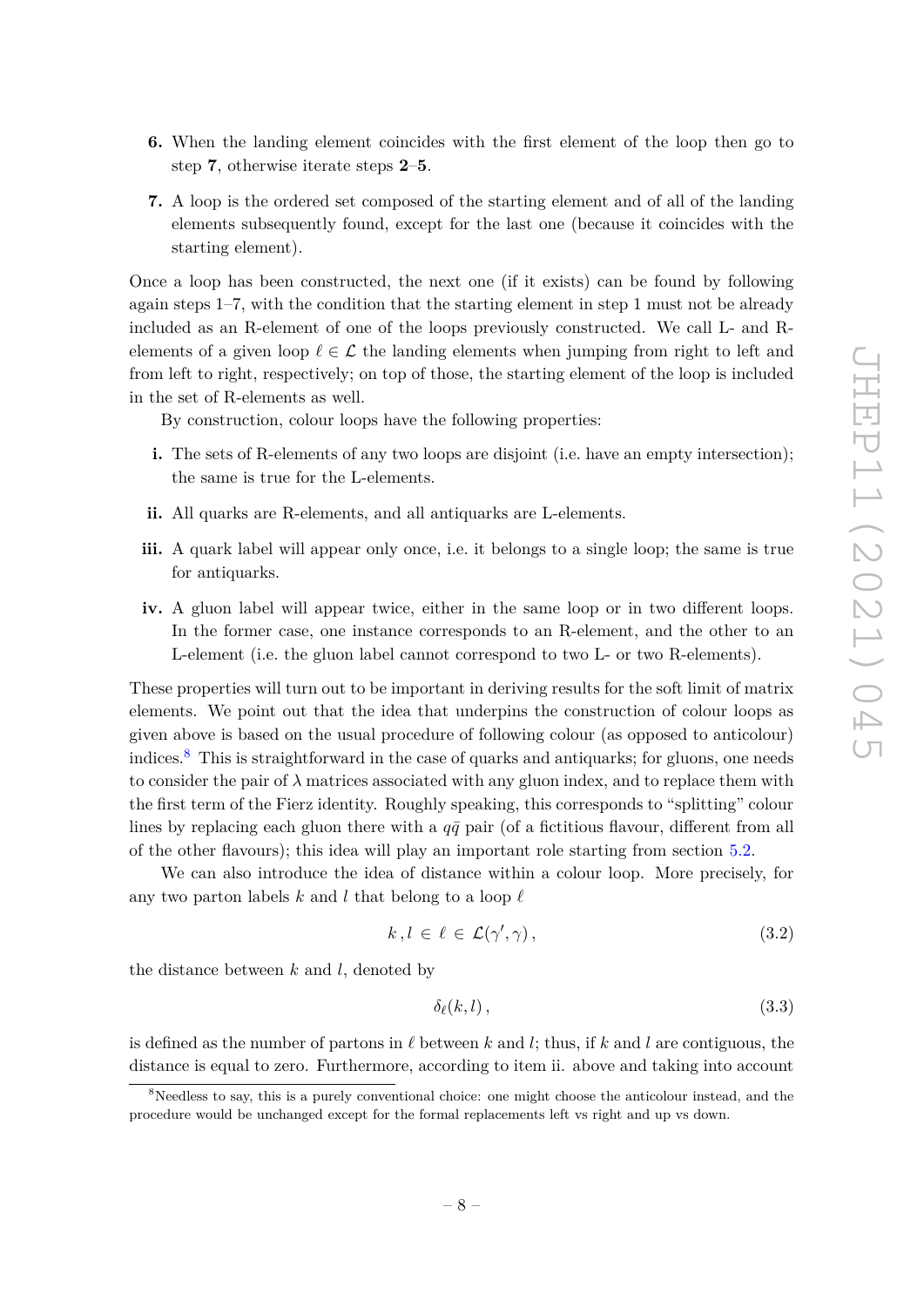**6.** When the landing element coincides with the first element of the loop then go to step **7**, otherwise iterate steps **2**–**5**.

**7.** A loop is the ordered set composed of the starting element and of all of the landing elements subsequently found, except for the last one (because it coincides with the starting element).

Once a loop has been constructed, the next one (if it exists) can be found by following again steps 1–7, with the condition that the starting element in step 1 must not be already included as an R-element of one of the loops previously constructed. We call L- and R-elements of a given loop $\ell \in \mathcal{L}$ the landing elements when jumping from right to left and from left to right, respectively; on top of those, the starting element of the loop is included in the set of R-elements as well.

By construction, colour loops have the following properties:

**i.** The sets of R-elements of any two loops are disjoint (i.e. have an empty intersection); the same is true for the L-elements.

**ii.** All quarks are R-elements, and all antiquarks are L-elements.

**iii.** A quark label will appear only once, i.e. it belongs to a single loop; the same is true for antiquarks.

**iv.** A gluon label will appear twice, either in the same loop or in two different loops. In the former case, one instance corresponds to an R-element, and the other to an L-element (i.e. the gluon label cannot correspond to two L- or two R-elements).

These properties will turn out to be important in deriving results for the soft limit of matrix elements. We point out that the idea that underpins the construction of colour loops as given above is based on the usual procedure of following colour (as opposed to anticolour) indices.[8] This is straightforward in the case of quarks and antiquarks; for gluons, one needs to consider the pair of $\lambda$ matrices associated with any gluon index, and to replace them with the first term of the Fierz identity. Roughly speaking, this corresponds to "splitting" colour lines by replacing each gluon there with a $q\bar{q}$ pair (of a fictitious flavour, different from all of the other flavours); this idea will play an important role starting from section 5.2.

We can also introduce the idea of distance within a colour loop. More precisely, for any two parton labels $k$ and $l$ that belong to a loop $\ell$

$$k\,,l \in \ell \in \mathcal{L}(\gamma',\gamma)\,, \tag{3.2}$$

the distance between $k$ and $l$, denoted by

$$\delta_\ell(k,l)\,, \tag{3.3}$$

is defined as the number of partons in $\ell$ between $k$ and $l$; thus, if $k$ and $l$ are contiguous, the distance is equal to zero. Furthermore, according to item ii. above and taking into account

[8]Needless to say, this is a purely conventional choice: one might choose the anticolour instead, and the procedure would be unchanged except for the formal replacements left vs right and up vs down.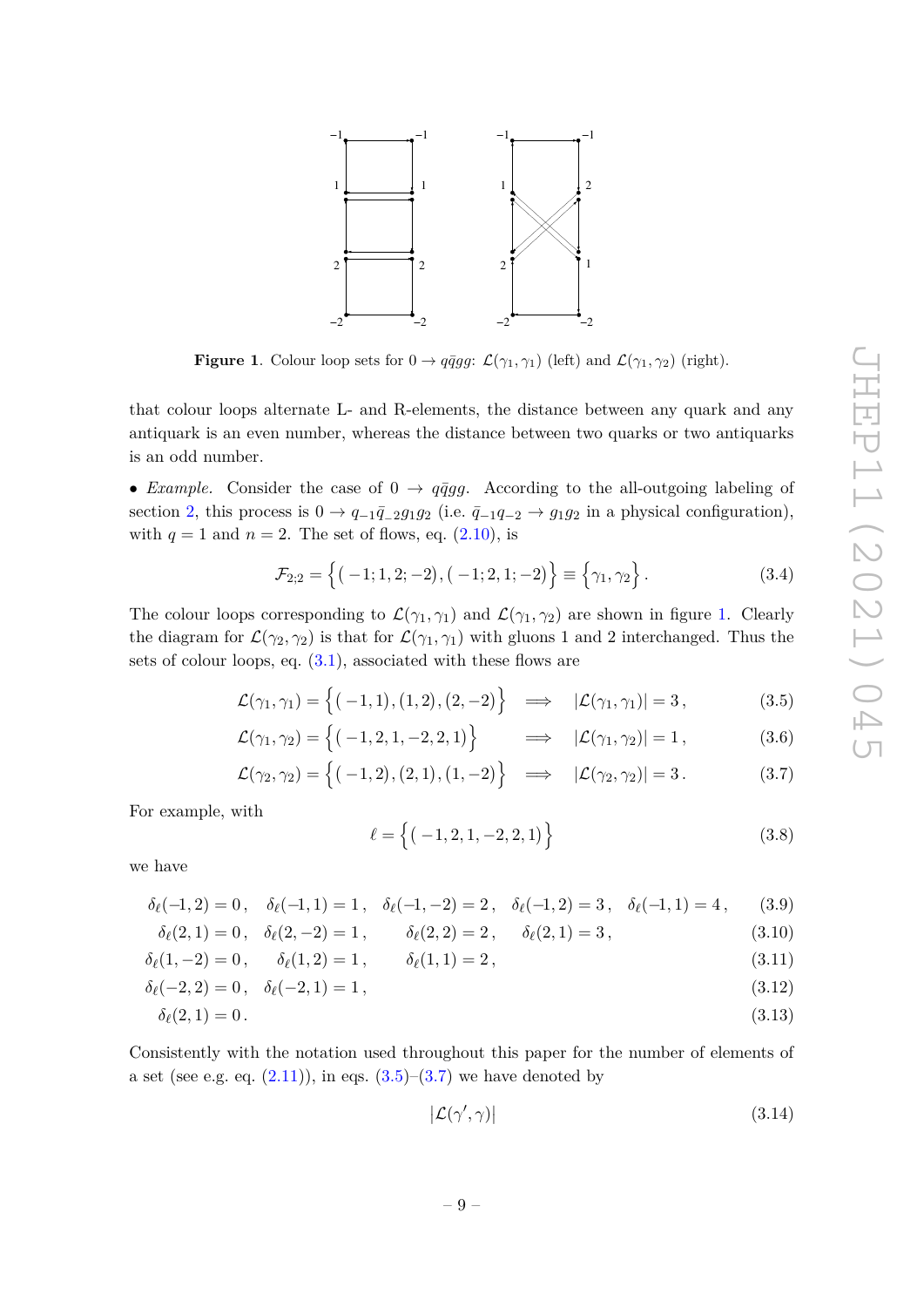**Figure 1**. Colour loop sets for $0 \to q\bar{q}gg$: $\mathcal{L}(\gamma_1, \gamma_1)$ (left) and $\mathcal{L}(\gamma_1, \gamma_2)$ (right).

that colour loops alternate L- and R-elements, the distance between any quark and any antiquark is an even number, whereas the distance between two quarks or two antiquarks is an odd number.

• *Example.* Consider the case of $0 \to q\bar{q}gg$. According to the all-outgoing labeling of section 2, this process is $0 \to q_{-1}\bar{q}_{-2}g_1g_2$ (i.e. $\bar{q}_{-1}q_{-2} \to g_1g_2$ in a physical configuration), with $q = 1$ and $n = 2$. The set of flows, eq. (2.10), is

$$\mathcal{F}_{2;2} = \Big\{ \big( -1; 1, 2; -2 \big), \big( -1; 2, 1; -2 \big) \Big\} \equiv \Big\{ \gamma_1, \gamma_2 \Big\} . \tag{3.4}$$

The colour loops corresponding to $\mathcal{L}(\gamma_1, \gamma_1)$ and $\mathcal{L}(\gamma_1, \gamma_2)$ are shown in figure 1. Clearly the diagram for $\mathcal{L}(\gamma_2, \gamma_2)$ is that for $\mathcal{L}(\gamma_1, \gamma_1)$ with gluons 1 and 2 interchanged. Thus the sets of colour loops, eq. (3.1), associated with these flows are

$$\mathcal{L}(\gamma_1, \gamma_1) = \Big\{ \big( -1, 1 \big), \big( 1, 2 \big), \big( 2, -2 \big) \Big\} \quad \Longrightarrow \quad |\mathcal{L}(\gamma_1, \gamma_1)| = 3 \, , \tag{3.5}$$

$$\mathcal{L}(\gamma_1, \gamma_2) = \Big\{ \big( -1, 2, 1, -2, 2, 1 \big) \Big\} \quad \Longrightarrow \quad |\mathcal{L}(\gamma_1, \gamma_2)| = 1 \, , \tag{3.6}$$

$$\mathcal{L}(\gamma_2, \gamma_2) = \Big\{ \big( -1, 2 \big), \big( 2, 1 \big), \big( 1, -2 \big) \Big\} \quad \Longrightarrow \quad |\mathcal{L}(\gamma_2, \gamma_2)| = 3 \, . \tag{3.7}$$

For example, with

$$\ell = \Big\{ \big( -1, 2, 1, -2, 2, 1 \big) \Big\} \tag{3.8}$$

we have

$$\delta_\ell(-1, 2) = 0 \, , \quad \delta_\ell(-1, 1) = 1 \, , \quad \delta_\ell(-1, -2) = 2 \, , \quad \delta_\ell(-1, 2) = 3 \, , \quad \delta_\ell(-1, 1) = 4 \, , \tag{3.9}$$

$$\delta_\ell(2, 1) = 0 \, , \quad \delta_\ell(2, -2) = 1 \, , \quad \delta_\ell(2, 2) = 2 \, , \quad \delta_\ell(2, 1) = 3 \, , \tag{3.10}$$

$$\delta_\ell(1, -2) = 0 \, , \quad \delta_\ell(1, 2) = 1 \, , \quad \delta_\ell(1, 1) = 2 \, , \tag{3.11}$$

$$\delta_\ell(-2, 2) = 0 \, , \quad \delta_\ell(-2, 1) = 1 \, , \tag{3.12}$$

$$\delta_\ell(2, 1) = 0 \, . \tag{3.13}$$

Consistently with the notation used throughout this paper for the number of elements of a set (see e.g. eq. (2.11)), in eqs. (3.5)–(3.7) we have denoted by

$$|\mathcal{L}(\gamma', \gamma)| \tag{3.14}$$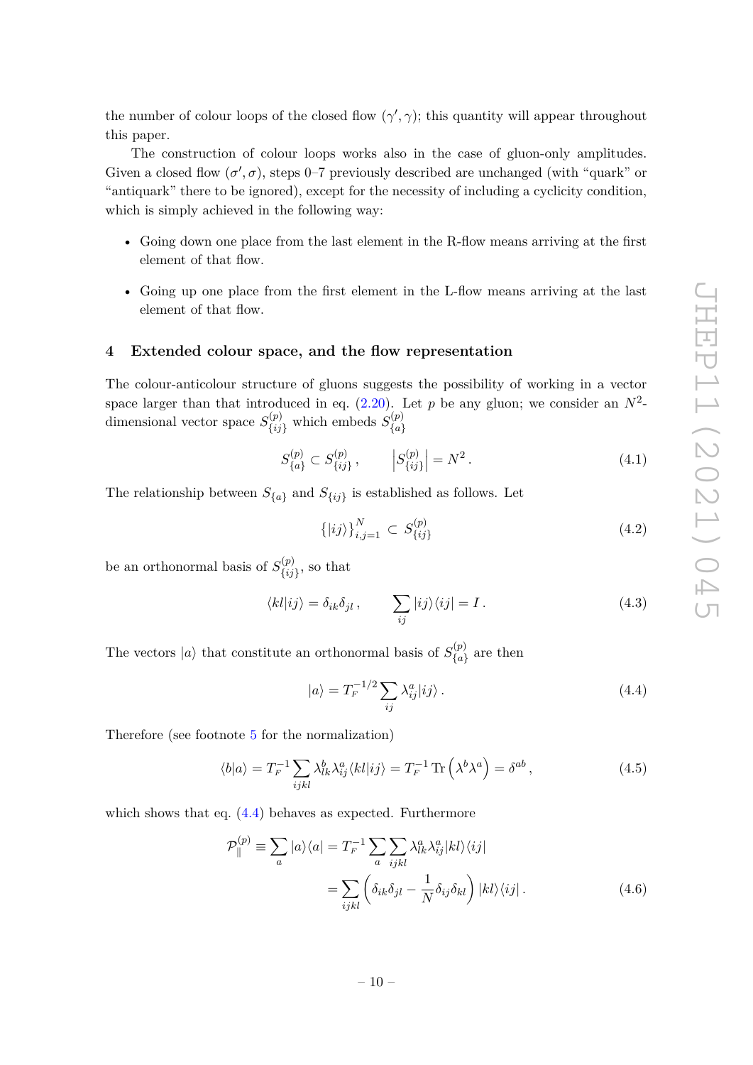the number of colour loops of the closed flow $(\gamma', \gamma)$; this quantity will appear throughout this paper.

The construction of colour loops works also in the case of gluon-only amplitudes. Given a closed flow $(\sigma', \sigma)$, steps 0–7 previously described are unchanged (with "quark" or "antiquark" there to be ignored), except for the necessity of including a cyclicity condition, which is simply achieved in the following way:

- Going down one place from the last element in the R-flow means arriving at the first element of that flow.
- Going up one place from the first element in the L-flow means arriving at the last element of that flow.

## 4 Extended colour space, and the flow representation

The colour-anticolour structure of gluons suggests the possibility of working in a vector space larger than that introduced in eq. (2.20). Let $p$ be any gluon; we consider an $N^2$-dimensional vector space $S^{(p)}_{\{ij\}}$ which embeds $S^{(p)}_{\{a\}}$

$$
S^{(p)}_{\{a\}} \subset S^{(p)}_{\{ij\}}\,, \qquad \left| S^{(p)}_{\{ij\}} \right| = N^2\,. \tag{4.1}
$$

The relationship between $S_{\{a\}}$ and $S_{\{ij\}}$ is established as follows. Let

$$
\left\{ |ij\rangle \right\}_{i,j=1}^{N} \subset S^{(p)}_{\{ij\}} \tag{4.2}
$$

be an orthonormal basis of $S^{(p)}_{\{ij\}}$, so that

$$
\langle kl|ij\rangle = \delta_{ik}\delta_{jl}\,, \qquad \sum_{ij} |ij\rangle\langle ij| = I\,. \tag{4.3}
$$

The vectors $|a\rangle$ that constitute an orthonormal basis of $S^{(p)}_{\{a\}}$ are then

$$
|a\rangle = T_F^{-1/2} \sum_{ij} \lambda^a_{ij} |ij\rangle\,. \tag{4.4}
$$

Therefore (see footnote 5 for the normalization)

$$
\langle b|a\rangle = T_F^{-1} \sum_{ijkl} \lambda^b_{lk} \lambda^a_{ij} \langle kl|ij\rangle = T_F^{-1}\, \mathrm{Tr}\left(\lambda^b \lambda^a\right) = \delta^{ab}\,, \tag{4.5}
$$

which shows that eq. (4.4) behaves as expected. Furthermore

$$
\begin{aligned}
\mathcal{P}^{(p)}_{\parallel} \equiv \sum_a |a\rangle\langle a| &= T_F^{-1} \sum_a \sum_{ijkl} \lambda^a_{lk} \lambda^a_{ij} |kl\rangle\langle ij| \\
&= \sum_{ijkl} \left( \delta_{ik}\delta_{jl} - \frac{1}{N} \delta_{ij}\delta_{kl} \right) |kl\rangle\langle ij|\,.
\end{aligned} \tag{4.6}
$$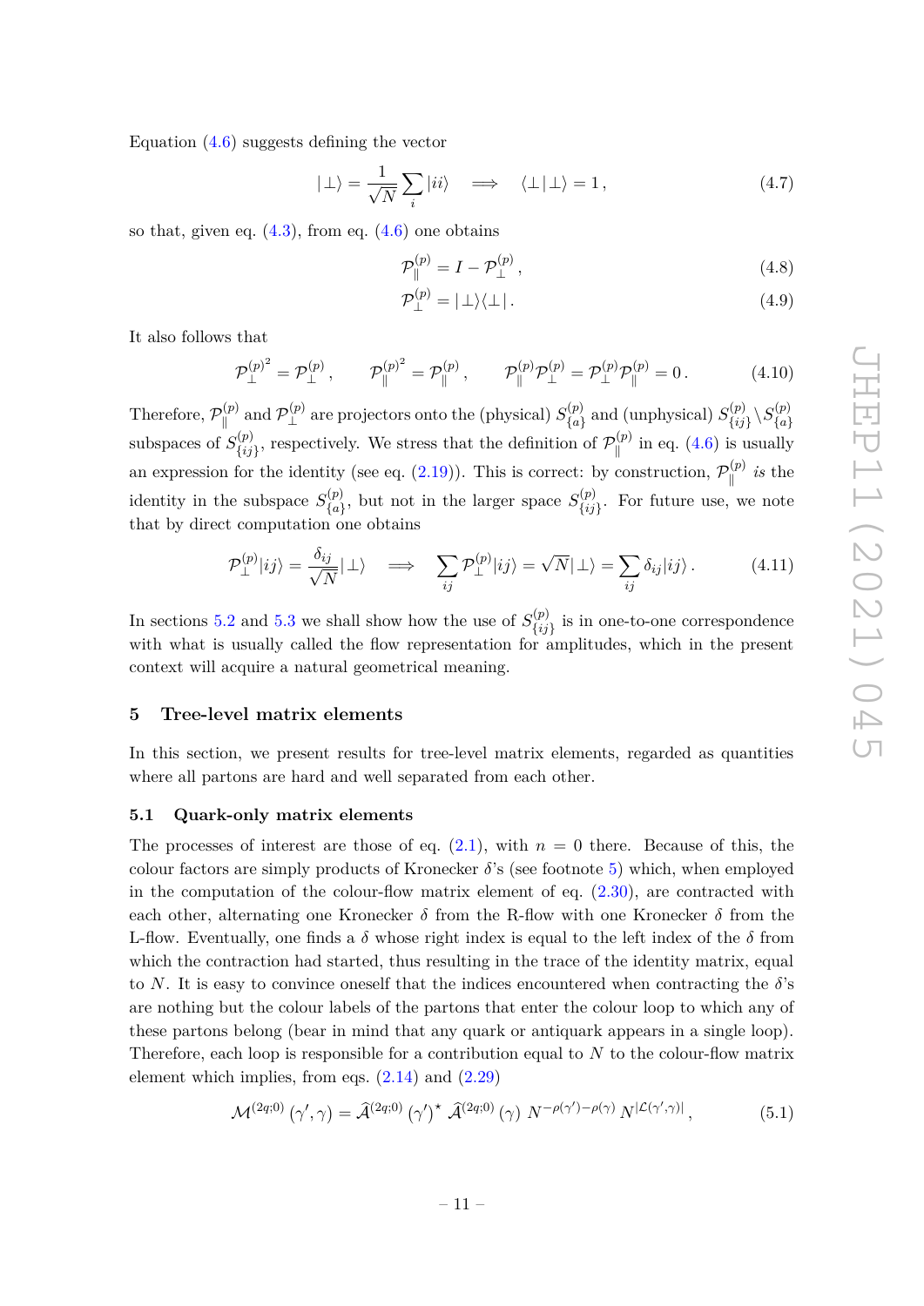Equation (4.6) suggests defining the vector

$$
|\perp\rangle = \frac{1}{\sqrt{N}} \sum_i |ii\rangle \quad \Longrightarrow \quad \langle\perp|\perp\rangle = 1\,, \tag{4.7}
$$

so that, given eq. (4.3), from eq. (4.6) one obtains

$$
\mathcal{P}_{\parallel}^{(p)} = I - \mathcal{P}_{\perp}^{(p)}\,, \tag{4.8}
$$

$$
\mathcal{P}_{\perp}^{(p)} = |\perp\rangle\langle\perp|\,. \tag{4.9}
$$

It also follows that

$$
\mathcal{P}_{\perp}^{(p)^2} = \mathcal{P}_{\perp}^{(p)}\,, \qquad \mathcal{P}_{\parallel}^{(p)^2} = \mathcal{P}_{\parallel}^{(p)}\,, \qquad \mathcal{P}_{\parallel}^{(p)}\mathcal{P}_{\perp}^{(p)} = \mathcal{P}_{\perp}^{(p)}\mathcal{P}_{\parallel}^{(p)} = 0\,. \tag{4.10}
$$

Therefore, $\mathcal{P}_{\parallel}^{(p)}$ and $\mathcal{P}_{\perp}^{(p)}$ are projectors onto the (physical) $S_{\{a\}}^{(p)}$ and (unphysical) $S_{\{ij\}}^{(p)} \setminus S_{\{a\}}^{(p)}$ subspaces of $S_{\{ij\}}^{(p)}$, respectively. We stress that the definition of $\mathcal{P}_{\parallel}^{(p)}$ in eq. (4.6) is usually an expression for the identity (see eq. (2.19)). This is correct: by construction, $\mathcal{P}_{\parallel}^{(p)}$ *is* the identity in the subspace $S_{\{a\}}^{(p)}$, but not in the larger space $S_{\{ij\}}^{(p)}$. For future use, we note that by direct computation one obtains

$$
\mathcal{P}_{\perp}^{(p)}|ij\rangle = \frac{\delta_{ij}}{\sqrt{N}}|\perp\rangle \quad \Longrightarrow \quad \sum_{ij} \mathcal{P}_{\perp}^{(p)}|ij\rangle = \sqrt{N}|\perp\rangle = \sum_{ij} \delta_{ij}|ij\rangle\,. \tag{4.11}
$$

In sections 5.2 and 5.3 we shall show how the use of $S_{\{ij\}}^{(p)}$ is in one-to-one correspondence with what is usually called the flow representation for amplitudes, which in the present context will acquire a natural geometrical meaning.

## 5 Tree-level matrix elements

In this section, we present results for tree-level matrix elements, regarded as quantities where all partons are hard and well separated from each other.

### 5.1 Quark-only matrix elements

The processes of interest are those of eq. (2.1), with $n = 0$ there. Because of this, the colour factors are simply products of Kronecker $\delta$'s (see footnote 5) which, when employed in the computation of the colour-flow matrix element of eq. (2.30), are contracted with each other, alternating one Kronecker $\delta$ from the R-flow with one Kronecker $\delta$ from the L-flow. Eventually, one finds a $\delta$ whose right index is equal to the left index of the $\delta$ from which the contraction had started, thus resulting in the trace of the identity matrix, equal to $N$. It is easy to convince oneself that the indices encountered when contracting the $\delta$'s are nothing but the colour labels of the partons that enter the colour loop to which any of these partons belong (bear in mind that any quark or antiquark appears in a single loop). Therefore, each loop is responsible for a contribution equal to $N$ to the colour-flow matrix element which implies, from eqs. (2.14) and (2.29)

$$
\mathcal{M}^{(2q;0)}(\gamma',\gamma) = \widehat{\mathcal{A}}^{(2q;0)}(\gamma')^{\star}\,\widehat{\mathcal{A}}^{(2q;0)}(\gamma)\;N^{-\rho(\gamma')-\rho(\gamma)}\;N^{|\mathcal{L}(\gamma',\gamma)|}\,, \tag{5.1}
$$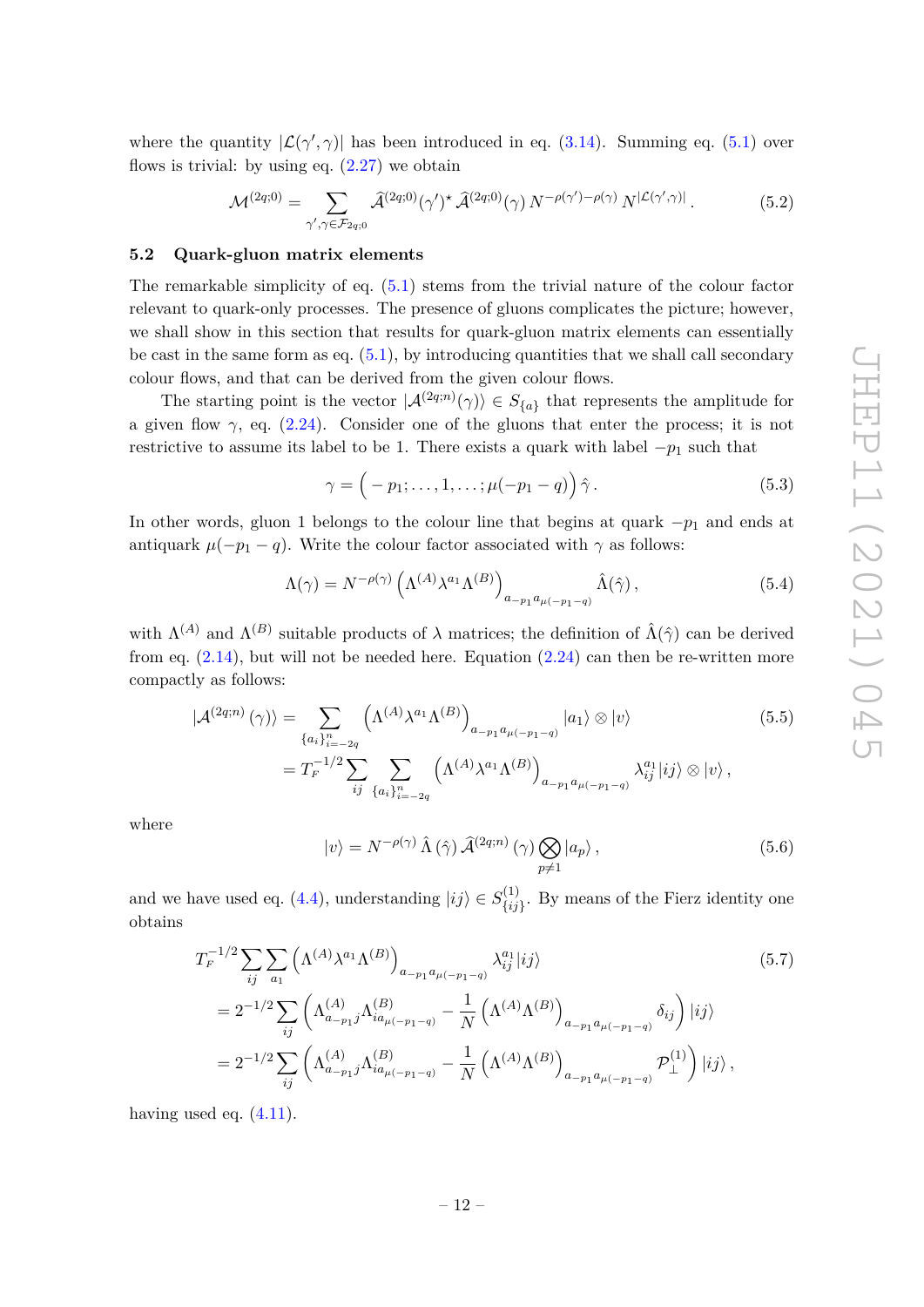where the quantity $|\mathcal{L}(\gamma',\gamma)|$ has been introduced in eq. (3.14). Summing eq. (5.1) over flows is trivial: by using eq. (2.27) we obtain

$$\mathcal{M}^{(2q;0)} = \sum_{\gamma',\gamma\in\mathcal{F}_{2q;0}} \widehat{\mathcal{A}}^{(2q;0)}(\gamma')^\star\, \widehat{\mathcal{A}}^{(2q;0)}(\gamma)\, N^{-\rho(\gamma')-\rho(\gamma)}\, N^{|\mathcal{L}(\gamma',\gamma)|}\,. \tag{5.2}$$

### 5.2 Quark-gluon matrix elements

The remarkable simplicity of eq. (5.1) stems from the trivial nature of the colour factor relevant to quark-only processes. The presence of gluons complicates the picture; however, we shall show in this section that results for quark-gluon matrix elements can essentially be cast in the same form as eq. (5.1), by introducing quantities that we shall call secondary colour flows, and that can be derived from the given colour flows.

The starting point is the vector $|\mathcal{A}^{(2q;n)}(\gamma)\rangle\in S_{\{a\}}$ that represents the amplitude for a given flow $\gamma$, eq. (2.24). Consider one of the gluons that enter the process; it is not restrictive to assume its label to be 1. There exists a quark with label $-p_1$ such that

$$\gamma = \Big(-p_1;\ldots,1,\ldots;\mu(-p_1-q)\Big)\,\hat{\gamma}\,. \tag{5.3}$$

In other words, gluon 1 belongs to the colour line that begins at quark $-p_1$ and ends at antiquark $\mu(-p_1-q)$. Write the colour factor associated with $\gamma$ as follows:

$$\Lambda(\gamma) = N^{-\rho(\gamma)}\left(\Lambda^{(A)}\lambda^{a_1}\Lambda^{(B)}\right)_{a_{-p_1}a_{\mu(-p_1-q)}}\hat{\Lambda}(\hat{\gamma})\,, \tag{5.4}$$

with $\Lambda^{(A)}$ and $\Lambda^{(B)}$ suitable products of $\lambda$ matrices; the definition of $\hat{\Lambda}(\hat{\gamma})$ can be derived from eq. (2.14), but will not be needed here. Equation (2.24) can then be re-written more compactly as follows:

$$\begin{aligned}
|\mathcal{A}^{(2q;n)}(\gamma)\rangle &= \sum_{\{a_i\}_{i=-2q}^n}\left(\Lambda^{(A)}\lambda^{a_1}\Lambda^{(B)}\right)_{a_{-p_1}a_{\mu(-p_1-q)}}|a_1\rangle\otimes|v\rangle \\
&= T_F^{-1/2}\sum_{ij}\sum_{\{a_i\}_{i=-2q}^n}\left(\Lambda^{(A)}\lambda^{a_1}\Lambda^{(B)}\right)_{a_{-p_1}a_{\mu(-p_1-q)}}\lambda^{a_1}_{ij}|ij\rangle\otimes|v\rangle\,,
\end{aligned} \tag{5.5}$$

where

$$|v\rangle = N^{-\rho(\gamma)}\,\hat{\Lambda}(\hat{\gamma})\,\widehat{\mathcal{A}}^{(2q;n)}(\gamma)\bigotimes_{p\neq 1}|a_p\rangle\,, \tag{5.6}$$

and we have used eq. (4.4), understanding $|ij\rangle\in S^{(1)}_{\{ij\}}$. By means of the Fierz identity one obtains

$$\begin{aligned}
&T_F^{-1/2}\sum_{ij}\sum_{a_1}\left(\Lambda^{(A)}\lambda^{a_1}\Lambda^{(B)}\right)_{a_{-p_1}a_{\mu(-p_1-q)}}\lambda^{a_1}_{ij}|ij\rangle \\
&\quad= 2^{-1/2}\sum_{ij}\left(\Lambda^{(A)}_{a_{-p_1}j}\Lambda^{(B)}_{ia_{\mu(-p_1-q)}} - \frac{1}{N}\left(\Lambda^{(A)}\Lambda^{(B)}\right)_{a_{-p_1}a_{\mu(-p_1-q)}}\delta_{ij}\right)|ij\rangle \\
&\quad= 2^{-1/2}\sum_{ij}\left(\Lambda^{(A)}_{a_{-p_1}j}\Lambda^{(B)}_{ia_{\mu(-p_1-q)}} - \frac{1}{N}\left(\Lambda^{(A)}\Lambda^{(B)}\right)_{a_{-p_1}a_{\mu(-p_1-q)}}\mathcal{P}^{(1)}_\perp\right)|ij\rangle\,,
\end{aligned} \tag{5.7}$$

having used eq. (4.11).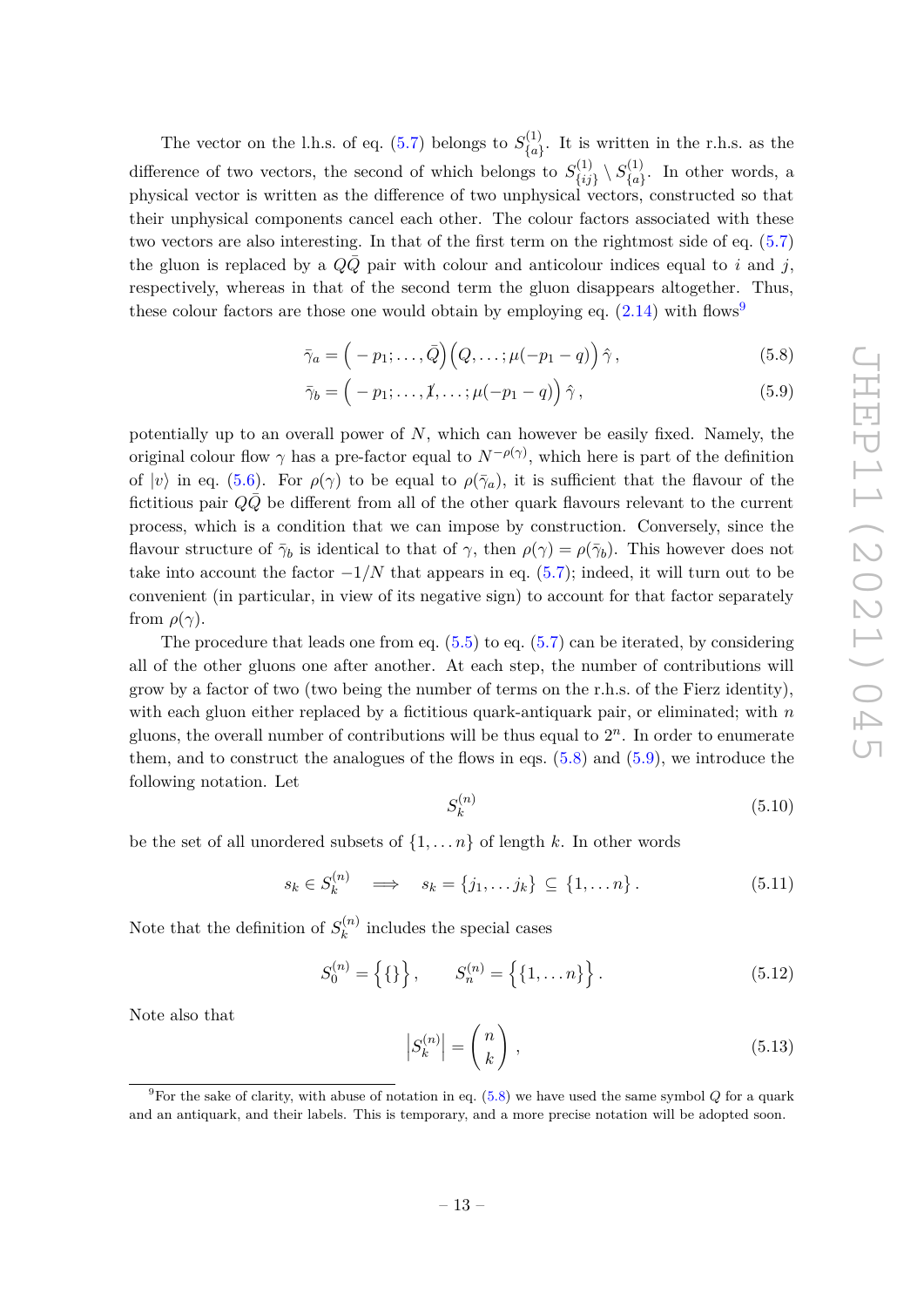The vector on the l.h.s. of eq. (5.7) belongs to $S^{(1)}_{\{a\}}$. It is written in the r.h.s. as the difference of two vectors, the second of which belongs to $S^{(1)}_{\{ij\}} \setminus S^{(1)}_{\{a\}}$. In other words, a physical vector is written as the difference of two unphysical vectors, constructed so that their unphysical components cancel each other. The colour factors associated with these two vectors are also interesting. In that of the first term on the rightmost side of eq. (5.7) the gluon is replaced by a $Q\bar{Q}$ pair with colour and anticolour indices equal to $i$ and $j$, respectively, whereas in that of the second term the gluon disappears altogether. Thus, these colour factors are those one would obtain by employing eq. (2.14) with flows[9]

$$\bar{\gamma}_a = \Big( -p_1; \ldots, \bar{Q} \Big) \Big( Q, \ldots ; \mu(-p_1 - q) \Big) \, \hat{\gamma} \,, \tag{5.8}$$

$$\bar{\gamma}_b = \Big( -p_1; \ldots, \not{1}, \ldots ; \mu(-p_1 - q) \Big) \, \hat{\gamma} \,, \tag{5.9}$$

potentially up to an overall power of $N$, which can however be easily fixed. Namely, the original colour flow $\gamma$ has a pre-factor equal to $N^{-\rho(\gamma)}$, which here is part of the definition of $|v\rangle$ in eq. (5.6). For $\rho(\gamma)$ to be equal to $\rho(\bar{\gamma}_a)$, it is sufficient that the flavour of the fictitious pair $Q\bar{Q}$ be different from all of the other quark flavours relevant to the current process, which is a condition that we can impose by construction. Conversely, since the flavour structure of $\bar{\gamma}_b$ is identical to that of $\gamma$, then $\rho(\gamma) = \rho(\bar{\gamma}_b)$. This however does not take into account the factor $-1/N$ that appears in eq. (5.7); indeed, it will turn out to be convenient (in particular, in view of its negative sign) to account for that factor separately from $\rho(\gamma)$.

The procedure that leads one from eq. (5.5) to eq. (5.7) can be iterated, by considering all of the other gluons one after another. At each step, the number of contributions will grow by a factor of two (two being the number of terms on the r.h.s. of the Fierz identity), with each gluon either replaced by a fictitious quark-antiquark pair, or eliminated; with $n$ gluons, the overall number of contributions will be thus equal to $2^n$. In order to enumerate them, and to construct the analogues of the flows in eqs. (5.8) and (5.9), we introduce the following notation. Let

$$S_k^{(n)} \tag{5.10}$$

be the set of all unordered subsets of $\{1, \ldots n\}$ of length $k$. In other words

$$s_k \in S_k^{(n)} \quad \Longrightarrow \quad s_k = \{j_1, \ldots j_k\} \subseteq \{1, \ldots n\} \,. \tag{5.11}$$

Note that the definition of $S_k^{(n)}$ includes the special cases

$$S_0^{(n)} = \Big\{ \{\} \Big\} \,, \qquad S_n^{(n)} = \Big\{ \{1, \ldots n\} \Big\} \,. \tag{5.12}$$

Note also that

$$\left| S_k^{(n)} \right| = \binom{n}{k} \,, \tag{5.13}$$

[9] For the sake of clarity, with abuse of notation in eq. (5.8) we have used the same symbol $Q$ for a quark and an antiquark, and their labels. This is temporary, and a more precise notation will be adopted soon.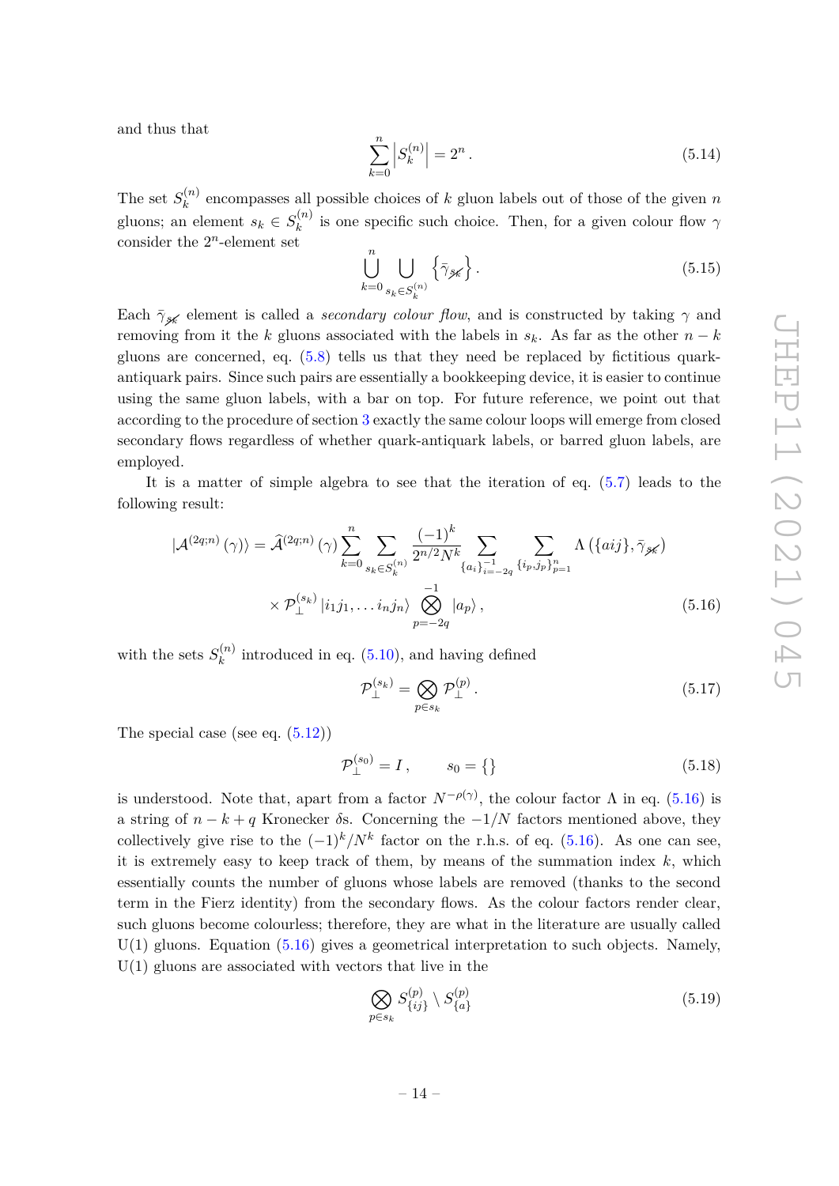and thus that

$$\sum_{k=0}^{n} \left| S_k^{(n)} \right| = 2^n \,. \tag{5.14}$$

The set $S_k^{(n)}$ encompasses all possible choices of $k$ gluon labels out of those of the given $n$ gluons; an element $s_k \in S_k^{(n)}$ is one specific such choice. Then, for a given colour flow $\gamma$ consider the $2^n$-element set

$$\bigcup_{k=0}^{n} \bigcup_{s_k \in S_k^{(n)}} \left\{ \bar{\gamma}_{\not{s}_k} \right\}. \tag{5.15}$$

Each $\bar{\gamma}_{\not{s}_k}$ element is called a *secondary colour flow*, and is constructed by taking $\gamma$ and removing from it the $k$ gluons associated with the labels in $s_k$. As far as the other $n-k$ gluons are concerned, eq. (5.8) tells us that they need be replaced by fictitious quark-antiquark pairs. Since such pairs are essentially a bookkeeping device, it is easier to continue using the same gluon labels, with a bar on top. For future reference, we point out that according to the procedure of section 3 exactly the same colour loops will emerge from closed secondary flows regardless of whether quark-antiquark labels, or barred gluon labels, are employed.

It is a matter of simple algebra to see that the iteration of eq. (5.7) leads to the following result:

$$\begin{aligned} \left|\mathcal{A}^{(2q;n)}(\gamma)\right\rangle = \widehat{\mathcal{A}}^{(2q;n)}(\gamma) \sum_{k=0}^{n} \sum_{s_k \in S_k^{(n)}} \frac{(-1)^k}{2^{n/2} N^k} \sum_{\{a_i\}_{i=-2q}^{-1}} \sum_{\{i_p, j_p\}_{p=1}^{n}} \Lambda\left(\{aij\}, \bar{\gamma}_{\not{s}_k}\right) \\ \times \mathcal{P}_{\perp}^{(s_k)} \left|i_1 j_1, \ldots i_n j_n\right\rangle \bigotimes_{p=-2q}^{-1} \left|a_p\right\rangle, \end{aligned} \tag{5.16}$$

with the sets $S_k^{(n)}$ introduced in eq. (5.10), and having defined

$$\mathcal{P}_{\perp}^{(s_k)} = \bigotimes_{p \in s_k} \mathcal{P}_{\perp}^{(p)} \,. \tag{5.17}$$

The special case (see eq. (5.12))

$$\mathcal{P}_{\perp}^{(s_0)} = I \,, \qquad s_0 = \{\} \tag{5.18}$$

is understood. Note that, apart from a factor $N^{-\rho(\gamma)}$, the colour factor $\Lambda$ in eq. (5.16) is a string of $n-k+q$ Kronecker $\delta$s. Concerning the $-1/N$ factors mentioned above, they collectively give rise to the $(-1)^k/N^k$ factor on the r.h.s. of eq. (5.16). As one can see, it is extremely easy to keep track of them, by means of the summation index $k$, which essentially counts the number of gluons whose labels are removed (thanks to the second term in the Fierz identity) from the secondary flows. As the colour factors render clear, such gluons become colourless; therefore, they are what in the literature are usually called U(1) gluons. Equation (5.16) gives a geometrical interpretation to such objects. Namely, U(1) gluons are associated with vectors that live in the

$$\bigotimes_{p \in s_k} S_{\{ij\}}^{(p)} \setminus S_{\{a\}}^{(p)} \tag{5.19}$$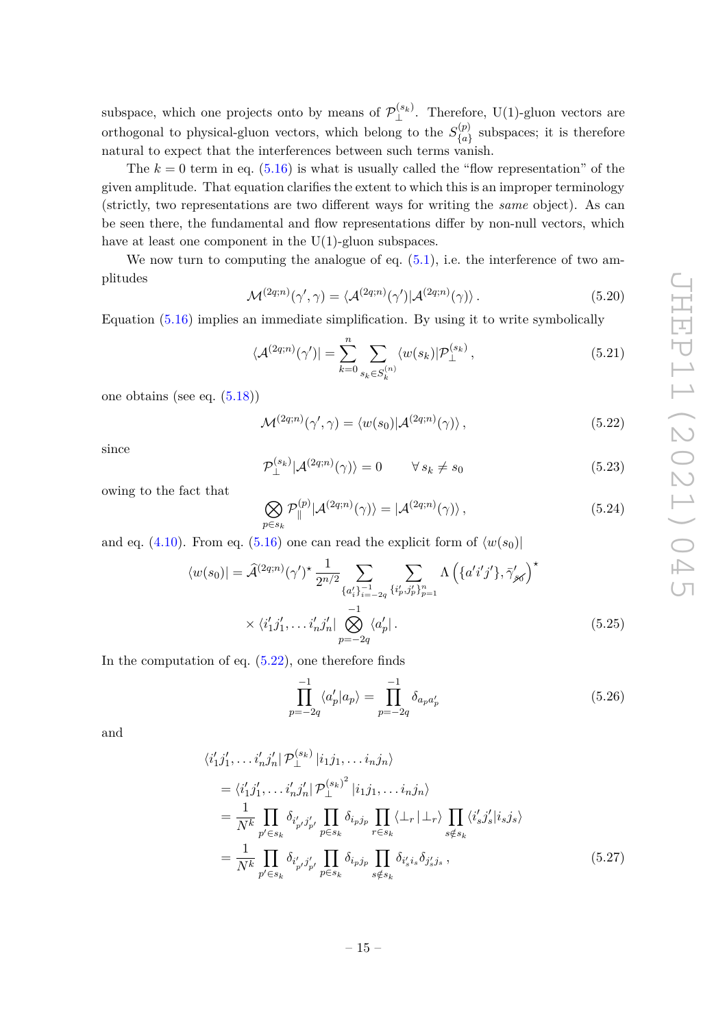subspace, which one projects onto by means of $\mathcal{P}_\perp^{(s_k)}$. Therefore, U(1)-gluon vectors are orthogonal to physical-gluon vectors, which belong to the $S_{\{a\}}^{(p)}$ subspaces; it is therefore natural to expect that the interferences between such terms vanish.

The $k = 0$ term in eq. (5.16) is what is usually called the "flow representation" of the given amplitude. That equation clarifies the extent to which this is an improper terminology (strictly, two representations are two different ways for writing the *same* object). As can be seen there, the fundamental and flow representations differ by non-null vectors, which have at least one component in the U(1)-gluon subspaces.

We now turn to computing the analogue of eq. (5.1), i.e. the interference of two amplitudes

$$\mathcal{M}^{(2q;n)}(\gamma',\gamma) = \langle \mathcal{A}^{(2q;n)}(\gamma') | \mathcal{A}^{(2q;n)}(\gamma) \rangle \,. \tag{5.20}$$

Equation (5.16) implies an immediate simplification. By using it to write symbolically

$$\langle \mathcal{A}^{(2q;n)}(\gamma') | = \sum_{k=0}^{n} \sum_{s_k \in S_k^{(n)}} \langle w(s_k) | \mathcal{P}_\perp^{(s_k)} \,, \tag{5.21}$$

one obtains (see eq. (5.18))

$$\mathcal{M}^{(2q;n)}(\gamma',\gamma) = \langle w(s_0) | \mathcal{A}^{(2q;n)}(\gamma) \rangle \,, \tag{5.22}$$

since

$$\mathcal{P}_\perp^{(s_k)} | \mathcal{A}^{(2q;n)}(\gamma) \rangle = 0 \qquad \forall\, s_k \neq s_0 \tag{5.23}$$

owing to the fact that

$$\bigotimes_{p \in s_k} \mathcal{P}_\parallel^{(p)} | \mathcal{A}^{(2q;n)}(\gamma) \rangle = | \mathcal{A}^{(2q;n)}(\gamma) \rangle \,, \tag{5.24}$$

and eq. (4.10). From eq. (5.16) one can read the explicit form of $\langle w(s_0)|$

$$\begin{aligned}\langle w(s_0)| = \widehat{\mathcal{A}}^{(2q;n)}(\gamma')^\star \frac{1}{2^{n/2}} \sum_{\{a_i'\}_{i=-2q}^{-1}} \sum_{\{i_p',j_p'\}_{p=1}^{n}} \Lambda\left(\{a'i'j'\}, \bar{\gamma}'_{\not{s_0}}\right)^\star \\ \times \langle i_1'j_1', \ldots i_n'j_n'| \bigotimes_{p=-2q}^{-1} \langle a_p'| \,.\end{aligned} \tag{5.25}$$

In the computation of eq. (5.22), one therefore finds

$$\prod_{p=-2q}^{-1} \langle a_p' | a_p \rangle = \prod_{p=-2q}^{-1} \delta_{a_p a_p'} \tag{5.26}$$

and

$$\begin{aligned}&\langle i_1'j_1', \ldots i_n'j_n'| \, \mathcal{P}_\perp^{(s_k)} \, | i_1 j_1, \ldots i_n j_n \rangle \\ &= \langle i_1'j_1', \ldots i_n'j_n'| \, {\mathcal{P}_\perp^{(s_k)}}^2 \, | i_1 j_1, \ldots i_n j_n \rangle \\ &= \frac{1}{N^k} \prod_{p' \in s_k} \delta_{i_{p'}' j_{p'}'} \prod_{p \in s_k} \delta_{i_p j_p} \prod_{r \in s_k} \langle \perp_r | \perp_r \rangle \prod_{s \notin s_k} \langle i_s' j_s' | i_s j_s \rangle \\ &= \frac{1}{N^k} \prod_{p' \in s_k} \delta_{i_{p'}' j_{p'}'} \prod_{p \in s_k} \delta_{i_p j_p} \prod_{s \notin s_k} \delta_{i_s' i_s} \delta_{j_s' j_s} \,,\end{aligned} \tag{5.27}$$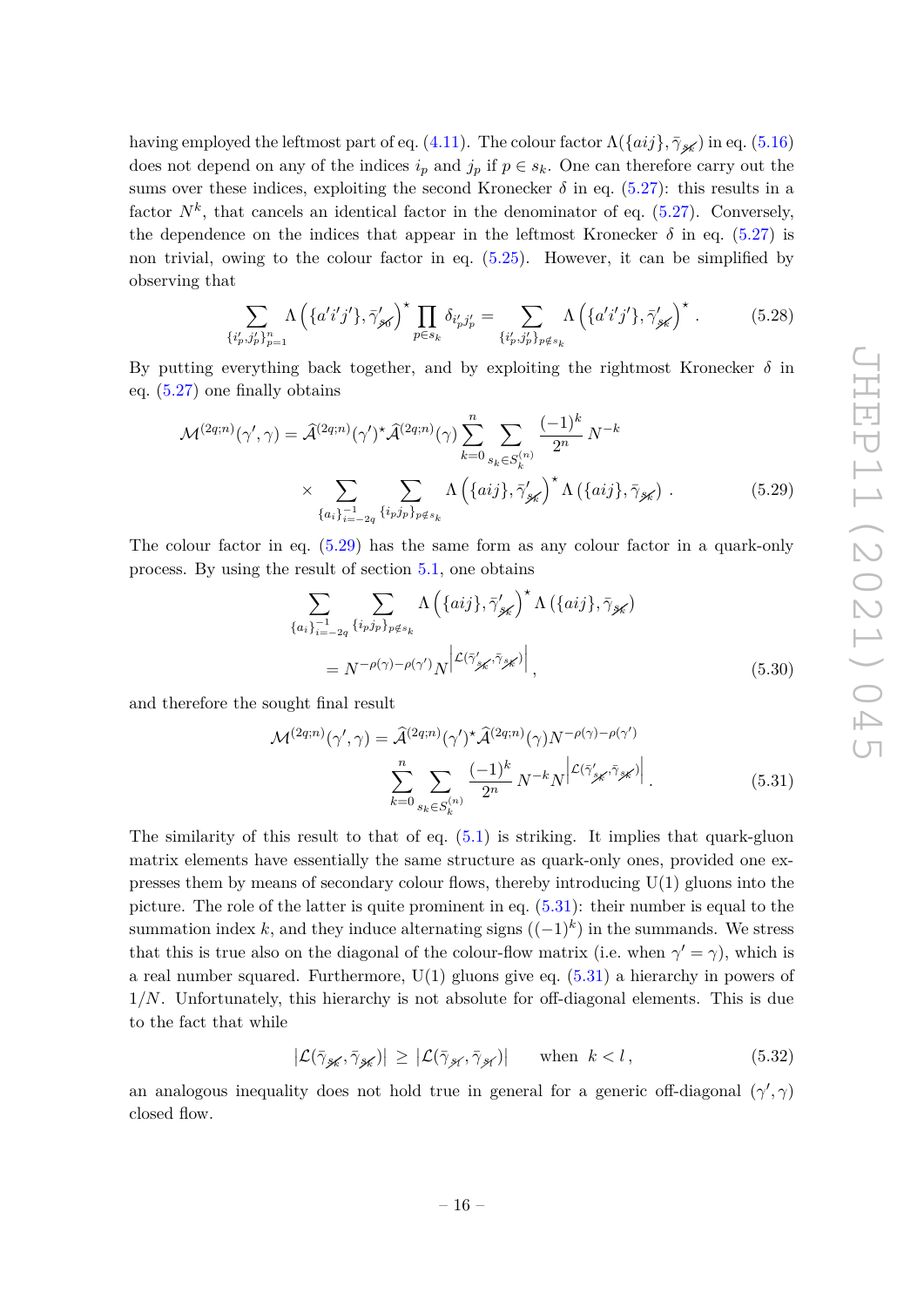having employed the leftmost part of eq. (4.11). The colour factor $\Lambda(\{aij\}, \bar{\gamma}_{\not{s}_k})$ in eq. (5.16) does not depend on any of the indices $i_p$ and $j_p$ if $p \in s_k$. One can therefore carry out the sums over these indices, exploiting the second Kronecker $\delta$ in eq. (5.27): this results in a factor $N^k$, that cancels an identical factor in the denominator of eq. (5.27). Conversely, the dependence on the indices that appear in the leftmost Kronecker $\delta$ in eq. (5.27) is non trivial, owing to the colour factor in eq. (5.25). However, it can be simplified by observing that

$$\sum_{\{i'_p, j'_p\}_{p=1}^n} \Lambda\left(\{a'i'j'\}, \bar{\gamma}'_{\not{s}_0}\right)^\star \prod_{p \in s_k} \delta_{i'_p j'_p} = \sum_{\{i'_p, j'_p\}_{p \notin s_k}} \Lambda\left(\{a'i'j'\}, \bar{\gamma}'_{\not{s}_k}\right)^\star . \tag{5.28}$$

By putting everything back together, and by exploiting the rightmost Kronecker $\delta$ in eq. (5.27) one finally obtains

$$\begin{aligned}\mathcal{M}^{(2q;n)}(\gamma', \gamma) = \widehat{\mathcal{A}}^{(2q;n)}(\gamma')^\star \widehat{\mathcal{A}}^{(2q;n)}(\gamma) \sum_{k=0}^{n} \sum_{s_k \in S_k^{(n)}} \frac{(-1)^k}{2^n} N^{-k} \\ \times \sum_{\{a_i\}_{i=-2q}^{-1}} \sum_{\{i_p j_p\}_{p \notin s_k}} \Lambda\left(\{aij\}, \bar{\gamma}'_{\not{s}_k}\right)^\star \Lambda\left(\{aij\}, \bar{\gamma}_{\not{s}_k}\right) .\end{aligned} \tag{5.29}$$

The colour factor in eq. (5.29) has the same form as any colour factor in a quark-only process. By using the result of section 5.1, one obtains

$$\begin{aligned}\sum_{\{a_i\}_{i=-2q}^{-1}} \sum_{\{i_p j_p\}_{p \notin s_k}} \Lambda\left(\{aij\}, \bar{\gamma}'_{\not{s}_k}\right)^\star \Lambda\left(\{aij\}, \bar{\gamma}_{\not{s}_k}\right) \\ = N^{-\rho(\gamma)-\rho(\gamma')} N^{\left|\mathcal{L}(\bar{\gamma}'_{\not{s}_k}, \bar{\gamma}_{\not{s}_k})\right|} ,\end{aligned} \tag{5.30}$$

and therefore the sought final result

$$\begin{aligned}\mathcal{M}^{(2q;n)}(\gamma', \gamma) = \widehat{\mathcal{A}}^{(2q;n)}(\gamma')^\star \widehat{\mathcal{A}}^{(2q;n)}(\gamma) N^{-\rho(\gamma)-\rho(\gamma')} \\ \sum_{k=0}^{n} \sum_{s_k \in S_k^{(n)}} \frac{(-1)^k}{2^n} N^{-k} N^{\left|\mathcal{L}(\bar{\gamma}'_{\not{s}_k}, \bar{\gamma}_{\not{s}_k})\right|} .\end{aligned} \tag{5.31}$$

The similarity of this result to that of eq. (5.1) is striking. It implies that quark-gluon matrix elements have essentially the same structure as quark-only ones, provided one expresses them by means of secondary colour flows, thereby introducing U(1) gluons into the picture. The role of the latter is quite prominent in eq. (5.31): their number is equal to the summation index $k$, and they induce alternating signs ($(-1)^k$) in the summands. We stress that this is true also on the diagonal of the colour-flow matrix (i.e. when $\gamma' = \gamma$), which is a real number squared. Furthermore, U(1) gluons give eq. (5.31) a hierarchy in powers of $1/N$. Unfortunately, this hierarchy is not absolute for off-diagonal elements. This is due to the fact that while

$$|\mathcal{L}(\bar{\gamma}_{\not{s}_k}, \bar{\gamma}_{\not{s}_k})| \geq |\mathcal{L}(\bar{\gamma}_{\not{s}_l}, \bar{\gamma}_{\not{s}_l})| \qquad \text{when } \; k < l , \tag{5.32}$$

an analogous inequality does not hold true in general for a generic off-diagonal $(\gamma', \gamma)$ closed flow.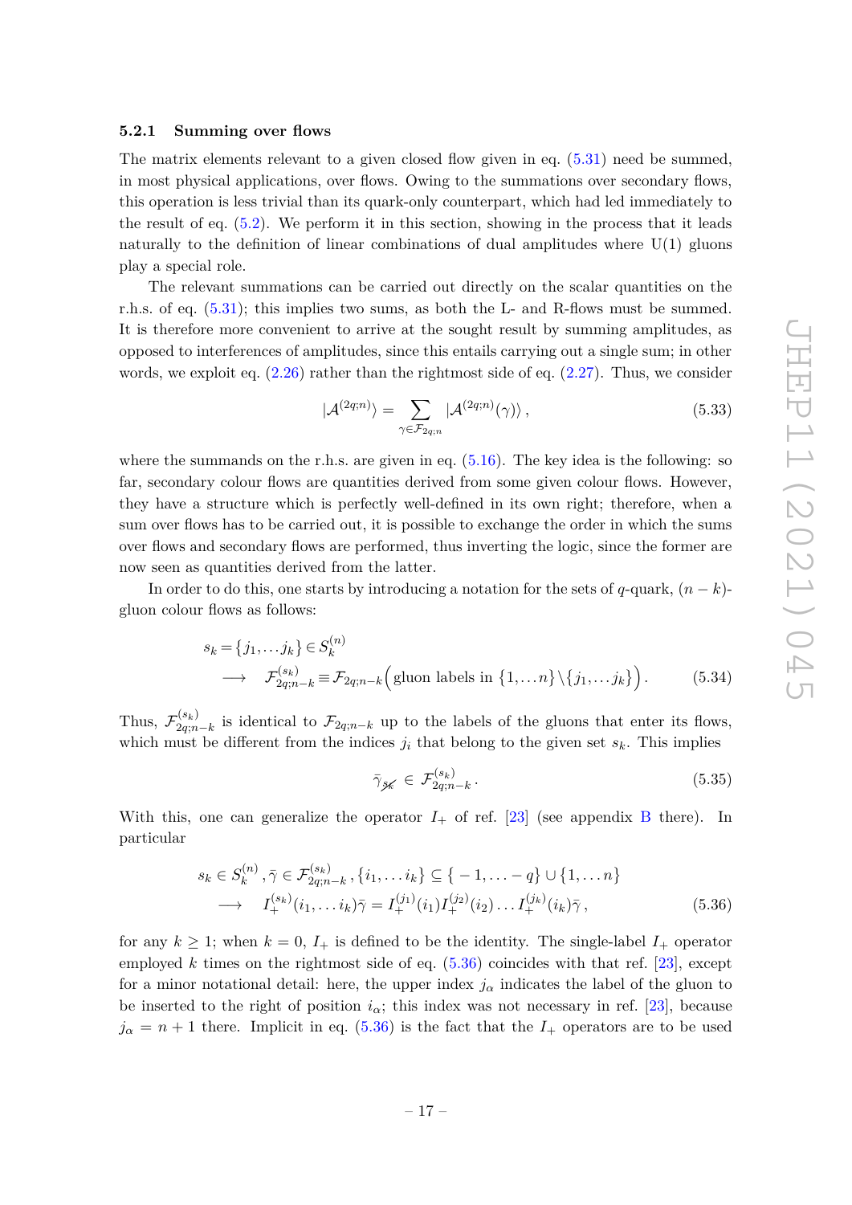#### 5.2.1 Summing over flows

The matrix elements relevant to a given closed flow given in eq. (5.31) need be summed, in most physical applications, over flows. Owing to the summations over secondary flows, this operation is less trivial than its quark-only counterpart, which had led immediately to the result of eq. (5.2). We perform it in this section, showing in the process that it leads naturally to the definition of linear combinations of dual amplitudes where U(1) gluons play a special role.

The relevant summations can be carried out directly on the scalar quantities on the r.h.s. of eq. (5.31); this implies two sums, as both the L- and R-flows must be summed. It is therefore more convenient to arrive at the sought result by summing amplitudes, as opposed to interferences of amplitudes, since this entails carrying out a single sum; in other words, we exploit eq. (2.26) rather than the rightmost side of eq. (2.27). Thus, we consider

$$
|\mathcal{A}^{(2q;n)}\rangle = \sum_{\gamma\in\mathcal{F}_{2q;n}} |\mathcal{A}^{(2q;n)}(\gamma)\rangle\,, \tag{5.33}
$$

where the summands on the r.h.s. are given in eq. (5.16). The key idea is the following: so far, secondary colour flows are quantities derived from some given colour flows. However, they have a structure which is perfectly well-defined in its own right; therefore, when a sum over flows has to be carried out, it is possible to exchange the order in which the sums over flows and secondary flows are performed, thus inverting the logic, since the former are now seen as quantities derived from the latter.

In order to do this, one starts by introducing a notation for the sets of $q$-quark, $(n-k)$-gluon colour flows as follows:

$$
\begin{aligned}
s_k = \{j_1,\ldots j_k\} \in S_k^{(n)}& \\
\longrightarrow\quad \mathcal{F}_{2q;n-k}^{(s_k)} &\equiv \mathcal{F}_{2q;n-k}\Big(\text{gluon labels in } \{1,\ldots n\}\setminus\{j_1,\ldots j_k\}\Big)\,.
\end{aligned} \tag{5.34}
$$

Thus, $\mathcal{F}_{2q;n-k}^{(s_k)}$ is identical to $\mathcal{F}_{2q;n-k}$ up to the labels of the gluons that enter its flows, which must be different from the indices $j_i$ that belong to the given set $s_k$. This implies

$$
\bar\gamma_{\not{s}_k} \in \mathcal{F}_{2q;n-k}^{(s_k)}\,. \tag{5.35}
$$

With this, one can generalize the operator $I_+$ of ref. [23] (see appendix B there). In particular

$$
\begin{aligned}
s_k \in S_k^{(n)}\,,\bar\gamma \in \mathcal{F}_{2q;n-k}^{(s_k)}\,,\{i_1,\ldots i_k\} &\subseteq \{-1,\ldots -q\}\cup\{1,\ldots n\} \\
\longrightarrow\quad I_+^{(s_k)}(i_1,\ldots i_k)\bar\gamma &= I_+^{(j_1)}(i_1)I_+^{(j_2)}(i_2)\ldots I_+^{(j_k)}(i_k)\bar\gamma\,,
\end{aligned} \tag{5.36}
$$

for any $k\ge 1$; when $k=0$, $I_+$ is defined to be the identity. The single-label $I_+$ operator employed $k$ times on the rightmost side of eq. (5.36) coincides with that ref. [23], except for a minor notational detail: here, the upper index $j_\alpha$ indicates the label of the gluon to be inserted to the right of position $i_\alpha$; this index was not necessary in ref. [23], because $j_\alpha = n+1$ there. Implicit in eq. (5.36) is the fact that the $I_+$ operators are to be used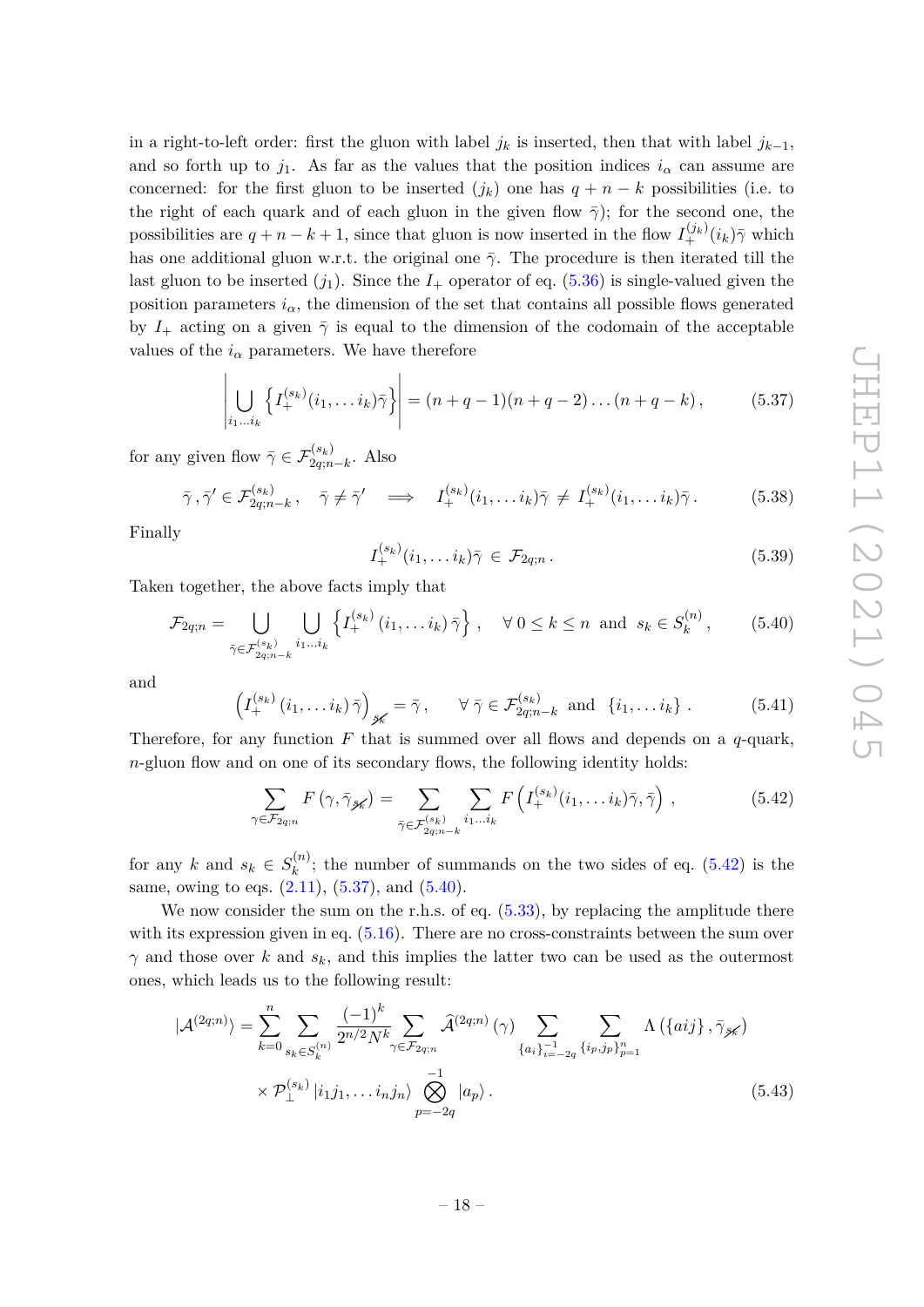in a right-to-left order: first the gluon with label $j_k$ is inserted, then that with label $j_{k-1}$, and so forth up to $j_1$. As far as the values that the position indices $i_\alpha$ can assume are concerned: for the first gluon to be inserted ($j_k$) one has $q+n-k$ possibilities (i.e. to the right of each quark and of each gluon in the given flow $\bar{\gamma}$); for the second one, the possibilities are $q+n-k+1$, since that gluon is now inserted in the flow $I_+^{(j_k)}(i_k)\bar{\gamma}$ which has one additional gluon w.r.t. the original one $\bar{\gamma}$. The procedure is then iterated till the last gluon to be inserted ($j_1$). Since the $I_+$ operator of eq. (5.36) is single-valued given the position parameters $i_\alpha$, the dimension of the set that contains all possible flows generated by $I_+$ acting on a given $\bar{\gamma}$ is equal to the dimension of the codomain of the acceptable values of the $i_\alpha$ parameters. We have therefore

$$\left| \bigcup_{i_1 \ldots i_k} \left\{ I_+^{(s_k)}(i_1, \ldots i_k)\bar{\gamma} \right\} \right| = (n+q-1)(n+q-2)\ldots(n+q-k)\,, \tag{5.37}$$

for any given flow $\bar{\gamma} \in \mathcal{F}^{(s_k)}_{2q;n-k}$. Also

$$\bar{\gamma}\,,\bar{\gamma}' \in \mathcal{F}^{(s_k)}_{2q;n-k}\,, \quad \bar{\gamma} \neq \bar{\gamma}' \quad \Longrightarrow \quad I_+^{(s_k)}(i_1, \ldots i_k)\bar{\gamma} \,\neq\, I_+^{(s_k)}(i_1, \ldots i_k)\bar{\gamma}\,. \tag{5.38}$$

Finally

$$I_+^{(s_k)}(i_1, \ldots i_k)\bar{\gamma} \,\in\, \mathcal{F}_{2q;n}\,. \tag{5.39}$$

Taken together, the above facts imply that

$$\mathcal{F}_{2q;n} = \bigcup_{\bar{\gamma} \in \mathcal{F}^{(s_k)}_{2q;n-k}} \; \bigcup_{i_1 \ldots i_k} \left\{ I_+^{(s_k)}\left(i_1, \ldots i_k\right)\bar{\gamma} \right\}\,, \quad \forall\, 0 \leq k \leq n \text{ and } s_k \in S_k^{(n)}\,, \tag{5.40}$$

and

$$\left(I_+^{(s_k)}\left(i_1, \ldots i_k\right)\bar{\gamma}\right)_{\not{s}_k} = \bar{\gamma}\,, \qquad \forall\, \bar{\gamma} \in \mathcal{F}^{(s_k)}_{2q;n-k} \text{ and } \{i_1, \ldots i_k\}\,. \tag{5.41}$$

Therefore, for any function $F$ that is summed over all flows and depends on a $q$-quark, $n$-gluon flow and on one of its secondary flows, the following identity holds:

$$\sum_{\gamma \in \mathcal{F}_{2q;n}} F\left(\gamma, \bar{\gamma}_{\not{s}_k}\right) = \sum_{\bar{\gamma} \in \mathcal{F}^{(s_k)}_{2q;n-k}} \; \sum_{i_1 \ldots i_k} F\left(I_+^{(s_k)}(i_1, \ldots i_k)\bar{\gamma}, \bar{\gamma}\right)\,, \tag{5.42}$$

for any $k$ and $s_k \in S_k^{(n)}$; the number of summands on the two sides of eq. (5.42) is the same, owing to eqs. (2.11), (5.37), and (5.40).

We now consider the sum on the r.h.s. of eq. (5.33), by replacing the amplitude there with its expression given in eq. (5.16). There are no cross-constraints between the sum over $\gamma$ and those over $k$ and $s_k$, and this implies the latter two can be used as the outermost ones, which leads us to the following result:

$$\begin{aligned}
|\mathcal{A}^{(2q;n)}\rangle = \sum_{k=0}^{n} \sum_{s_k \in S_k^{(n)}} \frac{(-1)^k}{2^{n/2} N^k} \sum_{\gamma \in \mathcal{F}_{2q;n}} \widehat{\mathcal{A}}^{(2q;n)}(\gamma) \sum_{\{a_i\}_{i=-2q}^{-1}} \; \sum_{\{i_p, j_p\}_{p=1}^{n}} \Lambda\left(\{aij\}, \bar{\gamma}_{\not{s}_k}\right) \\
\times\, \mathcal{P}_\perp^{(s_k)}\, |i_1 j_1, \ldots i_n j_n\rangle \bigotimes_{p=-2q}^{-1} |a_p\rangle\,.
\end{aligned} \tag{5.43}$$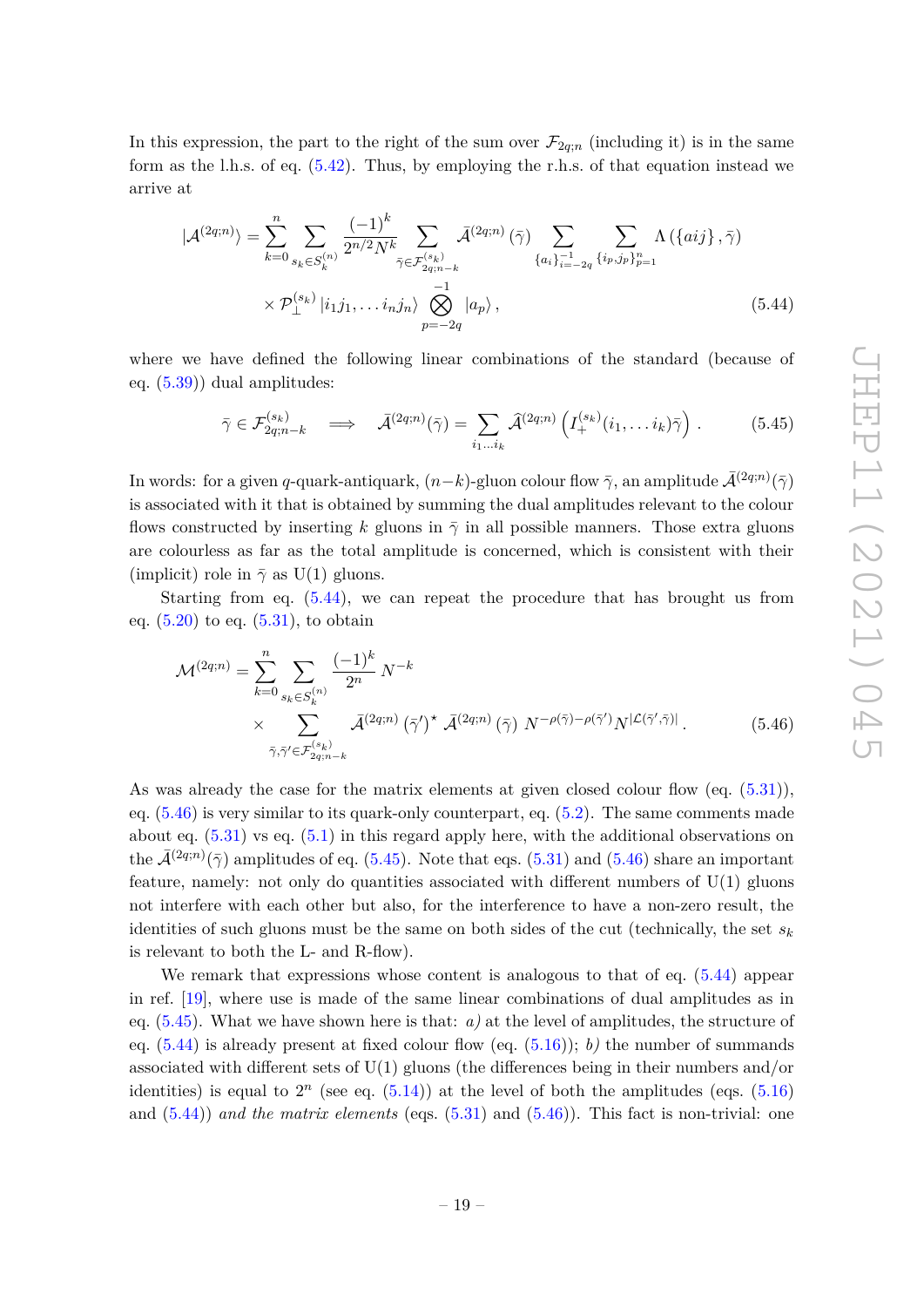In this expression, the part to the right of the sum over $\mathcal{F}_{2q;n}$ (including it) is in the same form as the l.h.s. of eq. (5.42). Thus, by employing the r.h.s. of that equation instead we arrive at

$$
\begin{aligned}
\left|\mathcal{A}^{(2q;n)}\right\rangle = \sum_{k=0}^{n} \sum_{s_k \in S_k^{(n)}} \frac{(-1)^k}{2^{n/2} N^k} \sum_{\bar{\gamma} \in \mathcal{F}_{2q;n-k}^{(s_k)}} \bar{\mathcal{A}}^{(2q;n)}(\bar{\gamma}) \sum_{\{a_i\}_{i=-2q}^{-1}} \sum_{\{i_p, j_p\}_{p=1}^{n}} \Lambda\left(\{aij\}, \bar{\gamma}\right) \\
\times \mathcal{P}_{\perp}^{(s_k)} \left| i_1 j_1, \ldots i_n j_n \right\rangle \bigotimes_{p=-2q}^{-1} \left| a_p \right\rangle , \qquad (5.44)
\end{aligned}
$$

where we have defined the following linear combinations of the standard (because of eq. (5.39)) dual amplitudes:

$$
\bar{\gamma} \in \mathcal{F}_{2q;n-k}^{(s_k)} \quad \Longrightarrow \quad \bar{\mathcal{A}}^{(2q;n)}(\bar{\gamma}) = \sum_{i_1 \ldots i_k} \widehat{\mathcal{A}}^{(2q;n)}\left(I_{+}^{(s_k)}(i_1, \ldots i_k) \bar{\gamma}\right). \qquad (5.45)
$$

In words: for a given $q$-quark-antiquark, $(n-k)$-gluon colour flow $\bar{\gamma}$, an amplitude $\bar{\mathcal{A}}^{(2q;n)}(\bar{\gamma})$ is associated with it that is obtained by summing the dual amplitudes relevant to the colour flows constructed by inserting $k$ gluons in $\bar{\gamma}$ in all possible manners. Those extra gluons are colourless as far as the total amplitude is concerned, which is consistent with their (implicit) role in $\bar{\gamma}$ as U(1) gluons.

Starting from eq. (5.44), we can repeat the procedure that has brought us from eq. (5.20) to eq. (5.31), to obtain

$$
\begin{aligned}
\mathcal{M}^{(2q;n)} = \sum_{k=0}^{n} \sum_{s_k \in S_k^{(n)}} \frac{(-1)^k}{2^n} N^{-k} \\
\times \sum_{\bar{\gamma}, \bar{\gamma}' \in \mathcal{F}_{2q;n-k}^{(s_k)}} \bar{\mathcal{A}}^{(2q;n)}\left(\bar{\gamma}'\right)^{\star} \bar{\mathcal{A}}^{(2q;n)}\left(\bar{\gamma}\right) N^{-\rho(\bar{\gamma})-\rho(\bar{\gamma}')} N^{|\mathcal{L}(\bar{\gamma}', \bar{\gamma})|} . \qquad (5.46)
\end{aligned}
$$

As was already the case for the matrix elements at given closed colour flow (eq. (5.31)), eq. (5.46) is very similar to its quark-only counterpart, eq. (5.2). The same comments made about eq. (5.31) vs eq. (5.1) in this regard apply here, with the additional observations on the $\bar{\mathcal{A}}^{(2q;n)}(\bar{\gamma})$ amplitudes of eq. (5.45). Note that eqs. (5.31) and (5.46) share an important feature, namely: not only do quantities associated with different numbers of U(1) gluons not interfere with each other but also, for the interference to have a non-zero result, the identities of such gluons must be the same on both sides of the cut (technically, the set $s_k$ is relevant to both the L- and R-flow).

We remark that expressions whose content is analogous to that of eq. (5.44) appear in ref. [19], where use is made of the same linear combinations of dual amplitudes as in eq. (5.45). What we have shown here is that: *a)* at the level of amplitudes, the structure of eq. (5.44) is already present at fixed colour flow (eq. (5.16)); *b)* the number of summands associated with different sets of U(1) gluons (the differences being in their numbers and/or identities) is equal to $2^n$ (see eq. (5.14)) at the level of both the amplitudes (eqs. (5.16) and (5.44)) *and the matrix elements* (eqs. (5.31) and (5.46)). This fact is non-trivial: one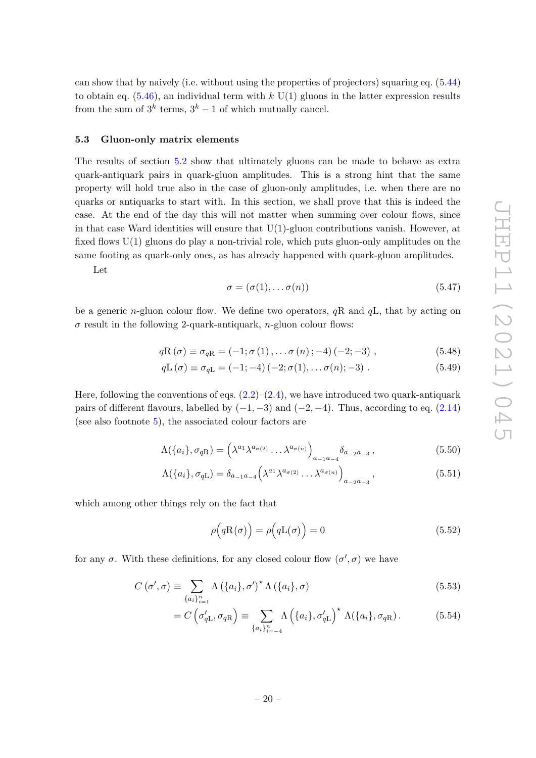can show that by naively (i.e. without using the properties of projectors) squaring eq. (5.44) to obtain eq. (5.46), an individual term with $k$ U(1) gluons in the latter expression results from the sum of $3^k$ terms, $3^k - 1$ of which mutually cancel.

### 5.3 Gluon-only matrix elements

The results of section 5.2 show that ultimately gluons can be made to behave as extra quark-antiquark pairs in quark-gluon amplitudes. This is a strong hint that the same property will hold true also in the case of gluon-only amplitudes, i.e. when there are no quarks or antiquarks to start with. In this section, we shall prove that this is indeed the case. At the end of the day this will not matter when summing over colour flows, since in that case Ward identities will ensure that U(1)-gluon contributions vanish. However, at fixed flows U(1) gluons do play a non-trivial role, which puts gluon-only amplitudes on the same footing as quark-only ones, as has already happened with quark-gluon amplitudes.

Let

$$\sigma = (\sigma(1), \ldots \sigma(n)) \tag{5.47}$$

be a generic $n$-gluon colour flow. We define two operators, $q\mathrm{R}$ and $q\mathrm{L}$, that by acting on $\sigma$ result in the following 2-quark-antiquark, $n$-gluon colour flows:

$$q\mathrm{R}\,(\sigma) \equiv \sigma_{q\mathrm{R}} = (-1; \sigma\,(1)\,, \ldots \sigma\,(n)\,; -4)\,(-2; -3)\;, \tag{5.48}$$

$$q\mathrm{L}\,(\sigma) \equiv \sigma_{q\mathrm{L}} = (-1; -4)\,(-2; \sigma(1), \ldots \sigma(n); -3)\;. \tag{5.49}$$

Here, following the conventions of eqs. (2.2)–(2.4), we have introduced two quark-antiquark pairs of different flavours, labelled by $(-1, -3)$ and $(-2, -4)$. Thus, according to eq. (2.14) (see also footnote 5), the associated colour factors are

$$\Lambda(\{a_i\}, \sigma_{q\mathrm{R}}) = \left(\lambda^{a_1} \lambda^{a_{\sigma(2)}} \ldots \lambda^{a_{\sigma(n)}}\right)_{a_{-1}a_{-4}} \delta_{a_{-2}a_{-3}}\,, \tag{5.50}$$

$$\Lambda(\{a_i\}, \sigma_{q\mathrm{L}}) = \delta_{a_{-1}a_{-4}} \left(\lambda^{a_1} \lambda^{a_{\sigma(2)}} \ldots \lambda^{a_{\sigma(n)}}\right)_{a_{-2}a_{-3}}\,, \tag{5.51}$$

which among other things rely on the fact that

$$\rho\Big(q\mathrm{R}(\sigma)\Big) = \rho\Big(q\mathrm{L}(\sigma)\Big) = 0 \tag{5.52}$$

for any $\sigma$. With these definitions, for any closed colour flow $(\sigma', \sigma)$ we have

$$C\,(\sigma', \sigma) \equiv \sum_{\{a_i\}_{i=1}^n} \Lambda\,(\{a_i\}, \sigma')^\star\, \Lambda\,(\{a_i\}, \sigma) \tag{5.53}$$

$$= C\left(\sigma'_{q\mathrm{L}}, \sigma_{q\mathrm{R}}\right) \equiv \sum_{\{a_i\}_{i=-4}^n} \Lambda\left(\{a_i\}, \sigma'_{q\mathrm{L}}\right)^\star\, \Lambda(\{a_i\}, \sigma_{q\mathrm{R}})\,. \tag{5.54}$$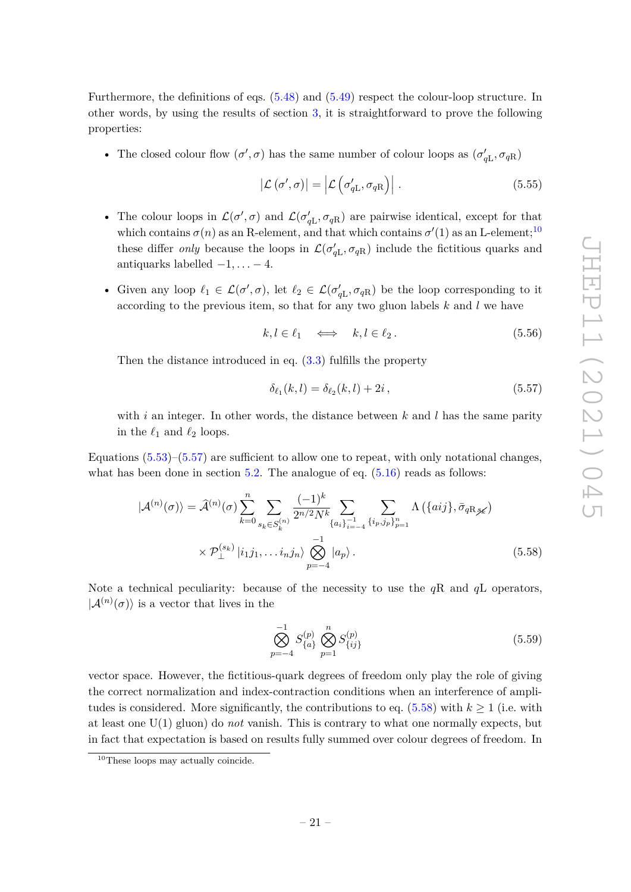Furthermore, the definitions of eqs. (5.48) and (5.49) respect the colour-loop structure. In other words, by using the results of section 3, it is straightforward to prove the following properties:

- The closed colour flow $(\sigma', \sigma)$ has the same number of colour loops as $(\sigma'_{q\mathrm{L}}, \sigma_{q\mathrm{R}})$

$$
|\mathcal{L}\left(\sigma', \sigma\right)| = \left|\mathcal{L}\left(\sigma'_{q\mathrm{L}}, \sigma_{q\mathrm{R}}\right)\right| . \tag{5.55}
$$

- The colour loops in $\mathcal{L}(\sigma', \sigma)$ and $\mathcal{L}(\sigma'_{q\mathrm{L}}, \sigma_{q\mathrm{R}})$ are pairwise identical, except for that which contains $\sigma(n)$ as an R-element, and that which contains $\sigma'(1)$ as an L-element;[10] these differ *only* because the loops in $\mathcal{L}(\sigma'_{q\mathrm{L}}, \sigma_{q\mathrm{R}})$ include the fictitious quarks and antiquarks labelled $-1, \ldots -4$.

- Given any loop $\ell_1 \in \mathcal{L}(\sigma', \sigma)$, let $\ell_2 \in \mathcal{L}(\sigma'_{q\mathrm{L}}, \sigma_{q\mathrm{R}})$ be the loop corresponding to it according to the previous item, so that for any two gluon labels $k$ and $l$ we have

$$
k, l \in \ell_1 \quad \Longleftrightarrow \quad k, l \in \ell_2 . \tag{5.56}
$$

  Then the distance introduced in eq. (3.3) fulfills the property

$$
\delta_{\ell_1}(k, l) = \delta_{\ell_2}(k, l) + 2i , \tag{5.57}
$$

  with $i$ an integer. In other words, the distance between $k$ and $l$ has the same parity in the $\ell_1$ and $\ell_2$ loops.

Equations (5.53)–(5.57) are sufficient to allow one to repeat, with only notational changes, what has been done in section 5.2. The analogue of eq. (5.16) reads as follows:

$$
\begin{aligned}
|\mathcal{A}^{(n)}(\sigma)\rangle = \widehat{\mathcal{A}}^{(n)}(\sigma) \sum_{k=0}^{n} \sum_{s_k \in S_k^{(n)}} \frac{(-1)^k}{2^{n/2} N^k} \sum_{\{a_i\}_{i=-4}^{-1}} \sum_{\{i_p, j_p\}_{p=1}^{n}} \Lambda\left(\{aij\}, \bar{\sigma}_{q\mathrm{R}\not{s_k}}\right) \\
\times \mathcal{P}_{\perp}^{(s_k)} |i_1 j_1, \ldots i_n j_n\rangle \bigotimes_{p=-4}^{-1} |a_p\rangle .
\end{aligned} \tag{5.58}
$$

Note a technical peculiarity: because of the necessity to use the $q$R and $q$L operators, $|\mathcal{A}^{(n)}(\sigma)\rangle$ is a vector that lives in the

$$
\bigotimes_{p=-4}^{-1} S_{\{a\}}^{(p)} \bigotimes_{p=1}^{n} S_{\{ij\}}^{(p)} \tag{5.59}
$$

vector space. However, the fictitious-quark degrees of freedom only play the role of giving the correct normalization and index-contraction conditions when an interference of amplitudes is considered. More significantly, the contributions to eq. (5.58) with $k \geq 1$ (i.e. with at least one U(1) gluon) do *not* vanish. This is contrary to what one normally expects, but in fact that expectation is based on results fully summed over colour degrees of freedom. In

[10] These loops may actually coincide.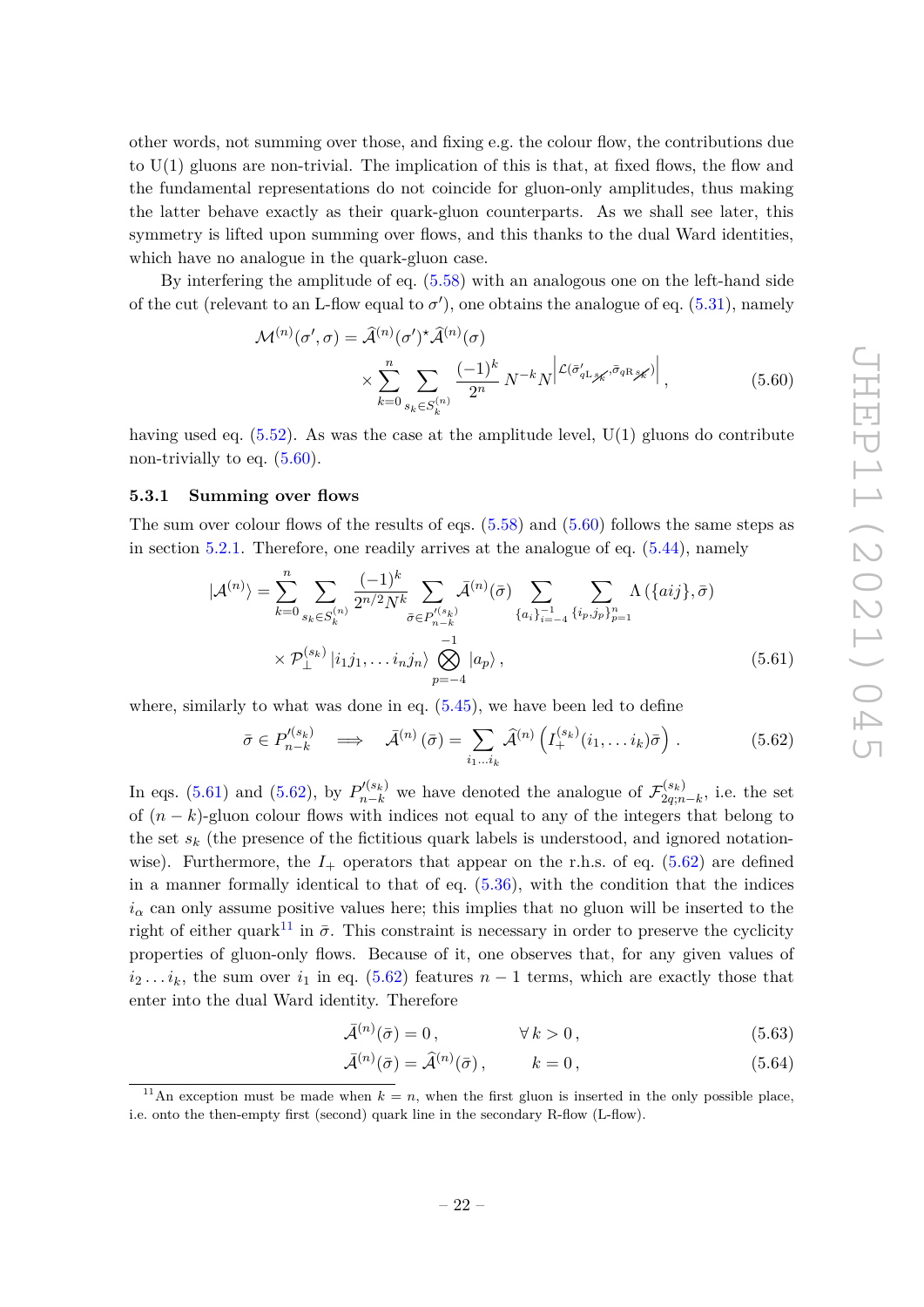other words, not summing over those, and fixing e.g. the colour flow, the contributions due to U(1) gluons are non-trivial. The implication of this is that, at fixed flows, the flow and the fundamental representations do not coincide for gluon-only amplitudes, thus making the latter behave exactly as their quark-gluon counterparts. As we shall see later, this symmetry is lifted upon summing over flows, and this thanks to the dual Ward identities, which have no analogue in the quark-gluon case.

By interfering the amplitude of eq. (5.58) with an analogous one on the left-hand side of the cut (relevant to an L-flow equal to $\sigma'$), one obtains the analogue of eq. (5.31), namely

$$\mathcal{M}^{(n)}(\sigma',\sigma) = \widehat{\mathcal{A}}^{(n)}(\sigma')^\star \widehat{\mathcal{A}}^{(n)}(\sigma) \times \sum_{k=0}^{n} \sum_{s_k \in S_k^{(n)}} \frac{(-1)^k}{2^n} N^{-k} N^{\left|\mathcal{L}(\bar{\sigma}'_{q\mathrm{L}\not{s_k}},\bar{\sigma}_{q\mathrm{R}\not{s_k}})\right|}, \tag{5.60}$$

having used eq. (5.52). As was the case at the amplitude level, U(1) gluons do contribute non-trivially to eq. (5.60).

### 5.3.1 Summing over flows

The sum over colour flows of the results of eqs. (5.58) and (5.60) follows the same steps as in section 5.2.1. Therefore, one readily arrives at the analogue of eq. (5.44), namely

$$\begin{aligned}|\mathcal{A}^{(n)}\rangle = \sum_{k=0}^{n} \sum_{s_k \in S_k^{(n)}} \frac{(-1)^k}{2^{n/2} N^k} \sum_{\bar{\sigma} \in P'^{(s_k)}_{n-k}} \bar{\mathcal{A}}^{(n)}(\bar{\sigma}) \sum_{\{a_i\}_{i=-4}^{-1}} \sum_{\{i_p,j_p\}_{p=1}^{n}} \Lambda\left(\{aij\},\bar{\sigma}\right) \\ \times \mathcal{P}_{\perp}^{(s_k)} \left|i_1 j_1,\ldots i_n j_n\right\rangle \bigotimes_{p=-4}^{-1} \left|a_p\right\rangle,\end{aligned} \tag{5.61}$$

where, similarly to what was done in eq. (5.45), we have been led to define

$$\bar{\sigma} \in P'^{(s_k)}_{n-k} \quad\Longrightarrow\quad \bar{\mathcal{A}}^{(n)}\left(\bar{\sigma}\right) = \sum_{i_1 \ldots i_k} \widehat{\mathcal{A}}^{(n)}\left(I_{+}^{(s_k)}(i_1,\ldots i_k)\bar{\sigma}\right). \tag{5.62}$$

In eqs. (5.61) and (5.62), by $P'^{(s_k)}_{n-k}$ we have denoted the analogue of $\mathcal{F}^{(s_k)}_{2q;n-k}$, i.e. the set of $(n-k)$-gluon colour flows with indices not equal to any of the integers that belong to the set $s_k$ (the presence of the fictitious quark labels is understood, and ignored notation-wise). Furthermore, the $I_+$ operators that appear on the r.h.s. of eq. (5.62) are defined in a manner formally identical to that of eq. (5.36), with the condition that the indices $i_\alpha$ can only assume positive values here; this implies that no gluon will be inserted to the right of either quark[11] in $\bar{\sigma}$. This constraint is necessary in order to preserve the cyclicity properties of gluon-only flows. Because of it, one observes that, for any given values of $i_2 \ldots i_k$, the sum over $i_1$ in eq. (5.62) features $n-1$ terms, which are exactly those that enter into the dual Ward identity. Therefore

$$\bar{\mathcal{A}}^{(n)}(\bar{\sigma}) = 0\,, \qquad \forall\, k > 0\,, \tag{5.63}$$

$$\bar{\mathcal{A}}^{(n)}(\bar{\sigma}) = \widehat{\mathcal{A}}^{(n)}(\bar{\sigma})\,, \qquad k = 0\,, \tag{5.64}$$

[11] An exception must be made when $k = n$, when the first gluon is inserted in the only possible place, i.e. onto the then-empty first (second) quark line in the secondary R-flow (L-flow).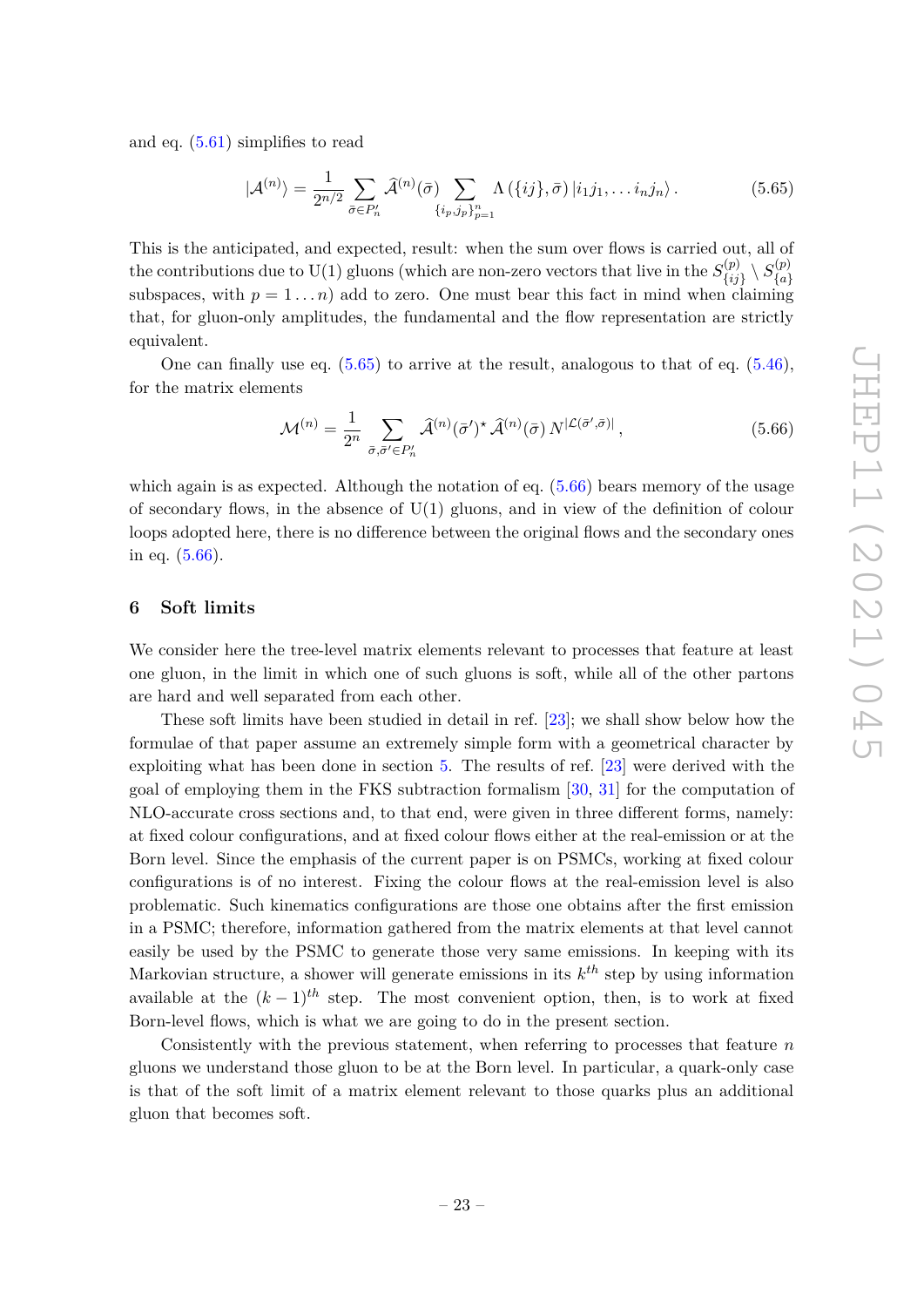and eq. (5.61) simplifies to read

$$
|\mathcal{A}^{(n)}\rangle = \frac{1}{2^{n/2}} \sum_{\bar{\sigma}\in P'_n} \widehat{\mathcal{A}}^{(n)}(\bar{\sigma}) \sum_{\{i_p,j_p\}_{p=1}^{n}} \Lambda\left(\{ij\},\bar{\sigma}\right) |i_1 j_1,\ldots i_n j_n\rangle \,. \tag{5.65}
$$

This is the anticipated, and expected, result: when the sum over flows is carried out, all of the contributions due to U(1) gluons (which are non-zero vectors that live in the $S^{(p)}_{\{ij\}} \setminus S^{(p)}_{\{a\}}$ subspaces, with $p = 1\ldots n$) add to zero. One must bear this fact in mind when claiming that, for gluon-only amplitudes, the fundamental and the flow representation are strictly equivalent.

One can finally use eq. (5.65) to arrive at the result, analogous to that of eq. (5.46), for the matrix elements

$$
\mathcal{M}^{(n)} = \frac{1}{2^n} \sum_{\bar{\sigma},\bar{\sigma}'\in P'_n} \widehat{\mathcal{A}}^{(n)}(\bar{\sigma}')^\star \, \widehat{\mathcal{A}}^{(n)}(\bar{\sigma})\, N^{|\mathcal{L}(\bar{\sigma}',\bar{\sigma})|} \,, \tag{5.66}
$$

which again is as expected. Although the notation of eq. (5.66) bears memory of the usage of secondary flows, in the absence of U(1) gluons, and in view of the definition of colour loops adopted here, there is no difference between the original flows and the secondary ones in eq. (5.66).

## 6 Soft limits

We consider here the tree-level matrix elements relevant to processes that feature at least one gluon, in the limit in which one of such gluons is soft, while all of the other partons are hard and well separated from each other.

These soft limits have been studied in detail in ref. [23]; we shall show below how the formulae of that paper assume an extremely simple form with a geometrical character by exploiting what has been done in section 5. The results of ref. [23] were derived with the goal of employing them in the FKS subtraction formalism [30, 31] for the computation of NLO-accurate cross sections and, to that end, were given in three different forms, namely: at fixed colour configurations, and at fixed colour flows either at the real-emission or at the Born level. Since the emphasis of the current paper is on PSMCs, working at fixed colour configurations is of no interest. Fixing the colour flows at the real-emission level is also problematic. Such kinematics configurations are those one obtains after the first emission in a PSMC; therefore, information gathered from the matrix elements at that level cannot easily be used by the PSMC to generate those very same emissions. In keeping with its Markovian structure, a shower will generate emissions in its $k^{th}$ step by using information available at the $(k-1)^{th}$ step. The most convenient option, then, is to work at fixed Born-level flows, which is what we are going to do in the present section.

Consistently with the previous statement, when referring to processes that feature $n$ gluons we understand those gluon to be at the Born level. In particular, a quark-only case is that of the soft limit of a matrix element relevant to those quarks plus an additional gluon that becomes soft.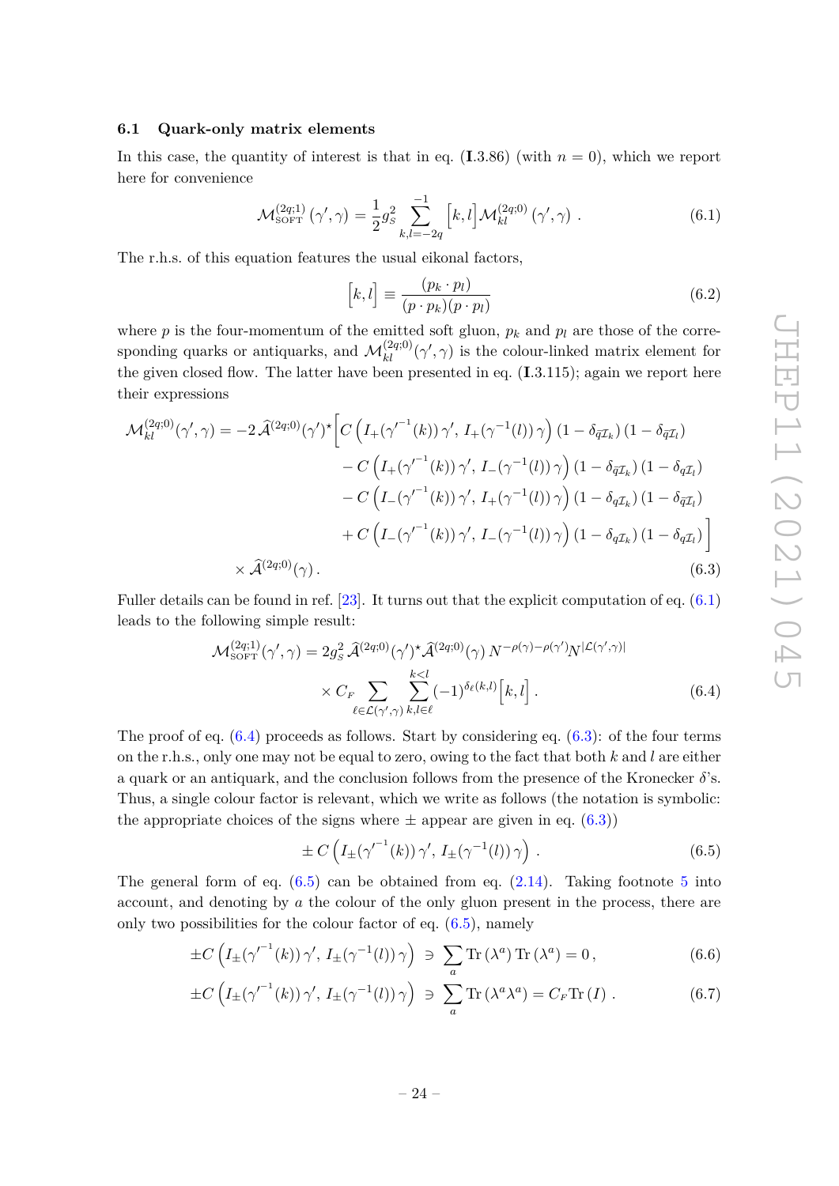### 6.1 Quark-only matrix elements

In this case, the quantity of interest is that in eq. (**I**.3.86) (with $n = 0$), which we report here for convenience

$$\mathcal{M}^{(2q;1)}_{\rm SOFT}(\gamma',\gamma) = \frac{1}{2} g_S^2 \sum_{k,l=-2q}^{-1} \Big[k,l\Big] \mathcal{M}^{(2q;0)}_{kl}(\gamma',\gamma) \,. \tag{6.1}$$

The r.h.s. of this equation features the usual eikonal factors,

$$\Big[k,l\Big] \equiv \frac{(p_k \cdot p_l)}{(p \cdot p_k)(p \cdot p_l)} \tag{6.2}$$

where $p$ is the four-momentum of the emitted soft gluon, $p_k$ and $p_l$ are those of the corresponding quarks or antiquarks, and $\mathcal{M}^{(2q;0)}_{kl}(\gamma',\gamma)$ is the colour-linked matrix element for the given closed flow. The latter have been presented in eq. (**I**.3.115); again we report here their expressions

$$\begin{aligned}
\mathcal{M}^{(2q;0)}_{kl}(\gamma',\gamma) = -2\,\widehat{\mathcal{A}}^{(2q;0)}(\gamma')^\star \Big[ & C\left(I_+(\gamma'^{-1}(k))\,\gamma',\, I_+(\gamma^{-1}(l))\,\gamma\right)(1-\delta_{\bar{q}\mathcal{I}_k})(1-\delta_{\bar{q}\mathcal{I}_l}) \\
& - C\left(I_+(\gamma'^{-1}(k))\,\gamma',\, I_-(\gamma^{-1}(l))\,\gamma\right)(1-\delta_{\bar{q}\mathcal{I}_k})(1-\delta_{q\mathcal{I}_l}) \\
& - C\left(I_-(\gamma'^{-1}(k))\,\gamma',\, I_+(\gamma^{-1}(l))\,\gamma\right)(1-\delta_{q\mathcal{I}_k})(1-\delta_{\bar{q}\mathcal{I}_l}) \\
& + C\left(I_-(\gamma'^{-1}(k))\,\gamma',\, I_-(\gamma^{-1}(l))\,\gamma\right)(1-\delta_{q\mathcal{I}_k})(1-\delta_{q\mathcal{I}_l}) \Big] \\
\times\, \widehat{\mathcal{A}}^{(2q;0)}(\gamma)\,. &
\end{aligned} \tag{6.3}$$

Fuller details can be found in ref. [23]. It turns out that the explicit computation of eq. (6.1) leads to the following simple result:

$$\begin{aligned}
\mathcal{M}^{(2q;1)}_{\rm SOFT}(\gamma',\gamma) = 2g_S^2\, \widehat{\mathcal{A}}^{(2q;0)}(\gamma')^\star \widehat{\mathcal{A}}^{(2q;0)}(\gamma)\, N^{-\rho(\gamma)-\rho(\gamma')} N^{|\mathcal{L}(\gamma',\gamma)|} \\
\times\, C_F \sum_{\ell\in\mathcal{L}(\gamma',\gamma)} \sum_{k,l\in\ell}^{k<l} (-1)^{\delta_\ell(k,l)} \Big[k,l\Big]\,.
\end{aligned} \tag{6.4}$$

The proof of eq. (6.4) proceeds as follows. Start by considering eq. (6.3): of the four terms on the r.h.s., only one may not be equal to zero, owing to the fact that both $k$ and $l$ are either a quark or an antiquark, and the conclusion follows from the presence of the Kronecker $\delta$'s. Thus, a single colour factor is relevant, which we write as follows (the notation is symbolic: the appropriate choices of the signs where $\pm$ appear are given in eq. (6.3))

$$\pm\, C\left(I_\pm(\gamma'^{-1}(k))\,\gamma',\, I_\pm(\gamma^{-1}(l))\,\gamma\right) \,. \tag{6.5}$$

The general form of eq. (6.5) can be obtained from eq. (2.14). Taking footnote 5 into account, and denoting by $a$ the colour of the only gluon present in the process, there are only two possibilities for the colour factor of eq. (6.5), namely

$$\pm C\left(I_\pm(\gamma'^{-1}(k))\,\gamma',\, I_\pm(\gamma^{-1}(l))\,\gamma\right) \ni \sum_a {\rm Tr}\left(\lambda^a\right){\rm Tr}\left(\lambda^a\right) = 0\,, \tag{6.6}$$

$$\pm C\left(I_\pm(\gamma'^{-1}(k))\,\gamma',\, I_\pm(\gamma^{-1}(l))\,\gamma\right) \ni \sum_a {\rm Tr}\left(\lambda^a\lambda^a\right) = C_F\,{\rm Tr}\left(I\right) \,. \tag{6.7}$$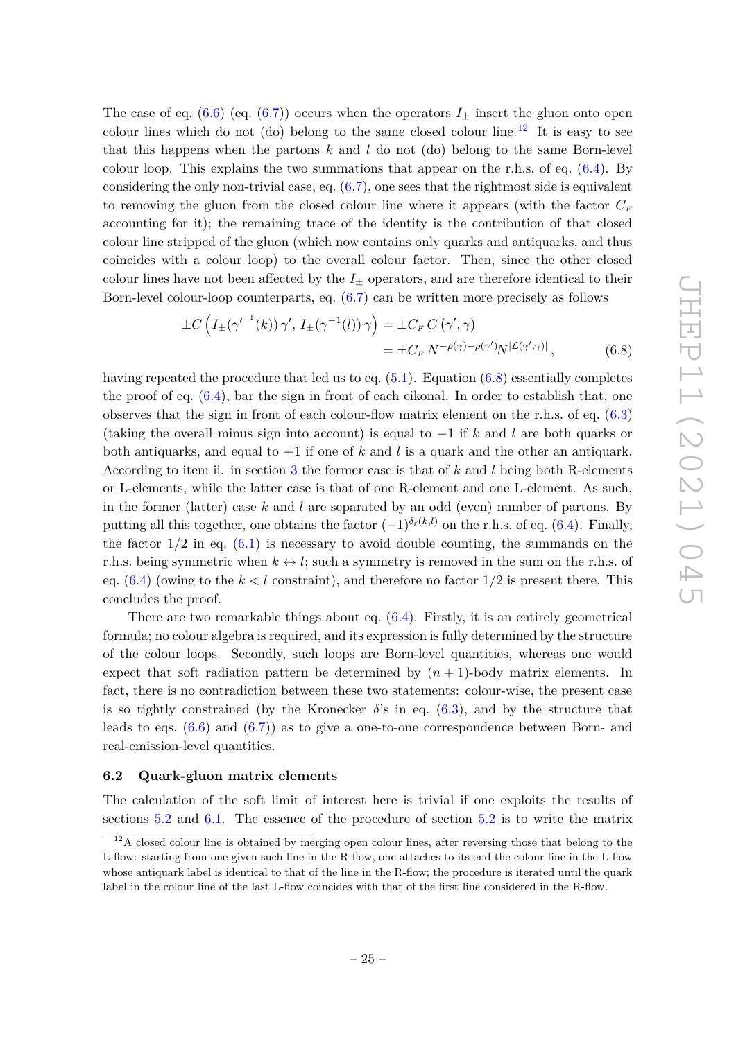The case of eq. (6.6) (eq. (6.7)) occurs when the operators $I_\pm$ insert the gluon onto open colour lines which do not (do) belong to the same closed colour line.[12] It is easy to see that this happens when the partons $k$ and $l$ do not (do) belong to the same Born-level colour loop. This explains the two summations that appear on the r.h.s. of eq. (6.4). By considering the only non-trivial case, eq. (6.7), one sees that the rightmost side is equivalent to removing the gluon from the closed colour line where it appears (with the factor $C_F$ accounting for it); the remaining trace of the identity is the contribution of that closed colour line stripped of the gluon (which now contains only quarks and antiquarks, and thus coincides with a colour loop) to the overall colour factor. Then, since the other closed colour lines have not been affected by the $I_\pm$ operators, and are therefore identical to their Born-level colour-loop counterparts, eq. (6.7) can be written more precisely as follows

$$
\begin{aligned}
\pm C\left(I_\pm({\gamma'}^{-1}(k))\,\gamma',\, I_\pm(\gamma^{-1}(l))\,\gamma\right) &= \pm C_F\, C\left(\gamma',\gamma\right) \\
&= \pm C_F\, N^{-\rho(\gamma)-\rho(\gamma')} N^{|\mathcal{L}(\gamma',\gamma)|}\,,
\end{aligned}
\tag{6.8}
$$

having repeated the procedure that led us to eq. (5.1). Equation (6.8) essentially completes the proof of eq. (6.4), bar the sign in front of each eikonal. In order to establish that, one observes that the sign in front of each colour-flow matrix element on the r.h.s. of eq. (6.3) (taking the overall minus sign into account) is equal to $-1$ if $k$ and $l$ are both quarks or both antiquarks, and equal to $+1$ if one of $k$ and $l$ is a quark and the other an antiquark. According to item ii. in section 3 the former case is that of $k$ and $l$ being both R-elements or L-elements, while the latter case is that of one R-element and one L-element. As such, in the former (latter) case $k$ and $l$ are separated by an odd (even) number of partons. By putting all this together, one obtains the factor $(-1)^{\delta_\ell(k,l)}$ on the r.h.s. of eq. (6.4). Finally, the factor $1/2$ in eq. (6.1) is necessary to avoid double counting, the summands on the r.h.s. being symmetric when $k \leftrightarrow l$; such a symmetry is removed in the sum on the r.h.s. of eq. (6.4) (owing to the $k < l$ constraint), and therefore no factor $1/2$ is present there. This concludes the proof.

There are two remarkable things about eq. (6.4). Firstly, it is an entirely geometrical formula; no colour algebra is required, and its expression is fully determined by the structure of the colour loops. Secondly, such loops are Born-level quantities, whereas one would expect that soft radiation pattern be determined by $(n+1)$-body matrix elements. In fact, there is no contradiction between these two statements: colour-wise, the present case is so tightly constrained (by the Kronecker $\delta$'s in eq. (6.3), and by the structure that leads to eqs. (6.6) and (6.7)) as to give a one-to-one correspondence between Born- and real-emission-level quantities.

### 6.2 Quark-gluon matrix elements

The calculation of the soft limit of interest here is trivial if one exploits the results of sections 5.2 and 6.1. The essence of the procedure of section 5.2 is to write the matrix

[12] A closed colour line is obtained by merging open colour lines, after reversing those that belong to the L-flow: starting from one given such line in the R-flow, one attaches to its end the colour line in the L-flow whose antiquark label is identical to that of the line in the R-flow; the procedure is iterated until the quark label in the colour line of the last L-flow coincides with that of the first line considered in the R-flow.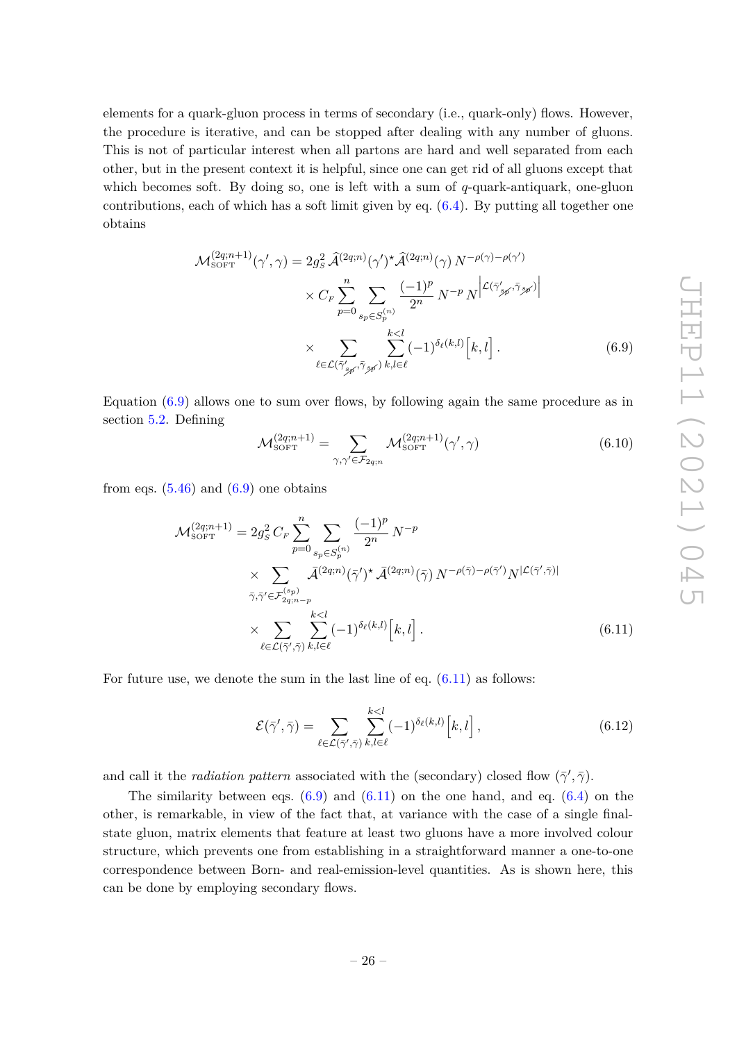elements for a quark-gluon process in terms of secondary (i.e., quark-only) flows. However, the procedure is iterative, and can be stopped after dealing with any number of gluons. This is not of particular interest when all partons are hard and well separated from each other, but in the present context it is helpful, since one can get rid of all gluons except that which becomes soft. By doing so, one is left with a sum of $q$-quark-antiquark, one-gluon contributions, each of which has a soft limit given by eq. (6.4). By putting all together one obtains

$$
\begin{aligned}
\mathcal{M}^{(2q;n+1)}_{\text{SOFT}}(\gamma',\gamma) = 2g_S^2\, \widehat{\mathcal{A}}^{(2q;n)}(\gamma')^\star \widehat{\mathcal{A}}^{(2q;n)}(\gamma)\, N^{-\rho(\gamma)-\rho(\gamma')} \\
\times C_F \sum_{p=0}^{n} \sum_{s_p\in S_p^{(n)}} \frac{(-1)^p}{2^n}\, N^{-p}\, N^{\left|\mathcal{L}(\bar\gamma'_{\not s_p},\bar\gamma_{\not s_p})\right|} \\
\times \sum_{\ell\in\mathcal{L}(\bar\gamma'_{\not s_p},\bar\gamma_{\not s_p})} \sum_{k,l\in\ell}^{k<l} (-1)^{\delta_\ell(k,l)} \Big[k,l\Big]\,.
\end{aligned}
\tag{6.9}
$$

Equation (6.9) allows one to sum over flows, by following again the same procedure as in section 5.2. Defining

$$
\mathcal{M}^{(2q;n+1)}_{\text{SOFT}} = \sum_{\gamma,\gamma'\in\mathcal{F}_{2q;n}} \mathcal{M}^{(2q;n+1)}_{\text{SOFT}}(\gamma',\gamma)
\tag{6.10}
$$

from eqs. (5.46) and (6.9) one obtains

$$
\begin{aligned}
\mathcal{M}^{(2q;n+1)}_{\text{SOFT}} = 2g_S^2\, C_F \sum_{p=0}^{n} \sum_{s_p\in S_p^{(n)}} \frac{(-1)^p}{2^n}\, N^{-p} \\
\times \sum_{\bar\gamma,\bar\gamma'\in\mathcal{F}^{(s_p)}_{2q;n-p}} \bar{\mathcal{A}}^{(2q;n)}(\bar\gamma')^\star\, \bar{\mathcal{A}}^{(2q;n)}(\bar\gamma)\, N^{-\rho(\bar\gamma)-\rho(\bar\gamma')} N^{|\mathcal{L}(\bar\gamma',\bar\gamma)|} \\
\times \sum_{\ell\in\mathcal{L}(\bar\gamma',\bar\gamma)} \sum_{k,l\in\ell}^{k<l} (-1)^{\delta_\ell(k,l)} \Big[k,l\Big]\,.
\end{aligned}
\tag{6.11}
$$

For future use, we denote the sum in the last line of eq. (6.11) as follows:

$$
\mathcal{E}(\bar\gamma',\bar\gamma) = \sum_{\ell\in\mathcal{L}(\bar\gamma',\bar\gamma)} \sum_{k,l\in\ell}^{k<l} (-1)^{\delta_\ell(k,l)} \Big[k,l\Big]\,,
\tag{6.12}
$$

and call it the *radiation pattern* associated with the (secondary) closed flow $(\bar\gamma',\bar\gamma)$.

The similarity between eqs. (6.9) and (6.11) on the one hand, and eq. (6.4) on the other, is remarkable, in view of the fact that, at variance with the case of a single final-state gluon, matrix elements that feature at least two gluons have a more involved colour structure, which prevents one from establishing in a straightforward manner a one-to-one correspondence between Born- and real-emission-level quantities. As is shown here, this can be done by employing secondary flows.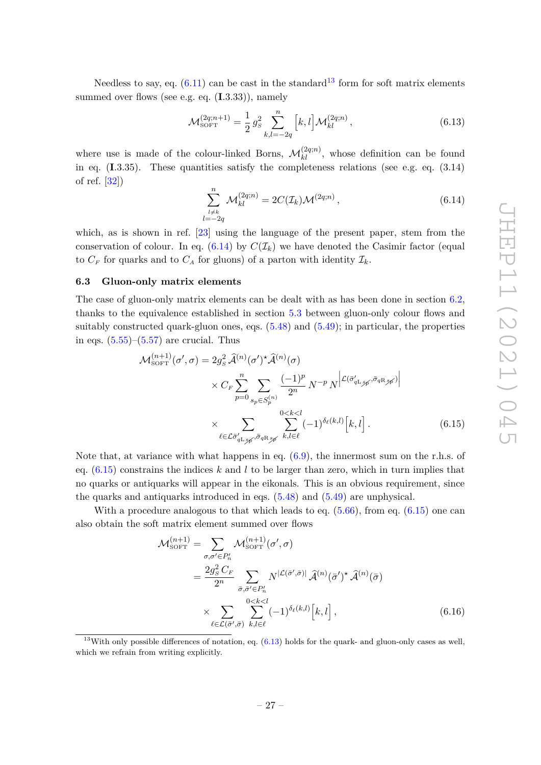Needless to say, eq. (6.11) can be cast in the standard[13] form for soft matrix elements summed over flows (see e.g. eq. (**I**.3.33)), namely

$$\mathcal{M}^{(2q;n+1)}_{\text{SOFT}} = \frac{1}{2}\, g_S^2 \sum_{k,l=-2q}^{n} \Big[k,l\Big] \mathcal{M}^{(2q;n)}_{kl}\,, \tag{6.13}$$

where use is made of the colour-linked Borns, $\mathcal{M}^{(2q;n)}_{kl}$, whose definition can be found in eq. (**I**.3.35). These quantities satisfy the completeness relations (see e.g. eq. (3.14) of ref. [32])

$$\sum_{\substack{l\neq k\\ l=-2q}}^{n} \mathcal{M}^{(2q;n)}_{kl} = 2C(\mathcal{I}_k)\mathcal{M}^{(2q;n)}\,, \tag{6.14}$$

which, as is shown in ref. [23] using the language of the present paper, stem from the conservation of colour. In eq. (6.14) by $C(\mathcal{I}_k)$ we have denoted the Casimir factor (equal to $C_F$ for quarks and to $C_A$ for gluons) of a parton with identity $\mathcal{I}_k$.

### 6.3 Gluon-only matrix elements

The case of gluon-only matrix elements can be dealt with as has been done in section 6.2, thanks to the equivalence established in section 5.3 between gluon-only colour flows and suitably constructed quark-gluon ones, eqs. (5.48) and (5.49); in particular, the properties in eqs. (5.55)–(5.57) are crucial. Thus

$$\begin{aligned}
\mathcal{M}^{(n+1)}_{\text{SOFT}}(\sigma',\sigma) = {}& 2g_S^2\, \widehat{\mathcal{A}}^{(n)}(\sigma')^\star \widehat{\mathcal{A}}^{(n)}(\sigma) \\
& \times C_F \sum_{p=0}^{n} \sum_{s_p\in S_p^{(n)}} \frac{(-1)^p}{2^n}\, N^{-p}\, N^{\left|\mathcal{L}(\bar\sigma'_{\text{qL}\,\not{s_p}},\bar\sigma_{\text{qR}\,\not{s_p}})\right|} \\
& \times \sum_{\ell\in\mathcal{L}\bar\sigma'_{\text{qL}\,\not{s_p}},\bar\sigma_{\text{qR}\,\not{s_p}}} \; \sum_{k,l\in\ell}^{0<k<l} (-1)^{\delta_\ell(k,l)} \Big[k,l\Big]\,.
\end{aligned} \tag{6.15}$$

Note that, at variance with what happens in eq. (6.9), the innermost sum on the r.h.s. of eq. (6.15) constrains the indices $k$ and $l$ to be larger than zero, which in turn implies that no quarks or antiquarks will appear in the eikonals. This is an obvious requirement, since the quarks and antiquarks introduced in eqs. (5.48) and (5.49) are unphysical.

With a procedure analogous to that which leads to eq. (5.66), from eq. (6.15) one can also obtain the soft matrix element summed over flows

$$\begin{aligned}
\mathcal{M}^{(n+1)}_{\text{SOFT}} &= \sum_{\sigma,\sigma'\in P'_n} \mathcal{M}^{(n+1)}_{\text{SOFT}}(\sigma',\sigma) \\
&= \frac{2g_S^2\, C_F}{2^n} \sum_{\bar\sigma,\bar\sigma'\in P'_n} N^{|\mathcal{L}(\bar\sigma',\bar\sigma)|}\, \widehat{\mathcal{A}}^{(n)}(\bar\sigma')^\star\, \widehat{\mathcal{A}}^{(n)}(\bar\sigma) \\
&\quad \times \sum_{\ell\in\mathcal{L}(\bar\sigma',\bar\sigma)} \; \sum_{k,l\in\ell}^{0<k<l} (-1)^{\delta_\ell(k,l)} \Big[k,l\Big]\,,
\end{aligned} \tag{6.16}$$

---

[13] With only possible differences of notation, eq. (6.13) holds for the quark- and gluon-only cases as well, which we refrain from writing explicitly.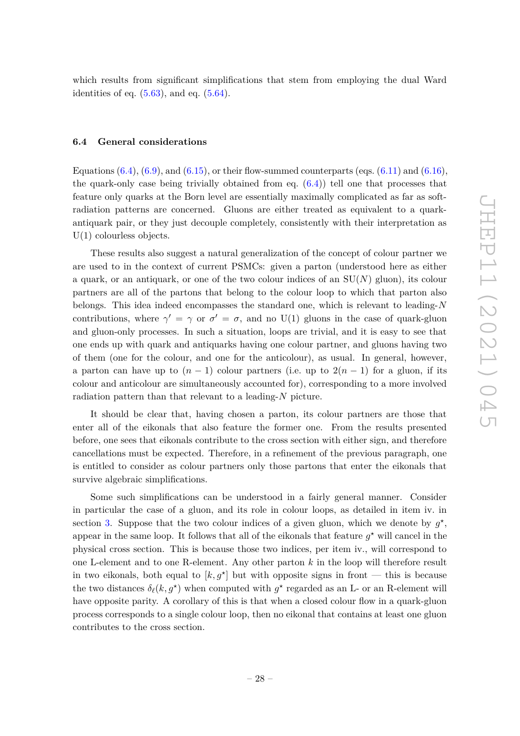which results from significant simplifications that stem from employing the dual Ward identities of eq. (5.63), and eq. (5.64).

### 6.4 General considerations

Equations (6.4), (6.9), and (6.15), or their flow-summed counterparts (eqs. (6.11) and (6.16), the quark-only case being trivially obtained from eq. (6.4)) tell one that processes that feature only quarks at the Born level are essentially maximally complicated as far as soft-radiation patterns are concerned. Gluons are either treated as equivalent to a quark-antiquark pair, or they just decouple completely, consistently with their interpretation as U(1) colourless objects.

These results also suggest a natural generalization of the concept of colour partner we are used to in the context of current PSMCs: given a parton (understood here as either a quark, or an antiquark, or one of the two colour indices of an SU($N$) gluon), its colour partners are all of the partons that belong to the colour loop to which that parton also belongs. This idea indeed encompasses the standard one, which is relevant to leading-$N$ contributions, where $\gamma' = \gamma$ or $\sigma' = \sigma$, and no U(1) gluons in the case of quark-gluon and gluon-only processes. In such a situation, loops are trivial, and it is easy to see that one ends up with quark and antiquarks having one colour partner, and gluons having two of them (one for the colour, and one for the anticolour), as usual. In general, however, a parton can have up to $(n-1)$ colour partners (i.e. up to $2(n-1)$ for a gluon, if its colour and anticolour are simultaneously accounted for), corresponding to a more involved radiation pattern than that relevant to a leading-$N$ picture.

It should be clear that, having chosen a parton, its colour partners are those that enter all of the eikonals that also feature the former one. From the results presented before, one sees that eikonals contribute to the cross section with either sign, and therefore cancellations must be expected. Therefore, in a refinement of the previous paragraph, one is entitled to consider as colour partners only those partons that enter the eikonals that survive algebraic simplifications.

Some such simplifications can be understood in a fairly general manner. Consider in particular the case of a gluon, and its role in colour loops, as detailed in item iv. in section 3. Suppose that the two colour indices of a given gluon, which we denote by $g^\star$, appear in the same loop. It follows that all of the eikonals that feature $g^\star$ will cancel in the physical cross section. This is because those two indices, per item iv., will correspond to one L-element and to one R-element. Any other parton $k$ in the loop will therefore result in two eikonals, both equal to $[k, g^\star]$ but with opposite signs in front — this is because the two distances $\delta_\ell(k, g^\star)$ when computed with $g^\star$ regarded as an L- or an R-element will have opposite parity. A corollary of this is that when a closed colour flow in a quark-gluon process corresponds to a single colour loop, then no eikonal that contains at least one gluon contributes to the cross section.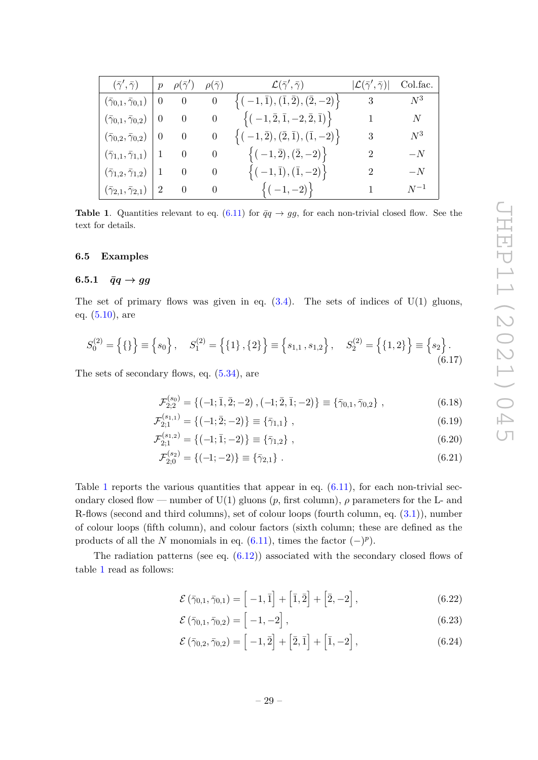| $(\bar{\gamma}', \bar{\gamma})$ | $p$ | $\rho(\bar{\gamma}')$ | $\rho(\bar{\gamma})$ | $\mathcal{L}(\bar{\gamma}', \bar{\gamma})$ | $\lvert\mathcal{L}(\bar{\gamma}', \bar{\gamma})\rvert$ | Col.fac. |
|---|---|---|---|---|---|---|
| $(\bar{\gamma}_{0,1}, \bar{\gamma}_{0,1})$ | 0 | 0 | 0 | $\Big\{\big(-1, \bar{1}\big), \big(\bar{1}, \bar{2}\big), \big(\bar{2}, -2\big)\Big\}$ | 3 | $N^3$ |
| $(\bar{\gamma}_{0,1}, \bar{\gamma}_{0,2})$ | 0 | 0 | 0 | $\Big\{\big(-1, \bar{2}, \bar{1}, -2, \bar{2}, \bar{1}\big)\Big\}$ | 1 | $N$ |
| $(\bar{\gamma}_{0,2}, \bar{\gamma}_{0,2})$ | 0 | 0 | 0 | $\Big\{\big(-1, \bar{2}\big), \big(\bar{2}, \bar{1}\big), \big(\bar{1}, -2\big)\Big\}$ | 3 | $N^3$ |
| $(\bar{\gamma}_{1,1}, \bar{\gamma}_{1,1})$ | 1 | 0 | 0 | $\Big\{\big(-1, \bar{2}\big), \big(\bar{2}, -2\big)\Big\}$ | 2 | $-N$ |
| $(\bar{\gamma}_{1,2}, \bar{\gamma}_{1,2})$ | 1 | 0 | 0 | $\Big\{\big(-1, \bar{1}\big), \big(\bar{1}, -2\big)\Big\}$ | 2 | $-N$ |
| $(\bar{\gamma}_{2,1}, \bar{\gamma}_{2,1})$ | 2 | 0 | 0 | $\Big\{\big(-1, -2\big)\Big\}$ | 1 | $N^{-1}$ |

**Table 1**. Quantities relevant to eq. (6.11) for $\bar{q}q \to gg$, for each non-trivial closed flow. See the text for details.

### 6.5 Examples

#### 6.5.1 $\bar{q}q \to gg$

The set of primary flows was given in eq. (3.4). The sets of indices of U(1) gluons, eq. (5.10), are

$$S_0^{(2)} = \Big\{\{\}\Big\} \equiv \Big\{s_0\Big\}, \quad S_1^{(2)} = \Big\{\{1\}, \{2\}\Big\} \equiv \Big\{s_{1,1}, s_{1,2}\Big\}, \quad S_2^{(2)} = \Big\{\{1, 2\}\Big\} \equiv \Big\{s_2\Big\}. \tag{6.17}$$

The sets of secondary flows, eq. (5.34), are

$$\mathcal{F}_{2;2}^{(s_0)} = \{(-1; \bar{1}, \bar{2}; -2), (-1; \bar{2}, \bar{1}; -2)\} \equiv \{\bar{\gamma}_{0,1}, \bar{\gamma}_{0,2}\}, \tag{6.18}$$

$$\mathcal{F}_{2;1}^{(s_{1,1})} = \{(-1; \bar{2}; -2)\} \equiv \{\bar{\gamma}_{1,1}\}, \tag{6.19}$$

$$\mathcal{F}_{2;1}^{(s_{1,2})} = \{(-1; \bar{1}; -2)\} \equiv \{\bar{\gamma}_{1,2}\}, \tag{6.20}$$

$$\mathcal{F}_{2;0}^{(s_2)} = \{(-1; -2)\} \equiv \{\bar{\gamma}_{2,1}\}. \tag{6.21}$$

Table 1 reports the various quantities that appear in eq. (6.11), for each non-trivial secondary closed flow — number of U(1) gluons ($p$, first column), $\rho$ parameters for the L- and R-flows (second and third columns), set of colour loops (fourth column, eq. (3.1)), number of colour loops (fifth column), and colour factors (sixth column; these are defined as the products of all the $N$ monomials in eq. (6.11), times the factor $(-)^p$).

The radiation patterns (see eq. (6.12)) associated with the secondary closed flows of table 1 read as follows:

$$\mathcal{E}\left(\bar{\gamma}_{0,1}, \bar{\gamma}_{0,1}\right) = \Big[-1, \bar{1}\Big] + \Big[\bar{1}, \bar{2}\Big] + \Big[\bar{2}, -2\Big], \tag{6.22}$$

$$\mathcal{E}\left(\bar{\gamma}_{0,1}, \bar{\gamma}_{0,2}\right) = \Big[-1, -2\Big], \tag{6.23}$$

$$\mathcal{E}\left(\bar{\gamma}_{0,2}, \bar{\gamma}_{0,2}\right) = \Big[-1, \bar{2}\Big] + \Big[\bar{2}, \bar{1}\Big] + \Big[\bar{1}, -2\Big], \tag{6.24}$$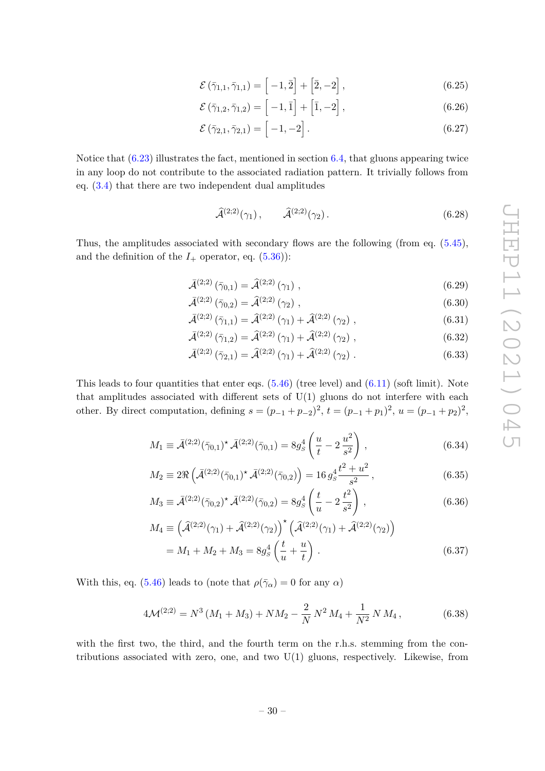$$\mathcal{E}\left(\bar{\gamma}_{1,1}, \bar{\gamma}_{1,1}\right) = \left[-1, \bar{2}\right] + \left[\bar{2}, -2\right], \tag{6.25}$$

$$\mathcal{E}\left(\bar{\gamma}_{1,2}, \bar{\gamma}_{1,2}\right) = \left[-1, \bar{1}\right] + \left[\bar{1}, -2\right], \tag{6.26}$$

$$\mathcal{E}\left(\bar{\gamma}_{2,1}, \bar{\gamma}_{2,1}\right) = \left[-1, -2\right]. \tag{6.27}$$

Notice that (6.23) illustrates the fact, mentioned in section 6.4, that gluons appearing twice in any loop do not contribute to the associated radiation pattern. It trivially follows from eq. (3.4) that there are two independent dual amplitudes

$$\widehat{\mathcal{A}}^{(2;2)}(\gamma_1), \qquad \widehat{\mathcal{A}}^{(2;2)}(\gamma_2). \tag{6.28}$$

Thus, the amplitudes associated with secondary flows are the following (from eq. (5.45), and the definition of the $I_+$ operator, eq. (5.36)):

$$\bar{\mathcal{A}}^{(2;2)}\left(\bar{\gamma}_{0,1}\right) = \widehat{\mathcal{A}}^{(2;2)}\left(\gamma_1\right), \tag{6.29}$$

$$\bar{\mathcal{A}}^{(2;2)}\left(\bar{\gamma}_{0,2}\right) = \widehat{\mathcal{A}}^{(2;2)}\left(\gamma_2\right), \tag{6.30}$$

$$\bar{\mathcal{A}}^{(2;2)}\left(\bar{\gamma}_{1,1}\right) = \widehat{\mathcal{A}}^{(2;2)}\left(\gamma_1\right) + \widehat{\mathcal{A}}^{(2;2)}\left(\gamma_2\right), \tag{6.31}$$

$$\bar{\mathcal{A}}^{(2;2)}\left(\bar{\gamma}_{1,2}\right) = \widehat{\mathcal{A}}^{(2;2)}\left(\gamma_1\right) + \widehat{\mathcal{A}}^{(2;2)}\left(\gamma_2\right), \tag{6.32}$$

$$\bar{\mathcal{A}}^{(2;2)}\left(\bar{\gamma}_{2,1}\right) = \widehat{\mathcal{A}}^{(2;2)}\left(\gamma_1\right) + \widehat{\mathcal{A}}^{(2;2)}\left(\gamma_2\right). \tag{6.33}$$

This leads to four quantities that enter eqs. (5.46) (tree level) and (6.11) (soft limit). Note that amplitudes associated with different sets of U(1) gluons do not interfere with each other. By direct computation, defining $s = (p_{-1}+p_{-2})^2$, $t = (p_{-1}+p_1)^2$, $u = (p_{-1}+p_2)^2$,

$$M_1 \equiv \bar{\mathcal{A}}^{(2;2)}(\bar{\gamma}_{0,1})^\star \, \bar{\mathcal{A}}^{(2;2)}(\bar{\gamma}_{0,1}) = 8 g_S^4 \left(\frac{u}{t} - 2\,\frac{u^2}{s^2}\right), \tag{6.34}$$

$$M_2 \equiv 2\Re\left(\bar{\mathcal{A}}^{(2;2)}(\bar{\gamma}_{0,1})^\star \, \bar{\mathcal{A}}^{(2;2)}(\bar{\gamma}_{0,2})\right) = 16\, g_S^4 \frac{t^2+u^2}{s^2}, \tag{6.35}$$

$$M_3 \equiv \bar{\mathcal{A}}^{(2;2)}(\bar{\gamma}_{0,2})^\star \, \bar{\mathcal{A}}^{(2;2)}(\bar{\gamma}_{0,2}) = 8 g_S^4 \left(\frac{t}{u} - 2\,\frac{t^2}{s^2}\right), \tag{6.36}$$

$$\begin{aligned} M_4 &\equiv \left(\widehat{\mathcal{A}}^{(2;2)}(\gamma_1) + \widehat{\mathcal{A}}^{(2;2)}(\gamma_2)\right)^\star \left(\widehat{\mathcal{A}}^{(2;2)}(\gamma_1) + \widehat{\mathcal{A}}^{(2;2)}(\gamma_2)\right) \\ &= M_1 + M_2 + M_3 = 8 g_S^4 \left(\frac{t}{u} + \frac{u}{t}\right). \end{aligned} \tag{6.37}$$

With this, eq. (5.46) leads to (note that $\rho(\bar{\gamma}_\alpha) = 0$ for any $\alpha$)

$$4\mathcal{M}^{(2;2)} = N^3 \left(M_1 + M_3\right) + N M_2 - \frac{2}{N}\, N^2\, M_4 + \frac{1}{N^2}\, N\, M_4, \tag{6.38}$$

with the first two, the third, and the fourth term on the r.h.s. stemming from the contributions associated with zero, one, and two U(1) gluons, respectively. Likewise, from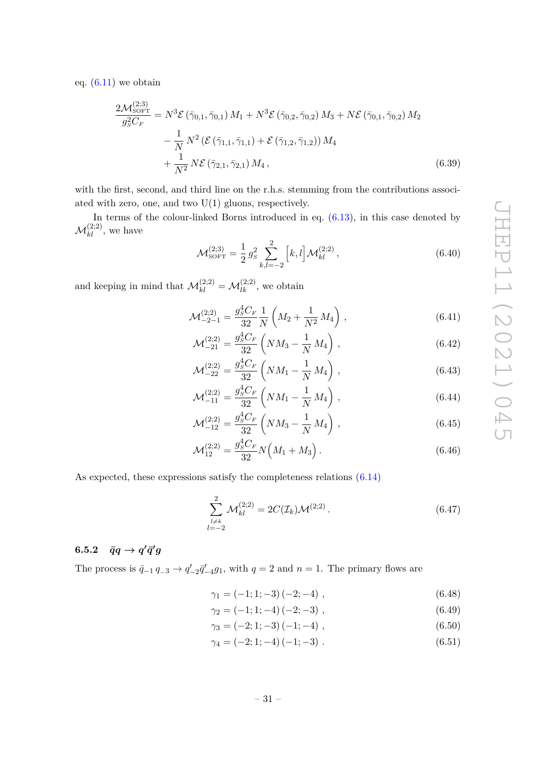eq. (6.11) we obtain

$$\frac{2\mathcal{M}^{(2;3)}_{\rm SOFT}}{g_S^2 C_F} = N^3 \mathcal{E}\left(\bar{\gamma}_{0,1}, \bar{\gamma}_{0,1}\right) M_1 + N^3 \mathcal{E}\left(\bar{\gamma}_{0,2}, \bar{\gamma}_{0,2}\right) M_3 + N \mathcal{E}\left(\bar{\gamma}_{0,1}, \bar{\gamma}_{0,2}\right) M_2$$
$$- \frac{1}{N} N^2 \left(\mathcal{E}\left(\bar{\gamma}_{1,1}, \bar{\gamma}_{1,1}\right) + \mathcal{E}\left(\bar{\gamma}_{1,2}, \bar{\gamma}_{1,2}\right)\right) M_4$$
$$+ \frac{1}{N^2} N \mathcal{E}\left(\bar{\gamma}_{2,1}, \bar{\gamma}_{2,1}\right) M_4 \,, \tag{6.39}$$

with the first, second, and third line on the r.h.s. stemming from the contributions associated with zero, one, and two U(1) gluons, respectively.

In terms of the colour-linked Borns introduced in eq. (6.13), in this case denoted by $\mathcal{M}^{(2;2)}_{kl}$, we have

$$\mathcal{M}^{(2;3)}_{\rm SOFT} = \frac{1}{2}\, g_S^2 \sum_{k,l=-2}^{2} \Big[k,l\Big] \mathcal{M}^{(2;2)}_{kl} \,, \tag{6.40}$$

and keeping in mind that $\mathcal{M}^{(2;2)}_{kl} = \mathcal{M}^{(2;2)}_{lk}$, we obtain

$$\mathcal{M}^{(2;2)}_{-2-1} = \frac{g_S^4 C_F}{32} \frac{1}{N} \left(M_2 + \frac{1}{N^2} M_4\right) , \tag{6.41}$$

$$\mathcal{M}^{(2;2)}_{-21} = \frac{g_S^4 C_F}{32} \left(N M_3 - \frac{1}{N} M_4\right) , \tag{6.42}$$

$$\mathcal{M}^{(2;2)}_{-22} = \frac{g_S^4 C_F}{32} \left(N M_1 - \frac{1}{N} M_4\right) , \tag{6.43}$$

$$\mathcal{M}^{(2;2)}_{-11} = \frac{g_S^4 C_F}{32} \left(N M_1 - \frac{1}{N} M_4\right) , \tag{6.44}$$

$$\mathcal{M}^{(2;2)}_{-12} = \frac{g_S^4 C_F}{32} \left(N M_3 - \frac{1}{N} M_4\right) , \tag{6.45}$$

$$\mathcal{M}^{(2;2)}_{12} = \frac{g_S^4 C_F}{32} N \Big(M_1 + M_3\Big) . \tag{6.46}$$

As expected, these expressions satisfy the completeness relations (6.14)

$$\sum_{\substack{l \neq k \\ l=-2}}^{2} \mathcal{M}^{(2;2)}_{kl} = 2C(\mathcal{I}_k)\mathcal{M}^{(2;2)} . \tag{6.47}$$

### 6.5.2 $\bar{q}q \to q'\bar{q}'g$

The process is $\bar{q}_{-1}\, q_{-3} \to q'_{-2}\bar{q}'_{-4} g_1$, with $q = 2$ and $n = 1$. The primary flows are

$$\gamma_1 = (-1; 1; -3)\,(-2; -4) \,, \tag{6.48}$$

$$\gamma_2 = (-1; 1; -4)\,(-2; -3) \,, \tag{6.49}$$

$$\gamma_3 = (-2; 1; -3)\,(-1; -4) \,, \tag{6.50}$$

$$\gamma_4 = (-2; 1; -4)\,(-1; -3) \,. \tag{6.51}$$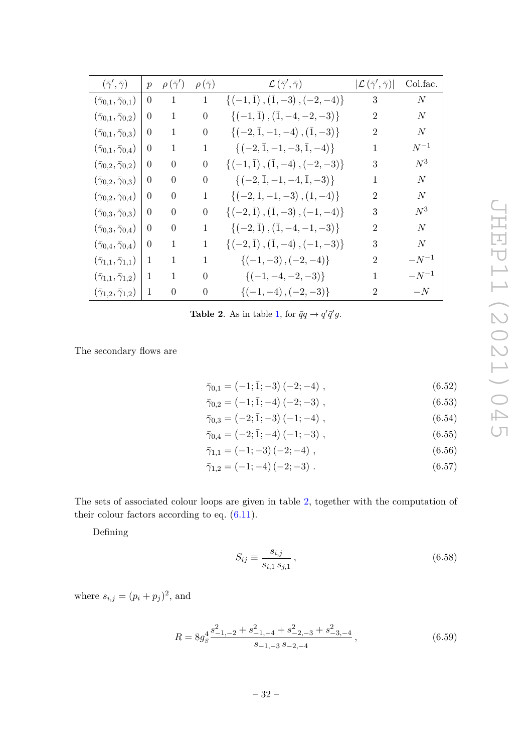| $(\bar{\gamma}', \bar{\gamma})$ | $p$ | $\rho(\bar{\gamma}')$ | $\rho(\bar{\gamma})$ | $\mathcal{L}(\bar{\gamma}', \bar{\gamma})$ | $\lvert\mathcal{L}(\bar{\gamma}', \bar{\gamma})\rvert$ | Col.fac. |
|---|---|---|---|---|---|---|
| $(\bar{\gamma}_{0,1}, \bar{\gamma}_{0,1})$ | 0 | 1 | 1 | $\{(-1, \bar{1}), (\bar{1}, -3), (-2, -4)\}$ | 3 | $N$ |
| $(\bar{\gamma}_{0,1}, \bar{\gamma}_{0,2})$ | 0 | 1 | 0 | $\{(-1, \bar{1}), (\bar{1}, -4, -2, -3)\}$ | 2 | $N$ |
| $(\bar{\gamma}_{0,1}, \bar{\gamma}_{0,3})$ | 0 | 1 | 0 | $\{(-2, \bar{1}, -1, -4), (\bar{1}, -3)\}$ | 2 | $N$ |
| $(\bar{\gamma}_{0,1}, \bar{\gamma}_{0,4})$ | 0 | 1 | 1 | $\{(-2, \bar{1}, -1, -3, \bar{1}, -4)\}$ | 1 | $N^{-1}$ |
| $(\bar{\gamma}_{0,2}, \bar{\gamma}_{0,2})$ | 0 | 0 | 0 | $\{(-1, \bar{1}), (\bar{1}, -4), (-2, -3)\}$ | 3 | $N^3$ |
| $(\bar{\gamma}_{0,2}, \bar{\gamma}_{0,3})$ | 0 | 0 | 0 | $\{(-2, \bar{1}, -1, -4, \bar{1}, -3)\}$ | 1 | $N$ |
| $(\bar{\gamma}_{0,2}, \bar{\gamma}_{0,4})$ | 0 | 0 | 1 | $\{(-2, \bar{1}, -1, -3), (\bar{1}, -4)\}$ | 2 | $N$ |
| $(\bar{\gamma}_{0,3}, \bar{\gamma}_{0,3})$ | 0 | 0 | 0 | $\{(-2, \bar{1}), (\bar{1}, -3), (-1, -4)\}$ | 3 | $N^3$ |
| $(\bar{\gamma}_{0,3}, \bar{\gamma}_{0,4})$ | 0 | 0 | 1 | $\{(-2, \bar{1}), (\bar{1}, -4, -1, -3)\}$ | 2 | $N$ |
| $(\bar{\gamma}_{0,4}, \bar{\gamma}_{0,4})$ | 0 | 1 | 1 | $\{(-2, \bar{1}), (\bar{1}, -4), (-1, -3)\}$ | 3 | $N$ |
| $(\bar{\gamma}_{1,1}, \bar{\gamma}_{1,1})$ | 1 | 1 | 1 | $\{(-1, -3), (-2, -4)\}$ | 2 | $-N^{-1}$ |
| $(\bar{\gamma}_{1,1}, \bar{\gamma}_{1,2})$ | 1 | 1 | 0 | $\{(-1, -4, -2, -3)\}$ | 1 | $-N^{-1}$ |
| $(\bar{\gamma}_{1,2}, \bar{\gamma}_{1,2})$ | 1 | 0 | 0 | $\{(-1, -4), (-2, -3)\}$ | 2 | $-N$ |

**Table 2**. As in table 1, for $\bar{q}q \to q'\bar{q}'g$.

The secondary flows are

$$\bar{\gamma}_{0,1} = (-1; \bar{1}; -3)\,(-2; -4)\;, \tag{6.52}$$

$$\bar{\gamma}_{0,2} = (-1; \bar{1}; -4)\,(-2; -3)\;, \tag{6.53}$$

$$\bar{\gamma}_{0,3} = (-2; \bar{1}; -3)\,(-1; -4)\;, \tag{6.54}$$

$$\bar{\gamma}_{0,4} = (-2; \bar{1}; -4)\,(-1; -3)\;, \tag{6.55}$$

$$\bar{\gamma}_{1,1} = (-1; -3)\,(-2; -4)\;, \tag{6.56}$$

$$\bar{\gamma}_{1,2} = (-1; -4)\,(-2; -3)\;. \tag{6.57}$$

The sets of associated colour loops are given in table 2, together with the computation of their colour factors according to eq. (6.11).

Defining

$$S_{ij} \equiv \frac{s_{i,j}}{s_{i,1}\, s_{j,1}}\,, \tag{6.58}$$

where $s_{i,j} = (p_i + p_j)^2$, and

$$R = 8g_S^4 \frac{s_{-1,-2}^2 + s_{-1,-4}^2 + s_{-2,-3}^2 + s_{-3,-4}^2}{s_{-1,-3}\, s_{-2,-4}}\,, \tag{6.59}$$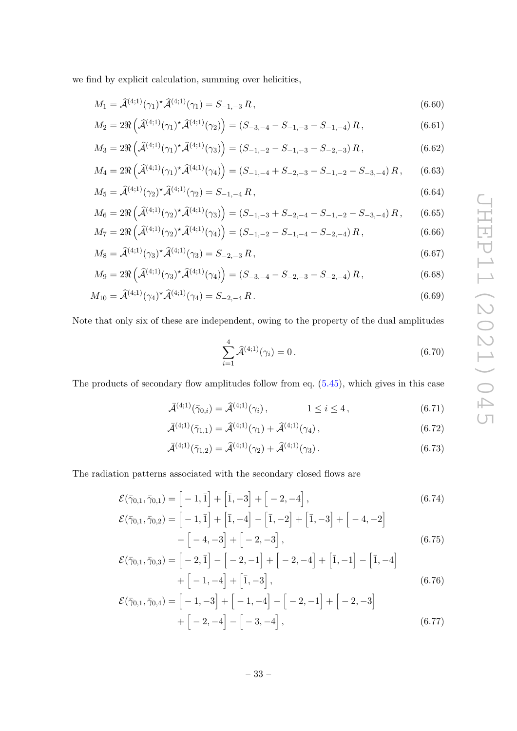we find by explicit calculation, summing over helicities,

$$M_1 = \widehat{\mathcal{A}}^{(4;1)}(\gamma_1)^\star \widehat{\mathcal{A}}^{(4;1)}(\gamma_1) = S_{-1,-3}\, R\,, \tag{6.60}$$

$$M_2 = 2\Re\left(\widehat{\mathcal{A}}^{(4;1)}(\gamma_1)^\star \widehat{\mathcal{A}}^{(4;1)}(\gamma_2)\right) = (S_{-3,-4} - S_{-1,-3} - S_{-1,-4})\, R\,, \tag{6.61}$$

$$M_3 = 2\Re\left(\widehat{\mathcal{A}}^{(4;1)}(\gamma_1)^\star \widehat{\mathcal{A}}^{(4;1)}(\gamma_3)\right) = (S_{-1,-2} - S_{-1,-3} - S_{-2,-3})\, R\,, \tag{6.62}$$

$$M_4 = 2\Re\left(\widehat{\mathcal{A}}^{(4;1)}(\gamma_1)^\star \widehat{\mathcal{A}}^{(4;1)}(\gamma_4)\right) = (S_{-1,-4} + S_{-2,-3} - S_{-1,-2} - S_{-3,-4})\, R\,, \tag{6.63}$$

$$M_5 = \widehat{\mathcal{A}}^{(4;1)}(\gamma_2)^\star \widehat{\mathcal{A}}^{(4;1)}(\gamma_2) = S_{-1,-4}\, R\,, \tag{6.64}$$

$$M_6 = 2\Re\left(\widehat{\mathcal{A}}^{(4;1)}(\gamma_2)^\star \widehat{\mathcal{A}}^{(4;1)}(\gamma_3)\right) = (S_{-1,-3} + S_{-2,-4} - S_{-1,-2} - S_{-3,-4})\, R\,, \tag{6.65}$$

$$M_7 = 2\Re\left(\widehat{\mathcal{A}}^{(4;1)}(\gamma_2)^\star \widehat{\mathcal{A}}^{(4;1)}(\gamma_4)\right) = (S_{-1,-2} - S_{-1,-4} - S_{-2,-4})\, R\,, \tag{6.66}$$

$$M_8 = \widehat{\mathcal{A}}^{(4;1)}(\gamma_3)^\star \widehat{\mathcal{A}}^{(4;1)}(\gamma_3) = S_{-2,-3}\, R\,, \tag{6.67}$$

$$M_9 = 2\Re\left(\widehat{\mathcal{A}}^{(4;1)}(\gamma_3)^\star \widehat{\mathcal{A}}^{(4;1)}(\gamma_4)\right) = (S_{-3,-4} - S_{-2,-3} - S_{-2,-4})\, R\,, \tag{6.68}$$

$$M_{10} = \widehat{\mathcal{A}}^{(4;1)}(\gamma_4)^\star \widehat{\mathcal{A}}^{(4;1)}(\gamma_4) = S_{-2,-4}\, R\,. \tag{6.69}$$

Note that only six of these are independent, owing to the property of the dual amplitudes

$$\sum_{i=1}^{4} \widehat{\mathcal{A}}^{(4;1)}(\gamma_i) = 0\,. \tag{6.70}$$

The products of secondary flow amplitudes follow from eq. (5.45), which gives in this case

$$\bar{\mathcal{A}}^{(4;1)}(\bar{\gamma}_{0,i}) = \widehat{\mathcal{A}}^{(4;1)}(\gamma_i)\,, \qquad\qquad 1 \leq i \leq 4\,, \tag{6.71}$$

$$\bar{\mathcal{A}}^{(4;1)}(\bar{\gamma}_{1,1}) = \widehat{\mathcal{A}}^{(4;1)}(\gamma_1) + \widehat{\mathcal{A}}^{(4;1)}(\gamma_4)\,, \tag{6.72}$$

$$\bar{\mathcal{A}}^{(4;1)}(\bar{\gamma}_{1,2}) = \widehat{\mathcal{A}}^{(4;1)}(\gamma_2) + \widehat{\mathcal{A}}^{(4;1)}(\gamma_3)\,. \tag{6.73}$$

The radiation patterns associated with the secondary closed flows are

$$\mathcal{E}(\bar{\gamma}_{0,1}, \bar{\gamma}_{0,1}) = \Big[-1, \bar{1}\Big] + \Big[\bar{1}, -3\Big] + \Big[-2, -4\Big]\,, \tag{6.74}$$

$$\begin{aligned}\mathcal{E}(\bar{\gamma}_{0,1}, \bar{\gamma}_{0,2}) = {} & \Big[-1, \bar{1}\Big] + \Big[\bar{1}, -4\Big] - \Big[\bar{1}, -2\Big] + \Big[\bar{1}, -3\Big] + \Big[-4, -2\Big] \\ & - \Big[-4, -3\Big] + \Big[-2, -3\Big]\,,\end{aligned} \tag{6.75}$$

$$\begin{aligned}\mathcal{E}(\bar{\gamma}_{0,1}, \bar{\gamma}_{0,3}) = {} & \Big[-2, \bar{1}\Big] - \Big[-2, -1\Big] + \Big[-2, -4\Big] + \Big[\bar{1}, -1\Big] - \Big[\bar{1}, -4\Big] \\ & + \Big[-1, -4\Big] + \Big[\bar{1}, -3\Big]\,,\end{aligned} \tag{6.76}$$

$$\begin{aligned}\mathcal{E}(\bar{\gamma}_{0,1}, \bar{\gamma}_{0,4}) = {} & \Big[-1, -3\Big] + \Big[-1, -4\Big] - \Big[-2, -1\Big] + \Big[-2, -3\Big] \\ & + \Big[-2, -4\Big] - \Big[-3, -4\Big]\,,\end{aligned} \tag{6.77}$$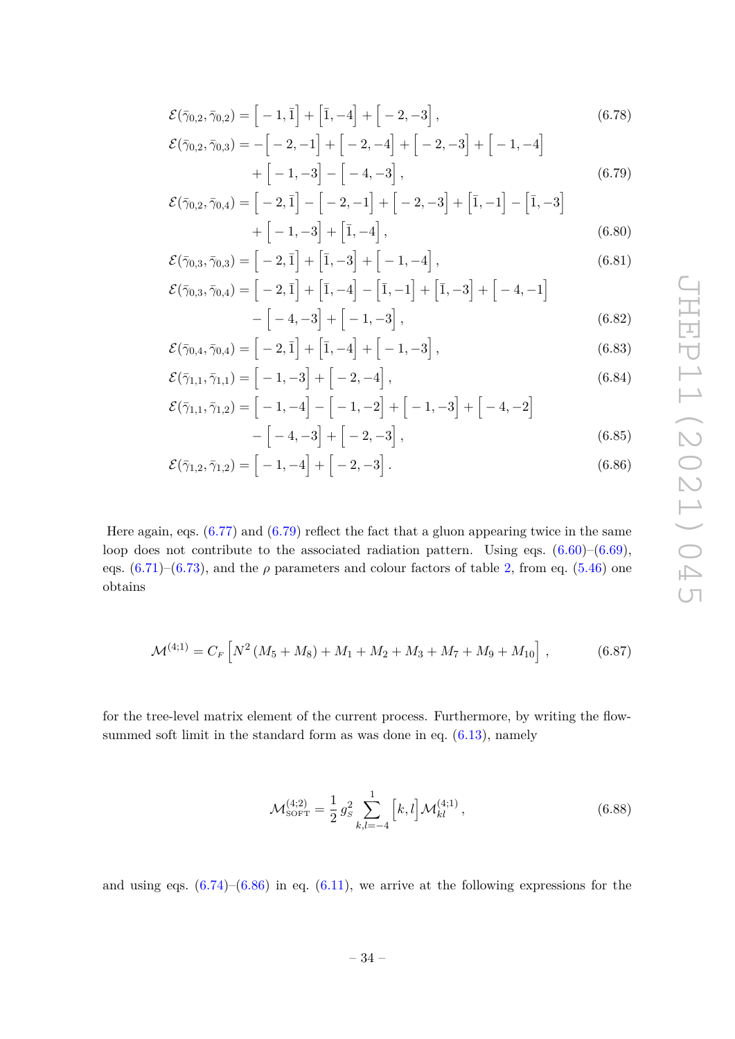$$\mathcal{E}(\bar{\gamma}_{0,2}, \bar{\gamma}_{0,2}) = \Big[-1, \bar{1}\Big] + \Big[\bar{1}, -4\Big] + \Big[-2, -3\Big] \,, \tag{6.78}$$

$$\begin{aligned}\mathcal{E}(\bar{\gamma}_{0,2}, \bar{\gamma}_{0,3}) = &-\Big[-2, -1\Big] + \Big[-2, -4\Big] + \Big[-2, -3\Big] + \Big[-1, -4\Big] \\ &+ \Big[-1, -3\Big] - \Big[-4, -3\Big] \,,\end{aligned} \tag{6.79}$$

$$\begin{aligned}\mathcal{E}(\bar{\gamma}_{0,2}, \bar{\gamma}_{0,4}) = &\Big[-2, \bar{1}\Big] - \Big[-2, -1\Big] + \Big[-2, -3\Big] + \Big[\bar{1}, -1\Big] - \Big[\bar{1}, -3\Big] \\ &+ \Big[-1, -3\Big] + \Big[\bar{1}, -4\Big] \,,\end{aligned} \tag{6.80}$$

$$\mathcal{E}(\bar{\gamma}_{0,3}, \bar{\gamma}_{0,3}) = \Big[-2, \bar{1}\Big] + \Big[\bar{1}, -3\Big] + \Big[-1, -4\Big] \,, \tag{6.81}$$

$$\begin{aligned}\mathcal{E}(\bar{\gamma}_{0,3}, \bar{\gamma}_{0,4}) = &\Big[-2, \bar{1}\Big] + \Big[\bar{1}, -4\Big] - \Big[\bar{1}, -1\Big] + \Big[\bar{1}, -3\Big] + \Big[-4, -1\Big] \\ &- \Big[-4, -3\Big] + \Big[-1, -3\Big] \,,\end{aligned} \tag{6.82}$$

$$\mathcal{E}(\bar{\gamma}_{0,4}, \bar{\gamma}_{0,4}) = \Big[-2, \bar{1}\Big] + \Big[\bar{1}, -4\Big] + \Big[-1, -3\Big] \,, \tag{6.83}$$

$$\mathcal{E}(\bar{\gamma}_{1,1}, \bar{\gamma}_{1,1}) = \Big[-1, -3\Big] + \Big[-2, -4\Big] \,, \tag{6.84}$$

$$\begin{aligned}\mathcal{E}(\bar{\gamma}_{1,1}, \bar{\gamma}_{1,2}) = &\Big[-1, -4\Big] - \Big[-1, -2\Big] + \Big[-1, -3\Big] + \Big[-4, -2\Big] \\ &- \Big[-4, -3\Big] + \Big[-2, -3\Big] \,,\end{aligned} \tag{6.85}$$

$$\mathcal{E}(\bar{\gamma}_{1,2}, \bar{\gamma}_{1,2}) = \Big[-1, -4\Big] + \Big[-2, -3\Big] \,. \tag{6.86}$$

Here again, eqs. (6.77) and (6.79) reflect the fact that a gluon appearing twice in the same loop does not contribute to the associated radiation pattern. Using eqs. (6.60)–(6.69), eqs. (6.71)–(6.73), and the $\rho$ parameters and colour factors of table 2, from eq. (5.46) one obtains

$$\mathcal{M}^{(4;1)} = C_F \Big[N^2 \left(M_5 + M_8\right) + M_1 + M_2 + M_3 + M_7 + M_9 + M_{10}\Big] \,, \tag{6.87}$$

for the tree-level matrix element of the current process. Furthermore, by writing the flow-summed soft limit in the standard form as was done in eq. (6.13), namely

$$\mathcal{M}^{(4;2)}_{\text{SOFT}} = \frac{1}{2}\, g_S^2 \sum_{k,l=-4}^{1} \Big[k, l\Big] \mathcal{M}^{(4;1)}_{kl} \,, \tag{6.88}$$

and using eqs. (6.74)–(6.86) in eq. (6.11), we arrive at the following expressions for the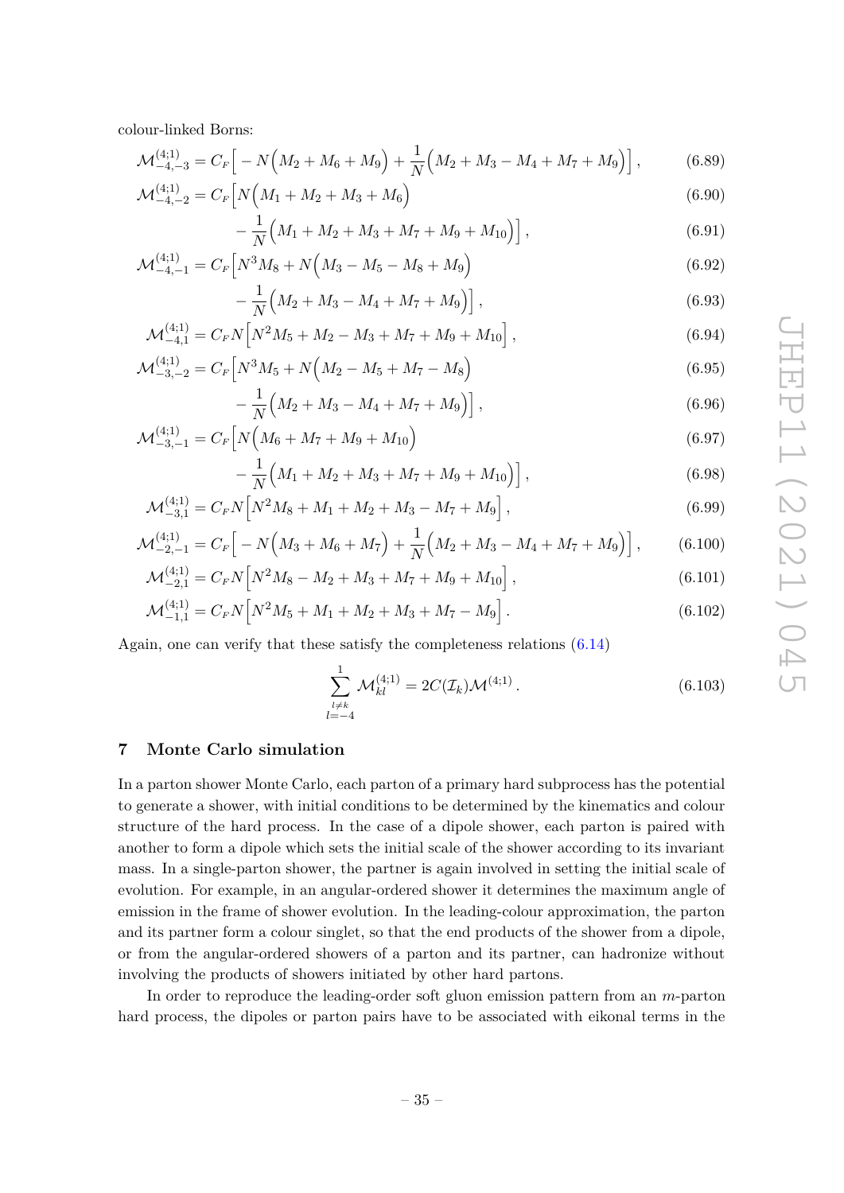colour-linked Borns:

$$\mathcal{M}^{(4;1)}_{-4,-3} = C_F\Big[-N\Big(M_2+M_6+M_9\Big)+\frac{1}{N}\Big(M_2+M_3-M_4+M_7+M_9\Big)\Big]\,, \tag{6.89}$$

$$\mathcal{M}^{(4;1)}_{-4,-2} = C_F\Big[N\Big(M_1+M_2+M_3+M_6\Big) \tag{6.90}$$

$$-\frac{1}{N}\Big(M_1+M_2+M_3+M_7+M_9+M_{10}\Big)\Big]\,, \tag{6.91}$$

$$\mathcal{M}^{(4;1)}_{-4,-1} = C_F\Big[N^3M_8+N\Big(M_3-M_5-M_8+M_9\Big) \tag{6.92}$$

$$-\frac{1}{N}\Big(M_2+M_3-M_4+M_7+M_9\Big)\Big]\,, \tag{6.93}$$

$$\mathcal{M}^{(4;1)}_{-4,1} = C_F N\Big[N^2M_5+M_2-M_3+M_7+M_9+M_{10}\Big]\,, \tag{6.94}$$

$$\mathcal{M}^{(4;1)}_{-3,-2} = C_F\Big[N^3M_5+N\Big(M_2-M_5+M_7-M_8\Big) \tag{6.95}$$

$$-\frac{1}{N}\Big(M_2+M_3-M_4+M_7+M_9\Big)\Big]\,, \tag{6.96}$$

$$\mathcal{M}^{(4;1)}_{-3,-1} = C_F\Big[N\Big(M_6+M_7+M_9+M_{10}\Big) \tag{6.97}$$

$$-\frac{1}{N}\Big(M_1+M_2+M_3+M_7+M_9+M_{10}\Big)\Big]\,, \tag{6.98}$$

$$\mathcal{M}^{(4;1)}_{-3,1} = C_F N\Big[N^2M_8+M_1+M_2+M_3-M_7+M_9\Big]\,, \tag{6.99}$$

$$\mathcal{M}^{(4;1)}_{-2,-1} = C_F\Big[-N\Big(M_3+M_6+M_7\Big)+\frac{1}{N}\Big(M_2+M_3-M_4+M_7+M_9\Big)\Big]\,, \tag{6.100}$$

$$\mathcal{M}^{(4;1)}_{-2,1} = C_F N\Big[N^2M_8-M_2+M_3+M_7+M_9+M_{10}\Big]\,, \tag{6.101}$$

$$\mathcal{M}^{(4;1)}_{-1,1} = C_F N\Big[N^2M_5+M_1+M_2+M_3+M_7-M_9\Big]\,. \tag{6.102}$$

Again, one can verify that these satisfy the completeness relations (6.14)

$$\sum_{\substack{l\neq k\\ l=-4}}^{1}\mathcal{M}^{(4;1)}_{kl} = 2C(\mathcal{I}_k)\mathcal{M}^{(4;1)}\,. \tag{6.103}$$

## 7 Monte Carlo simulation

In a parton shower Monte Carlo, each parton of a primary hard subprocess has the potential to generate a shower, with initial conditions to be determined by the kinematics and colour structure of the hard process. In the case of a dipole shower, each parton is paired with another to form a dipole which sets the initial scale of the shower according to its invariant mass. In a single-parton shower, the partner is again involved in setting the initial scale of evolution. For example, in an angular-ordered shower it determines the maximum angle of emission in the frame of shower evolution. In the leading-colour approximation, the parton and its partner form a colour singlet, so that the end products of the shower from a dipole, or from the angular-ordered showers of a parton and its partner, can hadronize without involving the products of showers initiated by other hard partons.

In order to reproduce the leading-order soft gluon emission pattern from an $m$-parton hard process, the dipoles or parton pairs have to be associated with eikonal terms in the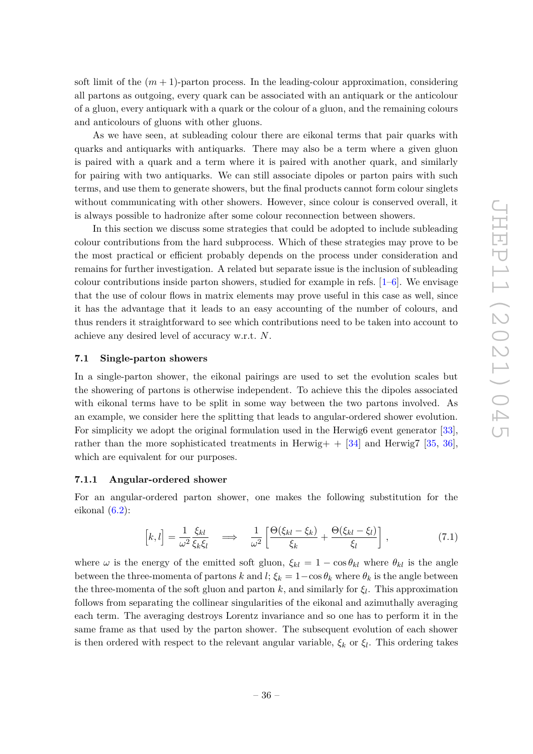soft limit of the $(m+1)$-parton process. In the leading-colour approximation, considering all partons as outgoing, every quark can be associated with an antiquark or the anticolour of a gluon, every antiquark with a quark or the colour of a gluon, and the remaining colours and anticolours of gluons with other gluons.

As we have seen, at subleading colour there are eikonal terms that pair quarks with quarks and antiquarks with antiquarks. There may also be a term where a given gluon is paired with a quark and a term where it is paired with another quark, and similarly for pairing with two antiquarks. We can still associate dipoles or parton pairs with such terms, and use them to generate showers, but the final products cannot form colour singlets without communicating with other showers. However, since colour is conserved overall, it is always possible to hadronize after some colour reconnection between showers.

In this section we discuss some strategies that could be adopted to include subleading colour contributions from the hard subprocess. Which of these strategies may prove to be the most practical or efficient probably depends on the process under consideration and remains for further investigation. A related but separate issue is the inclusion of subleading colour contributions inside parton showers, studied for example in refs. [1–6]. We envisage that the use of colour flows in matrix elements may prove useful in this case as well, since it has the advantage that it leads to an easy accounting of the number of colours, and thus renders it straightforward to see which contributions need to be taken into account to achieve any desired level of accuracy w.r.t. $N$.

### 7.1 Single-parton showers

In a single-parton shower, the eikonal pairings are used to set the evolution scales but the showering of partons is otherwise independent. To achieve this the dipoles associated with eikonal terms have to be split in some way between the two partons involved. As an example, we consider here the splitting that leads to angular-ordered shower evolution. For simplicity we adopt the original formulation used in the Herwig6 event generator [33], rather than the more sophisticated treatments in Herwig+ + [34] and Herwig7 [35, 36], which are equivalent for our purposes.

#### 7.1.1 Angular-ordered shower

For an angular-ordered parton shower, one makes the following substitution for the eikonal (6.2):

$$\Big[k,l\Big] = \frac{1}{\omega^2}\frac{\xi_{kl}}{\xi_k\xi_l} \quad\Longrightarrow\quad \frac{1}{\omega^2}\left[\frac{\Theta(\xi_{kl}-\xi_k)}{\xi_k}+\frac{\Theta(\xi_{kl}-\xi_l)}{\xi_l}\right], \tag{7.1}$$

where $\omega$ is the energy of the emitted soft gluon, $\xi_{kl} = 1-\cos\theta_{kl}$ where $\theta_{kl}$ is the angle between the three-momenta of partons $k$ and $l$; $\xi_k = 1-\cos\theta_k$ where $\theta_k$ is the angle between the three-momenta of the soft gluon and parton $k$, and similarly for $\xi_l$. This approximation follows from separating the collinear singularities of the eikonal and azimuthally averaging each term. The averaging destroys Lorentz invariance and so one has to perform it in the same frame as that used by the parton shower. The subsequent evolution of each shower is then ordered with respect to the relevant angular variable, $\xi_k$ or $\xi_l$. This ordering takes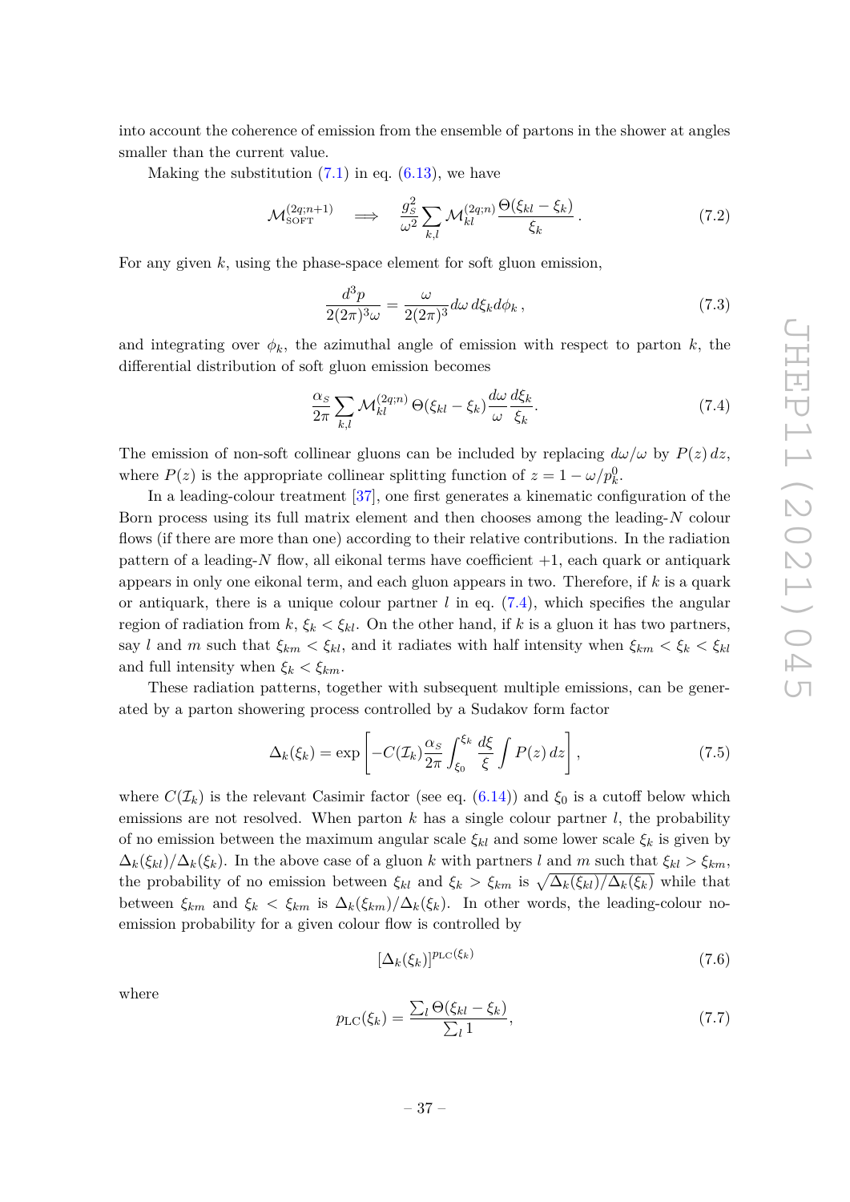into account the coherence of emission from the ensemble of partons in the shower at angles smaller than the current value.

Making the substitution (7.1) in eq. (6.13), we have

$$\mathcal{M}^{(2q;n+1)}_{\text{SOFT}} \quad \Longrightarrow \quad \frac{g_S^2}{\omega^2}\sum_{k,l}\mathcal{M}^{(2q;n)}_{kl}\frac{\Theta(\xi_{kl}-\xi_k)}{\xi_k}\,. \tag{7.2}$$

For any given $k$, using the phase-space element for soft gluon emission,

$$\frac{d^3p}{2(2\pi)^3\omega} = \frac{\omega}{2(2\pi)^3}d\omega\, d\xi_k d\phi_k\,, \tag{7.3}$$

and integrating over $\phi_k$, the azimuthal angle of emission with respect to parton $k$, the differential distribution of soft gluon emission becomes

$$\frac{\alpha_S}{2\pi}\sum_{k,l}\mathcal{M}^{(2q;n)}_{kl}\,\Theta(\xi_{kl}-\xi_k)\frac{d\omega}{\omega}\frac{d\xi_k}{\xi_k}. \tag{7.4}$$

The emission of non-soft collinear gluons can be included by replacing $d\omega/\omega$ by $P(z)\,dz$, where $P(z)$ is the appropriate collinear splitting function of $z = 1-\omega/p^0_k$.

In a leading-colour treatment [37], one first generates a kinematic configuration of the Born process using its full matrix element and then chooses among the leading-$N$ colour flows (if there are more than one) according to their relative contributions. In the radiation pattern of a leading-$N$ flow, all eikonal terms have coefficient $+1$, each quark or antiquark appears in only one eikonal term, and each gluon appears in two. Therefore, if $k$ is a quark or antiquark, there is a unique colour partner $l$ in eq. (7.4), which specifies the angular region of radiation from $k$, $\xi_k < \xi_{kl}$. On the other hand, if $k$ is a gluon it has two partners, say $l$ and $m$ such that $\xi_{km} < \xi_{kl}$, and it radiates with half intensity when $\xi_{km} < \xi_k < \xi_{kl}$ and full intensity when $\xi_k < \xi_{km}$.

These radiation patterns, together with subsequent multiple emissions, can be generated by a parton showering process controlled by a Sudakov form factor

$$\Delta_k(\xi_k) = \exp\left[-C(\mathcal{I}_k)\frac{\alpha_S}{2\pi}\int_{\xi_0}^{\xi_k}\frac{d\xi}{\xi}\int P(z)\,dz\right], \tag{7.5}$$

where $C(\mathcal{I}_k)$ is the relevant Casimir factor (see eq. (6.14)) and $\xi_0$ is a cutoff below which emissions are not resolved. When parton $k$ has a single colour partner $l$, the probability of no emission between the maximum angular scale $\xi_{kl}$ and some lower scale $\xi_k$ is given by $\Delta_k(\xi_{kl})/\Delta_k(\xi_k)$. In the above case of a gluon $k$ with partners $l$ and $m$ such that $\xi_{kl} > \xi_{km}$, the probability of no emission between $\xi_{kl}$ and $\xi_k > \xi_{km}$ is $\sqrt{\Delta_k(\xi_{kl})/\Delta_k(\xi_k)}$ while that between $\xi_{km}$ and $\xi_k < \xi_{km}$ is $\Delta_k(\xi_{km})/\Delta_k(\xi_k)$. In other words, the leading-colour no-emission probability for a given colour flow is controlled by

$$[\Delta_k(\xi_k)]^{p_{\text{LC}}(\xi_k)} \tag{7.6}$$

where

$$p_{\text{LC}}(\xi_k) = \frac{\sum_l \Theta(\xi_{kl}-\xi_k)}{\sum_l 1}, \tag{7.7}$$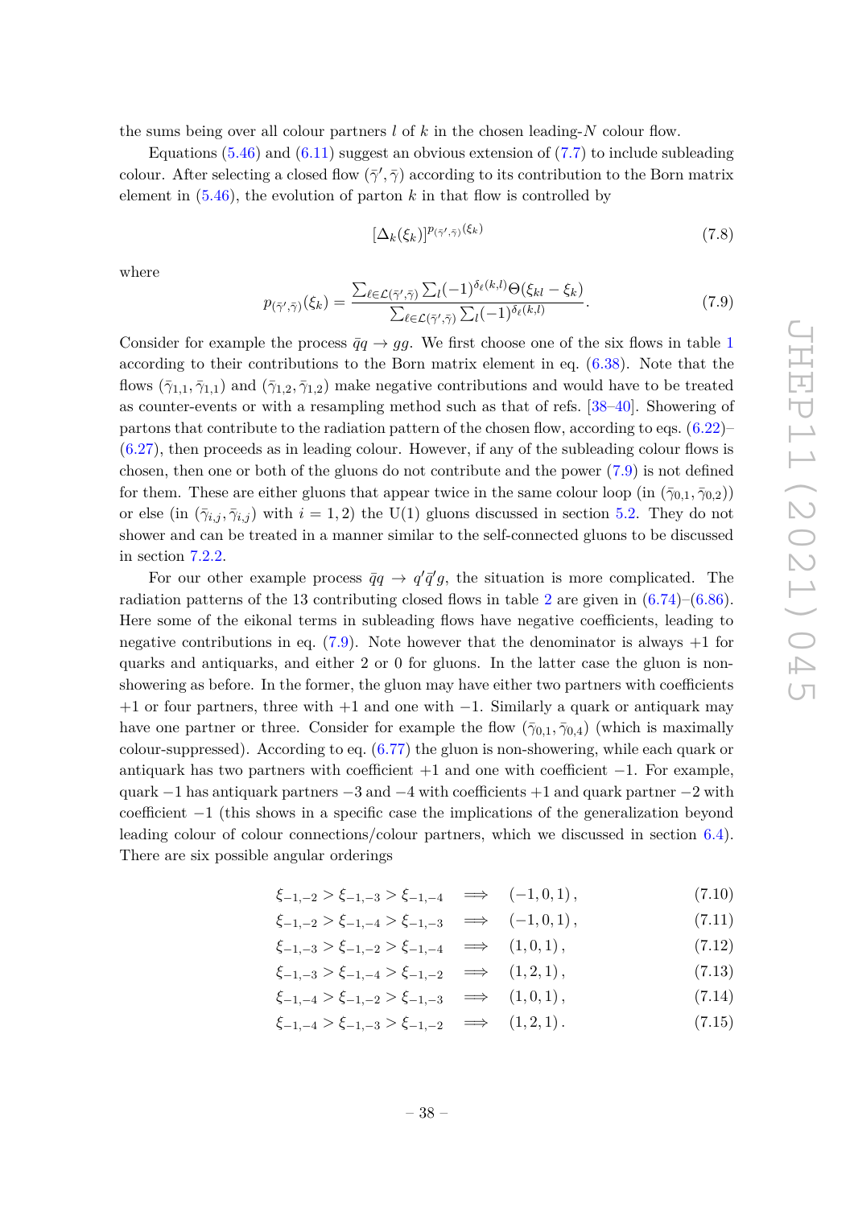the sums being over all colour partners $l$ of $k$ in the chosen leading-$N$ colour flow.

Equations (5.46) and (6.11) suggest an obvious extension of (7.7) to include subleading colour. After selecting a closed flow $(\bar{\gamma}', \bar{\gamma})$ according to its contribution to the Born matrix element in (5.46), the evolution of parton $k$ in that flow is controlled by

$$[\Delta_k(\xi_k)]^{p_{(\bar{\gamma}',\bar{\gamma})}(\xi_k)} \tag{7.8}$$

where

$$p_{(\bar{\gamma}',\bar{\gamma})}(\xi_k) = \frac{\sum_{\ell \in \mathcal{L}(\bar{\gamma}',\bar{\gamma})} \sum_l (-1)^{\delta_\ell(k,l)} \Theta(\xi_{kl} - \xi_k)}{\sum_{\ell \in \mathcal{L}(\bar{\gamma}',\bar{\gamma})} \sum_l (-1)^{\delta_\ell(k,l)}}. \tag{7.9}$$

Consider for example the process $\bar{q}q \to gg$. We first choose one of the six flows in table 1 according to their contributions to the Born matrix element in eq. (6.38). Note that the flows $(\bar{\gamma}_{1,1}, \bar{\gamma}_{1,1})$ and $(\bar{\gamma}_{1,2}, \bar{\gamma}_{1,2})$ make negative contributions and would have to be treated as counter-events or with a resampling method such as that of refs. [38–40]. Showering of partons that contribute to the radiation pattern of the chosen flow, according to eqs. (6.22)–(6.27), then proceeds as in leading colour. However, if any of the subleading colour flows is chosen, then one or both of the gluons do not contribute and the power (7.9) is not defined for them. These are either gluons that appear twice in the same colour loop (in $(\bar{\gamma}_{0,1}, \bar{\gamma}_{0,2})$) or else (in $(\bar{\gamma}_{i,j}, \bar{\gamma}_{i,j})$ with $i = 1, 2$) the U(1) gluons discussed in section 5.2. They do not shower and can be treated in a manner similar to the self-connected gluons to be discussed in section 7.2.2.

For our other example process $\bar{q}q \to q'\bar{q}'g$, the situation is more complicated. The radiation patterns of the 13 contributing closed flows in table 2 are given in (6.74)–(6.86). Here some of the eikonal terms in subleading flows have negative coefficients, leading to negative contributions in eq. (7.9). Note however that the denominator is always $+1$ for quarks and antiquarks, and either 2 or 0 for gluons. In the latter case the gluon is non-showering as before. In the former, the gluon may have either two partners with coefficients $+1$ or four partners, three with $+1$ and one with $-1$. Similarly a quark or antiquark may have one partner or three. Consider for example the flow $(\bar{\gamma}_{0,1}, \bar{\gamma}_{0,4})$ (which is maximally colour-suppressed). According to eq. (6.77) the gluon is non-showering, while each quark or antiquark has two partners with coefficient $+1$ and one with coefficient $-1$. For example, quark $-1$ has antiquark partners $-3$ and $-4$ with coefficients $+1$ and quark partner $-2$ with coefficient $-1$ (this shows in a specific case the implications of the generalization beyond leading colour of colour connections/colour partners, which we discussed in section 6.4). There are six possible angular orderings

$$\xi_{-1,-2} > \xi_{-1,-3} > \xi_{-1,-4} \quad \Longrightarrow \quad (-1, 0, 1)\,, \tag{7.10}$$

$$\xi_{-1,-2} > \xi_{-1,-4} > \xi_{-1,-3} \quad \Longrightarrow \quad (-1, 0, 1)\,, \tag{7.11}$$

$$\xi_{-1,-3} > \xi_{-1,-2} > \xi_{-1,-4} \quad \Longrightarrow \quad (1, 0, 1)\,, \tag{7.12}$$

$$\xi_{-1,-3} > \xi_{-1,-4} > \xi_{-1,-2} \quad \Longrightarrow \quad (1, 2, 1)\,, \tag{7.13}$$

$$\xi_{-1,-4} > \xi_{-1,-2} > \xi_{-1,-3} \quad \Longrightarrow \quad (1, 0, 1)\,, \tag{7.14}$$

$$\xi_{-1,-4} > \xi_{-1,-3} > \xi_{-1,-2} \quad \Longrightarrow \quad (1, 2, 1)\,. \tag{7.15}$$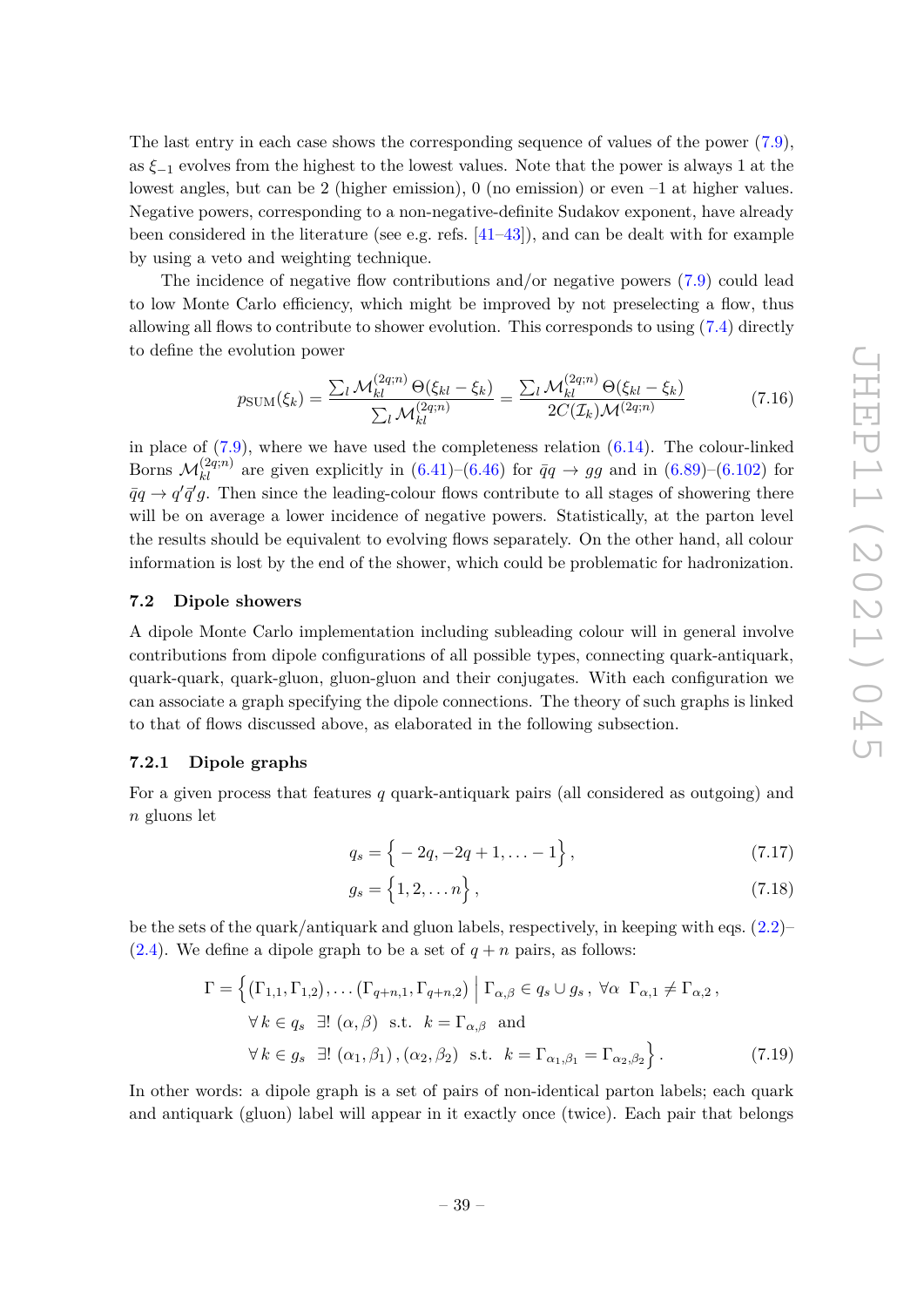The last entry in each case shows the corresponding sequence of values of the power (7.9), as $\xi_{-1}$ evolves from the highest to the lowest values. Note that the power is always 1 at the lowest angles, but can be 2 (higher emission), 0 (no emission) or even –1 at higher values. Negative powers, corresponding to a non-negative-definite Sudakov exponent, have already been considered in the literature (see e.g. refs. [41–43]), and can be dealt with for example by using a veto and weighting technique.

The incidence of negative flow contributions and/or negative powers (7.9) could lead to low Monte Carlo efficiency, which might be improved by not preselecting a flow, thus allowing all flows to contribute to shower evolution. This corresponds to using (7.4) directly to define the evolution power

$$p_{\rm SUM}(\xi_k) = \frac{\sum_l \mathcal{M}_{kl}^{(2q;n)}\,\Theta(\xi_{kl}-\xi_k)}{\sum_l \mathcal{M}_{kl}^{(2q;n)}} = \frac{\sum_l \mathcal{M}_{kl}^{(2q;n)}\,\Theta(\xi_{kl}-\xi_k)}{2C(\mathcal{I}_k)\mathcal{M}^{(2q;n)}} \tag{7.16}$$

in place of (7.9), where we have used the completeness relation (6.14). The colour-linked Borns $\mathcal{M}_{kl}^{(2q;n)}$ are given explicitly in (6.41)–(6.46) for $\bar{q}q \to gg$ and in (6.89)–(6.102) for $\bar{q}q \to q'\bar{q}'g$. Then since the leading-colour flows contribute to all stages of showering there will be on average a lower incidence of negative powers. Statistically, at the parton level the results should be equivalent to evolving flows separately. On the other hand, all colour information is lost by the end of the shower, which could be problematic for hadronization.

### 7.2 Dipole showers

A dipole Monte Carlo implementation including subleading colour will in general involve contributions from dipole configurations of all possible types, connecting quark-antiquark, quark-quark, quark-gluon, gluon-gluon and their conjugates. With each configuration we can associate a graph specifying the dipole connections. The theory of such graphs is linked to that of flows discussed above, as elaborated in the following subsection.

#### 7.2.1 Dipole graphs

For a given process that features $q$ quark-antiquark pairs (all considered as outgoing) and $n$ gluons let

$$q_s = \Big\{-2q, -2q+1, \ldots -1\Big\}\,, \tag{7.17}$$

$$g_s = \Big\{1, 2, \ldots n\Big\}\,, \tag{7.18}$$

be the sets of the quark/antiquark and gluon labels, respectively, in keeping with eqs. (2.2)–(2.4). We define a dipole graph to be a set of $q+n$ pairs, as follows:

$$\begin{aligned}
\Gamma = \Big\{(\Gamma_{1,1},\Gamma_{1,2}),\ldots(\Gamma_{q+n,1},\Gamma_{q+n,2}) \;\Big|\; &\Gamma_{\alpha,\beta}\in q_s\cup g_s\,,\ \forall\alpha\ \ \Gamma_{\alpha,1}\neq\Gamma_{\alpha,2}\,,\\
&\forall\, k\in q_s\ \ \exists!\ (\alpha,\beta)\ \ \text{s.t.}\ \ k=\Gamma_{\alpha,\beta}\ \ \text{and}\\
&\forall\, k\in g_s\ \ \exists!\ (\alpha_1,\beta_1)\,,(\alpha_2,\beta_2)\ \ \text{s.t.}\ \ k=\Gamma_{\alpha_1,\beta_1}=\Gamma_{\alpha_2,\beta_2}\Big\}\,.
\end{aligned} \tag{7.19}$$

In other words: a dipole graph is a set of pairs of non-identical parton labels; each quark and antiquark (gluon) label will appear in it exactly once (twice). Each pair that belongs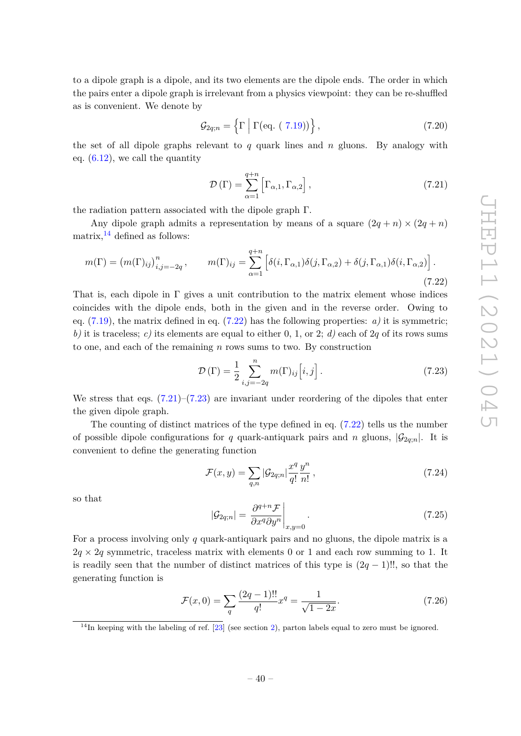to a dipole graph is a dipole, and its two elements are the dipole ends. The order in which the pairs enter a dipole graph is irrelevant from a physics viewpoint: they can be re-shuffled as is convenient. We denote by

$$\mathcal{G}_{2q;n} = \Big\{ \Gamma \,\Big|\, \Gamma(\text{eq. (7.19)}) \Big\}\,, \tag{7.20}$$

the set of all dipole graphs relevant to $q$ quark lines and $n$ gluons. By analogy with eq. (6.12), we call the quantity

$$\mathcal{D}\left(\Gamma\right) = \sum_{\alpha=1}^{q+n} \Big[\Gamma_{\alpha,1}, \Gamma_{\alpha,2}\Big]\,, \tag{7.21}$$

the radiation pattern associated with the dipole graph $\Gamma$.

Any dipole graph admits a representation by means of a square $(2q+n)\times(2q+n)$ matrix,[14] defined as follows:

$$m(\Gamma) = \left(m(\Gamma)_{ij}\right)_{i,j=-2q}^{n}\,, \qquad m(\Gamma)_{ij} = \sum_{\alpha=1}^{q+n} \Big[\delta(i,\Gamma_{\alpha,1})\delta(j,\Gamma_{\alpha,2}) + \delta(j,\Gamma_{\alpha,1})\delta(i,\Gamma_{\alpha,2})\Big]\,. \tag{7.22}$$

That is, each dipole in $\Gamma$ gives a unit contribution to the matrix element whose indices coincides with the dipole ends, both in the given and in the reverse order. Owing to eq. (7.19), the matrix defined in eq. (7.22) has the following properties: *a)* it is symmetric; *b)* it is traceless; *c)* its elements are equal to either 0, 1, or 2; *d)* each of $2q$ of its rows sums to one, and each of the remaining $n$ rows sums to two. By construction

$$\mathcal{D}\left(\Gamma\right) = \frac{1}{2}\sum_{i,j=-2q}^{n} m(\Gamma)_{ij}\Big[i,j\Big]\,. \tag{7.23}$$

We stress that eqs. (7.21)–(7.23) are invariant under reordering of the dipoles that enter the given dipole graph.

The counting of distinct matrices of the type defined in eq. (7.22) tells us the number of possible dipole configurations for $q$ quark-antiquark pairs and $n$ gluons, $|\mathcal{G}_{2q;n}|$. It is convenient to define the generating function

$$\mathcal{F}(x,y) = \sum_{q,n} |\mathcal{G}_{2q;n}| \frac{x^q}{q!}\frac{y^n}{n!}\,, \tag{7.24}$$

so that

$$|\mathcal{G}_{2q;n}| = \left.\frac{\partial^{q+n}\mathcal{F}}{\partial x^q \partial y^n}\right|_{x,y=0}\,. \tag{7.25}$$

For a process involving only $q$ quark-antiquark pairs and no gluons, the dipole matrix is a $2q\times 2q$ symmetric, traceless matrix with elements 0 or 1 and each row summing to 1. It is readily seen that the number of distinct matrices of this type is $(2q-1)!!$, so that the generating function is

$$\mathcal{F}(x,0) = \sum_q \frac{(2q-1)!!}{q!}x^q = \frac{1}{\sqrt{1-2x}}\,. \tag{7.26}$$

[14] In keeping with the labeling of ref. [23] (see section 2), parton labels equal to zero must be ignored.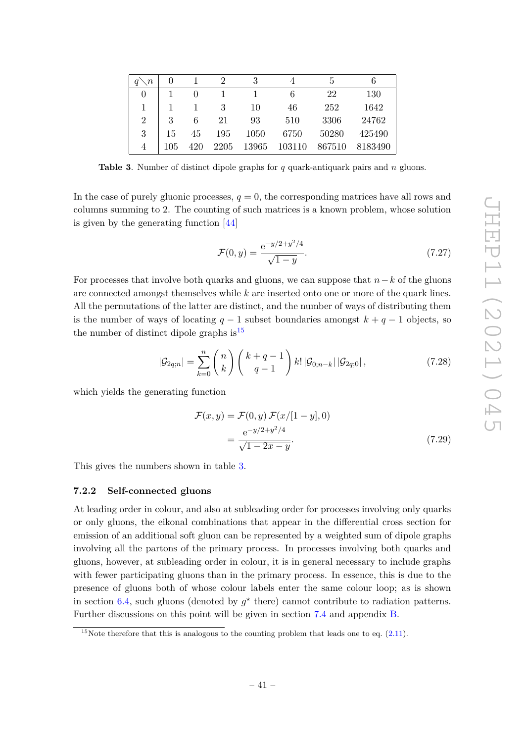| $q \diagdown n$ | 0 | 1 | 2 | 3 | 4 | 5 | 6 |
|---|---|---|---|---|---|---|---|
| 0 | 1 | 0 | 1 | 1 | 6 | 22 | 130 |
| 1 | 1 | 1 | 3 | 10 | 46 | 252 | 1642 |
| 2 | 3 | 6 | 21 | 93 | 510 | 3306 | 24762 |
| 3 | 15 | 45 | 195 | 1050 | 6750 | 50280 | 425490 |
| 4 | 105 | 420 | 2205 | 13965 | 103110 | 867510 | 8183490 |

**Table 3**. Number of distinct dipole graphs for $q$ quark-antiquark pairs and $n$ gluons.

In the case of purely gluonic processes, $q = 0$, the corresponding matrices have all rows and columns summing to 2. The counting of such matrices is a known problem, whose solution is given by the generating function [44]

$$\mathcal{F}(0, y) = \frac{\mathrm{e}^{-y/2+y^2/4}}{\sqrt{1-y}}. \tag{7.27}$$

For processes that involve both quarks and gluons, we can suppose that $n-k$ of the gluons are connected amongst themselves while $k$ are inserted onto one or more of the quark lines. All the permutations of the latter are distinct, and the number of ways of distributing them is the number of ways of locating $q-1$ subset boundaries amongst $k+q-1$ objects, so the number of distinct dipole graphs is[15]

$$|\mathcal{G}_{2q;n}| = \sum_{k=0}^{n} \binom{n}{k} \binom{k+q-1}{q-1} k! \, |\mathcal{G}_{0;n-k}| \, |\mathcal{G}_{2q;0}| \,, \tag{7.28}$$

which yields the generating function

$$\begin{aligned} \mathcal{F}(x, y) &= \mathcal{F}(0, y) \, \mathcal{F}(x/[1-y], 0) \\ &= \frac{\mathrm{e}^{-y/2+y^2/4}}{\sqrt{1-2x-y}}. \end{aligned} \tag{7.29}$$

This gives the numbers shown in table 3.

### 7.2.2 Self-connected gluons

At leading order in colour, and also at subleading order for processes involving only quarks or only gluons, the eikonal combinations that appear in the differential cross section for emission of an additional soft gluon can be represented by a weighted sum of dipole graphs involving all the partons of the primary process. In processes involving both quarks and gluons, however, at subleading order in colour, it is in general necessary to include graphs with fewer participating gluons than in the primary process. In essence, this is due to the presence of gluons both of whose colour labels enter the same colour loop; as is shown in section 6.4, such gluons (denoted by $g^\star$ there) cannot contribute to radiation patterns. Further discussions on this point will be given in section 7.4 and appendix B.

[15] Note therefore that this is analogous to the counting problem that leads one to eq. (2.11).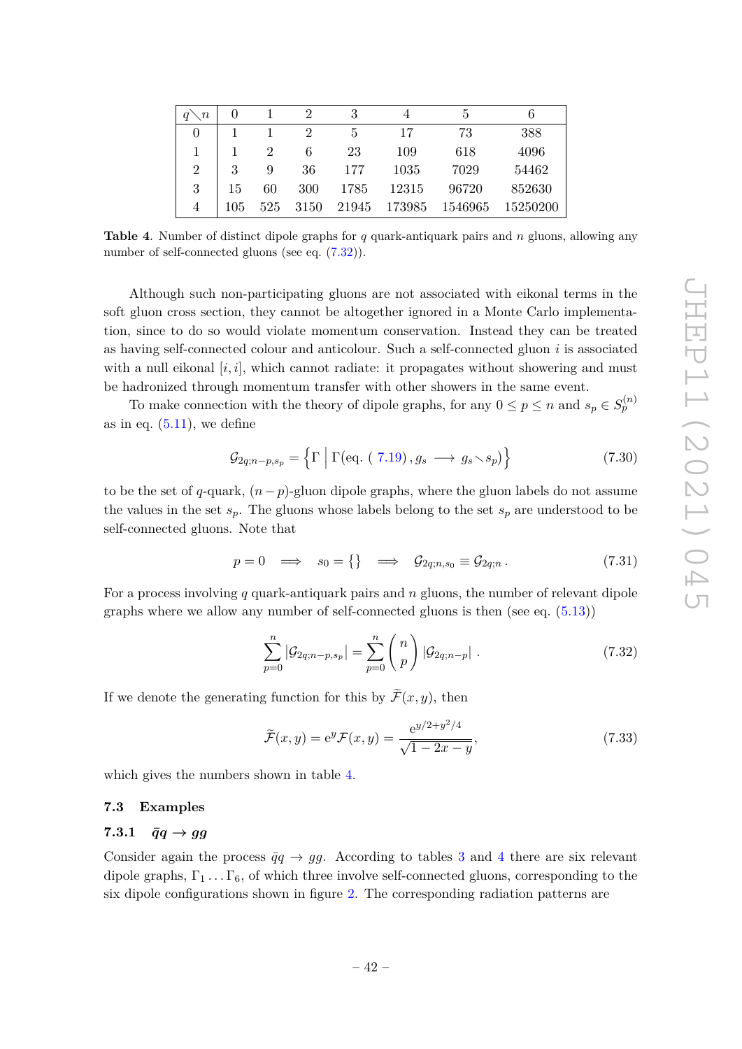| $q \diagdown n$ | 0 | 1 | 2 | 3 | 4 | 5 | 6 |
|---|---|---|---|---|---|---|---|
| 0 | 1 | 1 | 2 | 5 | 17 | 73 | 388 |
| 1 | 1 | 2 | 6 | 23 | 109 | 618 | 4096 |
| 2 | 3 | 9 | 36 | 177 | 1035 | 7029 | 54462 |
| 3 | 15 | 60 | 300 | 1785 | 12315 | 96720 | 852630 |
| 4 | 105 | 525 | 3150 | 21945 | 173985 | 1546965 | 15250200 |

**Table 4**. Number of distinct dipole graphs for $q$ quark-antiquark pairs and $n$ gluons, allowing any number of self-connected gluons (see eq. (7.32)).

Although such non-participating gluons are not associated with eikonal terms in the soft gluon cross section, they cannot be altogether ignored in a Monte Carlo implementation, since to do so would violate momentum conservation. Instead they can be treated as having self-connected colour and anticolour. Such a self-connected gluon $i$ is associated with a null eikonal $[i, i]$, which cannot radiate: it propagates without showering and must be hadronized through momentum transfer with other showers in the same event.

To make connection with the theory of dipole graphs, for any $0 \leq p \leq n$ and $s_p \in S_p^{(n)}$ as in eq. (5.11), we define

$$\mathcal{G}_{2q;n-p,s_p} = \Big\{ \Gamma \,\Big|\, \Gamma(\text{eq. (7.19)}\,, g_s \longrightarrow g_s \diagdown s_p) \Big\} \tag{7.30}$$

to be the set of $q$-quark, $(n-p)$-gluon dipole graphs, where the gluon labels do not assume the values in the set $s_p$. The gluons whose labels belong to the set $s_p$ are understood to be self-connected gluons. Note that

$$p = 0 \quad \Longrightarrow \quad s_0 = \{\} \quad \Longrightarrow \quad \mathcal{G}_{2q;n,s_0} \equiv \mathcal{G}_{2q;n}\,. \tag{7.31}$$

For a process involving $q$ quark-antiquark pairs and $n$ gluons, the number of relevant dipole graphs where we allow any number of self-connected gluons is then (see eq. (5.13))

$$\sum_{p=0}^{n} |\mathcal{G}_{2q;n-p,s_p}| = \sum_{p=0}^{n} \binom{n}{p} |\mathcal{G}_{2q;n-p}|\,. \tag{7.32}$$

If we denote the generating function for this by $\widetilde{\mathcal{F}}(x, y)$, then

$$\widetilde{\mathcal{F}}(x, y) = \mathrm{e}^{y} \mathcal{F}(x, y) = \frac{\mathrm{e}^{y/2 + y^2/4}}{\sqrt{1 - 2x - y}}, \tag{7.33}$$

which gives the numbers shown in table 4.

### 7.3 Examples

#### 7.3.1 $\bar{q}q \to gg$

Consider again the process $\bar{q}q \to gg$. According to tables 3 and 4 there are six relevant dipole graphs, $\Gamma_1 \ldots \Gamma_6$, of which three involve self-connected gluons, corresponding to the six dipole configurations shown in figure 2. The corresponding radiation patterns are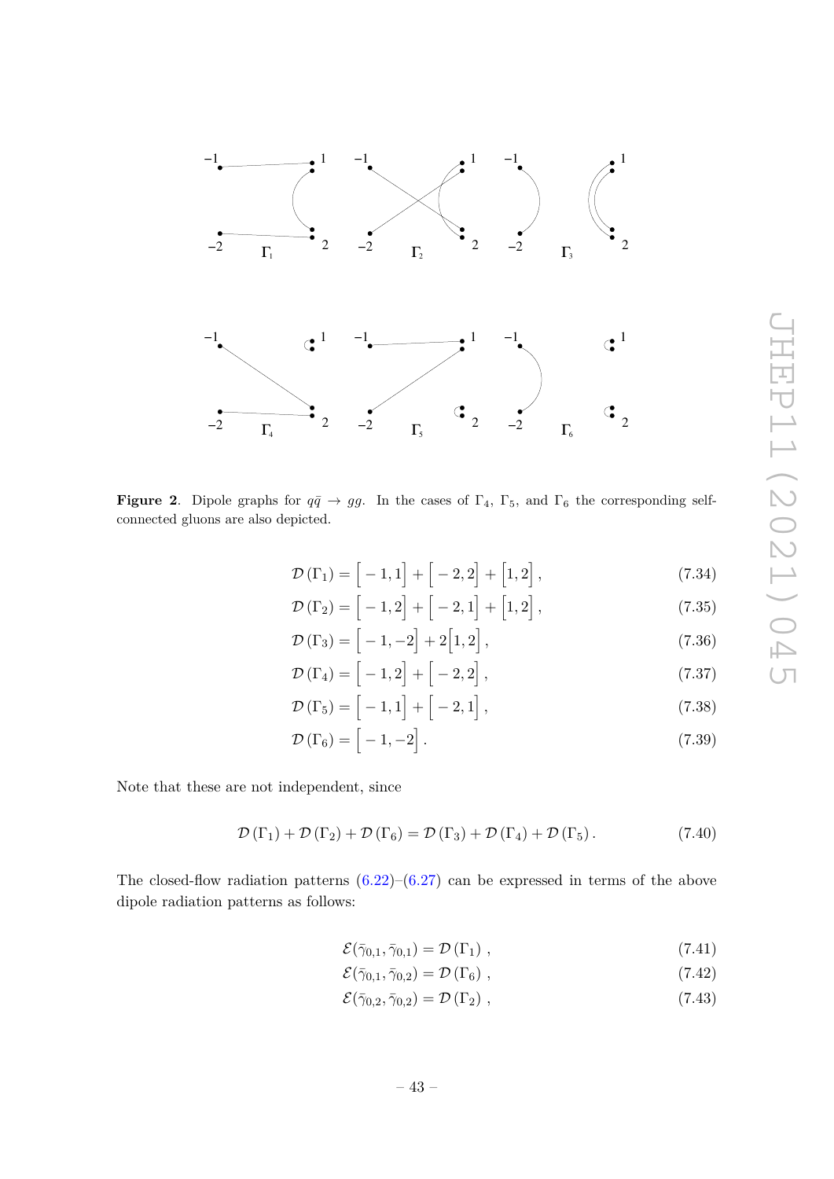**Figure 2**. Dipole graphs for $q\bar{q} \to gg$. In the cases of $\Gamma_4$, $\Gamma_5$, and $\Gamma_6$ the corresponding self-connected gluons are also depicted.

$$\mathcal{D}\left(\Gamma_1\right) = \Big[-1, 1\Big] + \Big[-2, 2\Big] + \Big[1, 2\Big], \tag{7.34}$$

$$\mathcal{D}\left(\Gamma_2\right) = \Big[-1, 2\Big] + \Big[-2, 1\Big] + \Big[1, 2\Big], \tag{7.35}$$

$$\mathcal{D}\left(\Gamma_3\right) = \Big[-1, -2\Big] + 2\Big[1, 2\Big], \tag{7.36}$$

$$\mathcal{D}\left(\Gamma_4\right) = \Big[-1, 2\Big] + \Big[-2, 2\Big], \tag{7.37}$$

$$\mathcal{D}\left(\Gamma_5\right) = \Big[-1, 1\Big] + \Big[-2, 1\Big], \tag{7.38}$$

$$\mathcal{D}\left(\Gamma_6\right) = \Big[-1, -2\Big]. \tag{7.39}$$

Note that these are not independent, since

$$\mathcal{D}\left(\Gamma_1\right) + \mathcal{D}\left(\Gamma_2\right) + \mathcal{D}\left(\Gamma_6\right) = \mathcal{D}\left(\Gamma_3\right) + \mathcal{D}\left(\Gamma_4\right) + \mathcal{D}\left(\Gamma_5\right). \tag{7.40}$$

The closed-flow radiation patterns (6.22)–(6.27) can be expressed in terms of the above dipole radiation patterns as follows:

$$\mathcal{E}(\bar{\gamma}_{0,1}, \bar{\gamma}_{0,1}) = \mathcal{D}\left(\Gamma_1\right), \tag{7.41}$$

$$\mathcal{E}(\bar{\gamma}_{0,1}, \bar{\gamma}_{0,2}) = \mathcal{D}\left(\Gamma_6\right), \tag{7.42}$$

$$\mathcal{E}(\bar{\gamma}_{0,2}, \bar{\gamma}_{0,2}) = \mathcal{D}\left(\Gamma_2\right), \tag{7.43}$$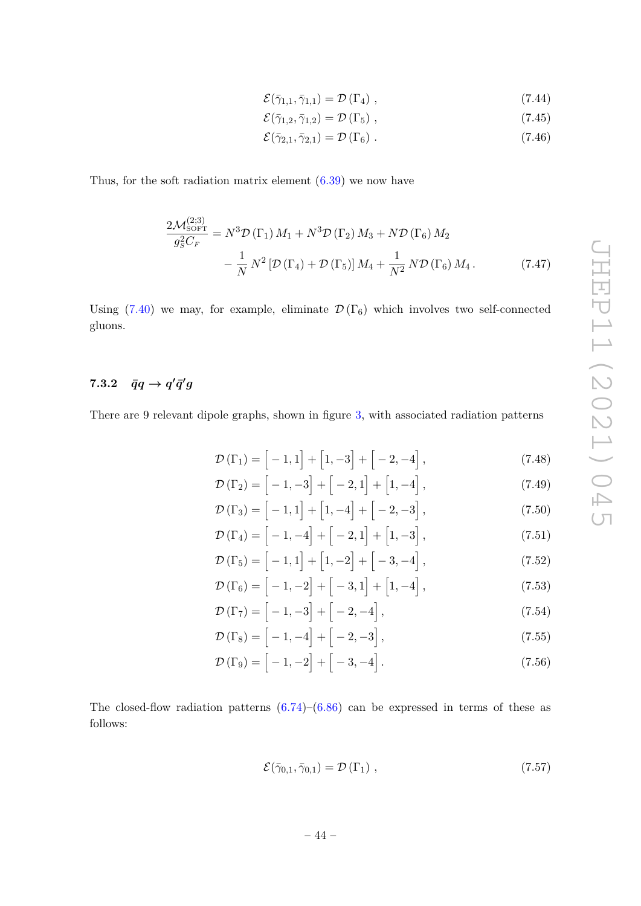$$\mathcal{E}(\bar{\gamma}_{1,1}, \bar{\gamma}_{1,1}) = \mathcal{D}\left(\Gamma_4\right) \,, \tag{7.44}$$

$$\mathcal{E}(\bar{\gamma}_{1,2}, \bar{\gamma}_{1,2}) = \mathcal{D}\left(\Gamma_5\right) \,, \tag{7.45}$$

$$\mathcal{E}(\bar{\gamma}_{2,1}, \bar{\gamma}_{2,1}) = \mathcal{D}\left(\Gamma_6\right) \,. \tag{7.46}$$

Thus, for the soft radiation matrix element (6.39) we now have

$$\begin{aligned}
\frac{2\mathcal{M}^{(2;3)}_{\text{SOFT}}}{g_S^2 C_F} &= N^3 \mathcal{D}\left(\Gamma_1\right) M_1 + N^3 \mathcal{D}\left(\Gamma_2\right) M_3 + N \mathcal{D}\left(\Gamma_6\right) M_2 \\
&\quad - \frac{1}{N} N^2 \left[\mathcal{D}\left(\Gamma_4\right) + \mathcal{D}\left(\Gamma_5\right)\right] M_4 + \frac{1}{N^2} N \mathcal{D}\left(\Gamma_6\right) M_4 \,.
\end{aligned} \tag{7.47}$$

Using (7.40) we may, for example, eliminate $\mathcal{D}\left(\Gamma_6\right)$ which involves two self-connected gluons.

### 7.3.2 $\bar{q}q \to q'\bar{q}'g$

There are 9 relevant dipole graphs, shown in figure 3, with associated radiation patterns

$$\mathcal{D}\left(\Gamma_1\right) = \Big[-1, 1\Big] + \Big[1, -3\Big] + \Big[-2, -4\Big] \,, \tag{7.48}$$

$$\mathcal{D}\left(\Gamma_2\right) = \Big[-1, -3\Big] + \Big[-2, 1\Big] + \Big[1, -4\Big] \,, \tag{7.49}$$

$$\mathcal{D}\left(\Gamma_3\right) = \Big[-1, 1\Big] + \Big[1, -4\Big] + \Big[-2, -3\Big] \,, \tag{7.50}$$

$$\mathcal{D}\left(\Gamma_4\right) = \Big[-1, -4\Big] + \Big[-2, 1\Big] + \Big[1, -3\Big] \,, \tag{7.51}$$

$$\mathcal{D}\left(\Gamma_5\right) = \Big[-1, 1\Big] + \Big[1, -2\Big] + \Big[-3, -4\Big] \,, \tag{7.52}$$

$$\mathcal{D}\left(\Gamma_6\right) = \Big[-1, -2\Big] + \Big[-3, 1\Big] + \Big[1, -4\Big] \,, \tag{7.53}$$

$$\mathcal{D}\left(\Gamma_7\right) = \Big[-1, -3\Big] + \Big[-2, -4\Big] \,, \tag{7.54}$$

$$\mathcal{D}\left(\Gamma_8\right) = \Big[-1, -4\Big] + \Big[-2, -3\Big] \,, \tag{7.55}$$

$$\mathcal{D}\left(\Gamma_9\right) = \Big[-1, -2\Big] + \Big[-3, -4\Big] \,. \tag{7.56}$$

The closed-flow radiation patterns (6.74)–(6.86) can be expressed in terms of these as follows:

$$\mathcal{E}(\bar{\gamma}_{0,1}, \bar{\gamma}_{0,1}) = \mathcal{D}\left(\Gamma_1\right) \,, \tag{7.57}$$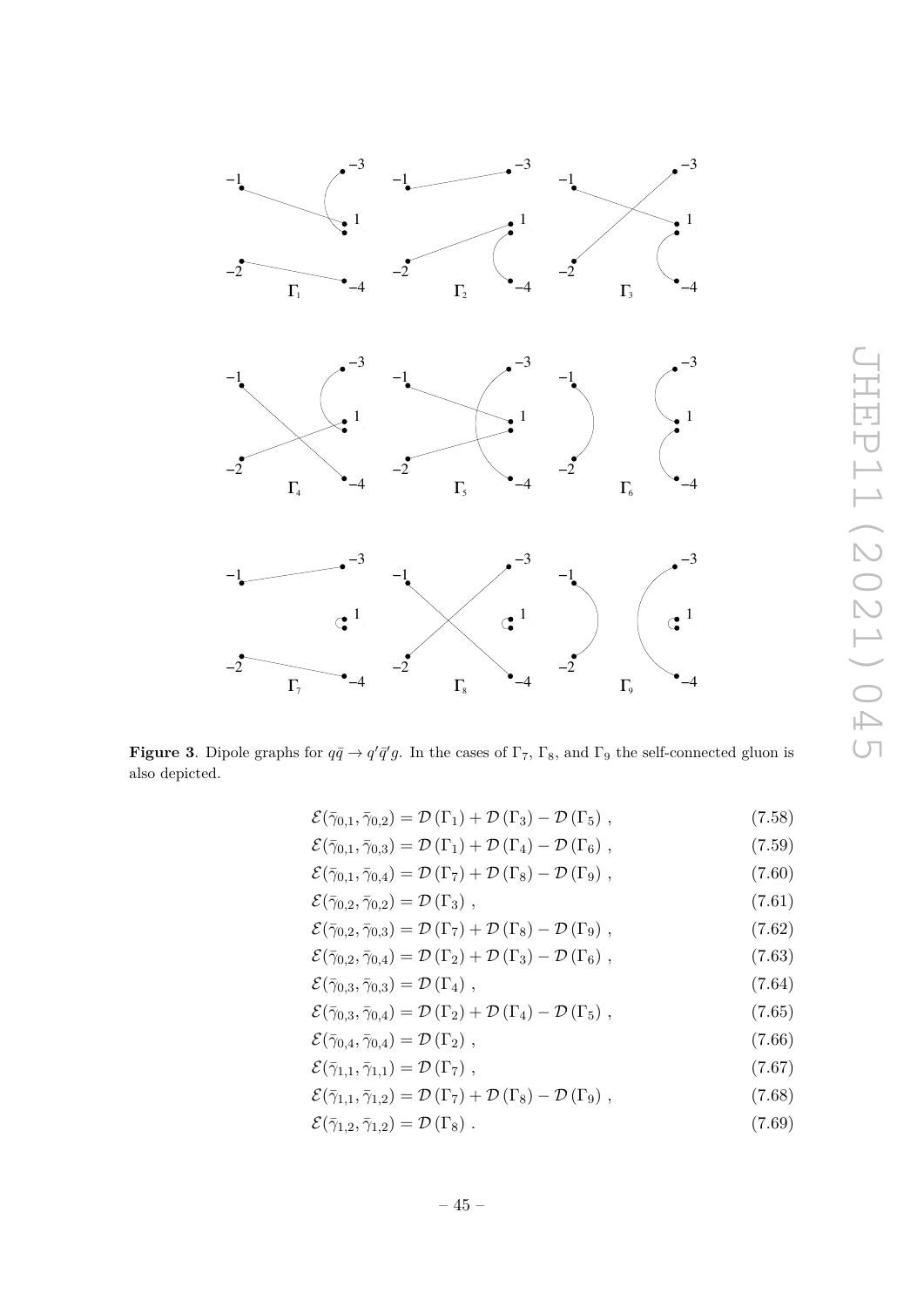**Figure 3**. Dipole graphs for $q\bar{q} \to q'\bar{q}'g$. In the cases of $\Gamma_7$, $\Gamma_8$, and $\Gamma_9$ the self-connected gluon is also depicted.

$$\mathcal{E}(\bar{\gamma}_{0,1}, \bar{\gamma}_{0,2}) = \mathcal{D}(\Gamma_1) + \mathcal{D}(\Gamma_3) - \mathcal{D}(\Gamma_5) \,, \tag{7.58}$$

$$\mathcal{E}(\bar{\gamma}_{0,1}, \bar{\gamma}_{0,3}) = \mathcal{D}(\Gamma_1) + \mathcal{D}(\Gamma_4) - \mathcal{D}(\Gamma_6) \,, \tag{7.59}$$

$$\mathcal{E}(\bar{\gamma}_{0,1}, \bar{\gamma}_{0,4}) = \mathcal{D}(\Gamma_7) + \mathcal{D}(\Gamma_8) - \mathcal{D}(\Gamma_9) \,, \tag{7.60}$$

$$\mathcal{E}(\bar{\gamma}_{0,2}, \bar{\gamma}_{0,2}) = \mathcal{D}(\Gamma_3) \,, \tag{7.61}$$

$$\mathcal{E}(\bar{\gamma}_{0,2}, \bar{\gamma}_{0,3}) = \mathcal{D}(\Gamma_7) + \mathcal{D}(\Gamma_8) - \mathcal{D}(\Gamma_9) \,, \tag{7.62}$$

$$\mathcal{E}(\bar{\gamma}_{0,2}, \bar{\gamma}_{0,4}) = \mathcal{D}(\Gamma_2) + \mathcal{D}(\Gamma_3) - \mathcal{D}(\Gamma_6) \,, \tag{7.63}$$

$$\mathcal{E}(\bar{\gamma}_{0,3}, \bar{\gamma}_{0,3}) = \mathcal{D}(\Gamma_4) \,, \tag{7.64}$$

$$\mathcal{E}(\bar{\gamma}_{0,3}, \bar{\gamma}_{0,4}) = \mathcal{D}(\Gamma_2) + \mathcal{D}(\Gamma_4) - \mathcal{D}(\Gamma_5) \,, \tag{7.65}$$

$$\mathcal{E}(\bar{\gamma}_{0,4}, \bar{\gamma}_{0,4}) = \mathcal{D}(\Gamma_2) \,, \tag{7.66}$$

$$\mathcal{E}(\bar{\gamma}_{1,1}, \bar{\gamma}_{1,1}) = \mathcal{D}(\Gamma_7) \,, \tag{7.67}$$

$$\mathcal{E}(\bar{\gamma}_{1,1}, \bar{\gamma}_{1,2}) = \mathcal{D}(\Gamma_7) + \mathcal{D}(\Gamma_8) - \mathcal{D}(\Gamma_9) \,, \tag{7.68}$$

$$\mathcal{E}(\bar{\gamma}_{1,2}, \bar{\gamma}_{1,2}) = \mathcal{D}(\Gamma_8) \,. \tag{7.69}$$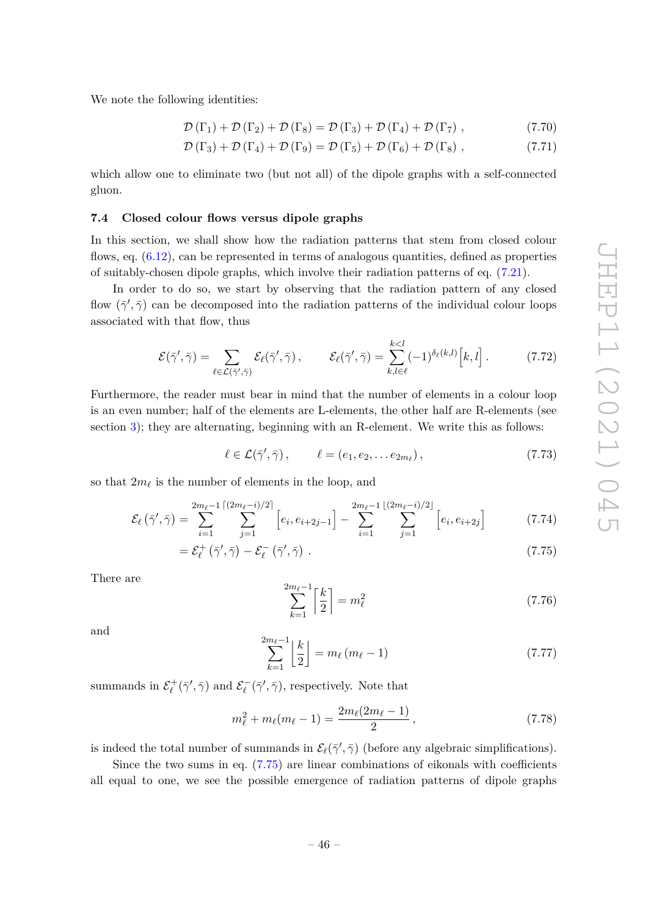We note the following identities:

$$\mathcal{D}\left(\Gamma_1\right) + \mathcal{D}\left(\Gamma_2\right) + \mathcal{D}\left(\Gamma_8\right) = \mathcal{D}\left(\Gamma_3\right) + \mathcal{D}\left(\Gamma_4\right) + \mathcal{D}\left(\Gamma_7\right) \,, \tag{7.70}$$

$$\mathcal{D}\left(\Gamma_3\right) + \mathcal{D}\left(\Gamma_4\right) + \mathcal{D}\left(\Gamma_9\right) = \mathcal{D}\left(\Gamma_5\right) + \mathcal{D}\left(\Gamma_6\right) + \mathcal{D}\left(\Gamma_8\right) \,, \tag{7.71}$$

which allow one to eliminate two (but not all) of the dipole graphs with a self-connected gluon.

### 7.4 Closed colour flows versus dipole graphs

In this section, we shall show how the radiation patterns that stem from closed colour flows, eq. (6.12), can be represented in terms of analogous quantities, defined as properties of suitably-chosen dipole graphs, which involve their radiation patterns of eq. (7.21).

In order to do so, we start by observing that the radiation pattern of any closed flow $(\bar{\gamma}', \bar{\gamma})$ can be decomposed into the radiation patterns of the individual colour loops associated with that flow, thus

$$\mathcal{E}(\bar{\gamma}', \bar{\gamma}) = \sum_{\ell \in \mathcal{L}(\bar{\gamma}', \bar{\gamma})} \mathcal{E}_\ell(\bar{\gamma}', \bar{\gamma}) \,, \qquad \mathcal{E}_\ell(\bar{\gamma}', \bar{\gamma}) = \sum_{k,l \in \ell}^{k<l} (-1)^{\delta_\ell(k,l)} \Big[k, l\Big] \,. \tag{7.72}$$

Furthermore, the reader must bear in mind that the number of elements in a colour loop is an even number; half of the elements are L-elements, the other half are R-elements (see section 3); they are alternating, beginning with an R-element. We write this as follows:

$$\ell \in \mathcal{L}(\bar{\gamma}', \bar{\gamma}) \,, \qquad \ell = (e_1, e_2, \ldots e_{2m_\ell}) \,, \tag{7.73}$$

so that $2m_\ell$ is the number of elements in the loop, and

$$\mathcal{E}_\ell\left(\bar{\gamma}', \bar{\gamma}\right) = \sum_{i=1}^{2m_\ell - 1} \sum_{j=1}^{\lceil (2m_\ell - i)/2 \rceil} \Big[e_i, e_{i+2j-1}\Big] - \sum_{i=1}^{2m_\ell - 1} \sum_{j=1}^{\lfloor (2m_\ell - i)/2 \rfloor} \Big[e_i, e_{i+2j}\Big] \tag{7.74}$$

$$= \mathcal{E}_\ell^+\left(\bar{\gamma}', \bar{\gamma}\right) - \mathcal{E}_\ell^-\left(\bar{\gamma}', \bar{\gamma}\right) \,. \tag{7.75}$$

There are

$$\sum_{k=1}^{2m_\ell - 1} \left\lceil \frac{k}{2} \right\rceil = m_\ell^2 \tag{7.76}$$

and

$$\sum_{k=1}^{2m_\ell - 1} \left\lfloor \frac{k}{2} \right\rfloor = m_\ell \left(m_\ell - 1\right) \tag{7.77}$$

summands in $\mathcal{E}_\ell^+(\bar{\gamma}', \bar{\gamma})$ and $\mathcal{E}_\ell^-(\bar{\gamma}', \bar{\gamma})$, respectively. Note that

$$m_\ell^2 + m_\ell(m_\ell - 1) = \frac{2m_\ell(2m_\ell - 1)}{2} \,, \tag{7.78}$$

is indeed the total number of summands in $\mathcal{E}_\ell(\bar{\gamma}', \bar{\gamma})$ (before any algebraic simplifications).

Since the two sums in eq. (7.75) are linear combinations of eikonals with coefficients all equal to one, we see the possible emergence of radiation patterns of dipole graphs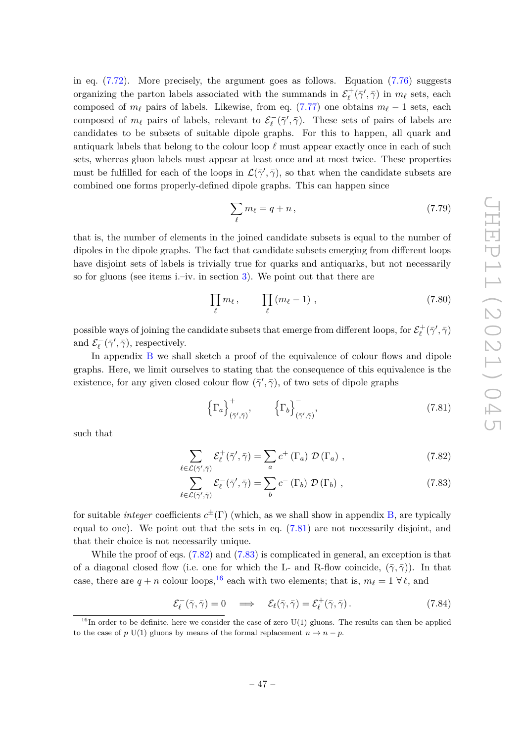in eq. (7.72). More precisely, the argument goes as follows. Equation (7.76) suggests organizing the parton labels associated with the summands in $\mathcal{E}_\ell^+(\bar{\gamma}',\bar{\gamma})$ in $m_\ell$ sets, each composed of $m_\ell$ pairs of labels. Likewise, from eq. (7.77) one obtains $m_\ell - 1$ sets, each composed of $m_\ell$ pairs of labels, relevant to $\mathcal{E}_\ell^-(\bar{\gamma}',\bar{\gamma})$. These sets of pairs of labels are candidates to be subsets of suitable dipole graphs. For this to happen, all quark and antiquark labels that belong to the colour loop $\ell$ must appear exactly once in each of such sets, whereas gluon labels must appear at least once and at most twice. These properties must be fulfilled for each of the loops in $\mathcal{L}(\bar{\gamma}',\bar{\gamma})$, so that when the candidate subsets are combined one forms properly-defined dipole graphs. This can happen since

$$\sum_\ell m_\ell = q + n\,, \tag{7.79}$$

that is, the number of elements in the joined candidate subsets is equal to the number of dipoles in the dipole graphs. The fact that candidate subsets emerging from different loops have disjoint sets of labels is trivially true for quarks and antiquarks, but not necessarily so for gluons (see items i.–iv. in section 3). We point out that there are

$$\prod_\ell m_\ell\,, \qquad \prod_\ell (m_\ell - 1)\,, \tag{7.80}$$

possible ways of joining the candidate subsets that emerge from different loops, for $\mathcal{E}_\ell^+(\bar{\gamma}',\bar{\gamma})$ and $\mathcal{E}_\ell^-(\bar{\gamma}',\bar{\gamma})$, respectively.

In appendix B we shall sketch a proof of the equivalence of colour flows and dipole graphs. Here, we limit ourselves to stating that the consequence of this equivalence is the existence, for any given closed colour flow $(\bar{\gamma}',\bar{\gamma})$, of two sets of dipole graphs

$$\Big\{\Gamma_a\Big\}^+_{(\bar{\gamma}',\bar{\gamma})}, \qquad \Big\{\Gamma_b\Big\}^-_{(\bar{\gamma}',\bar{\gamma})}, \tag{7.81}$$

such that

$$\sum_{\ell\in\mathcal{L}(\bar{\gamma}',\bar{\gamma})} \mathcal{E}_\ell^+(\bar{\gamma}',\bar{\gamma}) = \sum_a c^+(\Gamma_a)\,\mathcal{D}(\Gamma_a)\,, \tag{7.82}$$

$$\sum_{\ell\in\mathcal{L}(\bar{\gamma}',\bar{\gamma})} \mathcal{E}_\ell^-(\bar{\gamma}',\bar{\gamma}) = \sum_b c^-(\Gamma_b)\,\mathcal{D}(\Gamma_b)\,, \tag{7.83}$$

for suitable *integer* coefficients $c^\pm(\Gamma)$ (which, as we shall show in appendix B, are typically equal to one). We point out that the sets in eq. (7.81) are not necessarily disjoint, and that their choice is not necessarily unique.

While the proof of eqs. (7.82) and (7.83) is complicated in general, an exception is that of a diagonal closed flow (i.e. one for which the L- and R-flow coincide, $(\bar{\gamma},\bar{\gamma})$). In that case, there are $q+n$ colour loops,[16] each with two elements; that is, $m_\ell = 1\ \forall\,\ell$, and

$$\mathcal{E}_\ell^-(\bar{\gamma},\bar{\gamma}) = 0 \quad\Longrightarrow\quad \mathcal{E}_\ell(\bar{\gamma},\bar{\gamma}) = \mathcal{E}_\ell^+(\bar{\gamma},\bar{\gamma})\,. \tag{7.84}$$

[16] In order to be definite, here we consider the case of zero U(1) gluons. The results can then be applied to the case of $p$ U(1) gluons by means of the formal replacement $n \to n - p$.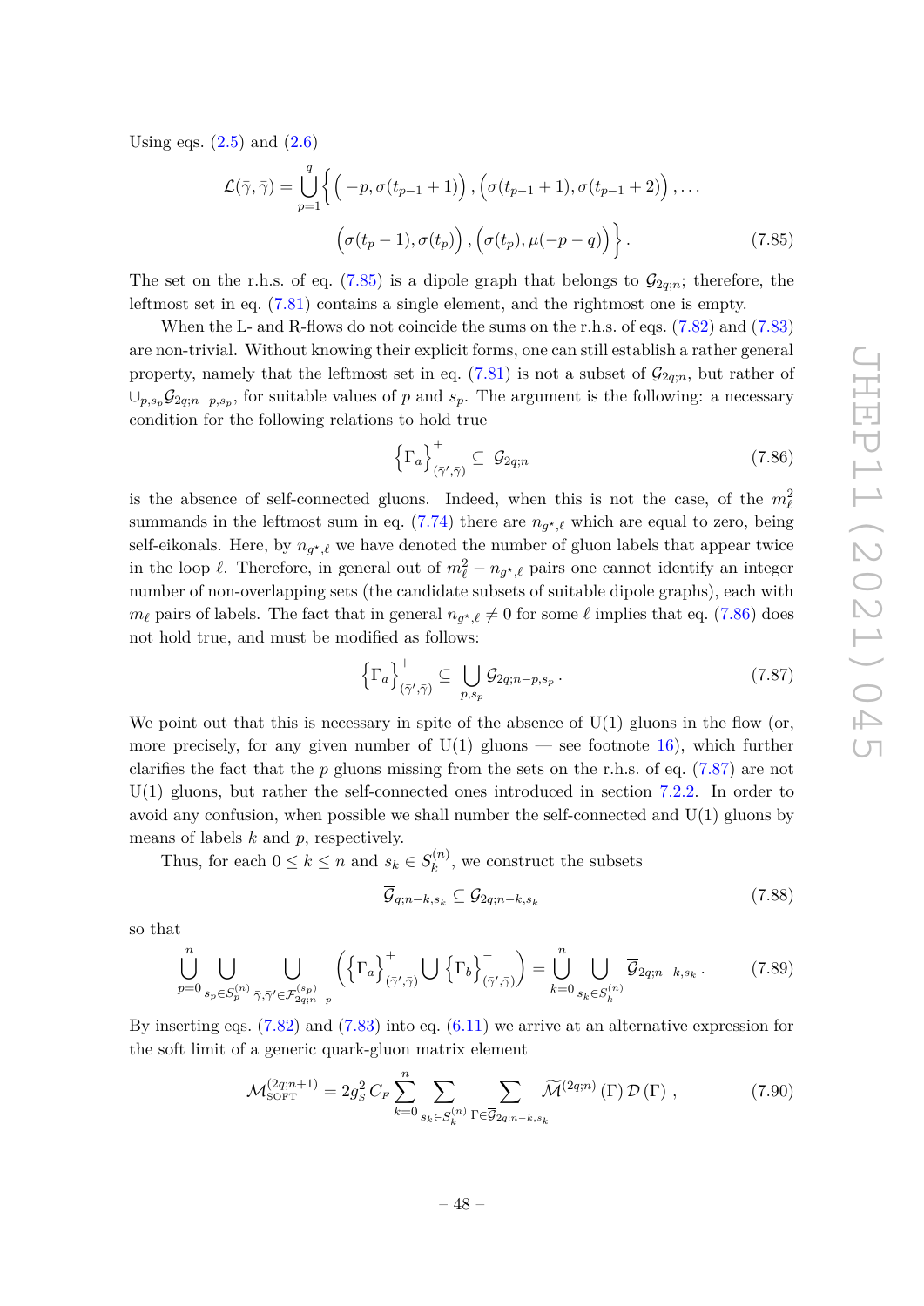Using eqs. (2.5) and (2.6)

$$\mathcal{L}(\bar{\gamma},\bar{\gamma}) = \bigcup_{p=1}^{q} \Big\{ \Big( -p, \sigma(t_{p-1}+1) \Big) , \Big( \sigma(t_{p-1}+1), \sigma(t_{p-1}+2) \Big) , \ldots \\ \Big( \sigma(t_p - 1), \sigma(t_p) \Big) , \Big( \sigma(t_p), \mu(-p-q) \Big) \Big\} . \tag{7.85}$$

The set on the r.h.s. of eq. (7.85) is a dipole graph that belongs to $\mathcal{G}_{2q;n}$; therefore, the leftmost set in eq. (7.81) contains a single element, and the rightmost one is empty.

When the L- and R-flows do not coincide the sums on the r.h.s. of eqs. (7.82) and (7.83) are non-trivial. Without knowing their explicit forms, one can still establish a rather general property, namely that the leftmost set in eq. (7.81) is not a subset of $\mathcal{G}_{2q;n}$, but rather of $\cup_{p,s_p}\mathcal{G}_{2q;n-p,s_p}$, for suitable values of $p$ and $s_p$. The argument is the following: a necessary condition for the following relations to hold true

$$\Big\{ \Gamma_a \Big\}^{+}_{(\bar{\gamma}',\bar{\gamma})} \subseteq \mathcal{G}_{2q;n} \tag{7.86}$$

is the absence of self-connected gluons. Indeed, when this is not the case, of the $m_\ell^2$ summands in the leftmost sum in eq. (7.74) there are $n_{g^\star,\ell}$ which are equal to zero, being self-eikonals. Here, by $n_{g^\star,\ell}$ we have denoted the number of gluon labels that appear twice in the loop $\ell$. Therefore, in general out of $m_\ell^2 - n_{g^\star,\ell}$ pairs one cannot identify an integer number of non-overlapping sets (the candidate subsets of suitable dipole graphs), each with $m_\ell$ pairs of labels. The fact that in general $n_{g^\star,\ell} \neq 0$ for some $\ell$ implies that eq. (7.86) does not hold true, and must be modified as follows:

$$\Big\{ \Gamma_a \Big\}^{+}_{(\bar{\gamma}',\bar{\gamma})} \subseteq \bigcup_{p,s_p} \mathcal{G}_{2q;n-p,s_p} . \tag{7.87}$$

We point out that this is necessary in spite of the absence of U(1) gluons in the flow (or, more precisely, for any given number of U(1) gluons — see footnote 16), which further clarifies the fact that the $p$ gluons missing from the sets on the r.h.s. of eq. (7.87) are not U(1) gluons, but rather the self-connected ones introduced in section 7.2.2. In order to avoid any confusion, when possible we shall number the self-connected and U(1) gluons by means of labels $k$ and $p$, respectively.

Thus, for each $0 \le k \le n$ and $s_k \in S_k^{(n)}$, we construct the subsets

$$\overline{\mathcal{G}}_{q;n-k,s_k} \subseteq \mathcal{G}_{2q;n-k,s_k} \tag{7.88}$$

so that

$$\bigcup_{p=0}^{n} \bigcup_{s_p \in S_p^{(n)}} \bigcup_{\bar{\gamma},\bar{\gamma}' \in \mathcal{F}_{2q;n-p}^{(s_p)}} \left( \Big\{ \Gamma_a \Big\}^{+}_{(\bar{\gamma}',\bar{\gamma})} \bigcup \Big\{ \Gamma_b \Big\}^{-}_{(\bar{\gamma}',\bar{\gamma})} \right) = \bigcup_{k=0}^{n} \bigcup_{s_k \in S_k^{(n)}} \overline{\mathcal{G}}_{2q;n-k,s_k} . \tag{7.89}$$

By inserting eqs. (7.82) and (7.83) into eq. (6.11) we arrive at an alternative expression for the soft limit of a generic quark-gluon matrix element

$$\mathcal{M}^{(2q;n+1)}_{\text{SOFT}} = 2g_S^2\, C_F \sum_{k=0}^{n} \sum_{s_k \in S_k^{(n)}} \sum_{\Gamma \in \overline{\mathcal{G}}_{2q;n-k,s_k}} \widetilde{\mathcal{M}}^{(2q;n)}(\Gamma)\, \mathcal{D}(\Gamma) , \tag{7.90}$$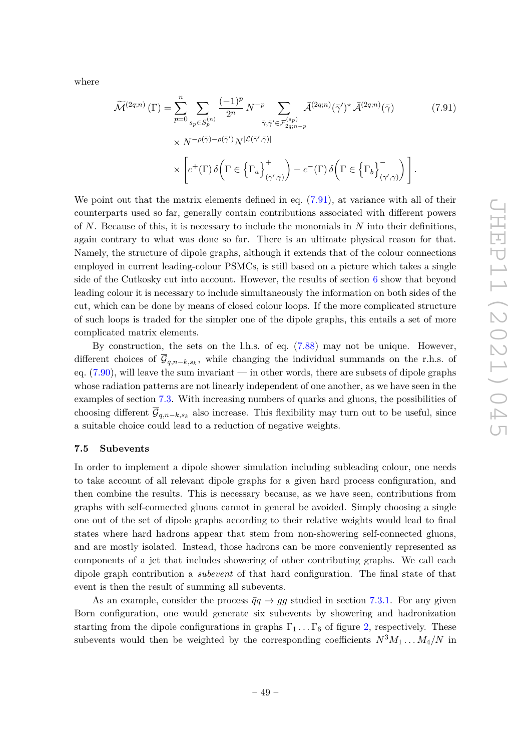where

$$\widetilde{\mathcal{M}}^{(2q;n)}(\Gamma) = \sum_{p=0}^{n} \sum_{s_p \in S_p^{(n)}} \frac{(-1)^p}{2^n} N^{-p} \sum_{\bar{\gamma},\bar{\gamma}' \in \mathcal{F}_{2q;n-p}^{(s_p)}} \bar{\mathcal{A}}^{(2q;n)}(\bar{\gamma}')^\star \, \bar{\mathcal{A}}^{(2q;n)}(\bar{\gamma}) \tag{7.91}$$
$$\times N^{-\rho(\bar{\gamma})-\rho(\bar{\gamma}')} N^{|\mathcal{L}(\bar{\gamma}',\bar{\gamma})|}$$
$$\times \left[ c^+(\Gamma)\,\delta\Big(\Gamma \in \Big\{\Gamma_a\Big\}^+_{(\bar{\gamma}',\bar{\gamma})}\Big) - c^-(\Gamma)\,\delta\Big(\Gamma \in \Big\{\Gamma_b\Big\}^-_{(\bar{\gamma}',\bar{\gamma})}\Big) \right].$$

We point out that the matrix elements defined in eq. (7.91), at variance with all of their counterparts used so far, generally contain contributions associated with different powers of $N$. Because of this, it is necessary to include the monomials in $N$ into their definitions, again contrary to what was done so far. There is an ultimate physical reason for that. Namely, the structure of dipole graphs, although it extends that of the colour connections employed in current leading-colour PSMCs, is still based on a picture which takes a single side of the Cutkosky cut into account. However, the results of section 6 show that beyond leading colour it is necessary to include simultaneously the information on both sides of the cut, which can be done by means of closed colour loops. If the more complicated structure of such loops is traded for the simpler one of the dipole graphs, this entails a set of more complicated matrix elements.

By construction, the sets on the l.h.s. of eq. (7.88) may not be unique. However, different choices of $\overline{\mathcal{G}}_{q,n-k,s_k}$, while changing the individual summands on the r.h.s. of eq. (7.90), will leave the sum invariant — in other words, there are subsets of dipole graphs whose radiation patterns are not linearly independent of one another, as we have seen in the examples of section 7.3. With increasing numbers of quarks and gluons, the possibilities of choosing different $\overline{\mathcal{G}}_{q,n-k,s_k}$ also increase. This flexibility may turn out to be useful, since a suitable choice could lead to a reduction of negative weights.

### 7.5 Subevents

In order to implement a dipole shower simulation including subleading colour, one needs to take account of all relevant dipole graphs for a given hard process configuration, and then combine the results. This is necessary because, as we have seen, contributions from graphs with self-connected gluons cannot in general be avoided. Simply choosing a single one out of the set of dipole graphs according to their relative weights would lead to final states where hard hadrons appear that stem from non-showering self-connected gluons, and are mostly isolated. Instead, those hadrons can be more conveniently represented as components of a jet that includes showering of other contributing graphs. We call each dipole graph contribution a *subevent* of that hard configuration. The final state of that event is then the result of summing all subevents.

As an example, consider the process $\bar{q}q \to gg$ studied in section 7.3.1. For any given Born configuration, one would generate six subevents by showering and hadronization starting from the dipole configurations in graphs $\Gamma_1 \ldots \Gamma_6$ of figure 2, respectively. These subevents would then be weighted by the corresponding coefficients $N^3 M_1 \ldots M_4/N$ in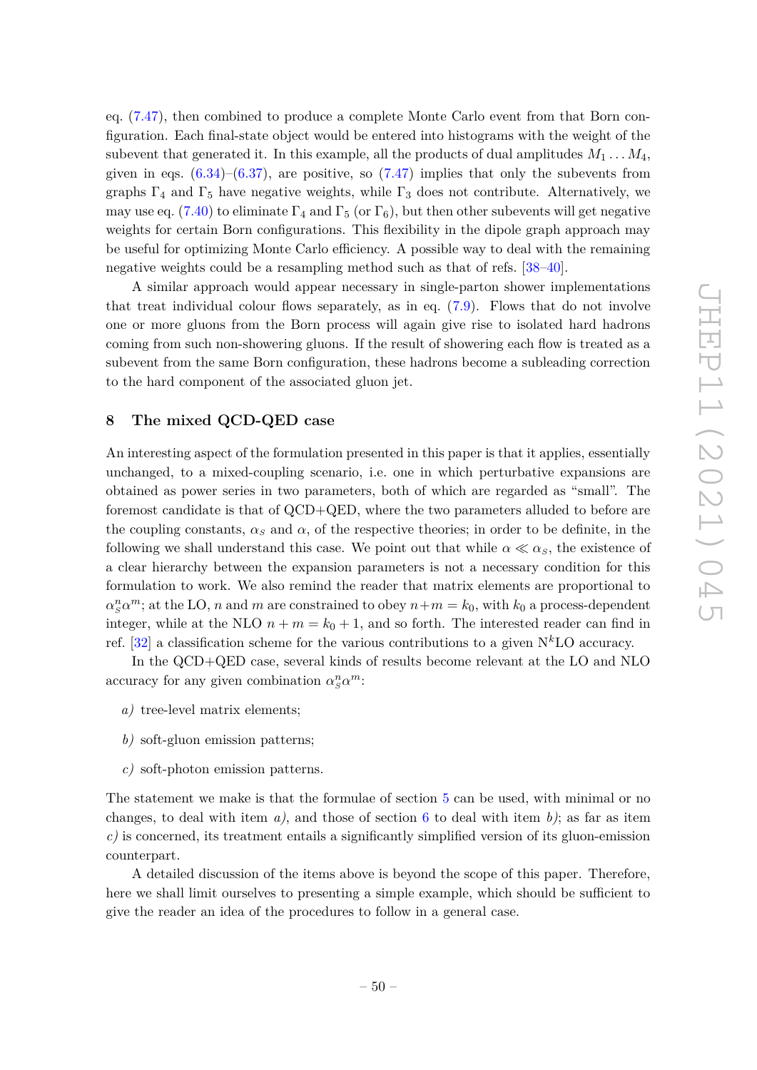eq. (7.47), then combined to produce a complete Monte Carlo event from that Born configuration. Each final-state object would be entered into histograms with the weight of the subevent that generated it. In this example, all the products of dual amplitudes $M_1 \dots M_4$, given in eqs. (6.34)–(6.37), are positive, so (7.47) implies that only the subevents from graphs $\Gamma_4$ and $\Gamma_5$ have negative weights, while $\Gamma_3$ does not contribute. Alternatively, we may use eq. (7.40) to eliminate $\Gamma_4$ and $\Gamma_5$ (or $\Gamma_6$), but then other subevents will get negative weights for certain Born configurations. This flexibility in the dipole graph approach may be useful for optimizing Monte Carlo efficiency. A possible way to deal with the remaining negative weights could be a resampling method such as that of refs. [38–40].

A similar approach would appear necessary in single-parton shower implementations that treat individual colour flows separately, as in eq. (7.9). Flows that do not involve one or more gluons from the Born process will again give rise to isolated hard hadrons coming from such non-showering gluons. If the result of showering each flow is treated as a subevent from the same Born configuration, these hadrons become a subleading correction to the hard component of the associated gluon jet.

## 8 The mixed QCD-QED case

An interesting aspect of the formulation presented in this paper is that it applies, essentially unchanged, to a mixed-coupling scenario, i.e. one in which perturbative expansions are obtained as power series in two parameters, both of which are regarded as "small". The foremost candidate is that of QCD+QED, where the two parameters alluded to before are the coupling constants, $\alpha_S$ and $\alpha$, of the respective theories; in order to be definite, in the following we shall understand this case. We point out that while $\alpha \ll \alpha_S$, the existence of a clear hierarchy between the expansion parameters is not a necessary condition for this formulation to work. We also remind the reader that matrix elements are proportional to $\alpha_S^n \alpha^m$; at the LO, $n$ and $m$ are constrained to obey $n+m = k_0$, with $k_0$ a process-dependent integer, while at the NLO $n + m = k_0 + 1$, and so forth. The interested reader can find in ref. [32] a classification scheme for the various contributions to a given N$^k$LO accuracy.

In the QCD+QED case, several kinds of results become relevant at the LO and NLO accuracy for any given combination $\alpha_S^n \alpha^m$:

*a)* tree-level matrix elements;

*b)* soft-gluon emission patterns;

*c)* soft-photon emission patterns.

The statement we make is that the formulae of section 5 can be used, with minimal or no changes, to deal with item *a)*, and those of section 6 to deal with item *b)*; as far as item *c)* is concerned, its treatment entails a significantly simplified version of its gluon-emission counterpart.

A detailed discussion of the items above is beyond the scope of this paper. Therefore, here we shall limit ourselves to presenting a simple example, which should be sufficient to give the reader an idea of the procedures to follow in a general case.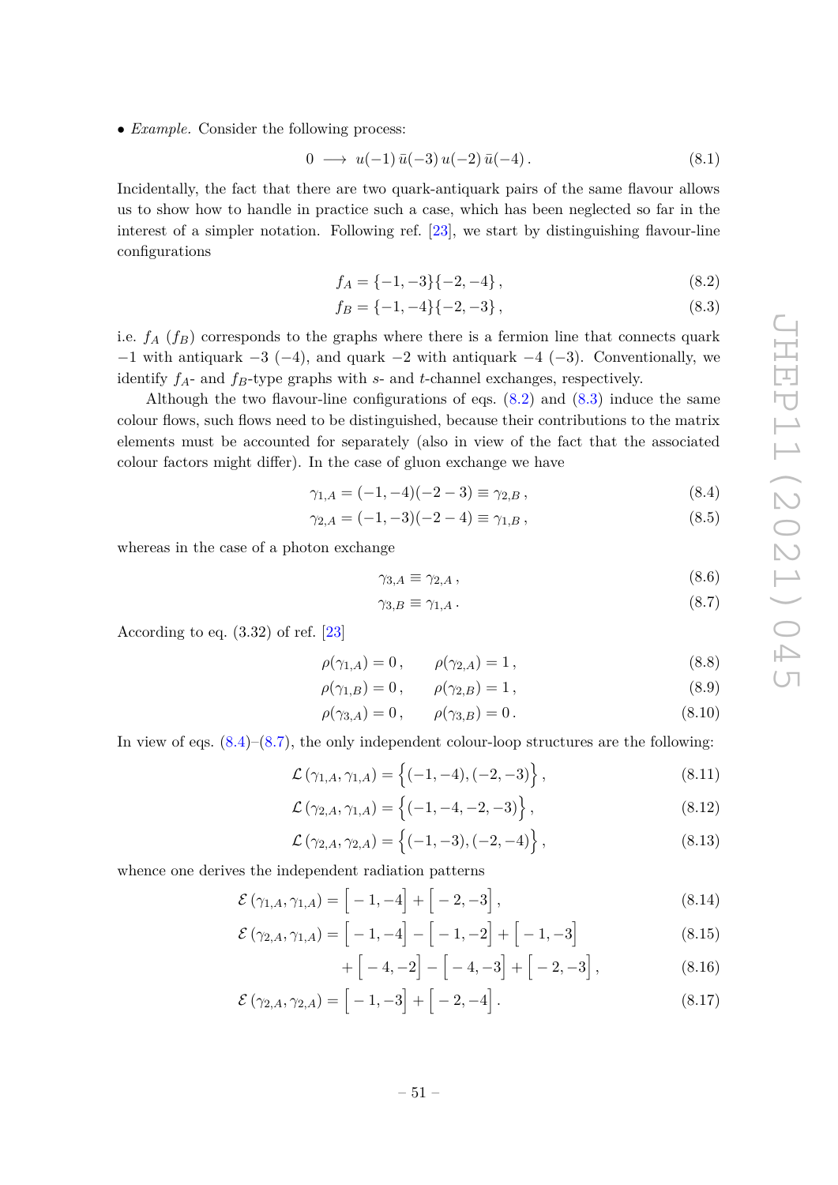• *Example.* Consider the following process:

$$0 \longrightarrow u(-1)\,\bar{u}(-3)\,u(-2)\,\bar{u}(-4)\,. \tag{8.1}$$

Incidentally, the fact that there are two quark-antiquark pairs of the same flavour allows us to show how to handle in practice such a case, which has been neglected so far in the interest of a simpler notation. Following ref. [23], we start by distinguishing flavour-line configurations

$$f_A = \{-1,-3\}\{-2,-4\}\,, \tag{8.2}$$

$$f_B = \{-1,-4\}\{-2,-3\}\,, \tag{8.3}$$

i.e. $f_A$ ($f_B$) corresponds to the graphs where there is a fermion line that connects quark $-1$ with antiquark $-3$ ($-4$), and quark $-2$ with antiquark $-4$ ($-3$). Conventionally, we identify $f_A$- and $f_B$-type graphs with $s$- and $t$-channel exchanges, respectively.

Although the two flavour-line configurations of eqs. (8.2) and (8.3) induce the same colour flows, such flows need to be distinguished, because their contributions to the matrix elements must be accounted for separately (also in view of the fact that the associated colour factors might differ). In the case of gluon exchange we have

$$\gamma_{1,A} = (-1,-4)(-2-3) \equiv \gamma_{2,B}\,, \tag{8.4}$$

$$\gamma_{2,A} = (-1,-3)(-2-4) \equiv \gamma_{1,B}\,, \tag{8.5}$$

whereas in the case of a photon exchange

$$\gamma_{3,A} \equiv \gamma_{2,A}\,, \tag{8.6}$$

$$\gamma_{3,B} \equiv \gamma_{1,A}\,. \tag{8.7}$$

According to eq. (3.32) of ref. [23]

$$\rho(\gamma_{1,A}) = 0\,, \qquad \rho(\gamma_{2,A}) = 1\,, \tag{8.8}$$

$$\rho(\gamma_{1,B}) = 0\,, \qquad \rho(\gamma_{2,B}) = 1\,, \tag{8.9}$$

$$\rho(\gamma_{3,A}) = 0\,, \qquad \rho(\gamma_{3,B}) = 0\,. \tag{8.10}$$

In view of eqs. (8.4)–(8.7), the only independent colour-loop structures are the following:

$$\mathcal{L}\left(\gamma_{1,A},\gamma_{1,A}\right) = \Big\{(-1,-4),(-2,-3)\Big\}\,, \tag{8.11}$$

$$\mathcal{L}\left(\gamma_{2,A},\gamma_{1,A}\right) = \Big\{(-1,-4,-2,-3)\Big\}\,, \tag{8.12}$$

$$\mathcal{L}\left(\gamma_{2,A},\gamma_{2,A}\right) = \Big\{(-1,-3),(-2,-4)\Big\}\,, \tag{8.13}$$

whence one derives the independent radiation patterns

$$\mathcal{E}\left(\gamma_{1,A},\gamma_{1,A}\right) = \Big[-1,-4\Big] + \Big[-2,-3\Big]\,, \tag{8.14}$$

$$\mathcal{E}\left(\gamma_{2,A},\gamma_{1,A}\right) = \Big[-1,-4\Big] - \Big[-1,-2\Big] + \Big[-1,-3\Big] \tag{8.15}$$

$$\qquad + \Big[-4,-2\Big] - \Big[-4,-3\Big] + \Big[-2,-3\Big]\,, \tag{8.16}$$

$$\mathcal{E}\left(\gamma_{2,A},\gamma_{2,A}\right) = \Big[-1,-3\Big] + \Big[-2,-4\Big]\,. \tag{8.17}$$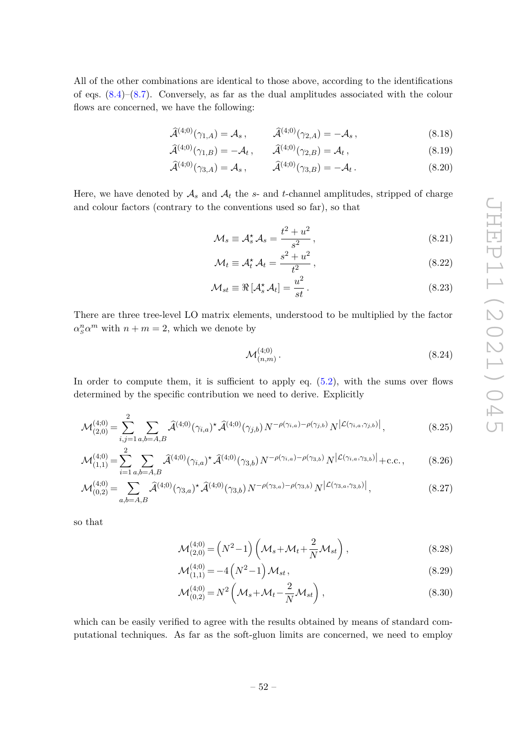All of the other combinations are identical to those above, according to the identifications of eqs. (8.4)–(8.7). Conversely, as far as the dual amplitudes associated with the colour flows are concerned, we have the following:

$$\widehat{\mathcal{A}}^{(4;0)}(\gamma_{1,A}) = \mathcal{A}_s\,, \qquad \widehat{\mathcal{A}}^{(4;0)}(\gamma_{2,A}) = -\mathcal{A}_s\,, \tag{8.18}$$

$$\widehat{\mathcal{A}}^{(4;0)}(\gamma_{1,B}) = -\mathcal{A}_t\,, \qquad \widehat{\mathcal{A}}^{(4;0)}(\gamma_{2,B}) = \mathcal{A}_t\,, \tag{8.19}$$

$$\widehat{\mathcal{A}}^{(4;0)}(\gamma_{3,A}) = \mathcal{A}_s\,, \qquad \widehat{\mathcal{A}}^{(4;0)}(\gamma_{3,B}) = -\mathcal{A}_t\,. \tag{8.20}$$

Here, we have denoted by $\mathcal{A}_s$ and $\mathcal{A}_t$ the $s$- and $t$-channel amplitudes, stripped of charge and colour factors (contrary to the conventions used so far), so that

$$\mathcal{M}_s \equiv \mathcal{A}_s^\star\,\mathcal{A}_s = \frac{t^2+u^2}{s^2}\,, \tag{8.21}$$

$$\mathcal{M}_t \equiv \mathcal{A}_t^\star\,\mathcal{A}_t = \frac{s^2+u^2}{t^2}\,, \tag{8.22}$$

$$\mathcal{M}_{st} \equiv \Re\left[\mathcal{A}_s^\star\,\mathcal{A}_t\right] = \frac{u^2}{st}\,. \tag{8.23}$$

There are three tree-level LO matrix elements, understood to be multiplied by the factor $\alpha_S^n\alpha^m$ with $n+m=2$, which we denote by

$$\mathcal{M}^{(4;0)}_{(n,m)}\,. \tag{8.24}$$

In order to compute them, it is sufficient to apply eq. (5.2), with the sums over flows determined by the specific contribution we need to derive. Explicitly

$$\mathcal{M}^{(4;0)}_{(2,0)} = \sum_{i,j=1}^{2}\sum_{a,b=A,B}\widehat{\mathcal{A}}^{(4;0)}(\gamma_{i,a})^\star\,\widehat{\mathcal{A}}^{(4;0)}(\gamma_{j,b})\,N^{-\rho(\gamma_{i,a})-\rho(\gamma_{j,b})}\,N^{\left|\mathcal{L}(\gamma_{i,a},\gamma_{j,b})\right|}\,, \tag{8.25}$$

$$\mathcal{M}^{(4;0)}_{(1,1)} = \sum_{i=1}^{2}\sum_{a,b=A,B}\widehat{\mathcal{A}}^{(4;0)}(\gamma_{i,a})^\star\,\widehat{\mathcal{A}}^{(4;0)}(\gamma_{3,b})\,N^{-\rho(\gamma_{i,a})-\rho(\gamma_{3,b})}\,N^{\left|\mathcal{L}(\gamma_{i,a},\gamma_{3,b})\right|} + \text{c.c.}\,, \tag{8.26}$$

$$\mathcal{M}^{(4;0)}_{(0,2)} = \sum_{a,b=A,B}\widehat{\mathcal{A}}^{(4;0)}(\gamma_{3,a})^\star\,\widehat{\mathcal{A}}^{(4;0)}(\gamma_{3,b})\,N^{-\rho(\gamma_{3,a})-\rho(\gamma_{3,b})}\,N^{\left|\mathcal{L}(\gamma_{3,a},\gamma_{3,b})\right|}\,, \tag{8.27}$$

so that

$$\mathcal{M}^{(4;0)}_{(2,0)} = \left(N^2-1\right)\left(\mathcal{M}_s+\mathcal{M}_t+\frac{2}{N}\mathcal{M}_{st}\right)\,, \tag{8.28}$$

$$\mathcal{M}^{(4;0)}_{(1,1)} = -4\left(N^2-1\right)\mathcal{M}_{st}\,, \tag{8.29}$$

$$\mathcal{M}^{(4;0)}_{(0,2)} = N^2\left(\mathcal{M}_s+\mathcal{M}_t-\frac{2}{N}\mathcal{M}_{st}\right)\,, \tag{8.30}$$

which can be easily verified to agree with the results obtained by means of standard computational techniques. As far as the soft-gluon limits are concerned, we need to employ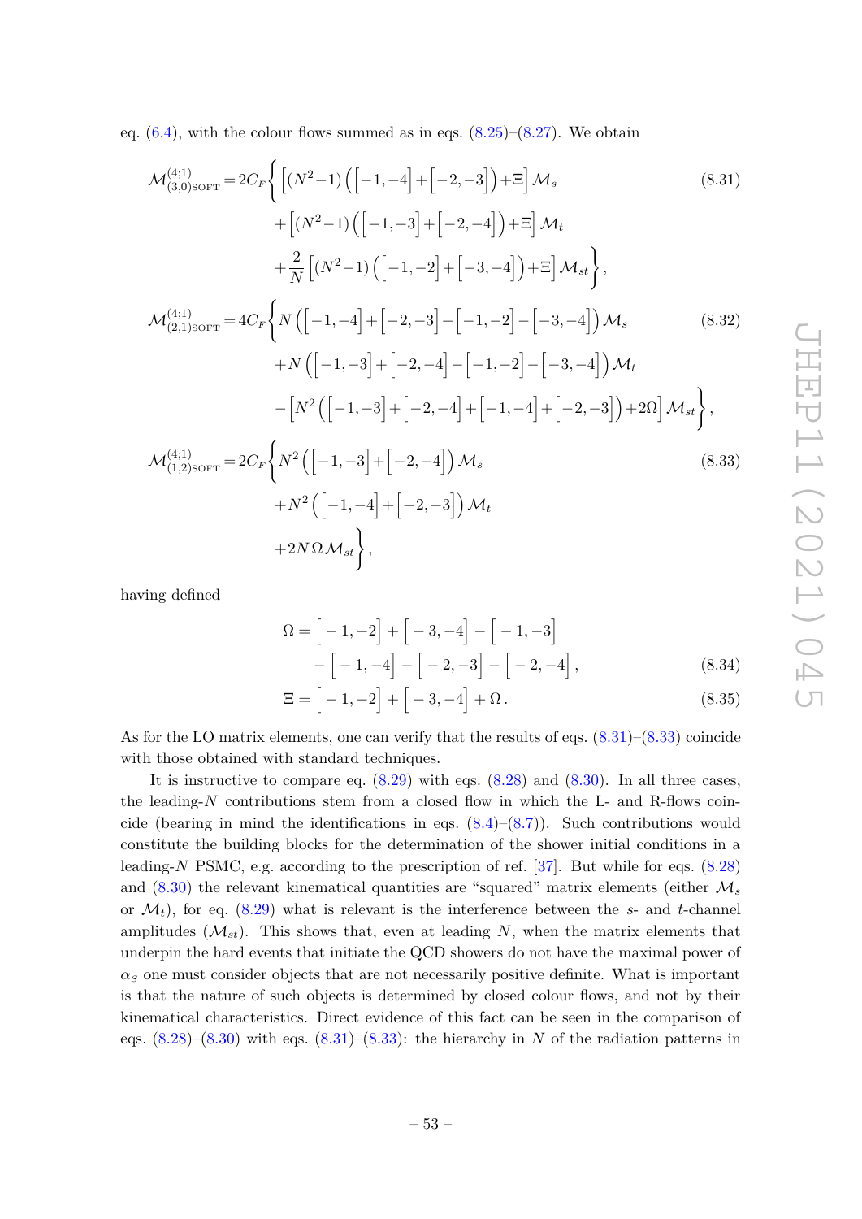eq. (6.4), with the colour flows summed as in eqs. (8.25)–(8.27). We obtain

$$
\begin{aligned}
\mathcal{M}^{(4;1)}_{(3,0)\text{SOFT}} = 2C_F\bigg\{ & \Big[(N^2-1)\Big(\Big[-1,-4\Big]+\Big[-2,-3\Big]\Big)+\Xi\Big]\,\mathcal{M}_s \\
&+\Big[(N^2-1)\Big(\Big[-1,-3\Big]+\Big[-2,-4\Big]\Big)+\Xi\Big]\,\mathcal{M}_t \\
&+\frac{2}{N}\Big[(N^2-1)\Big(\Big[-1,-2\Big]+\Big[-3,-4\Big]\Big)+\Xi\Big]\,\mathcal{M}_{st}\bigg\},
\end{aligned}
\tag{8.31}
$$

$$
\begin{aligned}
\mathcal{M}^{(4;1)}_{(2,1)\text{SOFT}} = 4C_F\bigg\{ & N\Big(\Big[-1,-4\Big]+\Big[-2,-3\Big]-\Big[-1,-2\Big]-\Big[-3,-4\Big]\Big)\,\mathcal{M}_s \\
&+N\Big(\Big[-1,-3\Big]+\Big[-2,-4\Big]-\Big[-1,-2\Big]-\Big[-3,-4\Big]\Big)\,\mathcal{M}_t \\
&-\Big[N^2\Big(\Big[-1,-3\Big]+\Big[-2,-4\Big]+\Big[-1,-4\Big]+\Big[-2,-3\Big]\Big)+2\Omega\Big]\,\mathcal{M}_{st}\bigg\},
\end{aligned}
\tag{8.32}
$$

$$
\begin{aligned}
\mathcal{M}^{(4;1)}_{(1,2)\text{SOFT}} = 2C_F\bigg\{ & N^2\Big(\Big[-1,-3\Big]+\Big[-2,-4\Big]\Big)\,\mathcal{M}_s \\
&+N^2\Big(\Big[-1,-4\Big]+\Big[-2,-3\Big]\Big)\,\mathcal{M}_t \\
&+2N\,\Omega\,\mathcal{M}_{st}\bigg\},
\end{aligned}
\tag{8.33}
$$

having defined

$$
\begin{aligned}
\Omega = \Big[-1,-2\Big] + \Big[-3,-4\Big] - \Big[-1,-3\Big] \\
- \Big[-1,-4\Big] - \Big[-2,-3\Big] - \Big[-2,-4\Big]\,,
\end{aligned}
\tag{8.34}
$$

$$
\Xi = \Big[-1,-2\Big] + \Big[-3,-4\Big] + \Omega\,. \tag{8.35}
$$

As for the LO matrix elements, one can verify that the results of eqs. (8.31)–(8.33) coincide with those obtained with standard techniques.

It is instructive to compare eq. (8.29) with eqs. (8.28) and (8.30). In all three cases, the leading-$N$ contributions stem from a closed flow in which the L- and R-flows coincide (bearing in mind the identifications in eqs. (8.4)–(8.7)). Such contributions would constitute the building blocks for the determination of the shower initial conditions in a leading-$N$ PSMC, e.g. according to the prescription of ref. [37]. But while for eqs. (8.28) and (8.30) the relevant kinematical quantities are "squared" matrix elements (either $\mathcal{M}_s$ or $\mathcal{M}_t$), for eq. (8.29) what is relevant is the interference between the $s$- and $t$-channel amplitudes ($\mathcal{M}_{st}$). This shows that, even at leading $N$, when the matrix elements that underpin the hard events that initiate the QCD showers do not have the maximal power of $\alpha_S$ one must consider objects that are not necessarily positive definite. What is important is that the nature of such objects is determined by closed colour flows, and not by their kinematical characteristics. Direct evidence of this fact can be seen in the comparison of eqs. (8.28)–(8.30) with eqs. (8.31)–(8.33): the hierarchy in $N$ of the radiation patterns in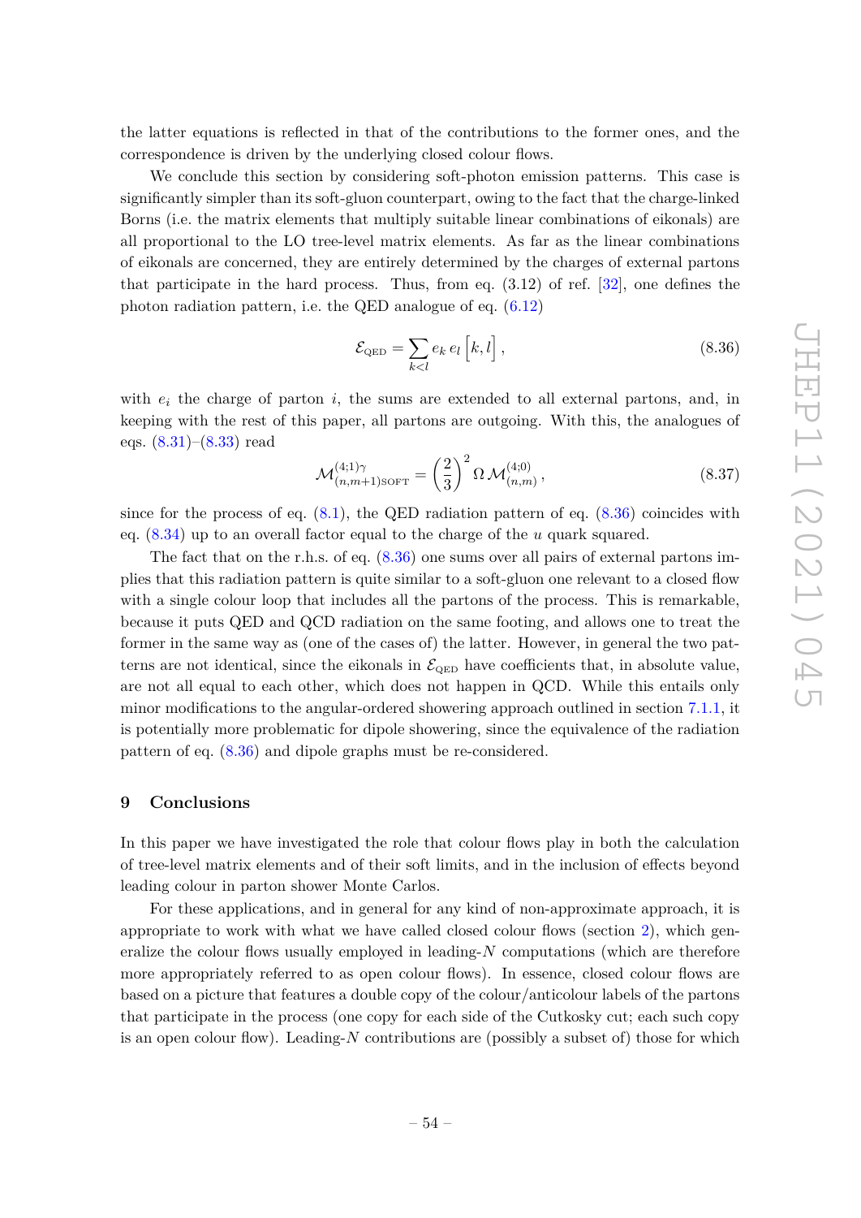the latter equations is reflected in that of the contributions to the former ones, and the correspondence is driven by the underlying closed colour flows.

We conclude this section by considering soft-photon emission patterns. This case is significantly simpler than its soft-gluon counterpart, owing to the fact that the charge-linked Borns (i.e. the matrix elements that multiply suitable linear combinations of eikonals) are all proportional to the LO tree-level matrix elements. As far as the linear combinations of eikonals are concerned, they are entirely determined by the charges of external partons that participate in the hard process. Thus, from eq. (3.12) of ref. [32], one defines the photon radiation pattern, i.e. the QED analogue of eq. (6.12)

$$\mathcal{E}_{\text{QED}} = \sum_{k<l} e_k \, e_l \left[k, l\right], \tag{8.36}$$

with $e_i$ the charge of parton $i$, the sums are extended to all external partons, and, in keeping with the rest of this paper, all partons are outgoing. With this, the analogues of eqs. (8.31)–(8.33) read

$$\mathcal{M}^{(4;1)\gamma}_{(n,m+1)\text{SOFT}} = \left(\frac{2}{3}\right)^2 \Omega \, \mathcal{M}^{(4;0)}_{(n,m)}, \tag{8.37}$$

since for the process of eq. (8.1), the QED radiation pattern of eq. (8.36) coincides with eq. (8.34) up to an overall factor equal to the charge of the $u$ quark squared.

The fact that on the r.h.s. of eq. (8.36) one sums over all pairs of external partons implies that this radiation pattern is quite similar to a soft-gluon one relevant to a closed flow with a single colour loop that includes all the partons of the process. This is remarkable, because it puts QED and QCD radiation on the same footing, and allows one to treat the former in the same way as (one of the cases of) the latter. However, in general the two patterns are not identical, since the eikonals in $\mathcal{E}_{\text{QED}}$ have coefficients that, in absolute value, are not all equal to each other, which does not happen in QCD. While this entails only minor modifications to the angular-ordered showering approach outlined in section 7.1.1, it is potentially more problematic for dipole showering, since the equivalence of the radiation pattern of eq. (8.36) and dipole graphs must be re-considered.

## 9 Conclusions

In this paper we have investigated the role that colour flows play in both the calculation of tree-level matrix elements and of their soft limits, and in the inclusion of effects beyond leading colour in parton shower Monte Carlos.

For these applications, and in general for any kind of non-approximate approach, it is appropriate to work with what we have called closed colour flows (section 2), which generalize the colour flows usually employed in leading-$N$ computations (which are therefore more appropriately referred to as open colour flows). In essence, closed colour flows are based on a picture that features a double copy of the colour/anticolour labels of the partons that participate in the process (one copy for each side of the Cutkosky cut; each such copy is an open colour flow). Leading-$N$ contributions are (possibly a subset of) those for which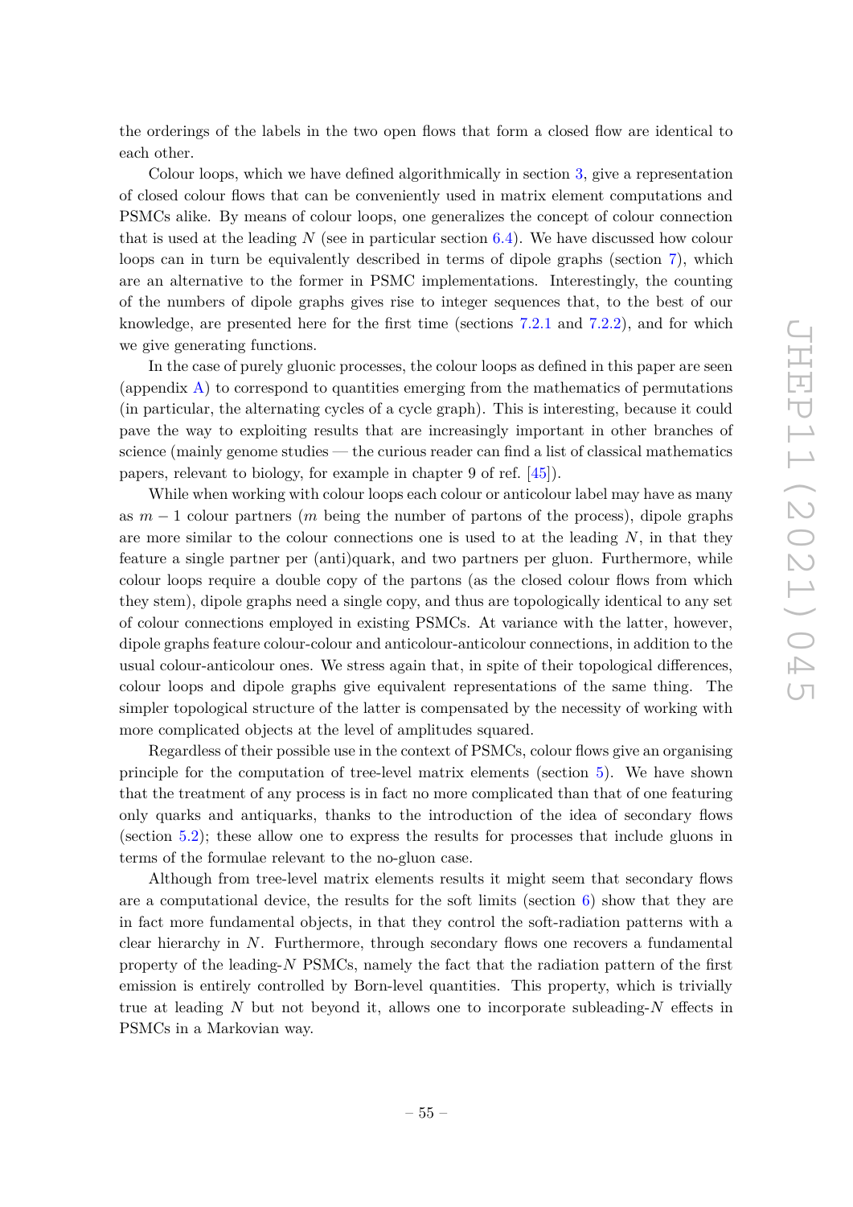the orderings of the labels in the two open flows that form a closed flow are identical to each other.

Colour loops, which we have defined algorithmically in section 3, give a representation of closed colour flows that can be conveniently used in matrix element computations and PSMCs alike. By means of colour loops, one generalizes the concept of colour connection that is used at the leading $N$ (see in particular section 6.4). We have discussed how colour loops can in turn be equivalently described in terms of dipole graphs (section 7), which are an alternative to the former in PSMC implementations. Interestingly, the counting of the numbers of dipole graphs gives rise to integer sequences that, to the best of our knowledge, are presented here for the first time (sections 7.2.1 and 7.2.2), and for which we give generating functions.

In the case of purely gluonic processes, the colour loops as defined in this paper are seen (appendix A) to correspond to quantities emerging from the mathematics of permutations (in particular, the alternating cycles of a cycle graph). This is interesting, because it could pave the way to exploiting results that are increasingly important in other branches of science (mainly genome studies — the curious reader can find a list of classical mathematics papers, relevant to biology, for example in chapter 9 of ref. [45]).

While when working with colour loops each colour or anticolour label may have as many as $m-1$ colour partners ($m$ being the number of partons of the process), dipole graphs are more similar to the colour connections one is used to at the leading $N$, in that they feature a single partner per (anti)quark, and two partners per gluon. Furthermore, while colour loops require a double copy of the partons (as the closed colour flows from which they stem), dipole graphs need a single copy, and thus are topologically identical to any set of colour connections employed in existing PSMCs. At variance with the latter, however, dipole graphs feature colour-colour and anticolour-anticolour connections, in addition to the usual colour-anticolour ones. We stress again that, in spite of their topological differences, colour loops and dipole graphs give equivalent representations of the same thing. The simpler topological structure of the latter is compensated by the necessity of working with more complicated objects at the level of amplitudes squared.

Regardless of their possible use in the context of PSMCs, colour flows give an organising principle for the computation of tree-level matrix elements (section 5). We have shown that the treatment of any process is in fact no more complicated than that of one featuring only quarks and antiquarks, thanks to the introduction of the idea of secondary flows (section 5.2); these allow one to express the results for processes that include gluons in terms of the formulae relevant to the no-gluon case.

Although from tree-level matrix elements results it might seem that secondary flows are a computational device, the results for the soft limits (section 6) show that they are in fact more fundamental objects, in that they control the soft-radiation patterns with a clear hierarchy in $N$. Furthermore, through secondary flows one recovers a fundamental property of the leading-$N$ PSMCs, namely the fact that the radiation pattern of the first emission is entirely controlled by Born-level quantities. This property, which is trivially true at leading $N$ but not beyond it, allows one to incorporate subleading-$N$ effects in PSMCs in a Markovian way.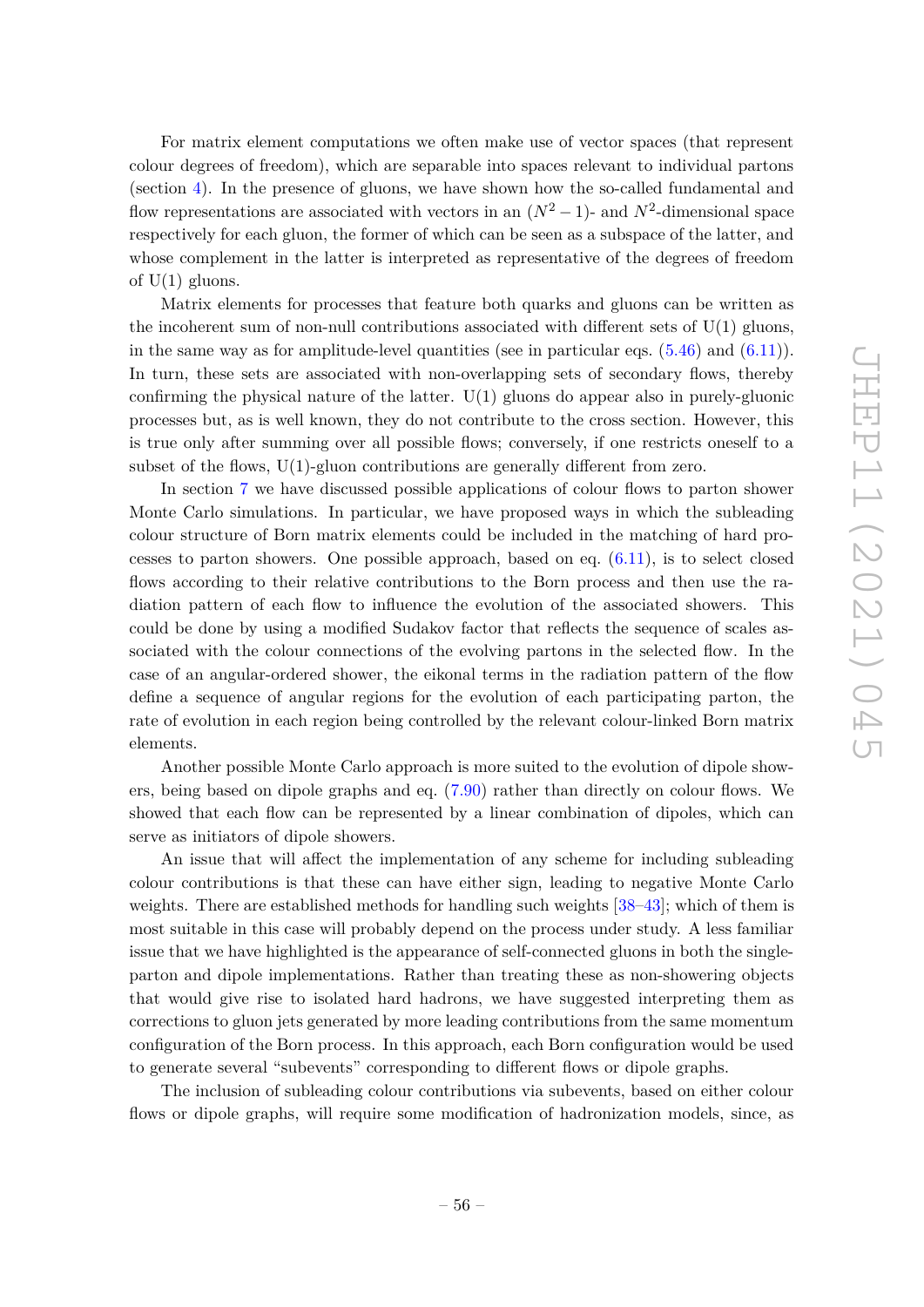For matrix element computations we often make use of vector spaces (that represent colour degrees of freedom), which are separable into spaces relevant to individual partons (section 4). In the presence of gluons, we have shown how the so-called fundamental and flow representations are associated with vectors in an $(N^2-1)$- and $N^2$-dimensional space respectively for each gluon, the former of which can be seen as a subspace of the latter, and whose complement in the latter is interpreted as representative of the degrees of freedom of U(1) gluons.

Matrix elements for processes that feature both quarks and gluons can be written as the incoherent sum of non-null contributions associated with different sets of U(1) gluons, in the same way as for amplitude-level quantities (see in particular eqs. (5.46) and (6.11)). In turn, these sets are associated with non-overlapping sets of secondary flows, thereby confirming the physical nature of the latter. U(1) gluons do appear also in purely-gluonic processes but, as is well known, they do not contribute to the cross section. However, this is true only after summing over all possible flows; conversely, if one restricts oneself to a subset of the flows, U(1)-gluon contributions are generally different from zero.

In section 7 we have discussed possible applications of colour flows to parton shower Monte Carlo simulations. In particular, we have proposed ways in which the subleading colour structure of Born matrix elements could be included in the matching of hard processes to parton showers. One possible approach, based on eq. (6.11), is to select closed flows according to their relative contributions to the Born process and then use the radiation pattern of each flow to influence the evolution of the associated showers. This could be done by using a modified Sudakov factor that reflects the sequence of scales associated with the colour connections of the evolving partons in the selected flow. In the case of an angular-ordered shower, the eikonal terms in the radiation pattern of the flow define a sequence of angular regions for the evolution of each participating parton, the rate of evolution in each region being controlled by the relevant colour-linked Born matrix elements.

Another possible Monte Carlo approach is more suited to the evolution of dipole showers, being based on dipole graphs and eq. (7.90) rather than directly on colour flows. We showed that each flow can be represented by a linear combination of dipoles, which can serve as initiators of dipole showers.

An issue that will affect the implementation of any scheme for including subleading colour contributions is that these can have either sign, leading to negative Monte Carlo weights. There are established methods for handling such weights [38–43]; which of them is most suitable in this case will probably depend on the process under study. A less familiar issue that we have highlighted is the appearance of self-connected gluons in both the single-parton and dipole implementations. Rather than treating these as non-showering objects that would give rise to isolated hard hadrons, we have suggested interpreting them as corrections to gluon jets generated by more leading contributions from the same momentum configuration of the Born process. In this approach, each Born configuration would be used to generate several "subevents" corresponding to different flows or dipole graphs.

The inclusion of subleading colour contributions via subevents, based on either colour flows or dipole graphs, will require some modification of hadronization models, since, as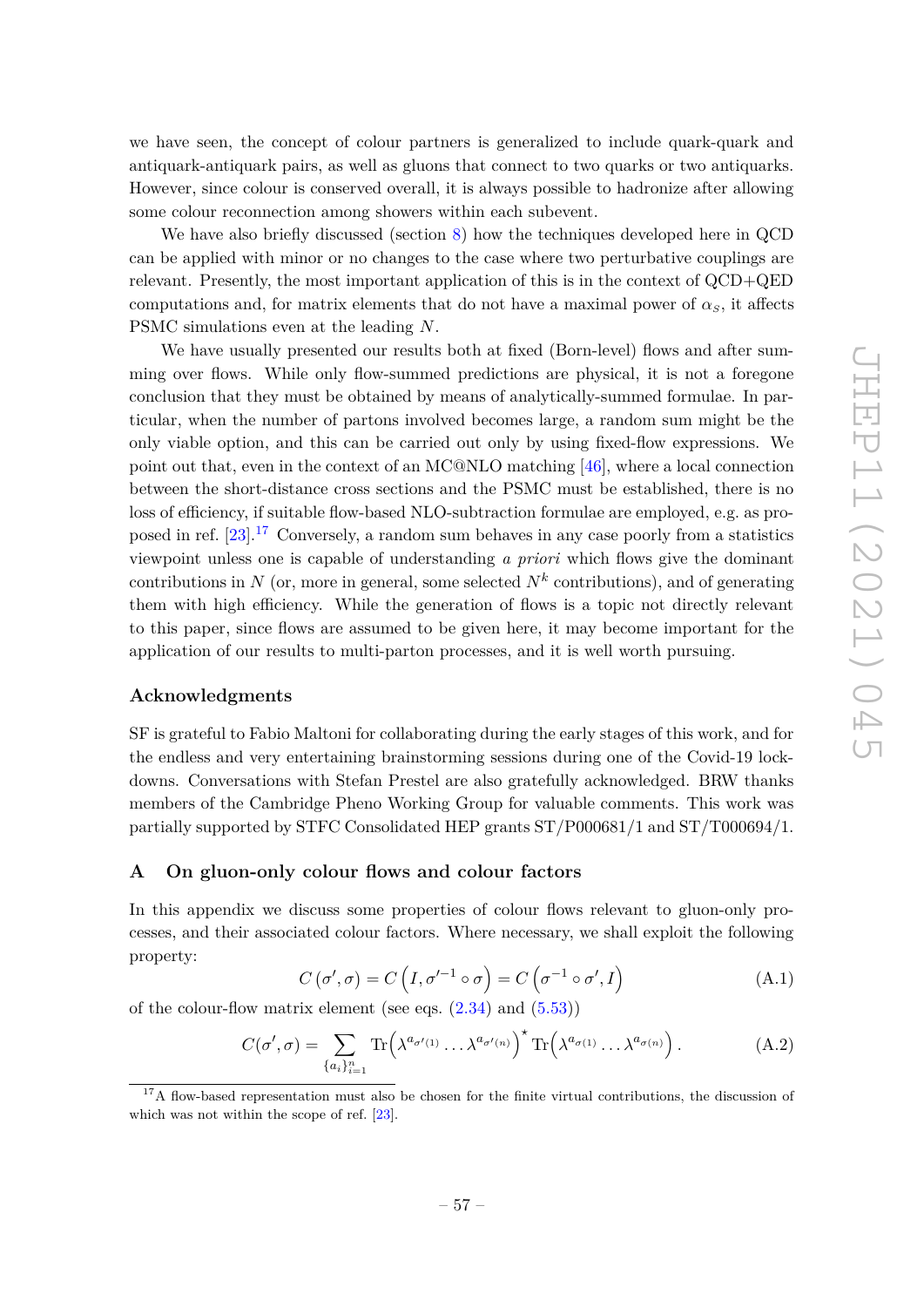we have seen, the concept of colour partners is generalized to include quark-quark and antiquark-antiquark pairs, as well as gluons that connect to two quarks or two antiquarks. However, since colour is conserved overall, it is always possible to hadronize after allowing some colour reconnection among showers within each subevent.

We have also briefly discussed (section 8) how the techniques developed here in QCD can be applied with minor or no changes to the case where two perturbative couplings are relevant. Presently, the most important application of this is in the context of QCD+QED computations and, for matrix elements that do not have a maximal power of $\alpha_S$, it affects PSMC simulations even at the leading $N$.

We have usually presented our results both at fixed (Born-level) flows and after summing over flows. While only flow-summed predictions are physical, it is not a foregone conclusion that they must be obtained by means of analytically-summed formulae. In particular, when the number of partons involved becomes large, a random sum might be the only viable option, and this can be carried out only by using fixed-flow expressions. We point out that, even in the context of an MC@NLO matching [46], where a local connection between the short-distance cross sections and the PSMC must be established, there is no loss of efficiency, if suitable flow-based NLO-subtraction formulae are employed, e.g. as proposed in ref. [23].[17] Conversely, a random sum behaves in any case poorly from a statistics viewpoint unless one is capable of understanding *a priori* which flows give the dominant contributions in $N$ (or, more in general, some selected $N^k$ contributions), and of generating them with high efficiency. While the generation of flows is a topic not directly relevant to this paper, since flows are assumed to be given here, it may become important for the application of our results to multi-parton processes, and it is well worth pursuing.

## Acknowledgments

SF is grateful to Fabio Maltoni for collaborating during the early stages of this work, and for the endless and very entertaining brainstorming sessions during one of the Covid-19 lockdowns. Conversations with Stefan Prestel are also gratefully acknowledged. BRW thanks members of the Cambridge Pheno Working Group for valuable comments. This work was partially supported by STFC Consolidated HEP grants ST/P000681/1 and ST/T000694/1.

## A On gluon-only colour flows and colour factors

In this appendix we discuss some properties of colour flows relevant to gluon-only processes, and their associated colour factors. Where necessary, we shall exploit the following property:

$$C\left(\sigma',\sigma\right) = C\left(I,\sigma'^{-1}\circ\sigma\right) = C\left(\sigma^{-1}\circ\sigma',I\right) \tag{A.1}$$

of the colour-flow matrix element (see eqs. (2.34) and (5.53))

$$C(\sigma',\sigma) = \sum_{\{a_i\}_{i=1}^n} \mathrm{Tr}\Big(\lambda^{a_{\sigma'(1)}}\ldots\lambda^{a_{\sigma'(n)}}\Big)^{\star}\,\mathrm{Tr}\Big(\lambda^{a_{\sigma(1)}}\ldots\lambda^{a_{\sigma(n)}}\Big)\,. \tag{A.2}$$

[17] A flow-based representation must also be chosen for the finite virtual contributions, the discussion of which was not within the scope of ref. [23].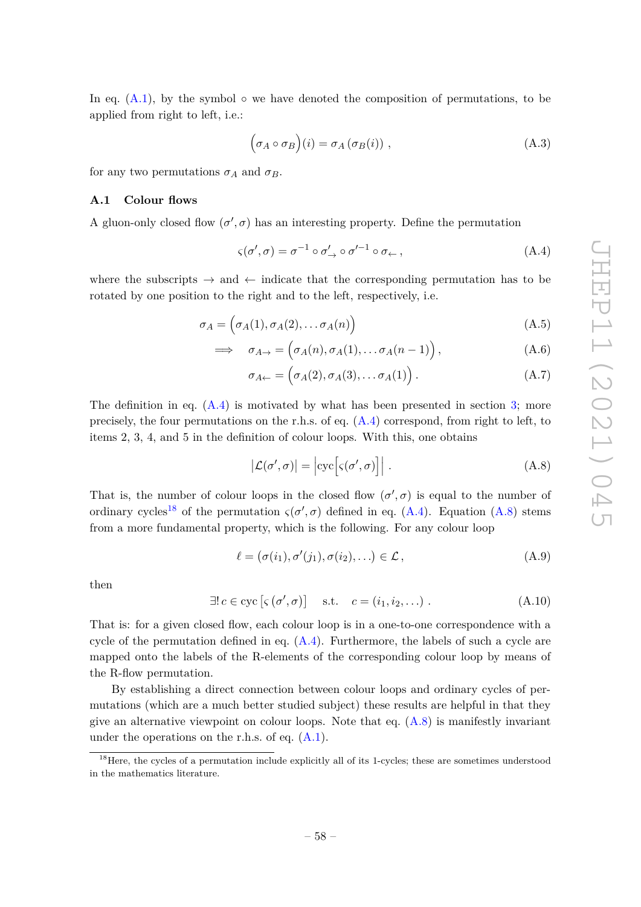In eq. (A.1), by the symbol $\circ$ we have denoted the composition of permutations, to be applied from right to left, i.e.:

$$\Big(\sigma_A \circ \sigma_B\Big)(i) = \sigma_A\left(\sigma_B(i)\right) \,, \tag{A.3}$$

for any two permutations $\sigma_A$ and $\sigma_B$.

### A.1 Colour flows

A gluon-only closed flow $(\sigma', \sigma)$ has an interesting property. Define the permutation

$$\varsigma(\sigma', \sigma) = \sigma^{-1} \circ \sigma'_{\rightarrow} \circ \sigma'^{-1} \circ \sigma_{\leftarrow} \,, \tag{A.4}$$

where the subscripts $\rightarrow$ and $\leftarrow$ indicate that the corresponding permutation has to be rotated by one position to the right and to the left, respectively, i.e.

$$\sigma_A = \Big(\sigma_A(1), \sigma_A(2), \ldots \sigma_A(n)\Big) \tag{A.5}$$

$$\Longrightarrow \quad \sigma_{A\rightarrow} = \Big(\sigma_A(n), \sigma_A(1), \ldots \sigma_A(n-1)\Big) \,, \tag{A.6}$$

$$\sigma_{A\leftarrow} = \Big(\sigma_A(2), \sigma_A(3), \ldots \sigma_A(1)\Big) \,. \tag{A.7}$$

The definition in eq. (A.4) is motivated by what has been presented in section 3; more precisely, the four permutations on the r.h.s. of eq. (A.4) correspond, from right to left, to items 2, 3, 4, and 5 in the definition of colour loops. With this, one obtains

$$\big|\mathcal{L}(\sigma', \sigma)\big| = \Big|\mathrm{cyc}\Big[\varsigma(\sigma', \sigma)\Big]\Big| \,. \tag{A.8}$$

That is, the number of colour loops in the closed flow $(\sigma', \sigma)$ is equal to the number of ordinary cycles[18] of the permutation $\varsigma(\sigma', \sigma)$ defined in eq. (A.4). Equation (A.8) stems from a more fundamental property, which is the following. For any colour loop

$$\ell = (\sigma(i_1), \sigma'(j_1), \sigma(i_2), \ldots) \in \mathcal{L} \,, \tag{A.9}$$

then

$$\exists!\, c \in \mathrm{cyc}\left[\varsigma\left(\sigma', \sigma\right)\right] \quad \text{s.t.} \quad c = (i_1, i_2, \ldots) \,. \tag{A.10}$$

That is: for a given closed flow, each colour loop is in a one-to-one correspondence with a cycle of the permutation defined in eq. (A.4). Furthermore, the labels of such a cycle are mapped onto the labels of the R-elements of the corresponding colour loop by means of the R-flow permutation.

By establishing a direct connection between colour loops and ordinary cycles of permutations (which are a much better studied subject) these results are helpful in that they give an alternative viewpoint on colour loops. Note that eq. (A.8) is manifestly invariant under the operations on the r.h.s. of eq. (A.1).

[18] Here, the cycles of a permutation include explicitly all of its 1-cycles; these are sometimes understood in the mathematics literature.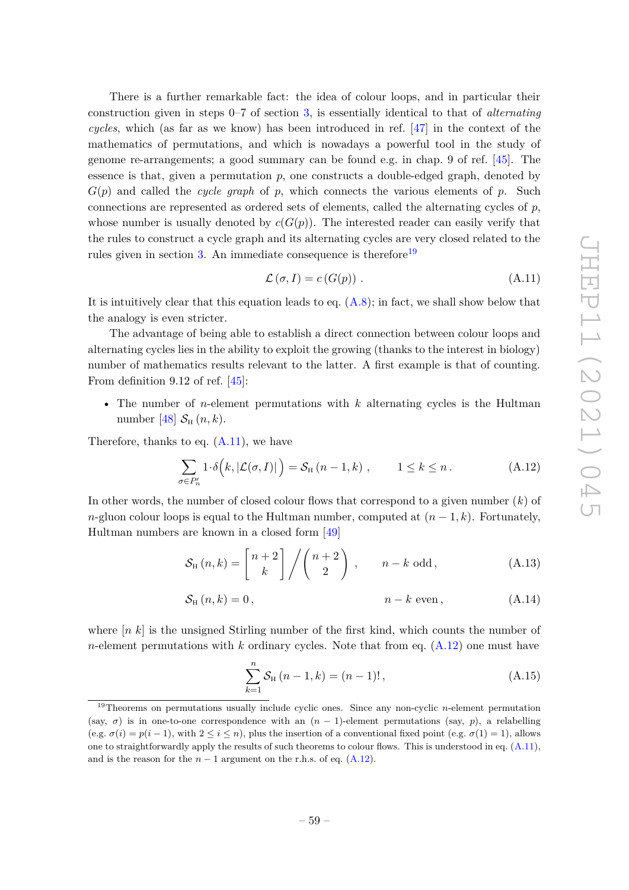There is a further remarkable fact: the idea of colour loops, and in particular their construction given in steps 0–7 of section 3, is essentially identical to that of *alternating cycles*, which (as far as we know) has been introduced in ref. [47] in the context of the mathematics of permutations, and which is nowadays a powerful tool in the study of genome re-arrangements; a good summary can be found e.g. in chap. 9 of ref. [45]. The essence is that, given a permutation $p$, one constructs a double-edged graph, denoted by $G(p)$ and called the *cycle graph* of $p$, which connects the various elements of $p$. Such connections are represented as ordered sets of elements, called the alternating cycles of $p$, whose number is usually denoted by $c(G(p))$. The interested reader can easily verify that the rules to construct a cycle graph and its alternating cycles are very closed related to the rules given in section 3. An immediate consequence is therefore[19]

$$\mathcal{L}\left(\sigma, I\right) = c\left(G(p)\right) . \tag{A.11}$$

It is intuitively clear that this equation leads to eq. (A.8); in fact, we shall show below that the analogy is even stricter.

The advantage of being able to establish a direct connection between colour loops and alternating cycles lies in the ability to exploit the growing (thanks to the interest in biology) number of mathematics results relevant to the latter. A first example is that of counting. From definition 9.12 of ref. [45]:

- The number of $n$-element permutations with $k$ alternating cycles is the Hultman number [48] $\mathcal{S}_{\rm H}\left(n,k\right)$.

Therefore, thanks to eq. (A.11), we have

$$\sum_{\sigma\in P_n'} 1\cdot\delta\Big(k, |\mathcal{L}(\sigma,I)|\Big) = \mathcal{S}_{\rm H}\left(n-1,k\right) , \qquad 1\le k\le n\,. \tag{A.12}$$

In other words, the number of closed colour flows that correspond to a given number ($k$) of $n$-gluon colour loops is equal to the Hultman number, computed at $(n-1,k)$. Fortunately, Hultman numbers are known in a closed form [49]

$$\mathcal{S}_{\rm H}\left(n,k\right) = \begin{bmatrix} n+2 \\ k \end{bmatrix} \Big/ \begin{pmatrix} n+2 \\ 2 \end{pmatrix} , \qquad n-k \text{ odd}\,, \tag{A.13}$$

$$\mathcal{S}_{\rm H}\left(n,k\right) = 0\,, \qquad\qquad n-k \text{ even}\,, \tag{A.14}$$

where $[n\ k]$ is the unsigned Stirling number of the first kind, which counts the number of $n$-element permutations with $k$ ordinary cycles. Note that from eq. (A.12) one must have

$$\sum_{k=1}^{n} \mathcal{S}_{\rm H}\left(n-1,k\right) = (n-1)!\,, \tag{A.15}$$

[19] Theorems on permutations usually include cyclic ones. Since any non-cyclic $n$-element permutation (say, $\sigma$) is in one-to-one correspondence with an $(n-1)$-element permutations (say, $p$), a relabelling (e.g. $\sigma(i) = p(i-1)$, with $2\le i\le n$), plus the insertion of a conventional fixed point (e.g. $\sigma(1) = 1$), allows one to straightforwardly apply the results of such theorems to colour flows. This is understood in eq. (A.11), and is the reason for the $n-1$ argument on the r.h.s. of eq. (A.12).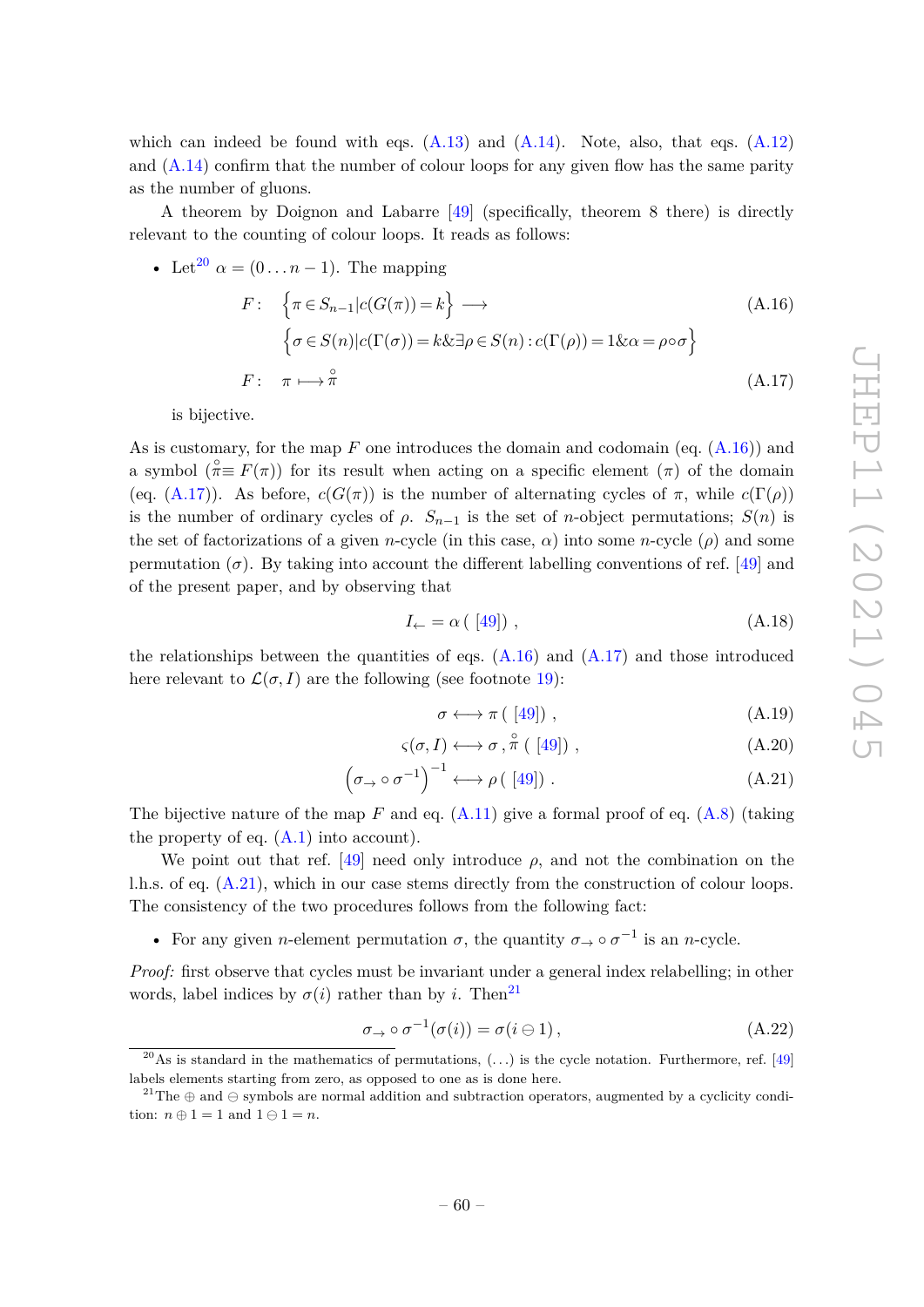which can indeed be found with eqs. (A.13) and (A.14). Note, also, that eqs. (A.12) and (A.14) confirm that the number of colour loops for any given flow has the same parity as the number of gluons.

A theorem by Doignon and Labarre [49] (specifically, theorem 8 there) is directly relevant to the counting of colour loops. It reads as follows:

- Let[20] $\alpha = (0 \ldots n-1)$. The mapping

$$F: \quad \left\{\pi \in S_{n-1} | c(G(\pi)) = k\right\} \longrightarrow \tag{A.16}$$
$$\left\{\sigma \in S(n) | c(\Gamma(\sigma)) = k \& \exists \rho \in S(n) : c(\Gamma(\rho)) = 1 \& \alpha = \rho \circ \sigma\right\}$$
$$F: \quad \pi \longmapsto \mathring{\pi} \tag{A.17}$$

is bijective.

As is customary, for the map $F$ one introduces the domain and codomain (eq. (A.16)) and a symbol ($\mathring{\pi} \equiv F(\pi)$) for its result when acting on a specific element ($\pi$) of the domain (eq. (A.17)). As before, $c(G(\pi))$ is the number of alternating cycles of $\pi$, while $c(\Gamma(\rho))$ is the number of ordinary cycles of $\rho$. $S_{n-1}$ is the set of $n$-object permutations; $S(n)$ is the set of factorizations of a given $n$-cycle (in this case, $\alpha$) into some $n$-cycle ($\rho$) and some permutation ($\sigma$). By taking into account the different labelling conventions of ref. [49] and of the present paper, and by observing that

$$I_{\leftarrow} = \alpha \;( [49]) \;, \tag{A.18}$$

the relationships between the quantities of eqs. (A.16) and (A.17) and those introduced here relevant to $\mathcal{L}(\sigma, I)$ are the following (see footnote 19):

$$\sigma \longleftrightarrow \pi \;( [49]) \;, \tag{A.19}$$

$$\varsigma(\sigma, I) \longleftrightarrow \sigma \,, \mathring{\pi} \;( [49]) \;, \tag{A.20}$$

$$\left(\sigma_{\rightarrow} \circ \sigma^{-1}\right)^{-1} \longleftrightarrow \rho \;( [49]) \;. \tag{A.21}$$

The bijective nature of the map $F$ and eq. (A.11) give a formal proof of eq. (A.8) (taking the property of eq. (A.1) into account).

We point out that ref. [49] need only introduce $\rho$, and not the combination on the l.h.s. of eq. (A.21), which in our case stems directly from the construction of colour loops. The consistency of the two procedures follows from the following fact:

- For any given $n$-element permutation $\sigma$, the quantity $\sigma_{\rightarrow} \circ \sigma^{-1}$ is an $n$-cycle.

*Proof:* first observe that cycles must be invariant under a general index relabelling; in other words, label indices by $\sigma(i)$ rather than by $i$. Then[21]

$$\sigma_{\rightarrow} \circ \sigma^{-1}(\sigma(i)) = \sigma(i \ominus 1) \,, \tag{A.22}$$

[20] As is standard in the mathematics of permutations, $(\ldots)$ is the cycle notation. Furthermore, ref. [49] labels elements starting from zero, as opposed to one as is done here.

[21] The $\oplus$ and $\ominus$ symbols are normal addition and subtraction operators, augmented by a cyclicity condition: $n \oplus 1 = 1$ and $1 \ominus 1 = n$.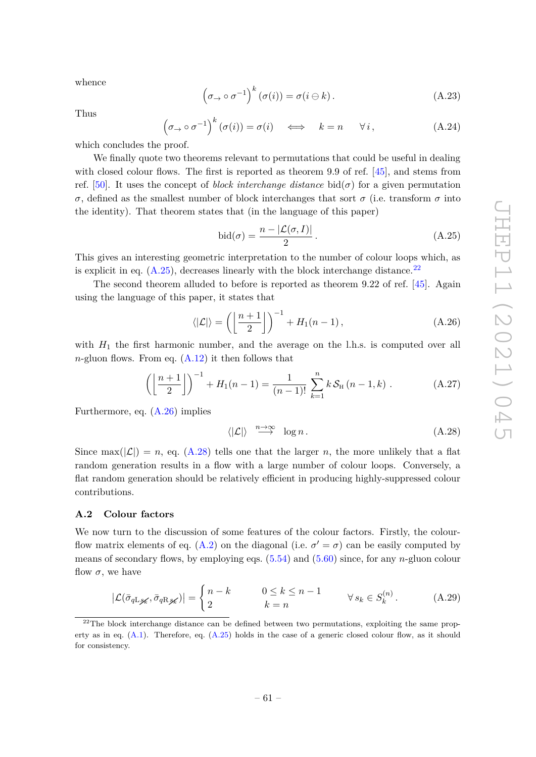whence

$$\left(\sigma_{\rightarrow} \circ \sigma^{-1}\right)^{k} (\sigma(i)) = \sigma(i \ominus k)\,. \tag{A.23}$$

Thus

$$\left(\sigma_{\rightarrow} \circ \sigma^{-1}\right)^{k} (\sigma(i)) = \sigma(i) \quad \Longleftrightarrow \quad k = n \quad \forall\, i\,, \tag{A.24}$$

which concludes the proof.

We finally quote two theorems relevant to permutations that could be useful in dealing with closed colour flows. The first is reported as theorem 9.9 of ref. [45], and stems from ref. [50]. It uses the concept of *block interchange distance* $\text{bid}(\sigma)$ for a given permutation $\sigma$, defined as the smallest number of block interchanges that sort $\sigma$ (i.e. transform $\sigma$ into the identity). That theorem states that (in the language of this paper)

$$\text{bid}(\sigma) = \frac{n - |\mathcal{L}(\sigma, I)|}{2}\,. \tag{A.25}$$

This gives an interesting geometric interpretation to the number of colour loops which, as is explicit in eq. (A.25), decreases linearly with the block interchange distance.[22]

The second theorem alluded to before is reported as theorem 9.22 of ref. [45]. Again using the language of this paper, it states that

$$\langle|\mathcal{L}|\rangle = \left(\left\lfloor \frac{n+1}{2} \right\rfloor\right)^{-1} + H_1(n-1)\,, \tag{A.26}$$

with $H_1$ the first harmonic number, and the average on the l.h.s. is computed over all $n$-gluon flows. From eq. (A.12) it then follows that

$$\left(\left\lfloor \frac{n+1}{2} \right\rfloor\right)^{-1} + H_1(n-1) = \frac{1}{(n-1)!} \sum_{k=1}^{n} k\, \mathcal{S}_{\text{H}}\left(n-1, k\right)\,. \tag{A.27}$$

Furthermore, eq. (A.26) implies

$$\langle|\mathcal{L}|\rangle \quad \stackrel{n\to\infty}{\longrightarrow} \quad \log n\,. \tag{A.28}$$

Since $\max(|\mathcal{L}|) = n$, eq. (A.28) tells one that the larger $n$, the more unlikely that a flat random generation results in a flow with a large number of colour loops. Conversely, a flat random generation should be relatively efficient in producing highly-suppressed colour contributions.

### A.2 Colour factors

We now turn to the discussion of some features of the colour factors. Firstly, the colour-flow matrix elements of eq. (A.2) on the diagonal (i.e. $\sigma' = \sigma$) can be easily computed by means of secondary flows, by employing eqs. (5.54) and (5.60) since, for any $n$-gluon colour flow $\sigma$, we have

$$|\mathcal{L}(\bar{\sigma}_{q\text{L}\not{s_k}}, \bar{\sigma}_{q\text{R}\not{s_k}})| = \begin{cases} n-k & \quad 0 \le k \le n-1 \\ 2 & \quad k = n \end{cases} \qquad \forall\, s_k \in S_k^{(n)}\,. \tag{A.29}$$

[22] The block interchange distance can be defined between two permutations, exploiting the same property as in eq. (A.1). Therefore, eq. (A.25) holds in the case of a generic closed colour flow, as it should for consistency.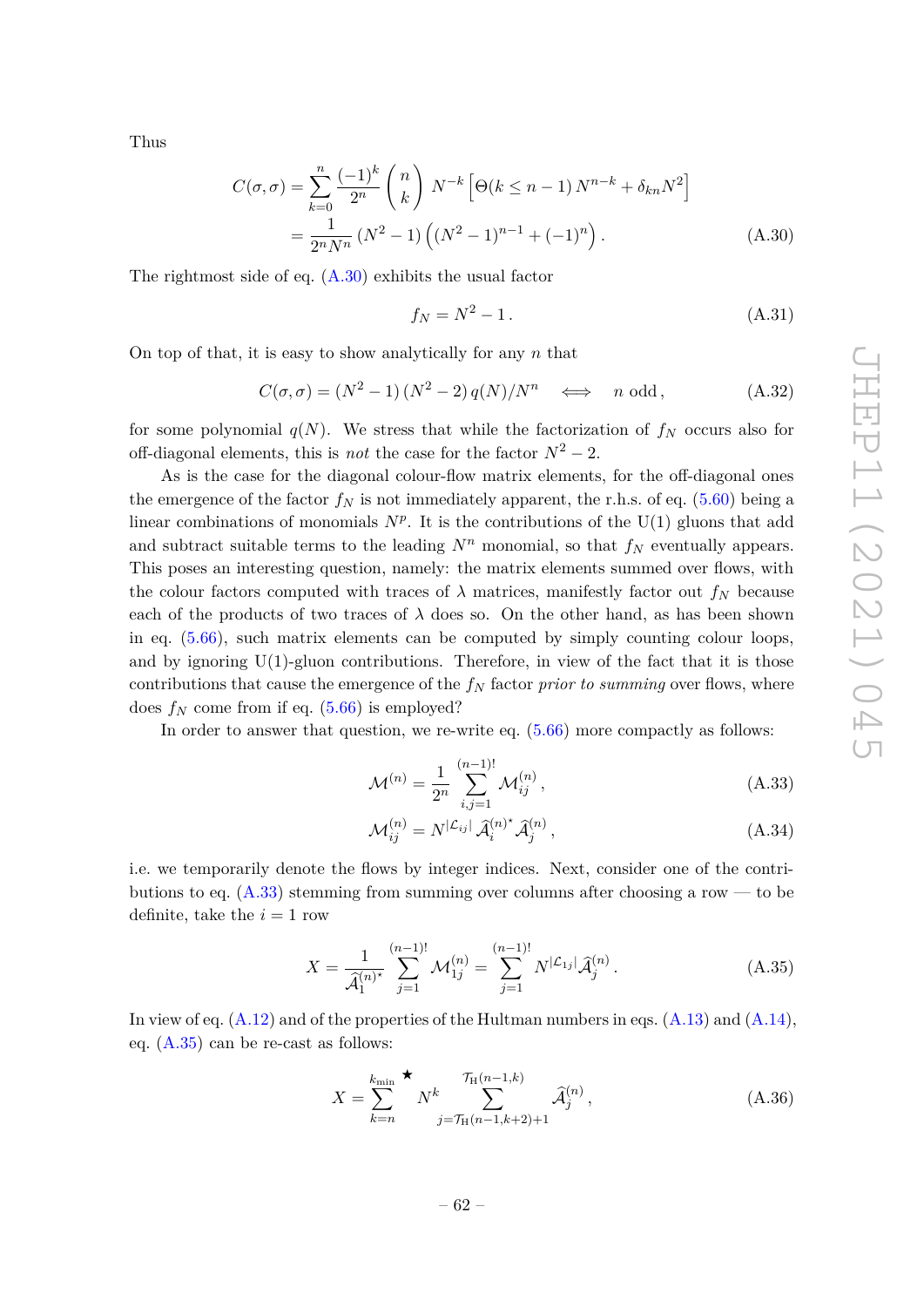Thus

$$
\begin{aligned}
C(\sigma,\sigma) &= \sum_{k=0}^{n} \frac{(-1)^k}{2^n} \binom{n}{k} N^{-k} \Big[\Theta(k \le n-1)\, N^{n-k} + \delta_{kn} N^2\Big] \\
&= \frac{1}{2^n N^n} \left(N^2-1\right) \Big( (N^2-1)^{n-1} + (-1)^n \Big) .
\end{aligned} \tag{A.30}
$$

The rightmost side of eq. (A.30) exhibits the usual factor

$$
f_N = N^2 - 1 . \tag{A.31}
$$

On top of that, it is easy to show analytically for any $n$ that

$$
C(\sigma,\sigma) = (N^2-1)\,(N^2-2)\,q(N)/N^n \quad \Longleftrightarrow \quad n \text{ odd} , \tag{A.32}
$$

for some polynomial $q(N)$. We stress that while the factorization of $f_N$ occurs also for off-diagonal elements, this is *not* the case for the factor $N^2 - 2$.

As is the case for the diagonal colour-flow matrix elements, for the off-diagonal ones the emergence of the factor $f_N$ is not immediately apparent, the r.h.s. of eq. (5.60) being a linear combinations of monomials $N^p$. It is the contributions of the U(1) gluons that add and subtract suitable terms to the leading $N^n$ monomial, so that $f_N$ eventually appears. This poses an interesting question, namely: the matrix elements summed over flows, with the colour factors computed with traces of $\lambda$ matrices, manifestly factor out $f_N$ because each of the products of two traces of $\lambda$ does so. On the other hand, as has been shown in eq. (5.66), such matrix elements can be computed by simply counting colour loops, and by ignoring U(1)-gluon contributions. Therefore, in view of the fact that it is those contributions that cause the emergence of the $f_N$ factor *prior to summing* over flows, where does $f_N$ come from if eq. (5.66) is employed?

In order to answer that question, we re-write eq. (5.66) more compactly as follows:

$$
\mathcal{M}^{(n)} = \frac{1}{2^n} \sum_{i,j=1}^{(n-1)!} \mathcal{M}_{ij}^{(n)} , \tag{A.33}
$$

$$
\mathcal{M}_{ij}^{(n)} = N^{|\mathcal{L}_{ij}|}\, \widehat{\mathcal{A}}_i^{(n)\star}\, \widehat{\mathcal{A}}_j^{(n)} , \tag{A.34}
$$

i.e. we temporarily denote the flows by integer indices. Next, consider one of the contributions to eq. (A.33) stemming from summing over columns after choosing a row — to be definite, take the $i = 1$ row

$$
X = \frac{1}{\widehat{\mathcal{A}}_1^{(n)\star}} \sum_{j=1}^{(n-1)!} \mathcal{M}_{1j}^{(n)} = \sum_{j=1}^{(n-1)!} N^{|\mathcal{L}_{1j}|} \widehat{\mathcal{A}}_j^{(n)} . \tag{A.35}
$$

In view of eq. (A.12) and of the properties of the Hultman numbers in eqs. (A.13) and (A.14), eq. (A.35) can be re-cast as follows:

$$
X = \sum_{k=n}^{k_{\min}}{}^{\star}\; N^k \sum_{j=\mathcal{T}_{\rm H}(n-1,k+2)+1}^{\mathcal{T}_{\rm H}(n-1,k)} \widehat{\mathcal{A}}_j^{(n)} , \tag{A.36}
$$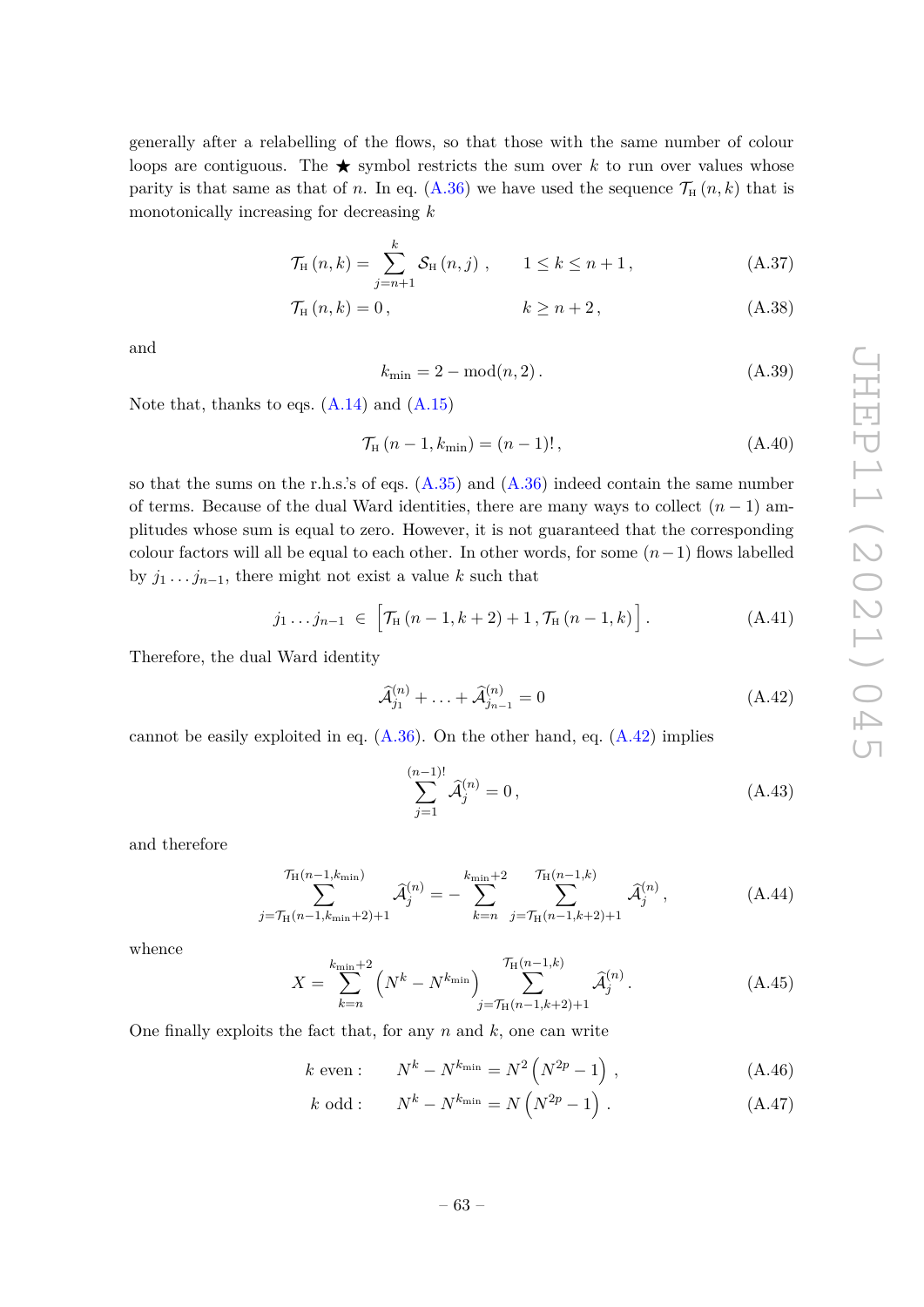generally after a relabelling of the flows, so that those with the same number of colour loops are contiguous. The ★ symbol restricts the sum over $k$ to run over values whose parity is that same as that of $n$. In eq. (A.36) we have used the sequence $\mathcal{T}_{\rm H}(n,k)$ that is monotonically increasing for decreasing $k$

$$\mathcal{T}_{\rm H}(n,k) = \sum_{j=n+1}^{k} \mathcal{S}_{\rm H}(n,j)\,, \qquad 1 \leq k \leq n+1\,, \tag{A.37}$$

$$\mathcal{T}_{\rm H}(n,k) = 0\,, \qquad\qquad k \geq n+2\,, \tag{A.38}$$

and

$$k_{\rm min} = 2 - {\rm mod}(n,2)\,. \tag{A.39}$$

Note that, thanks to eqs. (A.14) and (A.15)

$$\mathcal{T}_{\rm H}(n-1,k_{\rm min}) = (n-1)!\,, \tag{A.40}$$

so that the sums on the r.h.s.'s of eqs. (A.35) and (A.36) indeed contain the same number of terms. Because of the dual Ward identities, there are many ways to collect $(n-1)$ amplitudes whose sum is equal to zero. However, it is not guaranteed that the corresponding colour factors will all be equal to each other. In other words, for some $(n-1)$ flows labelled by $j_1 \ldots j_{n-1}$, there might not exist a value $k$ such that

$$j_1 \ldots j_{n-1} \,\in\, \Big[\mathcal{T}_{\rm H}(n-1,k+2)+1\,, \mathcal{T}_{\rm H}(n-1,k)\Big]\,. \tag{A.41}$$

Therefore, the dual Ward identity

$$\widehat{\mathcal{A}}_{j_1}^{(n)} + \ldots + \widehat{\mathcal{A}}_{j_{n-1}}^{(n)} = 0 \tag{A.42}$$

cannot be easily exploited in eq. (A.36). On the other hand, eq. (A.42) implies

$$\sum_{j=1}^{(n-1)!} \widehat{\mathcal{A}}_j^{(n)} = 0\,, \tag{A.43}$$

and therefore

$$\sum_{j=\mathcal{T}_{\rm H}(n-1,k_{\rm min}+2)+1}^{\mathcal{T}_{\rm H}(n-1,k_{\rm min})} \widehat{\mathcal{A}}_j^{(n)} = -\sum_{k=n}^{k_{\rm min}+2} \;\sum_{j=\mathcal{T}_{\rm H}(n-1,k+2)+1}^{\mathcal{T}_{\rm H}(n-1,k)} \widehat{\mathcal{A}}_j^{(n)}\,, \tag{A.44}$$

whence

$$X = \sum_{k=n}^{k_{\rm min}+2} \left(N^k - N^{k_{\rm min}}\right) \sum_{j=\mathcal{T}_{\rm H}(n-1,k+2)+1}^{\mathcal{T}_{\rm H}(n-1,k)} \widehat{\mathcal{A}}_j^{(n)}\,. \tag{A.45}$$

One finally exploits the fact that, for any $n$ and $k$, one can write

$$k \text{ even}: \qquad N^k - N^{k_{\rm min}} = N^2\left(N^{2p}-1\right)\,, \tag{A.46}$$

$$k \text{ odd}: \qquad N^k - N^{k_{\rm min}} = N\left(N^{2p}-1\right)\,. \tag{A.47}$$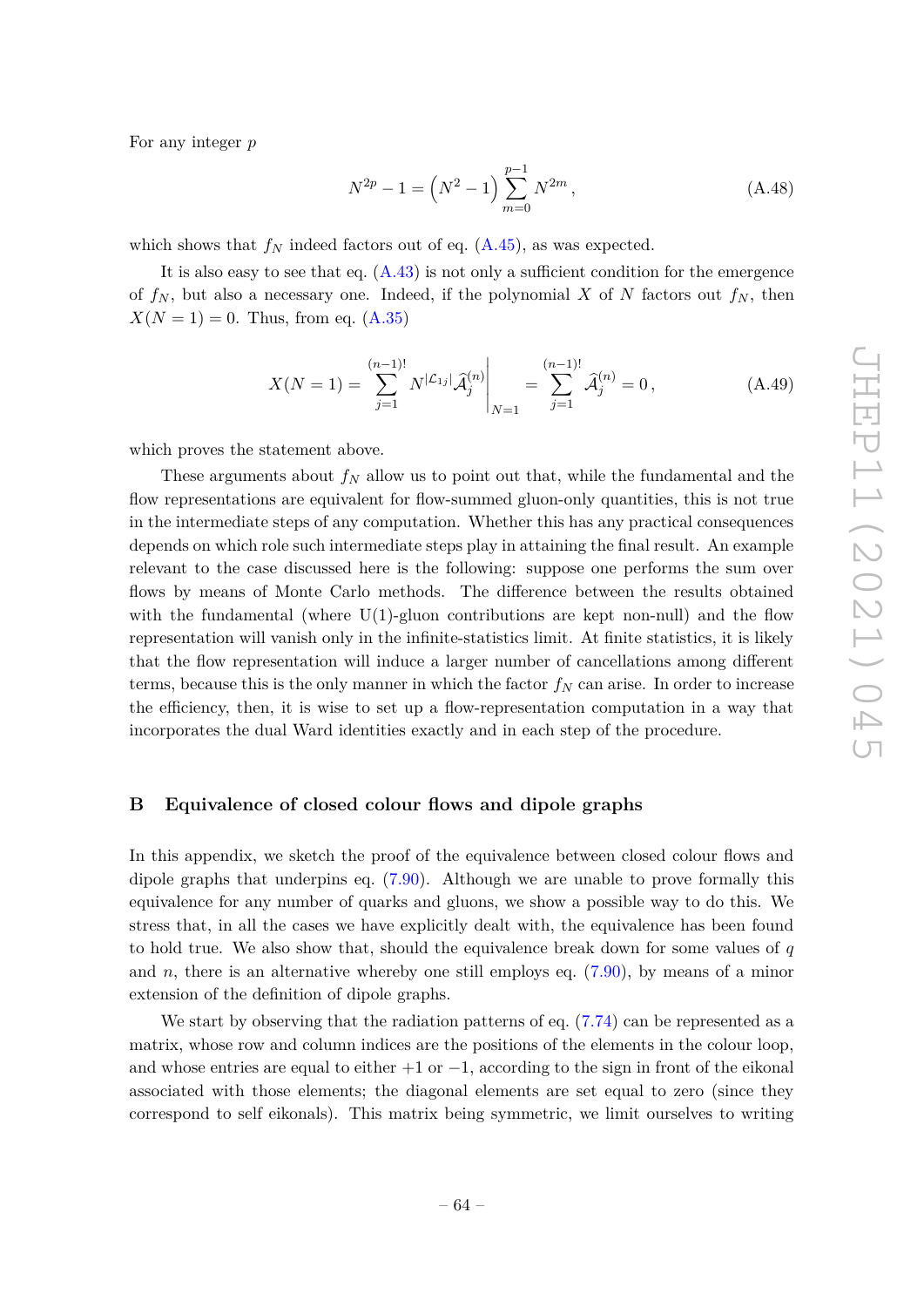For any integer $p$

$$N^{2p} - 1 = \left(N^2 - 1\right) \sum_{m=0}^{p-1} N^{2m} \,, \tag{A.48}$$

which shows that $f_N$ indeed factors out of eq. (A.45), as was expected.

It is also easy to see that eq. (A.43) is not only a sufficient condition for the emergence of $f_N$, but also a necessary one. Indeed, if the polynomial $X$ of $N$ factors out $f_N$, then $X(N = 1) = 0$. Thus, from eq. (A.35)

$$X(N = 1) = \sum_{j=1}^{(n-1)!} N^{|\mathcal{L}_{1j}|} \widehat{\mathcal{A}}_j^{(n)} \Bigg|_{N=1} = \sum_{j=1}^{(n-1)!} \widehat{\mathcal{A}}_j^{(n)} = 0 \,, \tag{A.49}$$

which proves the statement above.

These arguments about $f_N$ allow us to point out that, while the fundamental and the flow representations are equivalent for flow-summed gluon-only quantities, this is not true in the intermediate steps of any computation. Whether this has any practical consequences depends on which role such intermediate steps play in attaining the final result. An example relevant to the case discussed here is the following: suppose one performs the sum over flows by means of Monte Carlo methods. The difference between the results obtained with the fundamental (where U(1)-gluon contributions are kept non-null) and the flow representation will vanish only in the infinite-statistics limit. At finite statistics, it is likely that the flow representation will induce a larger number of cancellations among different terms, because this is the only manner in which the factor $f_N$ can arise. In order to increase the efficiency, then, it is wise to set up a flow-representation computation in a way that incorporates the dual Ward identities exactly and in each step of the procedure.

# B Equivalence of closed colour flows and dipole graphs

In this appendix, we sketch the proof of the equivalence between closed colour flows and dipole graphs that underpins eq. (7.90). Although we are unable to prove formally this equivalence for any number of quarks and gluons, we show a possible way to do this. We stress that, in all the cases we have explicitly dealt with, the equivalence has been found to hold true. We also show that, should the equivalence break down for some values of $q$ and $n$, there is an alternative whereby one still employs eq. (7.90), by means of a minor extension of the definition of dipole graphs.

We start by observing that the radiation patterns of eq. (7.74) can be represented as a matrix, whose row and column indices are the positions of the elements in the colour loop, and whose entries are equal to either $+1$ or $-1$, according to the sign in front of the eikonal associated with those elements; the diagonal elements are set equal to zero (since they correspond to self eikonals). This matrix being symmetric, we limit ourselves to writing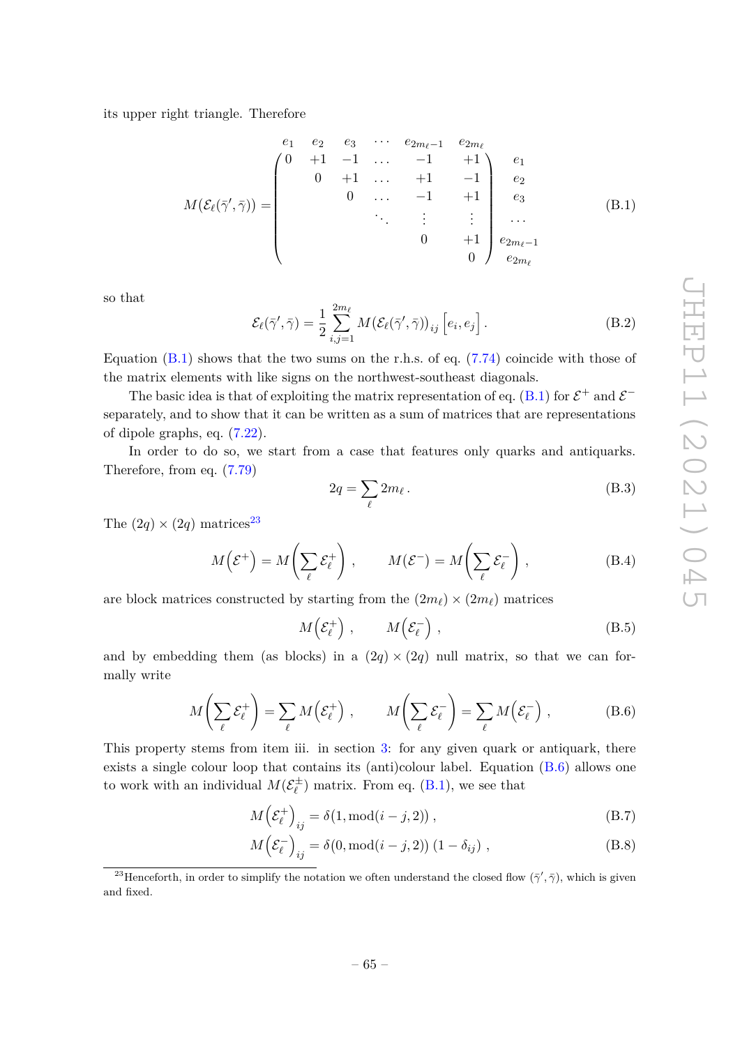its upper right triangle. Therefore

$$
M(\mathcal{E}_\ell(\bar\gamma',\bar\gamma)) = \begin{array}{c} \begin{array}{cccccc} e_1 & e_2 & e_3 & \cdots & e_{2m_\ell-1} & e_{2m_\ell} \end{array} \\ \left(\begin{array}{cccccc} 0 & +1 & -1 & \ldots & -1 & +1 \\ & 0 & +1 & \ldots & +1 & -1 \\ & & 0 & \ldots & -1 & +1 \\ & & & \ddots & \vdots & \vdots \\ & & & & 0 & +1 \\ & & & & & 0 \end{array}\right) \end{array} \begin{array}{c} e_1 \\ e_2 \\ e_3 \\ \cdots \\ e_{2m_\ell-1} \\ e_{2m_\ell} \end{array} \tag{B.1}
$$

so that

$$
\mathcal{E}_\ell(\bar\gamma',\bar\gamma) = \frac{1}{2}\sum_{i,j=1}^{2m_\ell} M(\mathcal{E}_\ell(\bar\gamma',\bar\gamma))_{ij}\left[e_i,e_j\right]. \tag{B.2}
$$

Equation (B.1) shows that the two sums on the r.h.s. of eq. (7.74) coincide with those of the matrix elements with like signs on the northwest-southeast diagonals.

The basic idea is that of exploiting the matrix representation of eq. (B.1) for $\mathcal{E}^+$ and $\mathcal{E}^-$ separately, and to show that it can be written as a sum of matrices that are representations of dipole graphs, eq. (7.22).

In order to do so, we start from a case that features only quarks and antiquarks. Therefore, from eq. (7.79)

$$
2q = \sum_\ell 2m_\ell\,. \tag{B.3}
$$

The $(2q)\times(2q)$ matrices[23]

$$
M\Big(\mathcal{E}^+\Big) = M\left(\sum_\ell \mathcal{E}_\ell^+\right), \qquad M\Big(\mathcal{E}^-\Big) = M\left(\sum_\ell \mathcal{E}_\ell^-\right), \tag{B.4}
$$

are block matrices constructed by starting from the $(2m_\ell)\times(2m_\ell)$ matrices

$$
M\Big(\mathcal{E}_\ell^+\Big), \qquad M\Big(\mathcal{E}_\ell^-\Big), \tag{B.5}
$$

and by embedding them (as blocks) in a $(2q)\times(2q)$ null matrix, so that we can formally write

$$
M\left(\sum_\ell \mathcal{E}_\ell^+\right) = \sum_\ell M\Big(\mathcal{E}_\ell^+\Big), \qquad M\left(\sum_\ell \mathcal{E}_\ell^-\right) = \sum_\ell M\Big(\mathcal{E}_\ell^-\Big), \tag{B.6}
$$

This property stems from item iii. in section 3: for any given quark or antiquark, there exists a single colour loop that contains its (anti)colour label. Equation (B.6) allows one to work with an individual $M(\mathcal{E}_\ell^\pm)$ matrix. From eq. (B.1), we see that

$$
M\Big(\mathcal{E}_\ell^+\Big)_{ij} = \delta\big(1,\mathrm{mod}(i-j,2)\big)\,, \tag{B.7}
$$

$$
M\Big(\mathcal{E}_\ell^-\Big)_{ij} = \delta\big(0,\mathrm{mod}(i-j,2)\big)\left(1-\delta_{ij}\right), \tag{B.8}
$$

[23] Henceforth, in order to simplify the notation we often understand the closed flow $(\bar\gamma',\bar\gamma)$, which is given and fixed.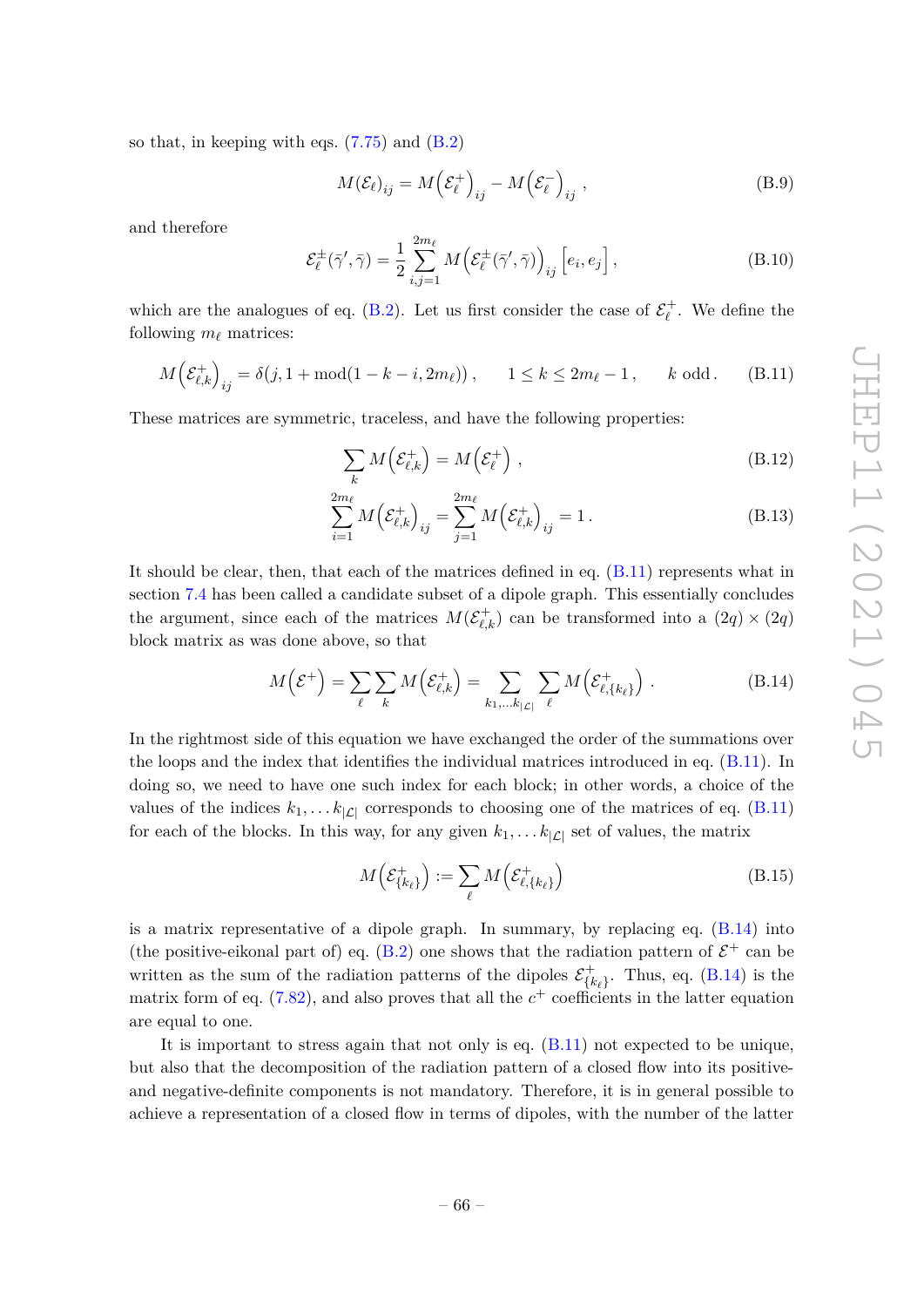so that, in keeping with eqs. (7.75) and (B.2)

$$M(\mathcal{E}_\ell)_{ij} = M\left(\mathcal{E}_\ell^+\right)_{ij} - M\left(\mathcal{E}_\ell^-\right)_{ij}, \tag{B.9}$$

and therefore

$$\mathcal{E}_\ell^\pm(\bar{\gamma}',\bar{\gamma}) = \frac{1}{2}\sum_{i,j=1}^{2m_\ell} M\left(\mathcal{E}_\ell^\pm(\bar{\gamma}',\bar{\gamma})\right)_{ij}\left[e_i,e_j\right], \tag{B.10}$$

which are the analogues of eq. (B.2). Let us first consider the case of $\mathcal{E}_\ell^+$. We define the following $m_\ell$ matrices:

$$M\left(\mathcal{E}_{\ell,k}^+\right)_{ij} = \delta(j, 1+\mathrm{mod}(1-k-i, 2m_\ell)), \qquad 1 \leq k \leq 2m_\ell - 1, \qquad k \text{ odd}. \tag{B.11}$$

These matrices are symmetric, traceless, and have the following properties:

$$\sum_k M\left(\mathcal{E}_{\ell,k}^+\right) = M\left(\mathcal{E}_\ell^+\right), \tag{B.12}$$

$$\sum_{i=1}^{2m_\ell} M\left(\mathcal{E}_{\ell,k}^+\right)_{ij} = \sum_{j=1}^{2m_\ell} M\left(\mathcal{E}_{\ell,k}^+\right)_{ij} = 1\,. \tag{B.13}$$

It should be clear, then, that each of the matrices defined in eq. (B.11) represents what in section 7.4 has been called a candidate subset of a dipole graph. This essentially concludes the argument, since each of the matrices $M(\mathcal{E}_{\ell,k}^+)$ can be transformed into a $(2q)\times(2q)$ block matrix as was done above, so that

$$M\left(\mathcal{E}^+\right) = \sum_\ell \sum_k M\left(\mathcal{E}_{\ell,k}^+\right) = \sum_{k_1,\ldots k_{|\mathcal{L}|}} \sum_\ell M\left(\mathcal{E}_{\ell,\{k_\ell\}}^+\right). \tag{B.14}$$

In the rightmost side of this equation we have exchanged the order of the summations over the loops and the index that identifies the individual matrices introduced in eq. (B.11). In doing so, we need to have one such index for each block; in other words, a choice of the values of the indices $k_1,\ldots k_{|\mathcal{L}|}$ corresponds to choosing one of the matrices of eq. (B.11) for each of the blocks. In this way, for any given $k_1,\ldots k_{|\mathcal{L}|}$ set of values, the matrix

$$M\left(\mathcal{E}_{\{k_\ell\}}^+\right) := \sum_\ell M\left(\mathcal{E}_{\ell,\{k_\ell\}}^+\right) \tag{B.15}$$

is a matrix representative of a dipole graph. In summary, by replacing eq. (B.14) into (the positive-eikonal part of) eq. (B.2) one shows that the radiation pattern of $\mathcal{E}^+$ can be written as the sum of the radiation patterns of the dipoles $\mathcal{E}_{\{k_\ell\}}^+$. Thus, eq. (B.14) is the matrix form of eq. (7.82), and also proves that all the $c^+$ coefficients in the latter equation are equal to one.

It is important to stress again that not only is eq. (B.11) not expected to be unique, but also that the decomposition of the radiation pattern of a closed flow into its positive- and negative-definite components is not mandatory. Therefore, it is in general possible to achieve a representation of a closed flow in terms of dipoles, with the number of the latter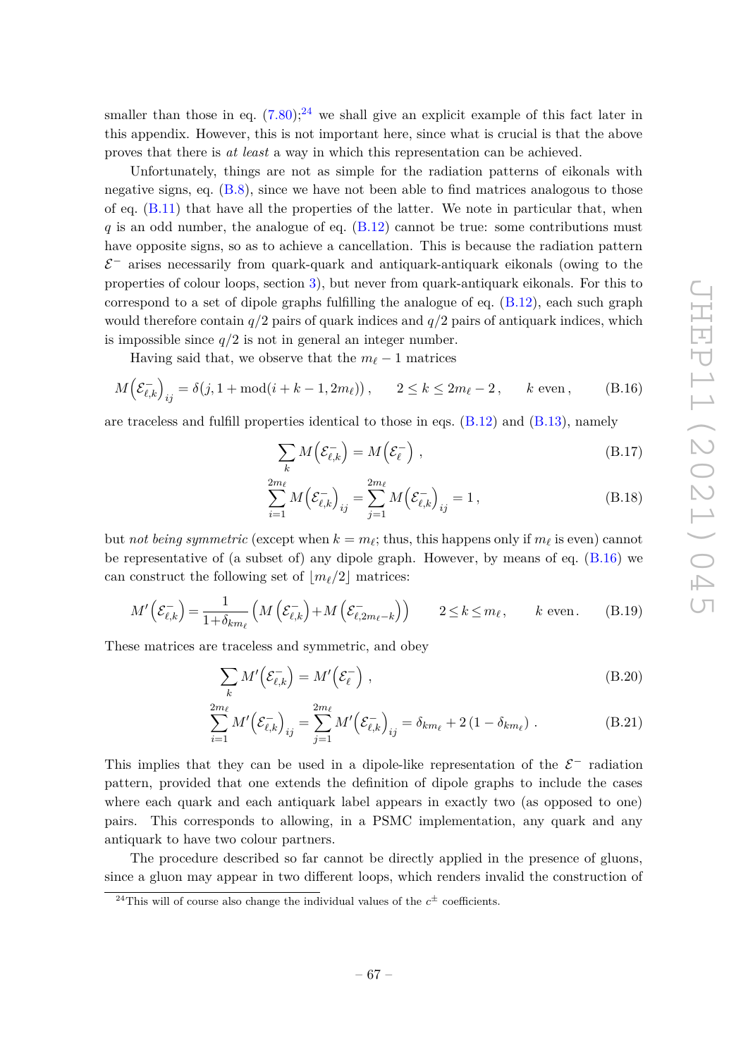smaller than those in eq. (7.80);[24] we shall give an explicit example of this fact later in this appendix. However, this is not important here, since what is crucial is that the above proves that there is *at least* a way in which this representation can be achieved.

Unfortunately, things are not as simple for the radiation patterns of eikonals with negative signs, eq. (B.8), since we have not been able to find matrices analogous to those of eq. (B.11) that have all the properties of the latter. We note in particular that, when $q$ is an odd number, the analogue of eq. (B.12) cannot be true: some contributions must have opposite signs, so as to achieve a cancellation. This is because the radiation pattern $\mathcal{E}^-$ arises necessarily from quark-quark and antiquark-antiquark eikonals (owing to the properties of colour loops, section 3), but never from quark-antiquark eikonals. For this to correspond to a set of dipole graphs fulfilling the analogue of eq. (B.12), each such graph would therefore contain $q/2$ pairs of quark indices and $q/2$ pairs of antiquark indices, which is impossible since $q/2$ is not in general an integer number.

Having said that, we observe that the $m_\ell - 1$ matrices

$$M\left(\mathcal{E}^-_{\ell,k}\right)_{ij} = \delta(j, 1 + \mathrm{mod}(i + k - 1, 2m_\ell))\,, \qquad 2 \le k \le 2m_\ell - 2\,, \qquad k \text{ even}\,, \tag{B.16}$$

are traceless and fulfill properties identical to those in eqs. (B.12) and (B.13), namely

$$\sum_k M\left(\mathcal{E}^-_{\ell,k}\right) = M\left(\mathcal{E}^-_\ell\right)\,, \tag{B.17}$$

$$\sum_{i=1}^{2m_\ell} M\left(\mathcal{E}^-_{\ell,k}\right)_{ij} = \sum_{j=1}^{2m_\ell} M\left(\mathcal{E}^-_{\ell,k}\right)_{ij} = 1\,, \tag{B.18}$$

but *not being symmetric* (except when $k = m_\ell$; thus, this happens only if $m_\ell$ is even) cannot be representative of (a subset of) any dipole graph. However, by means of eq. (B.16) we can construct the following set of $\lfloor m_\ell/2 \rfloor$ matrices:

$$M'\left(\mathcal{E}^-_{\ell,k}\right) = \frac{1}{1+\delta_{km_\ell}}\left(M\left(\mathcal{E}^-_{\ell,k}\right) + M\left(\mathcal{E}^-_{\ell,2m_\ell-k}\right)\right) \qquad 2 \le k \le m_\ell\,, \qquad k \text{ even}\,. \tag{B.19}$$

These matrices are traceless and symmetric, and obey

$$\sum_k M'\left(\mathcal{E}^-_{\ell,k}\right) = M'\left(\mathcal{E}^-_\ell\right)\,, \tag{B.20}$$

$$\sum_{i=1}^{2m_\ell} M'\left(\mathcal{E}^-_{\ell,k}\right)_{ij} = \sum_{j=1}^{2m_\ell} M'\left(\mathcal{E}^-_{\ell,k}\right)_{ij} = \delta_{km_\ell} + 2\left(1 - \delta_{km_\ell}\right)\,. \tag{B.21}$$

This implies that they can be used in a dipole-like representation of the $\mathcal{E}^-$ radiation pattern, provided that one extends the definition of dipole graphs to include the cases where each quark and each antiquark label appears in exactly two (as opposed to one) pairs. This corresponds to allowing, in a PSMC implementation, any quark and any antiquark to have two colour partners.

The procedure described so far cannot be directly applied in the presence of gluons, since a gluon may appear in two different loops, which renders invalid the construction of

[24] This will of course also change the individual values of the $c^\pm$ coefficients.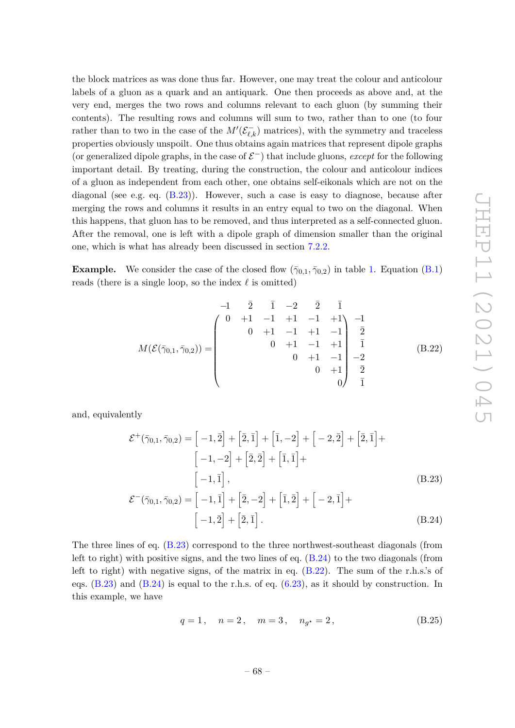the block matrices as was done thus far. However, one may treat the colour and anticolour labels of a gluon as a quark and an antiquark. One then proceeds as above and, at the very end, merges the two rows and columns relevant to each gluon (by summing their contents). The resulting rows and columns will sum to two, rather than to one (to four rather than to two in the case of the $M'(\mathcal{E}^-_{\ell,k})$ matrices), with the symmetry and traceless properties obviously unspoilt. One thus obtains again matrices that represent dipole graphs (or generalized dipole graphs, in the case of $\mathcal{E}^-$) that include gluons, *except* for the following important detail. By treating, during the construction, the colour and anticolour indices of a gluon as independent from each other, one obtains self-eikonals which are not on the diagonal (see e.g. eq. (B.23)). However, such a case is easy to diagnose, because after merging the rows and columns it results in an entry equal to two on the diagonal. When this happens, that gluon has to be removed, and thus interpreted as a self-connected gluon. After the removal, one is left with a dipole graph of dimension smaller than the original one, which is what has already been discussed in section 7.2.2.

**Example.** We consider the case of the closed flow $(\bar\gamma_{0,1}, \bar\gamma_{0,2})$ in table 1. Equation (B.1) reads (there is a single loop, so the index $\ell$ is omitted)

$$
M(\mathcal{E}(\bar\gamma_{0,1}, \bar\gamma_{0,2})) =
\begin{array}{c}
\begin{array}{cccccc} -1 & \bar 2 & \bar 1 & -2 & \bar 2 & \bar 1 \end{array} \\
\begin{pmatrix}
0 & +1 & -1 & +1 & -1 & +1 \\
 & 0 & +1 & -1 & +1 & -1 \\
 & & 0 & +1 & -1 & +1 \\
 & & & 0 & +1 & -1 \\
 & & & & 0 & +1 \\
 & & & & & 0
\end{pmatrix}
\end{array}
\begin{array}{c} \\ -1 \\ \bar 2 \\ \bar 1 \\ -2 \\ \bar 2 \\ \bar 1 \end{array}
\tag{B.22}
$$

and, equivalently

$$
\begin{aligned}
\mathcal{E}^+(\bar\gamma_{0,1}, \bar\gamma_{0,2}) = {} & \Big[-1, \bar 2\Big] + \Big[\bar 2, \bar 1\Big] + \Big[\bar 1, -2\Big] + \Big[-2, \bar 2\Big] + \Big[\bar 2, \bar 1\Big] + \\
& \Big[-1, -2\Big] + \Big[\bar 2, \bar 2\Big] + \Big[\bar 1, \bar 1\Big] + \\
& \Big[-1, \bar 1\Big]\,,
\end{aligned}
\tag{B.23}
$$

$$
\begin{aligned}
\mathcal{E}^-(\bar\gamma_{0,1}, \bar\gamma_{0,2}) = {} & \Big[-1, \bar 1\Big] + \Big[\bar 2, -2\Big] + \Big[\bar 1, \bar 2\Big] + \Big[-2, \bar 1\Big] + \\
& \Big[-1, \bar 2\Big] + \Big[\bar 2, \bar 1\Big]\,.
\end{aligned}
\tag{B.24}
$$

The three lines of eq. (B.23) correspond to the three northwest-southeast diagonals (from left to right) with positive signs, and the two lines of eq. (B.24) to the two diagonals (from left to right) with negative signs, of the matrix in eq. (B.22). The sum of the r.h.s.'s of eqs. (B.23) and (B.24) is equal to the r.h.s. of eq. (6.23), as it should by construction. In this example, we have

$$
q = 1\,, \quad n = 2\,, \quad m = 3\,, \quad n_{g^\star} = 2\,,
\tag{B.25}
$$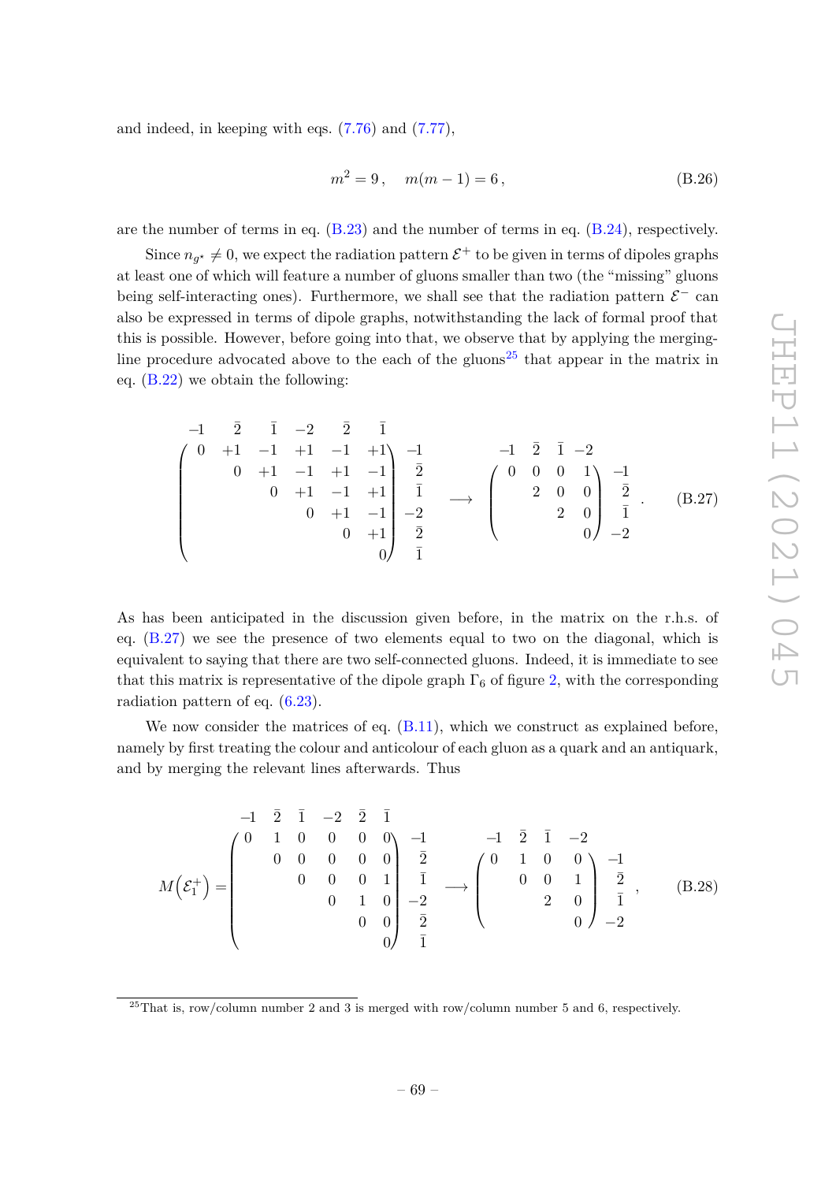and indeed, in keeping with eqs. (7.76) and (7.77),

$$m^2 = 9\,, \quad m(m-1) = 6\,, \tag{B.26}$$

are the number of terms in eq. (B.23) and the number of terms in eq. (B.24), respectively.

Since $n_{g^\star} \neq 0$, we expect the radiation pattern $\mathcal{E}^+$ to be given in terms of dipoles graphs at least one of which will feature a number of gluons smaller than two (the "missing" gluons being self-interacting ones). Furthermore, we shall see that the radiation pattern $\mathcal{E}^-$ can also be expressed in terms of dipole graphs, notwithstanding the lack of formal proof that this is possible. However, before going into that, we observe that by applying the merging-line procedure advocated above to the each of the gluons[25] that appear in the matrix in eq. (B.22) we obtain the following:

$$\begin{array}{c} \begin{matrix} -1 & \bar{2} & \bar{1} & -2 & \bar{2} & \bar{1} \end{matrix} \\ \begin{pmatrix} 0 & +1 & -1 & +1 & -1 & +1 \\ & 0 & +1 & -1 & +1 & -1 \\ & & 0 & +1 & -1 & +1 \\ & & & 0 & +1 & -1 \\ & & & & 0 & +1 \\ & & & & & 0 \end{pmatrix} \end{array} \begin{array}{c} \\ -1 \\ \bar{2} \\ \bar{1} \\ -2 \\ \bar{2} \\ \bar{1} \end{array} \longrightarrow \begin{array}{c} \begin{matrix} -1 & \bar{2} & \bar{1} & -2 \end{matrix} \\ \begin{pmatrix} 0 & 0 & 0 & 1 \\ & 2 & 0 & 0 \\ & & 2 & 0 \\ & & & 0 \end{pmatrix} \end{array} \begin{array}{c} \\ -1 \\ \bar{2} \\ \bar{1} \\ -2 \end{array} . \tag{B.27}$$

As has been anticipated in the discussion given before, in the matrix on the r.h.s. of eq. (B.27) we see the presence of two elements equal to two on the diagonal, which is equivalent to saying that there are two self-connected gluons. Indeed, it is immediate to see that this matrix is representative of the dipole graph $\Gamma_6$ of figure 2, with the corresponding radiation pattern of eq. (6.23).

We now consider the matrices of eq. (B.11), which we construct as explained before, namely by first treating the colour and anticolour of each gluon as a quark and an antiquark, and by merging the relevant lines afterwards. Thus

$$M\left(\mathcal{E}_1^+\right) = \begin{array}{c} \begin{matrix} -1 & \bar{2} & \bar{1} & -2 & \bar{2} & \bar{1} \end{matrix} \\ \begin{pmatrix} 0 & 1 & 0 & 0 & 0 & 0 \\ & 0 & 0 & 0 & 0 & 0 \\ & & 0 & 0 & 0 & 1 \\ & & & 0 & 1 & 0 \\ & & & & 0 & 0 \\ & & & & & 0 \end{pmatrix} \end{array} \begin{array}{c} \\ -1 \\ \bar{2} \\ \bar{1} \\ -2 \\ \bar{2} \\ \bar{1} \end{array} \longrightarrow \begin{array}{c} \begin{matrix} -1 & \bar{2} & \bar{1} & -2 \end{matrix} \\ \begin{pmatrix} 0 & 1 & 0 & 0 \\ & 0 & 0 & 1 \\ & & 2 & 0 \\ & & & 0 \end{pmatrix} \end{array} \begin{array}{c} \\ -1 \\ \bar{2} \\ \bar{1} \\ -2 \end{array} , \tag{B.28}$$

[25] That is, row/column number 2 and 3 is merged with row/column number 5 and 6, respectively.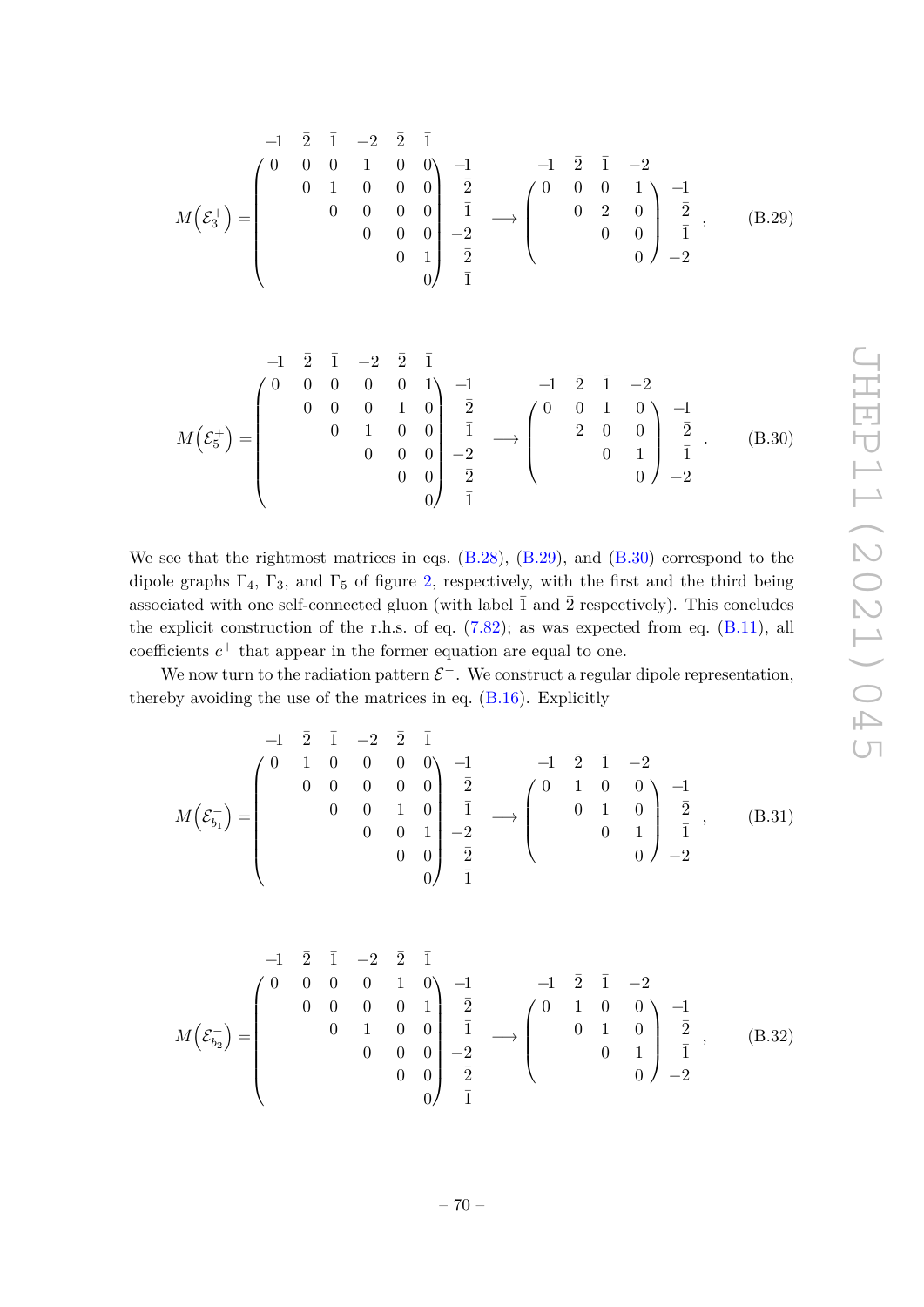$$
M\left(\mathcal{E}_3^+\right) = \begin{array}{c} \begin{array}{cccccc} -1 & \bar{2} & \bar{1} & -2 & \bar{2} & \bar{1} \end{array} \\ \left(\begin{array}{cccccc} 0 & 0 & 0 & 1 & 0 & 0 \\ & 0 & 1 & 0 & 0 & 0 \\ & & 0 & 0 & 0 & 0 \\ & & & 0 & 0 & 0 \\ & & & & 0 & 1 \\ & & & & & 0 \end{array}\right) \end{array} \begin{array}{c} -1 \\ \bar{2} \\ \bar{1} \\ -2 \\ \bar{2} \\ \bar{1} \end{array} \longrightarrow \begin{array}{c} \begin{array}{cccc} -1 & \bar{2} & \bar{1} & -2 \end{array} \\ \left(\begin{array}{cccc} 0 & 0 & 0 & 1 \\ & 0 & 2 & 0 \\ & & 0 & 0 \\ & & & 0 \end{array}\right) \end{array} \begin{array}{c} -1 \\ \bar{2} \\ \bar{1} \\ -2 \end{array} , \tag{B.29}
$$

$$
M\left(\mathcal{E}_5^+\right) = \begin{array}{c} \begin{array}{cccccc} -1 & \bar{2} & \bar{1} & -2 & \bar{2} & \bar{1} \end{array} \\ \left(\begin{array}{cccccc} 0 & 0 & 0 & 0 & 0 & 1 \\ & 0 & 0 & 0 & 1 & 0 \\ & & 0 & 1 & 0 & 0 \\ & & & 0 & 0 & 0 \\ & & & & 0 & 0 \\ & & & & & 0 \end{array}\right) \end{array} \begin{array}{c} -1 \\ \bar{2} \\ \bar{1} \\ -2 \\ \bar{2} \\ \bar{1} \end{array} \longrightarrow \begin{array}{c} \begin{array}{cccc} -1 & \bar{2} & \bar{1} & -2 \end{array} \\ \left(\begin{array}{cccc} 0 & 0 & 1 & 0 \\ & 2 & 0 & 0 \\ & & 0 & 1 \\ & & & 0 \end{array}\right) \end{array} \begin{array}{c} -1 \\ \bar{2} \\ \bar{1} \\ -2 \end{array} . \tag{B.30}
$$

We see that the rightmost matrices in eqs. (B.28), (B.29), and (B.30) correspond to the dipole graphs $\Gamma_4$, $\Gamma_3$, and $\Gamma_5$ of figure 2, respectively, with the first and the third being associated with one self-connected gluon (with label $\bar{1}$ and $\bar{2}$ respectively). This concludes the explicit construction of the r.h.s. of eq. (7.82); as was expected from eq. (B.11), all coefficients $c^+$ that appear in the former equation are equal to one.

We now turn to the radiation pattern $\mathcal{E}^-$. We construct a regular dipole representation, thereby avoiding the use of the matrices in eq. (B.16). Explicitly

$$
M\left(\mathcal{E}_{b_1}^-\right) = \begin{array}{c} \begin{array}{cccccc} -1 & \bar{2} & \bar{1} & -2 & \bar{2} & \bar{1} \end{array} \\ \left(\begin{array}{cccccc} 0 & 1 & 0 & 0 & 0 & 0 \\ & 0 & 0 & 0 & 0 & 0 \\ & & 0 & 0 & 1 & 0 \\ & & & 0 & 0 & 1 \\ & & & & 0 & 0 \\ & & & & & 0 \end{array}\right) \end{array} \begin{array}{c} -1 \\ \bar{2} \\ \bar{1} \\ -2 \\ \bar{2} \\ \bar{1} \end{array} \longrightarrow \begin{array}{c} \begin{array}{cccc} -1 & \bar{2} & \bar{1} & -2 \end{array} \\ \left(\begin{array}{cccc} 0 & 1 & 0 & 0 \\ & 0 & 1 & 0 \\ & & 0 & 1 \\ & & & 0 \end{array}\right) \end{array} \begin{array}{c} -1 \\ \bar{2} \\ \bar{1} \\ -2 \end{array} , \tag{B.31}
$$

$$
M\left(\mathcal{E}_{b_2}^-\right) = \begin{array}{c} \begin{array}{cccccc} -1 & \bar{2} & \bar{1} & -2 & \bar{2} & \bar{1} \end{array} \\ \left(\begin{array}{cccccc} 0 & 0 & 0 & 0 & 1 & 0 \\ & 0 & 0 & 0 & 0 & 1 \\ & & 0 & 1 & 0 & 0 \\ & & & 0 & 0 & 0 \\ & & & & 0 & 0 \\ & & & & & 0 \end{array}\right) \end{array} \begin{array}{c} -1 \\ \bar{2} \\ \bar{1} \\ -2 \\ \bar{2} \\ \bar{1} \end{array} \longrightarrow \begin{array}{c} \begin{array}{cccc} -1 & \bar{2} & \bar{1} & -2 \end{array} \\ \left(\begin{array}{cccc} 0 & 1 & 0 & 0 \\ & 0 & 1 & 0 \\ & & 0 & 1 \\ & & & 0 \end{array}\right) \end{array} \begin{array}{c} -1 \\ \bar{2} \\ \bar{1} \\ -2 \end{array} , \tag{B.32}
$$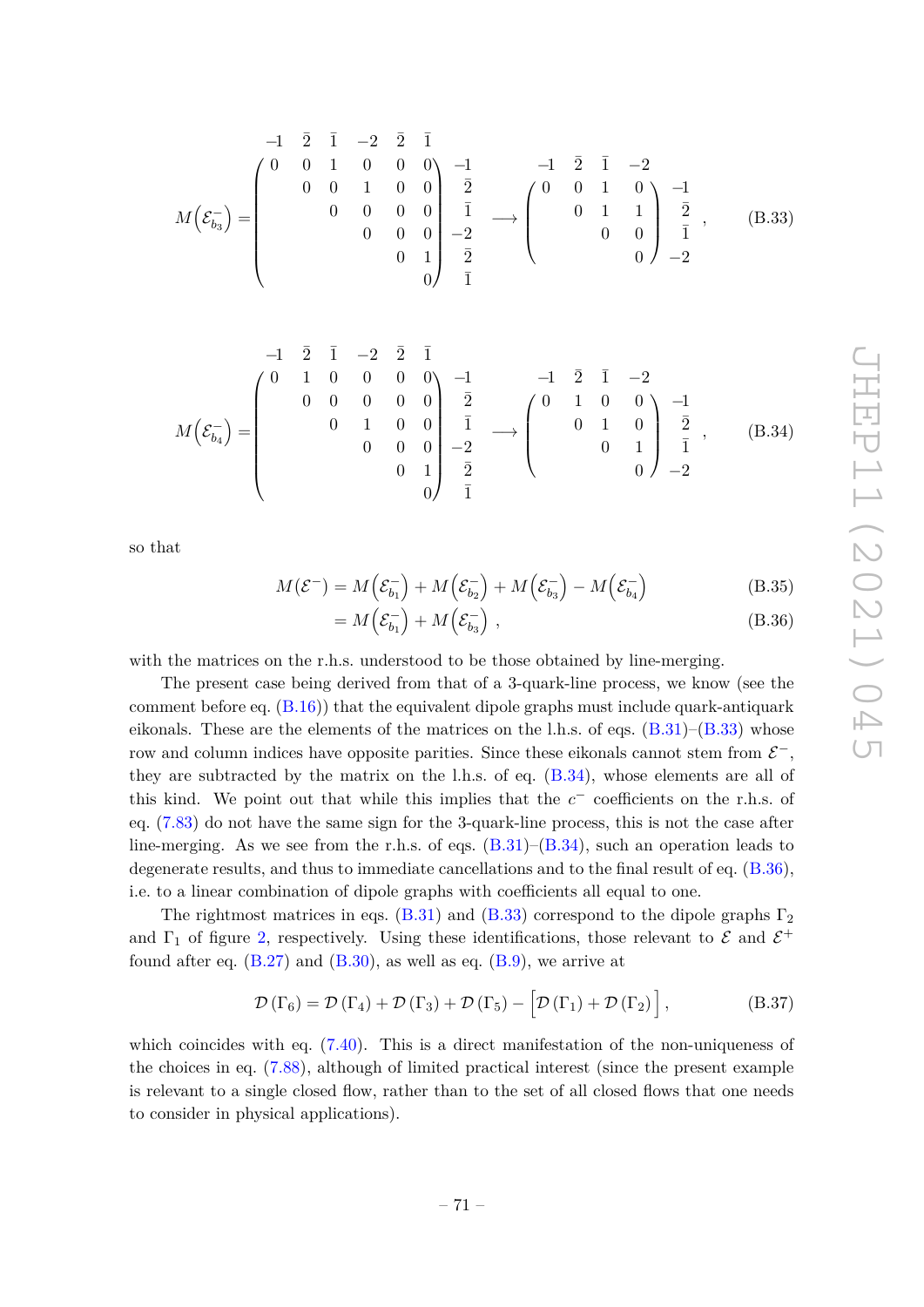$$
M\left(\mathcal{E}^-_{b_3}\right) = \begin{array}{c} \begin{array}{cccccc} -1 & \bar{2} & \bar{1} & -2 & \bar{2} & \bar{1} \end{array} \\ \left(\begin{array}{cccccc} 0 & 0 & 1 & 0 & 0 & 0 \\ & 0 & 0 & 1 & 0 & 0 \\ & & 0 & 0 & 0 & 0 \\ & & & 0 & 0 & 0 \\ & & & & 0 & 1 \\ & & & & & 0 \end{array}\right) \end{array} \begin{array}{c} \\ -1 \\ \bar{2} \\ \bar{1} \\ -2 \\ \bar{2} \\ \bar{1} \end{array} \longrightarrow \begin{array}{c} \begin{array}{cccc} -1 & \bar{2} & \bar{1} & -2 \end{array} \\ \left(\begin{array}{cccc} 0 & 0 & 1 & 0 \\ & 0 & 1 & 1 \\ & & 0 & 0 \\ & & & 0 \end{array}\right) \end{array} \begin{array}{c} \\ -1 \\ \bar{2} \\ \bar{1} \\ -2 \end{array} , \tag{B.33}
$$

$$
M\left(\mathcal{E}^-_{b_4}\right) = \begin{array}{c} \begin{array}{cccccc} -1 & \bar{2} & \bar{1} & -2 & \bar{2} & \bar{1} \end{array} \\ \left(\begin{array}{cccccc} 0 & 1 & 0 & 0 & 0 & 0 \\ & 0 & 0 & 0 & 0 & 0 \\ & & 0 & 1 & 0 & 0 \\ & & & 0 & 0 & 0 \\ & & & & 0 & 1 \\ & & & & & 0 \end{array}\right) \end{array} \begin{array}{c} \\ -1 \\ \bar{2} \\ \bar{1} \\ -2 \\ \bar{2} \\ \bar{1} \end{array} \longrightarrow \begin{array}{c} \begin{array}{cccc} -1 & \bar{2} & \bar{1} & -2 \end{array} \\ \left(\begin{array}{cccc} 0 & 1 & 0 & 0 \\ & 0 & 1 & 0 \\ & & 0 & 1 \\ & & & 0 \end{array}\right) \end{array} \begin{array}{c} \\ -1 \\ \bar{2} \\ \bar{1} \\ -2 \end{array} , \tag{B.34}
$$

so that

$$
\begin{aligned}
M(\mathcal{E}^-) &= M\left(\mathcal{E}^-_{b_1}\right) + M\left(\mathcal{E}^-_{b_2}\right) + M\left(\mathcal{E}^-_{b_3}\right) - M\left(\mathcal{E}^-_{b_4}\right) && \text{(B.35)} \\
&= M\left(\mathcal{E}^-_{b_1}\right) + M\left(\mathcal{E}^-_{b_3}\right) , && \text{(B.36)}
\end{aligned}
$$

with the matrices on the r.h.s. understood to be those obtained by line-merging.

The present case being derived from that of a 3-quark-line process, we know (see the comment before eq. (B.16)) that the equivalent dipole graphs must include quark-antiquark eikonals. These are the elements of the matrices on the l.h.s. of eqs. (B.31)–(B.33) whose row and column indices have opposite parities. Since these eikonals cannot stem from $\mathcal{E}^-$, they are subtracted by the matrix on the l.h.s. of eq. (B.34), whose elements are all of this kind. We point out that while this implies that the $c^-$ coefficients on the r.h.s. of eq. (7.83) do not have the same sign for the 3-quark-line process, this is not the case after line-merging. As we see from the r.h.s. of eqs. (B.31)–(B.34), such an operation leads to degenerate results, and thus to immediate cancellations and to the final result of eq. (B.36), i.e. to a linear combination of dipole graphs with coefficients all equal to one.

The rightmost matrices in eqs. (B.31) and (B.33) correspond to the dipole graphs $\Gamma_2$ and $\Gamma_1$ of figure 2, respectively. Using these identifications, those relevant to $\mathcal{E}$ and $\mathcal{E}^+$ found after eq. (B.27) and (B.30), as well as eq. (B.9), we arrive at

$$
\mathcal{D}\left(\Gamma_6\right) = \mathcal{D}\left(\Gamma_4\right) + \mathcal{D}\left(\Gamma_3\right) + \mathcal{D}\left(\Gamma_5\right) - \Big[\mathcal{D}\left(\Gamma_1\right) + \mathcal{D}\left(\Gamma_2\right)\Big] , \tag{B.37}
$$

which coincides with eq. (7.40). This is a direct manifestation of the non-uniqueness of the choices in eq. (7.88), although of limited practical interest (since the present example is relevant to a single closed flow, rather than to the set of all closed flows that one needs to consider in physical applications).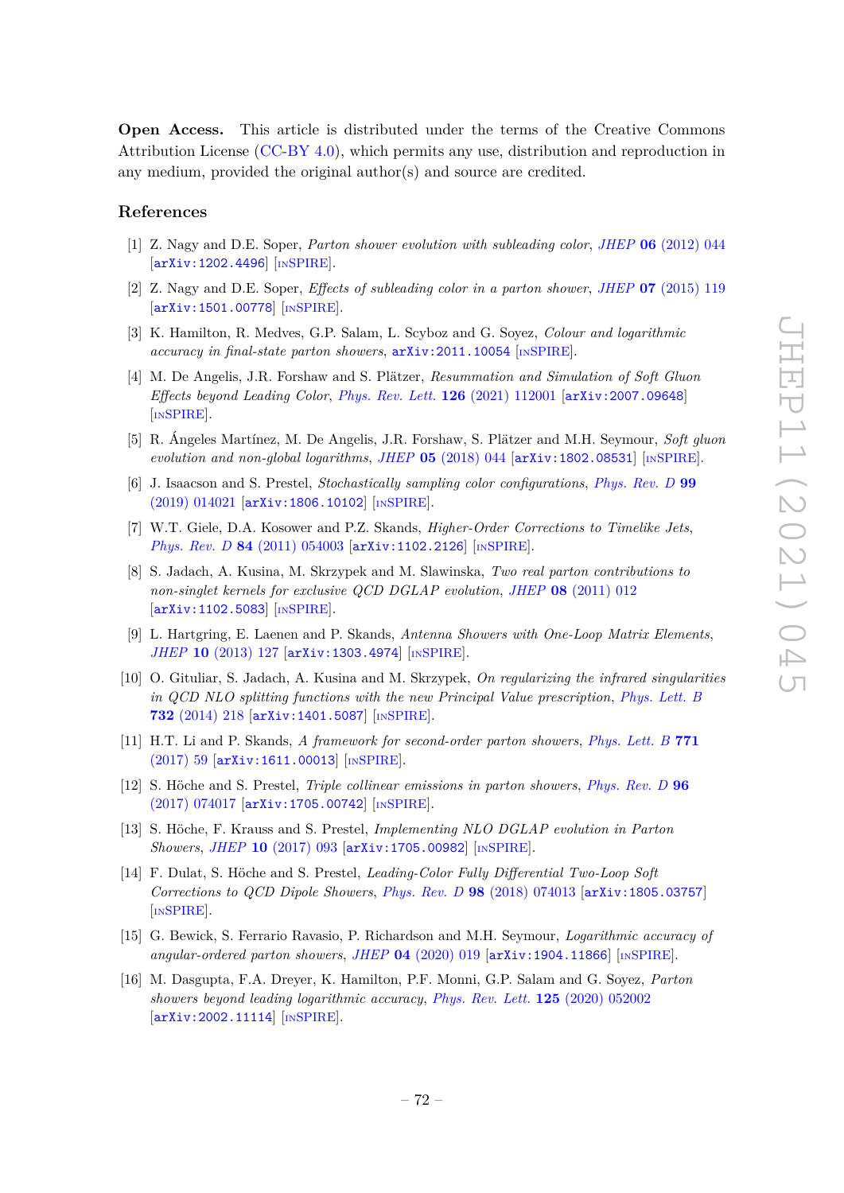**Open Access.** This article is distributed under the terms of the Creative Commons Attribution License (CC-BY 4.0), which permits any use, distribution and reproduction in any medium, provided the original author(s) and source are credited.

## References

[1] Z. Nagy and D.E. Soper, *Parton shower evolution with subleading color*, *JHEP* **06** (2012) 044 [arXiv:1202.4496] [INSPIRE].

[2] Z. Nagy and D.E. Soper, *Effects of subleading color in a parton shower*, *JHEP* **07** (2015) 119 [arXiv:1501.00778] [INSPIRE].

[3] K. Hamilton, R. Medves, G.P. Salam, L. Scyboz and G. Soyez, *Colour and logarithmic accuracy in final-state parton showers*, arXiv:2011.10054 [INSPIRE].

[4] M. De Angelis, J.R. Forshaw and S. Plätzer, *Resummation and Simulation of Soft Gluon Effects beyond Leading Color*, *Phys. Rev. Lett.* **126** (2021) 112001 [arXiv:2007.09648] [INSPIRE].

[5] R. Ángeles Martínez, M. De Angelis, J.R. Forshaw, S. Plätzer and M.H. Seymour, *Soft gluon evolution and non-global logarithms*, *JHEP* **05** (2018) 044 [arXiv:1802.08531] [INSPIRE].

[6] J. Isaacson and S. Prestel, *Stochastically sampling color configurations*, *Phys. Rev. D* **99** (2019) 014021 [arXiv:1806.10102] [INSPIRE].

[7] W.T. Giele, D.A. Kosower and P.Z. Skands, *Higher-Order Corrections to Timelike Jets*, *Phys. Rev. D* **84** (2011) 054003 [arXiv:1102.2126] [INSPIRE].

[8] S. Jadach, A. Kusina, M. Skrzypek and M. Slawinska, *Two real parton contributions to non-singlet kernels for exclusive QCD DGLAP evolution*, *JHEP* **08** (2011) 012 [arXiv:1102.5083] [INSPIRE].

[9] L. Hartgring, E. Laenen and P. Skands, *Antenna Showers with One-Loop Matrix Elements*, *JHEP* **10** (2013) 127 [arXiv:1303.4974] [INSPIRE].

[10] O. Gituliar, S. Jadach, A. Kusina and M. Skrzypek, *On regularizing the infrared singularities in QCD NLO splitting functions with the new Principal Value prescription*, *Phys. Lett. B* **732** (2014) 218 [arXiv:1401.5087] [INSPIRE].

[11] H.T. Li and P. Skands, *A framework for second-order parton showers*, *Phys. Lett. B* **771** (2017) 59 [arXiv:1611.00013] [INSPIRE].

[12] S. Höche and S. Prestel, *Triple collinear emissions in parton showers*, *Phys. Rev. D* **96** (2017) 074017 [arXiv:1705.00742] [INSPIRE].

[13] S. Höche, F. Krauss and S. Prestel, *Implementing NLO DGLAP evolution in Parton Showers*, *JHEP* **10** (2017) 093 [arXiv:1705.00982] [INSPIRE].

[14] F. Dulat, S. Höche and S. Prestel, *Leading-Color Fully Differential Two-Loop Soft Corrections to QCD Dipole Showers*, *Phys. Rev. D* **98** (2018) 074013 [arXiv:1805.03757] [INSPIRE].

[15] G. Bewick, S. Ferrario Ravasio, P. Richardson and M.H. Seymour, *Logarithmic accuracy of angular-ordered parton showers*, *JHEP* **04** (2020) 019 [arXiv:1904.11866] [INSPIRE].

[16] M. Dasgupta, F.A. Dreyer, K. Hamilton, P.F. Monni, G.P. Salam and G. Soyez, *Parton showers beyond leading logarithmic accuracy*, *Phys. Rev. Lett.* **125** (2020) 052002 [arXiv:2002.11114] [INSPIRE].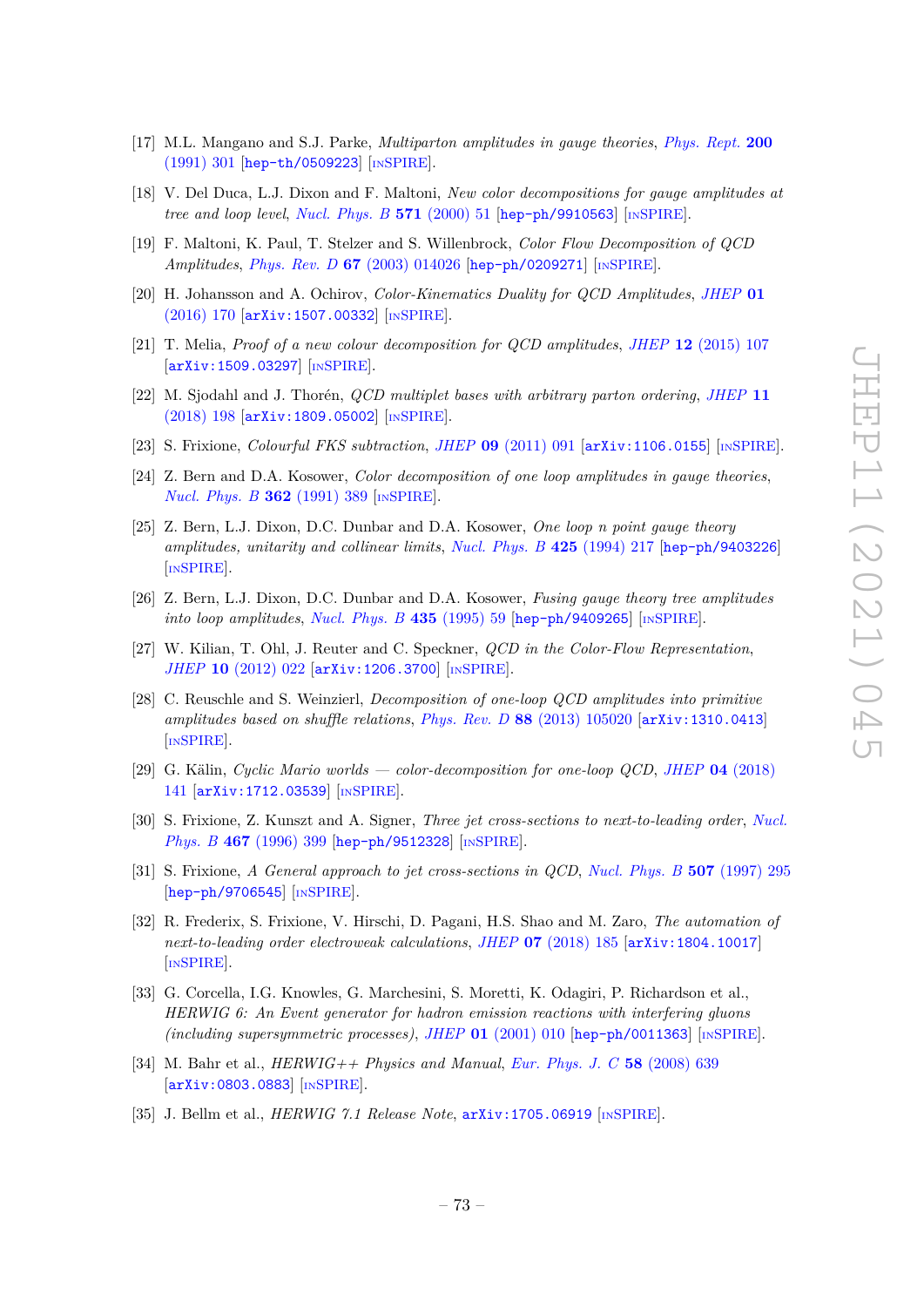[17] M.L. Mangano and S.J. Parke, *Multiparton amplitudes in gauge theories*, Phys. Rept. **200** (1991) 301 [hep-th/0509223] [INSPIRE].

[18] V. Del Duca, L.J. Dixon and F. Maltoni, *New color decompositions for gauge amplitudes at tree and loop level*, Nucl. Phys. B **571** (2000) 51 [hep-ph/9910563] [INSPIRE].

[19] F. Maltoni, K. Paul, T. Stelzer and S. Willenbrock, *Color Flow Decomposition of QCD Amplitudes*, Phys. Rev. D **67** (2003) 014026 [hep-ph/0209271] [INSPIRE].

[20] H. Johansson and A. Ochirov, *Color-Kinematics Duality for QCD Amplitudes*, JHEP **01** (2016) 170 [arXiv:1507.00332] [INSPIRE].

[21] T. Melia, *Proof of a new colour decomposition for QCD amplitudes*, JHEP **12** (2015) 107 [arXiv:1509.03297] [INSPIRE].

[22] M. Sjodahl and J. Thorén, *QCD multiplet bases with arbitrary parton ordering*, JHEP **11** (2018) 198 [arXiv:1809.05002] [INSPIRE].

[23] S. Frixione, *Colourful FKS subtraction*, JHEP **09** (2011) 091 [arXiv:1106.0155] [INSPIRE].

[24] Z. Bern and D.A. Kosower, *Color decomposition of one loop amplitudes in gauge theories*, Nucl. Phys. B **362** (1991) 389 [INSPIRE].

[25] Z. Bern, L.J. Dixon, D.C. Dunbar and D.A. Kosower, *One loop n point gauge theory amplitudes, unitarity and collinear limits*, Nucl. Phys. B **425** (1994) 217 [hep-ph/9403226] [INSPIRE].

[26] Z. Bern, L.J. Dixon, D.C. Dunbar and D.A. Kosower, *Fusing gauge theory tree amplitudes into loop amplitudes*, Nucl. Phys. B **435** (1995) 59 [hep-ph/9409265] [INSPIRE].

[27] W. Kilian, T. Ohl, J. Reuter and C. Speckner, *QCD in the Color-Flow Representation*, JHEP **10** (2012) 022 [arXiv:1206.3700] [INSPIRE].

[28] C. Reuschle and S. Weinzierl, *Decomposition of one-loop QCD amplitudes into primitive amplitudes based on shuffle relations*, Phys. Rev. D **88** (2013) 105020 [arXiv:1310.0413] [INSPIRE].

[29] G. Kälin, *Cyclic Mario worlds — color-decomposition for one-loop QCD*, JHEP **04** (2018) 141 [arXiv:1712.03539] [INSPIRE].

[30] S. Frixione, Z. Kunszt and A. Signer, *Three jet cross-sections to next-to-leading order*, Nucl. Phys. B **467** (1996) 399 [hep-ph/9512328] [INSPIRE].

[31] S. Frixione, *A General approach to jet cross-sections in QCD*, Nucl. Phys. B **507** (1997) 295 [hep-ph/9706545] [INSPIRE].

[32] R. Frederix, S. Frixione, V. Hirschi, D. Pagani, H.S. Shao and M. Zaro, *The automation of next-to-leading order electroweak calculations*, JHEP **07** (2018) 185 [arXiv:1804.10017] [INSPIRE].

[33] G. Corcella, I.G. Knowles, G. Marchesini, S. Moretti, K. Odagiri, P. Richardson et al., *HERWIG 6: An Event generator for hadron emission reactions with interfering gluons (including supersymmetric processes)*, JHEP **01** (2001) 010 [hep-ph/0011363] [INSPIRE].

[34] M. Bahr et al., *HERWIG++ Physics and Manual*, Eur. Phys. J. C **58** (2008) 639 [arXiv:0803.0883] [INSPIRE].

[35] J. Bellm et al., *HERWIG 7.1 Release Note*, arXiv:1705.06919 [INSPIRE].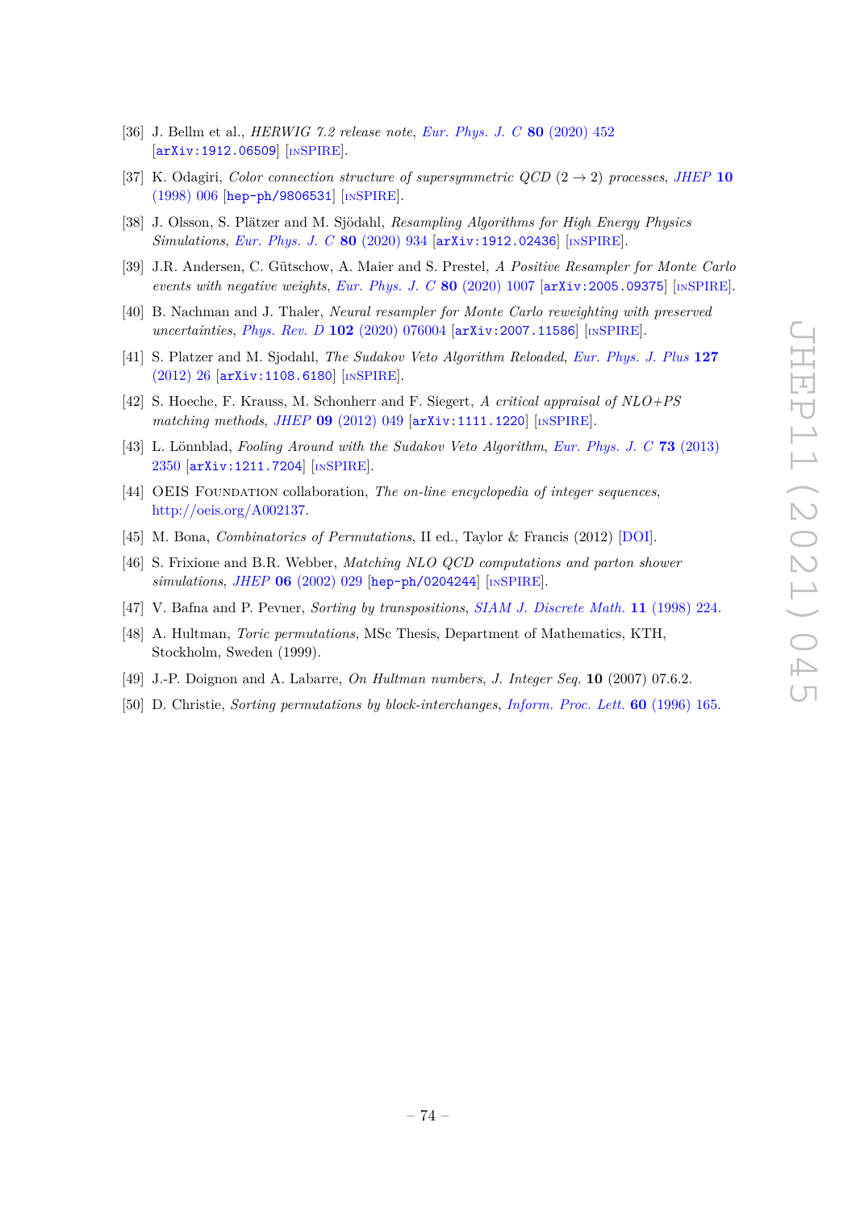[36] J. Bellm et al., *HERWIG 7.2 release note*, *Eur. Phys. J. C* **80** (2020) 452 [arXiv:1912.06509] [INSPIRE].

[37] K. Odagiri, *Color connection structure of supersymmetric QCD* $(2 \to 2)$ *processes*, *JHEP* **10** (1998) 006 [hep-ph/9806531] [INSPIRE].

[38] J. Olsson, S. Plätzer and M. Sjödahl, *Resampling Algorithms for High Energy Physics Simulations*, *Eur. Phys. J. C* **80** (2020) 934 [arXiv:1912.02436] [INSPIRE].

[39] J.R. Andersen, C. Gütschow, A. Maier and S. Prestel, *A Positive Resampler for Monte Carlo events with negative weights*, *Eur. Phys. J. C* **80** (2020) 1007 [arXiv:2005.09375] [INSPIRE].

[40] B. Nachman and J. Thaler, *Neural resampler for Monte Carlo reweighting with preserved uncertainties*, *Phys. Rev. D* **102** (2020) 076004 [arXiv:2007.11586] [INSPIRE].

[41] S. Platzer and M. Sjodahl, *The Sudakov Veto Algorithm Reloaded*, *Eur. Phys. J. Plus* **127** (2012) 26 [arXiv:1108.6180] [INSPIRE].

[42] S. Hoeche, F. Krauss, M. Schonherr and F. Siegert, *A critical appraisal of NLO+PS matching methods*, *JHEP* **09** (2012) 049 [arXiv:1111.1220] [INSPIRE].

[43] L. Lönnblad, *Fooling Around with the Sudakov Veto Algorithm*, *Eur. Phys. J. C* **73** (2013) 2350 [arXiv:1211.7204] [INSPIRE].

[44] OEIS Foundation collaboration, *The on-line encyclopedia of integer sequences*, http://oeis.org/A002137.

[45] M. Bona, *Combinatorics of Permutations*, II ed., Taylor & Francis (2012) [DOI].

[46] S. Frixione and B.R. Webber, *Matching NLO QCD computations and parton shower simulations*, *JHEP* **06** (2002) 029 [hep-ph/0204244] [INSPIRE].

[47] V. Bafna and P. Pevner, *Sorting by transpositions*, *SIAM J. Discrete Math.* **11** (1998) 224.

[48] A. Hultman, *Toric permutations*, MSc Thesis, Department of Mathematics, KTH, Stockholm, Sweden (1999).

[49] J.-P. Doignon and A. Labarre, *On Hultman numbers*, *J. Integer Seq.* **10** (2007) 07.6.2.

[50] D. Christie, *Sorting permutations by block-interchanges*, *Inform. Proc. Lett.* **60** (1996) 165.